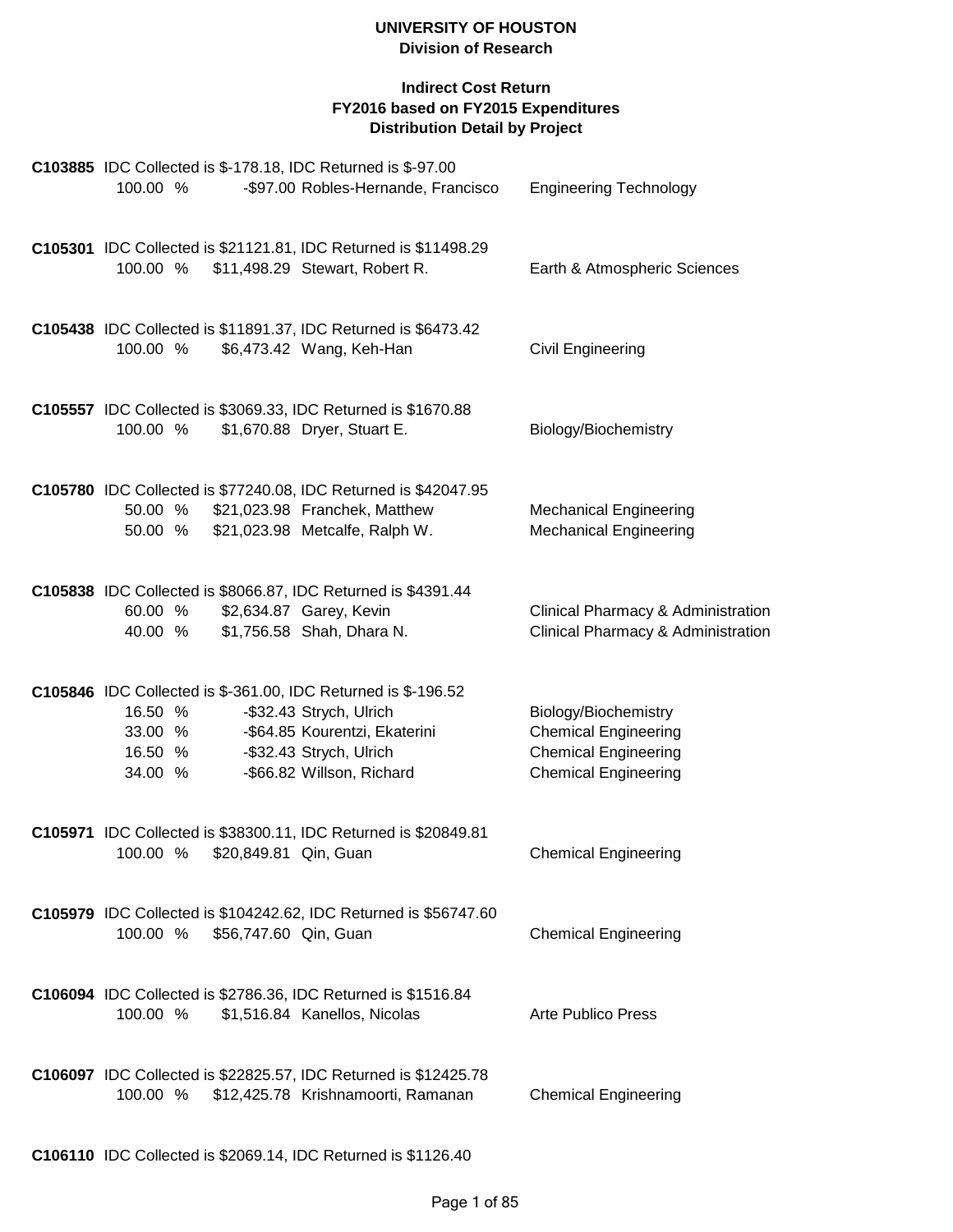# UNIVERSITY OF HOUSTON
## Division of Research

### Indirect Cost Return
### FY2016 based on FY2015 Expenditures
### Distribution Detail by Project

**C103885** IDC Collected is $-178.18, IDC Returned is $-97.00

| % | Amount | Name | Department |
|---|---|---|---|
| 100.00 % | -$97.00 | Robles-Hernande, Francisco | Engineering Technology |

**C105301** IDC Collected is $21121.81, IDC Returned is $11498.29

| % | Amount | Name | Department |
|---|---|---|---|
| 100.00 % | $11,498.29 | Stewart, Robert R. | Earth & Atmospheric Sciences |

**C105438** IDC Collected is $11891.37, IDC Returned is $6473.42

| % | Amount | Name | Department |
|---|---|---|---|
| 100.00 % | $6,473.42 | Wang, Keh-Han | Civil Engineering |

**C105557** IDC Collected is $3069.33, IDC Returned is $1670.88

| % | Amount | Name | Department |
|---|---|---|---|
| 100.00 % | $1,670.88 | Dryer, Stuart E. | Biology/Biochemistry |

**C105780** IDC Collected is $77240.08, IDC Returned is $42047.95

| % | Amount | Name | Department |
|---|---|---|---|
| 50.00 % | $21,023.98 | Franchek, Matthew | Mechanical Engineering |
| 50.00 % | $21,023.98 | Metcalfe, Ralph W. | Mechanical Engineering |

**C105838** IDC Collected is $8066.87, IDC Returned is $4391.44

| % | Amount | Name | Department |
|---|---|---|---|
| 60.00 % | $2,634.87 | Garey, Kevin | Clinical Pharmacy & Administration |
| 40.00 % | $1,756.58 | Shah, Dhara N. | Clinical Pharmacy & Administration |

**C105846** IDC Collected is $-361.00, IDC Returned is $-196.52

| % | Amount | Name | Department |
|---|---|---|---|
| 16.50 % | -$32.43 | Strych, Ulrich | Biology/Biochemistry |
| 33.00 % | -$64.85 | Kourentzi, Ekaterini | Chemical Engineering |
| 16.50 % | -$32.43 | Strych, Ulrich | Chemical Engineering |
| 34.00 % | -$66.82 | Willson, Richard | Chemical Engineering |

**C105971** IDC Collected is $38300.11, IDC Returned is $20849.81

| % | Amount | Name | Department |
|---|---|---|---|
| 100.00 % | $20,849.81 | Qin, Guan | Chemical Engineering |

**C105979** IDC Collected is $104242.62, IDC Returned is $56747.60

| % | Amount | Name | Department |
|---|---|---|---|
| 100.00 % | $56,747.60 | Qin, Guan | Chemical Engineering |

**C106094** IDC Collected is $2786.36, IDC Returned is $1516.84

| % | Amount | Name | Department |
|---|---|---|---|
| 100.00 % | $1,516.84 | Kanellos, Nicolas | Arte Publico Press |

**C106097** IDC Collected is $22825.57, IDC Returned is $12425.78

| % | Amount | Name | Department |
|---|---|---|---|
| 100.00 % | $12,425.78 | Krishnamoorti, Ramanan | Chemical Engineering |

**C106110** IDC Collected is $2069.14, IDC Returned is $1126.40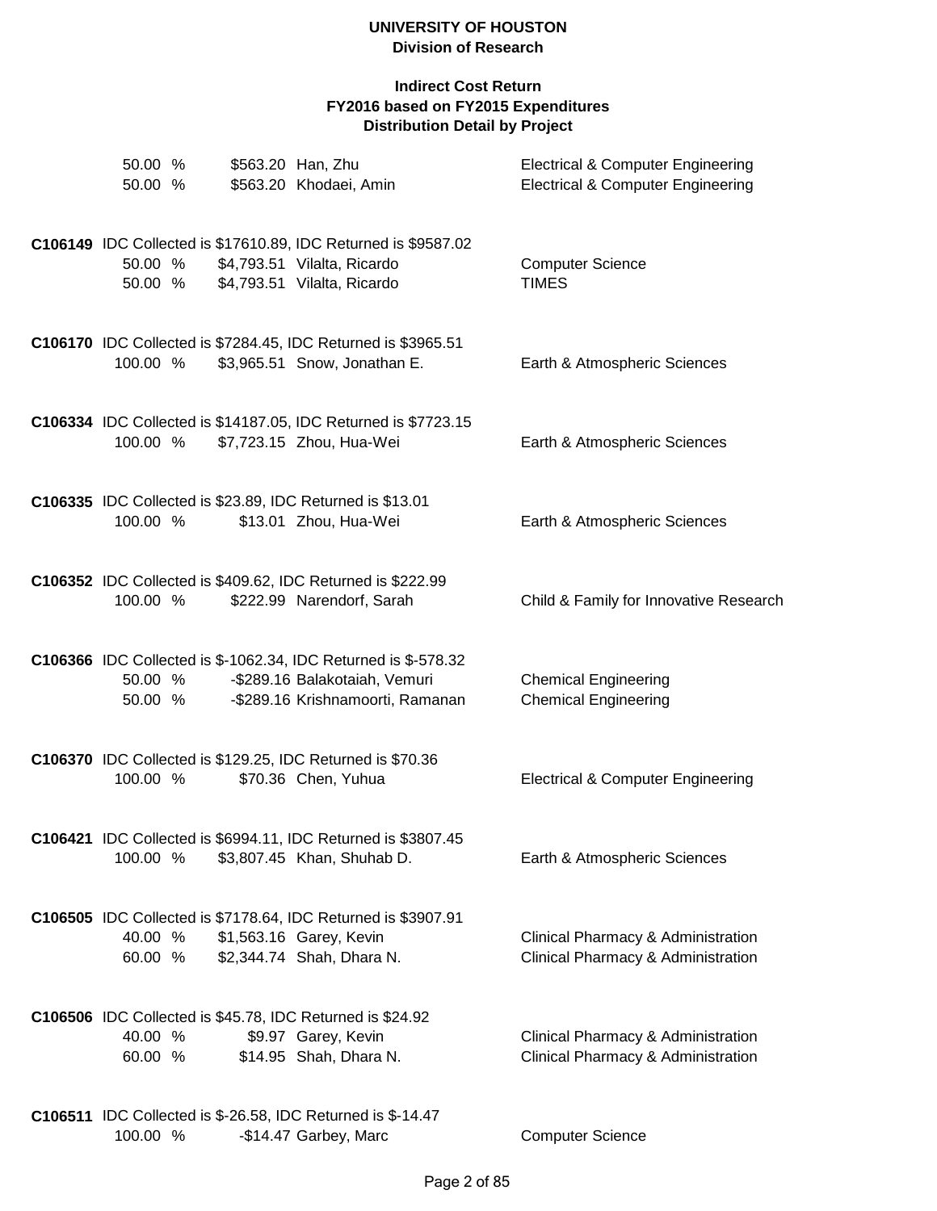**UNIVERSITY OF HOUSTON**
**Division of Research**

**Indirect Cost Return**
**FY2016 based on FY2015 Expenditures**
**Distribution Detail by Project**

| | | | |
|---|---|---|---|
| 50.00 % | $563.20 | Han, Zhu | Electrical & Computer Engineering |
| 50.00 % | $563.20 | Khodaei, Amin | Electrical & Computer Engineering |

**C106149** IDC Collected is $17610.89, IDC Returned is $9587.02

| | | | |
|---|---|---|---|
| 50.00 % | $4,793.51 | Vilalta, Ricardo | Computer Science |
| 50.00 % | $4,793.51 | Vilalta, Ricardo | TIMES |

**C106170** IDC Collected is $7284.45, IDC Returned is $3965.51

| | | | |
|---|---|---|---|
| 100.00 % | $3,965.51 | Snow, Jonathan E. | Earth & Atmospheric Sciences |

**C106334** IDC Collected is $14187.05, IDC Returned is $7723.15

| | | | |
|---|---|---|---|
| 100.00 % | $7,723.15 | Zhou, Hua-Wei | Earth & Atmospheric Sciences |

**C106335** IDC Collected is $23.89, IDC Returned is $13.01

| | | | |
|---|---|---|---|
| 100.00 % | $13.01 | Zhou, Hua-Wei | Earth & Atmospheric Sciences |

**C106352** IDC Collected is $409.62, IDC Returned is $222.99

| | | | |
|---|---|---|---|
| 100.00 % | $222.99 | Narendorf, Sarah | Child & Family for Innovative Research |

**C106366** IDC Collected is $-1062.34, IDC Returned is $-578.32

| | | | |
|---|---|---|---|
| 50.00 % | -$289.16 | Balakotaiah, Vemuri | Chemical Engineering |
| 50.00 % | -$289.16 | Krishnamoorti, Ramanan | Chemical Engineering |

**C106370** IDC Collected is $129.25, IDC Returned is $70.36

| | | | |
|---|---|---|---|
| 100.00 % | $70.36 | Chen, Yuhua | Electrical & Computer Engineering |

**C106421** IDC Collected is $6994.11, IDC Returned is $3807.45

| | | | |
|---|---|---|---|
| 100.00 % | $3,807.45 | Khan, Shuhab D. | Earth & Atmospheric Sciences |

**C106505** IDC Collected is $7178.64, IDC Returned is $3907.91

| | | | |
|---|---|---|---|
| 40.00 % | $1,563.16 | Garey, Kevin | Clinical Pharmacy & Administration |
| 60.00 % | $2,344.74 | Shah, Dhara N. | Clinical Pharmacy & Administration |

**C106506** IDC Collected is $45.78, IDC Returned is $24.92

| | | | |
|---|---|---|---|
| 40.00 % | $9.97 | Garey, Kevin | Clinical Pharmacy & Administration |
| 60.00 % | $14.95 | Shah, Dhara N. | Clinical Pharmacy & Administration |

**C106511** IDC Collected is $-26.58, IDC Returned is $-14.47

| | | | |
|---|---|---|---|
| 100.00 % | -$14.47 | Garbey, Marc | Computer Science |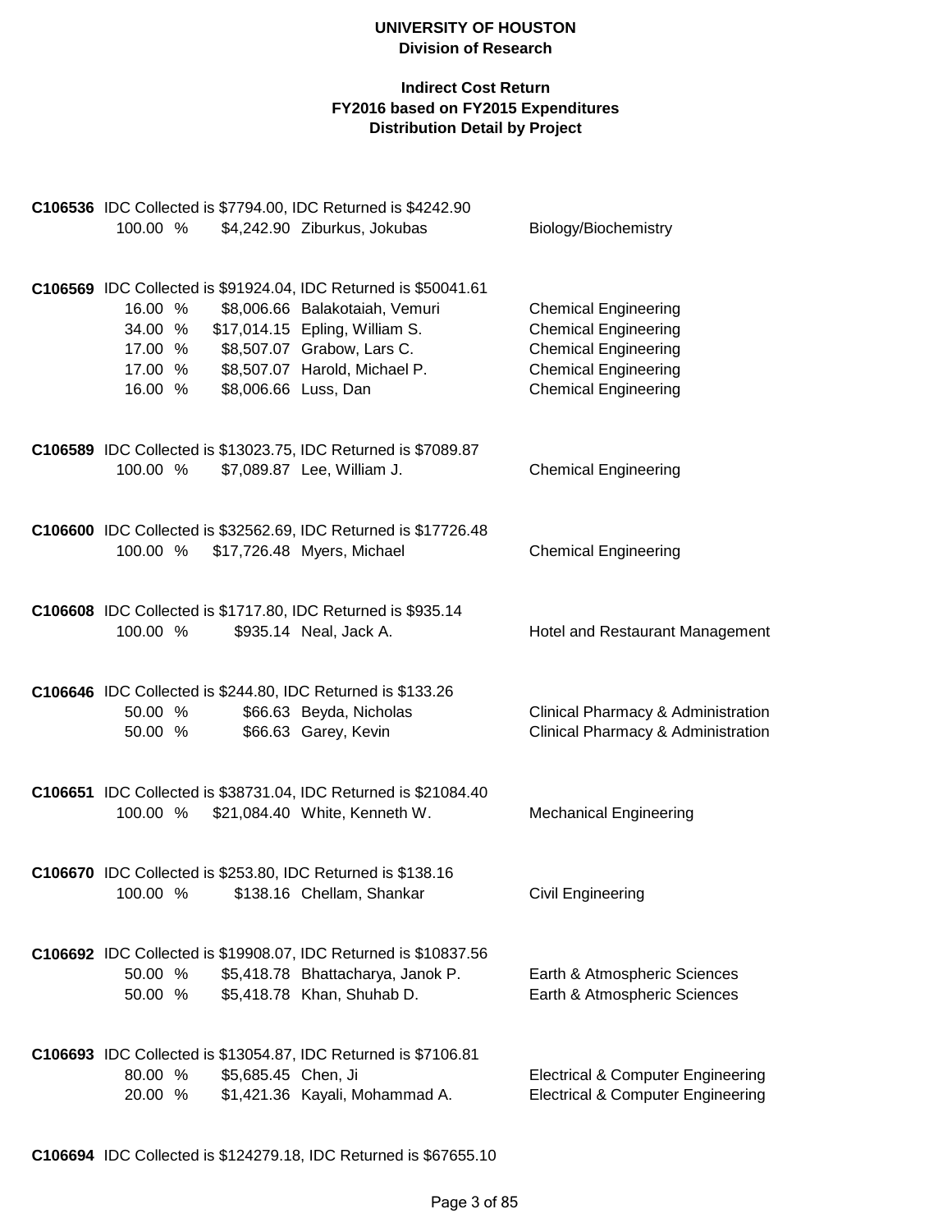# UNIVERSITY OF HOUSTON
## Division of Research

### Indirect Cost Return
### FY2016 based on FY2015 Expenditures
### Distribution Detail by Project

**C106536** IDC Collected is $7794.00, IDC Returned is $4242.90

| Percent | Amount | Name | Department |
|---|---|---|---|
| 100.00 % | $4,242.90 | Ziburkus, Jokubas | Biology/Biochemistry |

**C106569** IDC Collected is $91924.04, IDC Returned is $50041.61

| Percent | Amount | Name | Department |
|---|---|---|---|
| 16.00 % | $8,006.66 | Balakotaiah, Vemuri | Chemical Engineering |
| 34.00 % | $17,014.15 | Epling, William S. | Chemical Engineering |
| 17.00 % | $8,507.07 | Grabow, Lars C. | Chemical Engineering |
| 17.00 % | $8,507.07 | Harold, Michael P. | Chemical Engineering |
| 16.00 % | $8,006.66 | Luss, Dan | Chemical Engineering |

**C106589** IDC Collected is $13023.75, IDC Returned is $7089.87

| Percent | Amount | Name | Department |
|---|---|---|---|
| 100.00 % | $7,089.87 | Lee, William J. | Chemical Engineering |

**C106600** IDC Collected is $32562.69, IDC Returned is $17726.48

| Percent | Amount | Name | Department |
|---|---|---|---|
| 100.00 % | $17,726.48 | Myers, Michael | Chemical Engineering |

**C106608** IDC Collected is $1717.80, IDC Returned is $935.14

| Percent | Amount | Name | Department |
|---|---|---|---|
| 100.00 % | $935.14 | Neal, Jack A. | Hotel and Restaurant Management |

**C106646** IDC Collected is $244.80, IDC Returned is $133.26

| Percent | Amount | Name | Department |
|---|---|---|---|
| 50.00 % | $66.63 | Beyda, Nicholas | Clinical Pharmacy & Administration |
| 50.00 % | $66.63 | Garey, Kevin | Clinical Pharmacy & Administration |

**C106651** IDC Collected is $38731.04, IDC Returned is $21084.40

| Percent | Amount | Name | Department |
|---|---|---|---|
| 100.00 % | $21,084.40 | White, Kenneth W. | Mechanical Engineering |

**C106670** IDC Collected is $253.80, IDC Returned is $138.16

| Percent | Amount | Name | Department |
|---|---|---|---|
| 100.00 % | $138.16 | Chellam, Shankar | Civil Engineering |

**C106692** IDC Collected is $19908.07, IDC Returned is $10837.56

| Percent | Amount | Name | Department |
|---|---|---|---|
| 50.00 % | $5,418.78 | Bhattacharya, Janok P. | Earth & Atmospheric Sciences |
| 50.00 % | $5,418.78 | Khan, Shuhab D. | Earth & Atmospheric Sciences |

**C106693** IDC Collected is $13054.87, IDC Returned is $7106.81

| Percent | Amount | Name | Department |
|---|---|---|---|
| 80.00 % | $5,685.45 | Chen, Ji | Electrical & Computer Engineering |
| 20.00 % | $1,421.36 | Kayali, Mohammad A. | Electrical & Computer Engineering |

**C106694** IDC Collected is $124279.18, IDC Returned is $67655.10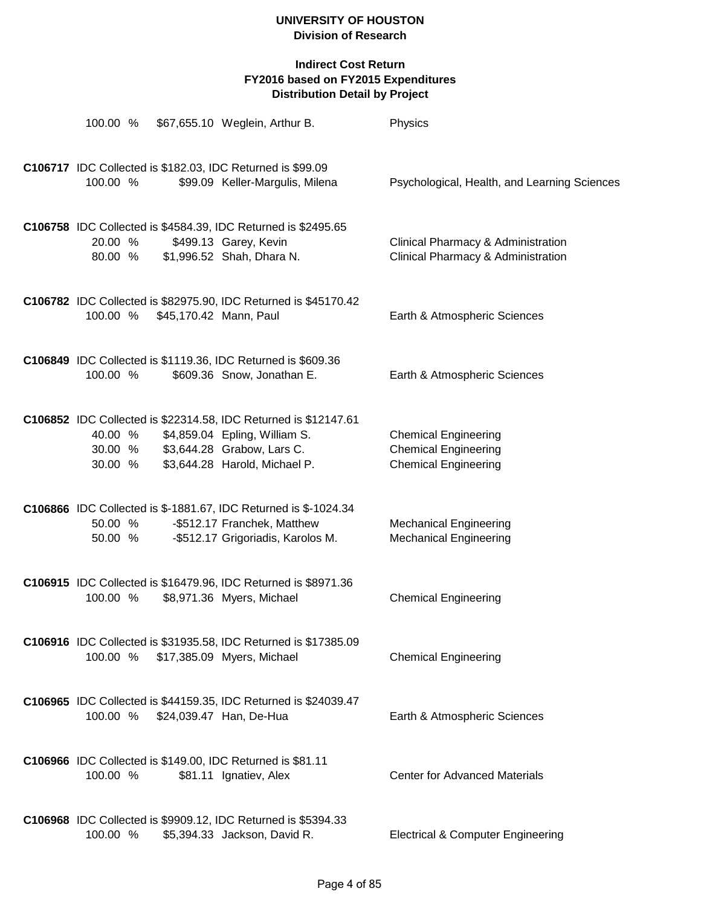# UNIVERSITY OF HOUSTON
## Division of Research

### Indirect Cost Return
### FY2016 based on FY2015 Expenditures
### Distribution Detail by Project

100.00 % $67,655.10 Weglein, Arthur B. Physics

**C106717** IDC Collected is $182.03, IDC Returned is $99.09

| Percent | Amount | Name | Department |
|---|---|---|---|
| 100.00 % | $99.09 | Keller-Margulis, Milena | Psychological, Health, and Learning Sciences |

**C106758** IDC Collected is $4584.39, IDC Returned is $2495.65

| Percent | Amount | Name | Department |
|---|---|---|---|
| 20.00 % | $499.13 | Garey, Kevin | Clinical Pharmacy & Administration |
| 80.00 % | $1,996.52 | Shah, Dhara N. | Clinical Pharmacy & Administration |

**C106782** IDC Collected is $82975.90, IDC Returned is $45170.42

| Percent | Amount | Name | Department |
|---|---|---|---|
| 100.00 % | $45,170.42 | Mann, Paul | Earth & Atmospheric Sciences |

**C106849** IDC Collected is $1119.36, IDC Returned is $609.36

| Percent | Amount | Name | Department |
|---|---|---|---|
| 100.00 % | $609.36 | Snow, Jonathan E. | Earth & Atmospheric Sciences |

**C106852** IDC Collected is $22314.58, IDC Returned is $12147.61

| Percent | Amount | Name | Department |
|---|---|---|---|
| 40.00 % | $4,859.04 | Epling, William S. | Chemical Engineering |
| 30.00 % | $3,644.28 | Grabow, Lars C. | Chemical Engineering |
| 30.00 % | $3,644.28 | Harold, Michael P. | Chemical Engineering |

**C106866** IDC Collected is $-1881.67, IDC Returned is $-1024.34

| Percent | Amount | Name | Department |
|---|---|---|---|
| 50.00 % | -$512.17 | Franchek, Matthew | Mechanical Engineering |
| 50.00 % | -$512.17 | Grigoriadis, Karolos M. | Mechanical Engineering |

**C106915** IDC Collected is $16479.96, IDC Returned is $8971.36

| Percent | Amount | Name | Department |
|---|---|---|---|
| 100.00 % | $8,971.36 | Myers, Michael | Chemical Engineering |

**C106916** IDC Collected is $31935.58, IDC Returned is $17385.09

| Percent | Amount | Name | Department |
|---|---|---|---|
| 100.00 % | $17,385.09 | Myers, Michael | Chemical Engineering |

**C106965** IDC Collected is $44159.35, IDC Returned is $24039.47

| Percent | Amount | Name | Department |
|---|---|---|---|
| 100.00 % | $24,039.47 | Han, De-Hua | Earth & Atmospheric Sciences |

**C106966** IDC Collected is $149.00, IDC Returned is $81.11

| Percent | Amount | Name | Department |
|---|---|---|---|
| 100.00 % | $81.11 | Ignatiev, Alex | Center for Advanced Materials |

**C106968** IDC Collected is $9909.12, IDC Returned is $5394.33

| Percent | Amount | Name | Department |
|---|---|---|---|
| 100.00 % | $5,394.33 | Jackson, David R. | Electrical & Computer Engineering |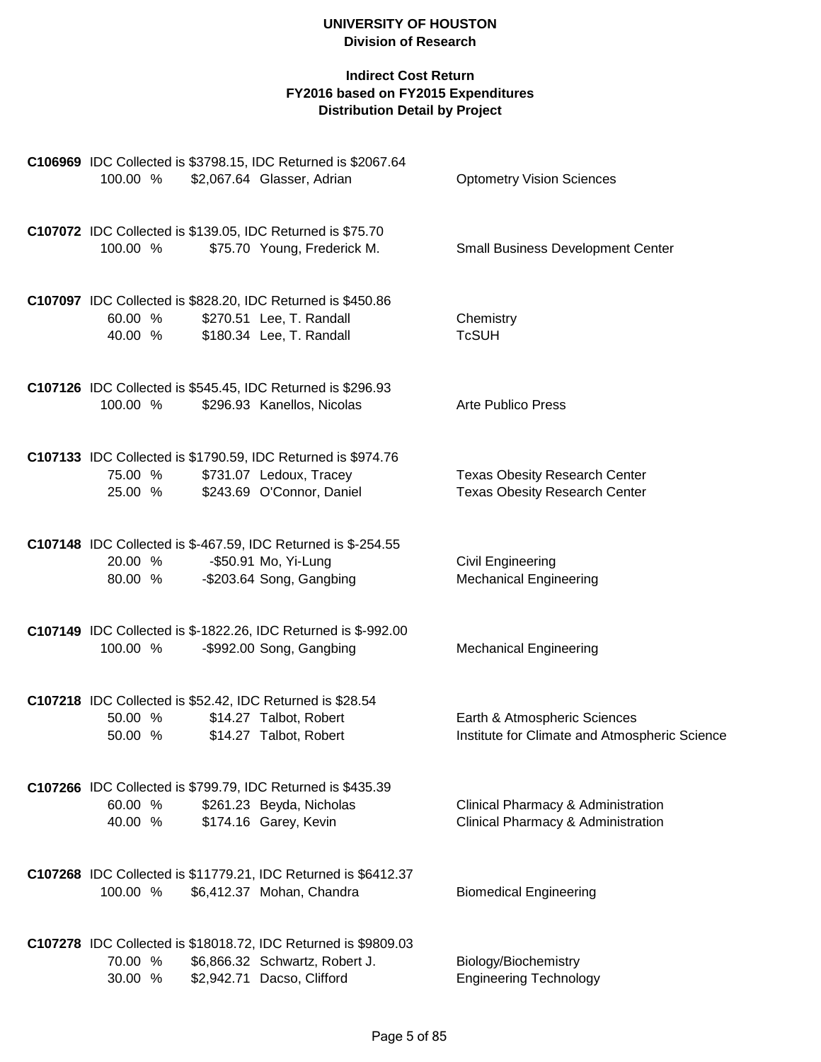# UNIVERSITY OF HOUSTON
## Division of Research

### Indirect Cost Return
### FY2016 based on FY2015 Expenditures
### Distribution Detail by Project

**C106969** IDC Collected is $3798.15, IDC Returned is $2067.64

| | | | |
|---|---|---|---|
| 100.00 % | $2,067.64 | Glasser, Adrian | Optometry Vision Sciences |

**C107072** IDC Collected is $139.05, IDC Returned is $75.70

| | | | |
|---|---|---|---|
| 100.00 % | $75.70 | Young, Frederick M. | Small Business Development Center |

**C107097** IDC Collected is $828.20, IDC Returned is $450.86

| | | | |
|---|---|---|---|
| 60.00 % | $270.51 | Lee, T. Randall | Chemistry |
| 40.00 % | $180.34 | Lee, T. Randall | TcSUH |

**C107126** IDC Collected is $545.45, IDC Returned is $296.93

| | | | |
|---|---|---|---|
| 100.00 % | $296.93 | Kanellos, Nicolas | Arte Publico Press |

**C107133** IDC Collected is $1790.59, IDC Returned is $974.76

| | | | |
|---|---|---|---|
| 75.00 % | $731.07 | Ledoux, Tracey | Texas Obesity Research Center |
| 25.00 % | $243.69 | O'Connor, Daniel | Texas Obesity Research Center |

**C107148** IDC Collected is $-467.59, IDC Returned is $-254.55

| | | | |
|---|---|---|---|
| 20.00 % | -$50.91 | Mo, Yi-Lung | Civil Engineering |
| 80.00 % | -$203.64 | Song, Gangbing | Mechanical Engineering |

**C107149** IDC Collected is $-1822.26, IDC Returned is $-992.00

| | | | |
|---|---|---|---|
| 100.00 % | -$992.00 | Song, Gangbing | Mechanical Engineering |

**C107218** IDC Collected is $52.42, IDC Returned is $28.54

| | | | |
|---|---|---|---|
| 50.00 % | $14.27 | Talbot, Robert | Earth & Atmospheric Sciences |
| 50.00 % | $14.27 | Talbot, Robert | Institute for Climate and Atmospheric Science |

**C107266** IDC Collected is $799.79, IDC Returned is $435.39

| | | | |
|---|---|---|---|
| 60.00 % | $261.23 | Beyda, Nicholas | Clinical Pharmacy & Administration |
| 40.00 % | $174.16 | Garey, Kevin | Clinical Pharmacy & Administration |

**C107268** IDC Collected is $11779.21, IDC Returned is $6412.37

| | | | |
|---|---|---|---|
| 100.00 % | $6,412.37 | Mohan, Chandra | Biomedical Engineering |

**C107278** IDC Collected is $18018.72, IDC Returned is $9809.03

| | | | |
|---|---|---|---|
| 70.00 % | $6,866.32 | Schwartz, Robert J. | Biology/Biochemistry |
| 30.00 % | $2,942.71 | Dacso, Clifford | Engineering Technology |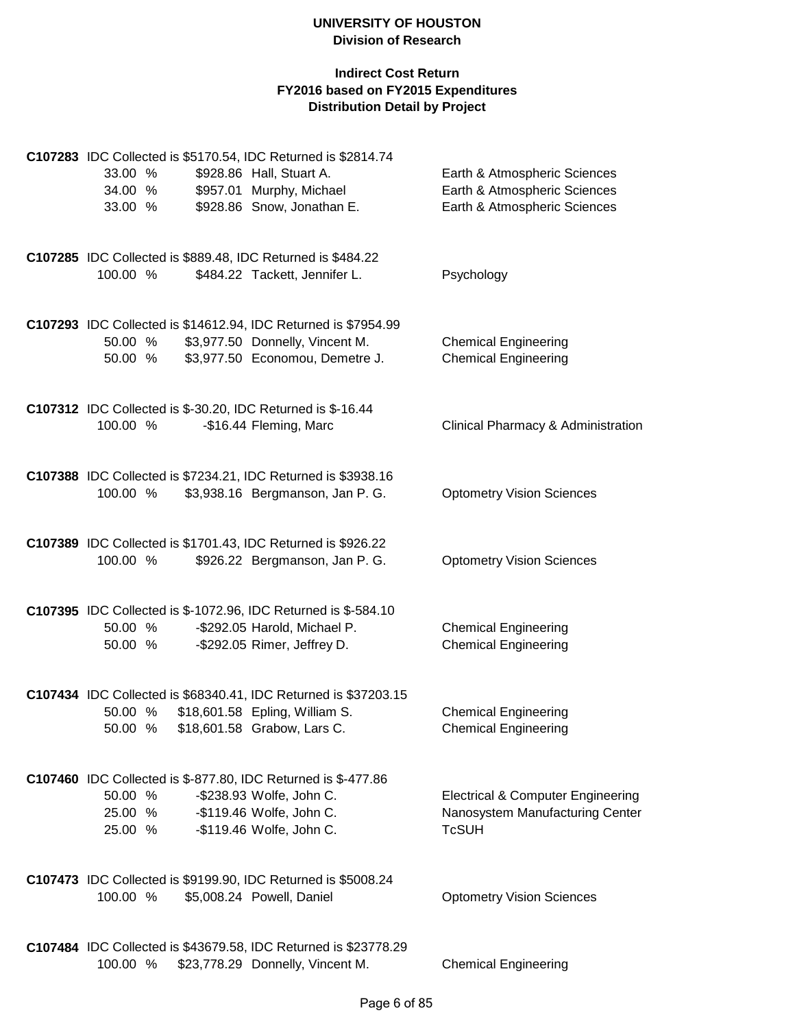**UNIVERSITY OF HOUSTON**
**Division of Research**

**Indirect Cost Return**
**FY2016 based on FY2015 Expenditures**
**Distribution Detail by Project**

**C107283** IDC Collected is $5170.54, IDC Returned is $2814.74

| Percent | Amount | Name | Department |
|---|---|---|---|
| 33.00 % | $928.86 | Hall, Stuart A. | Earth & Atmospheric Sciences |
| 34.00 % | $957.01 | Murphy, Michael | Earth & Atmospheric Sciences |
| 33.00 % | $928.86 | Snow, Jonathan E. | Earth & Atmospheric Sciences |

**C107285** IDC Collected is $889.48, IDC Returned is $484.22

| Percent | Amount | Name | Department |
|---|---|---|---|
| 100.00 % | $484.22 | Tackett, Jennifer L. | Psychology |

**C107293** IDC Collected is $14612.94, IDC Returned is $7954.99

| Percent | Amount | Name | Department |
|---|---|---|---|
| 50.00 % | $3,977.50 | Donnelly, Vincent M. | Chemical Engineering |
| 50.00 % | $3,977.50 | Economou, Demetre J. | Chemical Engineering |

**C107312** IDC Collected is $-30.20, IDC Returned is $-16.44

| Percent | Amount | Name | Department |
|---|---|---|---|
| 100.00 % | -$16.44 | Fleming, Marc | Clinical Pharmacy & Administration |

**C107388** IDC Collected is $7234.21, IDC Returned is $3938.16

| Percent | Amount | Name | Department |
|---|---|---|---|
| 100.00 % | $3,938.16 | Bergmanson, Jan P. G. | Optometry Vision Sciences |

**C107389** IDC Collected is $1701.43, IDC Returned is $926.22

| Percent | Amount | Name | Department |
|---|---|---|---|
| 100.00 % | $926.22 | Bergmanson, Jan P. G. | Optometry Vision Sciences |

**C107395** IDC Collected is $-1072.96, IDC Returned is $-584.10

| Percent | Amount | Name | Department |
|---|---|---|---|
| 50.00 % | -$292.05 | Harold, Michael P. | Chemical Engineering |
| 50.00 % | -$292.05 | Rimer, Jeffrey D. | Chemical Engineering |

**C107434** IDC Collected is $68340.41, IDC Returned is $37203.15

| Percent | Amount | Name | Department |
|---|---|---|---|
| 50.00 % | $18,601.58 | Epling, William S. | Chemical Engineering |
| 50.00 % | $18,601.58 | Grabow, Lars C. | Chemical Engineering |

**C107460** IDC Collected is $-877.80, IDC Returned is $-477.86

| Percent | Amount | Name | Department |
|---|---|---|---|
| 50.00 % | -$238.93 | Wolfe, John C. | Electrical & Computer Engineering |
| 25.00 % | -$119.46 | Wolfe, John C. | Nanosystem Manufacturing Center |
| 25.00 % | -$119.46 | Wolfe, John C. | TcSUH |

**C107473** IDC Collected is $9199.90, IDC Returned is $5008.24

| Percent | Amount | Name | Department |
|---|---|---|---|
| 100.00 % | $5,008.24 | Powell, Daniel | Optometry Vision Sciences |

**C107484** IDC Collected is $43679.58, IDC Returned is $23778.29

| Percent | Amount | Name | Department |
|---|---|---|---|
| 100.00 % | $23,778.29 | Donnelly, Vincent M. | Chemical Engineering |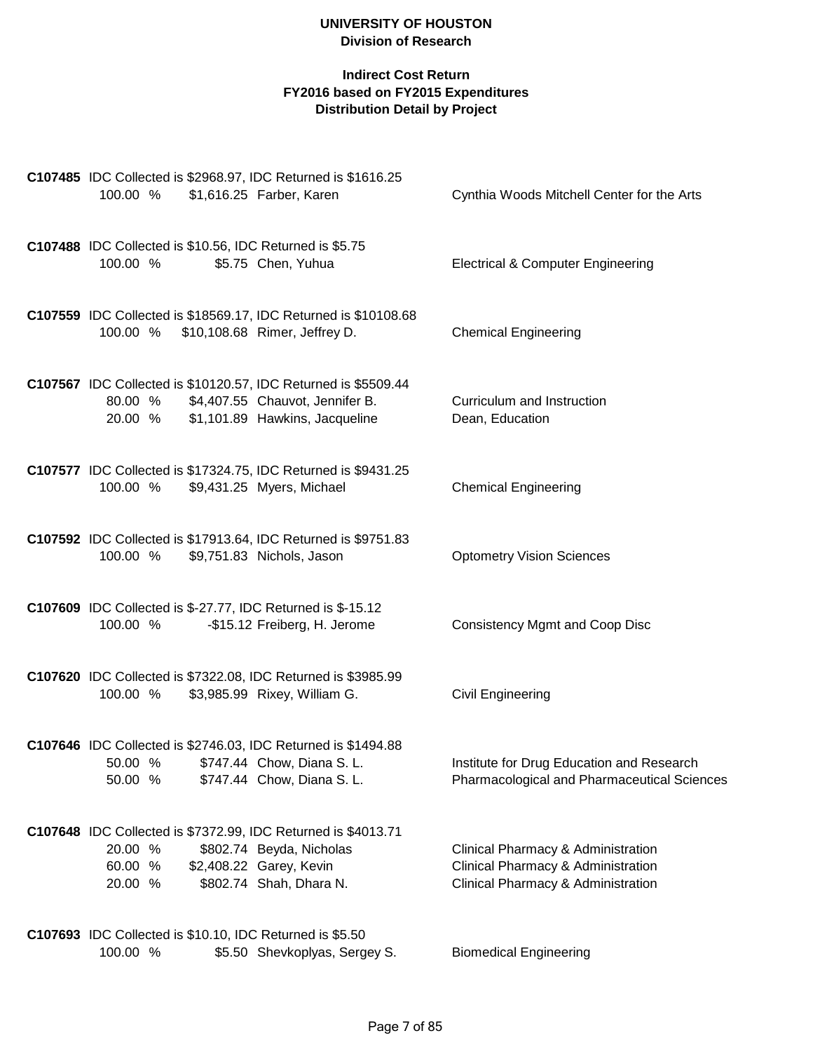**UNIVERSITY OF HOUSTON**
**Division of Research**

**Indirect Cost Return**
**FY2016 based on FY2015 Expenditures**
**Distribution Detail by Project**

**C107485** IDC Collected is $2968.97, IDC Returned is $1616.25

| % | Amount | Name | Department |
|---|---|---|---|
| 100.00 % | $1,616.25 | Farber, Karen | Cynthia Woods Mitchell Center for the Arts |

**C107488** IDC Collected is $10.56, IDC Returned is $5.75

| % | Amount | Name | Department |
|---|---|---|---|
| 100.00 % | $5.75 | Chen, Yuhua | Electrical & Computer Engineering |

**C107559** IDC Collected is $18569.17, IDC Returned is $10108.68

| % | Amount | Name | Department |
|---|---|---|---|
| 100.00 % | $10,108.68 | Rimer, Jeffrey D. | Chemical Engineering |

**C107567** IDC Collected is $10120.57, IDC Returned is $5509.44

| % | Amount | Name | Department |
|---|---|---|---|
| 80.00 % | $4,407.55 | Chauvot, Jennifer B. | Curriculum and Instruction |
| 20.00 % | $1,101.89 | Hawkins, Jacqueline | Dean, Education |

**C107577** IDC Collected is $17324.75, IDC Returned is $9431.25

| % | Amount | Name | Department |
|---|---|---|---|
| 100.00 % | $9,431.25 | Myers, Michael | Chemical Engineering |

**C107592** IDC Collected is $17913.64, IDC Returned is $9751.83

| % | Amount | Name | Department |
|---|---|---|---|
| 100.00 % | $9,751.83 | Nichols, Jason | Optometry Vision Sciences |

**C107609** IDC Collected is $-27.77, IDC Returned is $-15.12

| % | Amount | Name | Department |
|---|---|---|---|
| 100.00 % | -$15.12 | Freiberg, H. Jerome | Consistency Mgmt and Coop Disc |

**C107620** IDC Collected is $7322.08, IDC Returned is $3985.99

| % | Amount | Name | Department |
|---|---|---|---|
| 100.00 % | $3,985.99 | Rixey, William G. | Civil Engineering |

**C107646** IDC Collected is $2746.03, IDC Returned is $1494.88

| % | Amount | Name | Department |
|---|---|---|---|
| 50.00 % | $747.44 | Chow, Diana S. L. | Institute for Drug Education and Research |
| 50.00 % | $747.44 | Chow, Diana S. L. | Pharmacological and Pharmaceutical Sciences |

**C107648** IDC Collected is $7372.99, IDC Returned is $4013.71

| % | Amount | Name | Department |
|---|---|---|---|
| 20.00 % | $802.74 | Beyda, Nicholas | Clinical Pharmacy & Administration |
| 60.00 % | $2,408.22 | Garey, Kevin | Clinical Pharmacy & Administration |
| 20.00 % | $802.74 | Shah, Dhara N. | Clinical Pharmacy & Administration |

**C107693** IDC Collected is $10.10, IDC Returned is $5.50

| % | Amount | Name | Department |
|---|---|---|---|
| 100.00 % | $5.50 | Shevkoplyas, Sergey S. | Biomedical Engineering |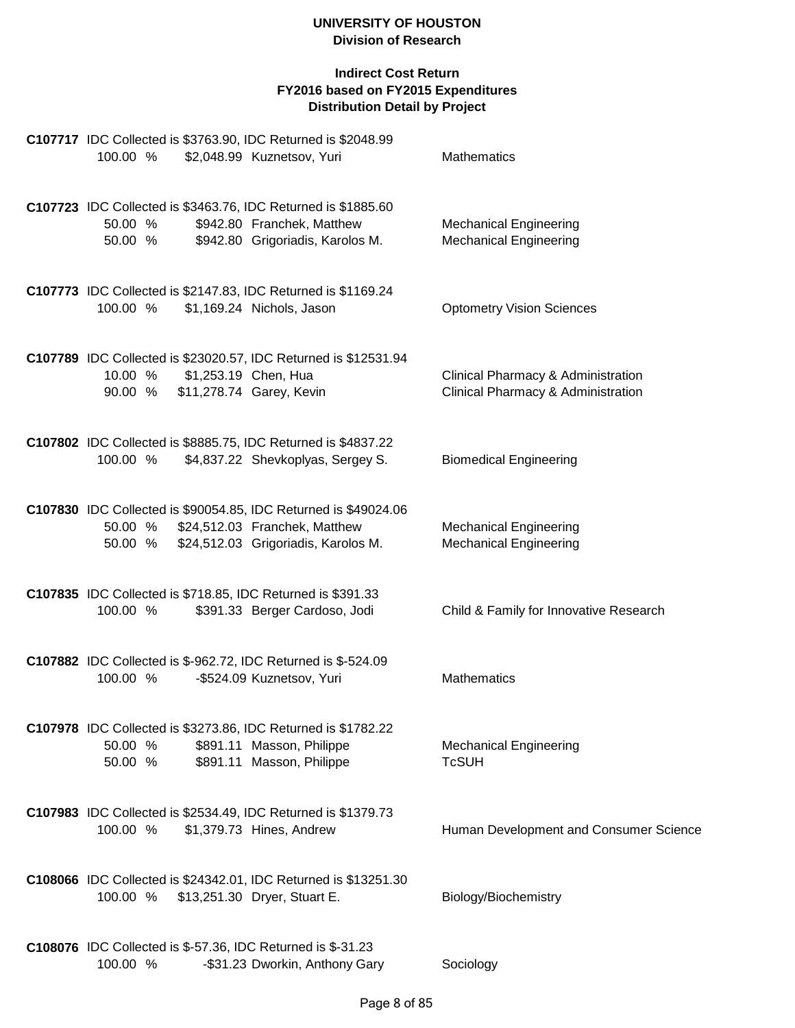**UNIVERSITY OF HOUSTON**
**Division of Research**

**Indirect Cost Return**
**FY2016 based on FY2015 Expenditures**
**Distribution Detail by Project**

**C107717** IDC Collected is $3763.90, IDC Returned is $2048.99

| | | | |
|---|---|---|---|
| 100.00 % | $2,048.99 | Kuznetsov, Yuri | Mathematics |

**C107723** IDC Collected is $3463.76, IDC Returned is $1885.60

| | | | |
|---|---|---|---|
| 50.00 % | $942.80 | Franchek, Matthew | Mechanical Engineering |
| 50.00 % | $942.80 | Grigoriadis, Karolos M. | Mechanical Engineering |

**C107773** IDC Collected is $2147.83, IDC Returned is $1169.24

| | | | |
|---|---|---|---|
| 100.00 % | $1,169.24 | Nichols, Jason | Optometry Vision Sciences |

**C107789** IDC Collected is $23020.57, IDC Returned is $12531.94

| | | | |
|---|---|---|---|
| 10.00 % | $1,253.19 | Chen, Hua | Clinical Pharmacy & Administration |
| 90.00 % | $11,278.74 | Garey, Kevin | Clinical Pharmacy & Administration |

**C107802** IDC Collected is $8885.75, IDC Returned is $4837.22

| | | | |
|---|---|---|---|
| 100.00 % | $4,837.22 | Shevkoplyas, Sergey S. | Biomedical Engineering |

**C107830** IDC Collected is $90054.85, IDC Returned is $49024.06

| | | | |
|---|---|---|---|
| 50.00 % | $24,512.03 | Franchek, Matthew | Mechanical Engineering |
| 50.00 % | $24,512.03 | Grigoriadis, Karolos M. | Mechanical Engineering |

**C107835** IDC Collected is $718.85, IDC Returned is $391.33

| | | | |
|---|---|---|---|
| 100.00 % | $391.33 | Berger Cardoso, Jodi | Child & Family for Innovative Research |

**C107882** IDC Collected is $-962.72, IDC Returned is $-524.09

| | | | |
|---|---|---|---|
| 100.00 % | -$524.09 | Kuznetsov, Yuri | Mathematics |

**C107978** IDC Collected is $3273.86, IDC Returned is $1782.22

| | | | |
|---|---|---|---|
| 50.00 % | $891.11 | Masson, Philippe | Mechanical Engineering |
| 50.00 % | $891.11 | Masson, Philippe | TcSUH |

**C107983** IDC Collected is $2534.49, IDC Returned is $1379.73

| | | | |
|---|---|---|---|
| 100.00 % | $1,379.73 | Hines, Andrew | Human Development and Consumer Science |

**C108066** IDC Collected is $24342.01, IDC Returned is $13251.30

| | | | |
|---|---|---|---|
| 100.00 % | $13,251.30 | Dryer, Stuart E. | Biology/Biochemistry |

**C108076** IDC Collected is $-57.36, IDC Returned is $-31.23

| | | | |
|---|---|---|---|
| 100.00 % | -$31.23 | Dworkin, Anthony Gary | Sociology |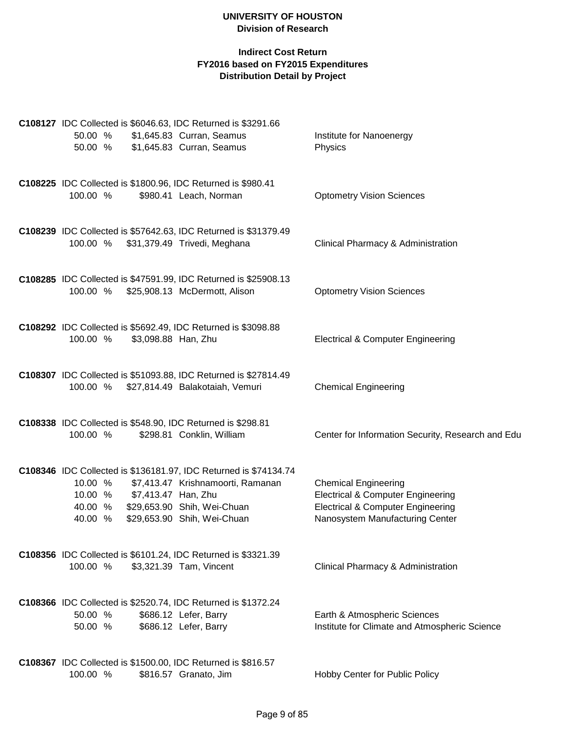**C108127** IDC Collected is $6046.63, IDC Returned is $3291.66

| % | Amount | Name | Department |
|---|---|---|---|
| 50.00 % | $1,645.83 | Curran, Seamus | Institute for Nanoenergy |
| 50.00 % | $1,645.83 | Curran, Seamus | Physics |

**C108225** IDC Collected is $1800.96, IDC Returned is $980.41

| % | Amount | Name | Department |
|---|---|---|---|
| 100.00 % | $980.41 | Leach, Norman | Optometry Vision Sciences |

**C108239** IDC Collected is $57642.63, IDC Returned is $31379.49

| % | Amount | Name | Department |
|---|---|---|---|
| 100.00 % | $31,379.49 | Trivedi, Meghana | Clinical Pharmacy & Administration |

**C108285** IDC Collected is $47591.99, IDC Returned is $25908.13

| % | Amount | Name | Department |
|---|---|---|---|
| 100.00 % | $25,908.13 | McDermott, Alison | Optometry Vision Sciences |

**C108292** IDC Collected is $5692.49, IDC Returned is $3098.88

| % | Amount | Name | Department |
|---|---|---|---|
| 100.00 % | $3,098.88 | Han, Zhu | Electrical & Computer Engineering |

**C108307** IDC Collected is $51093.88, IDC Returned is $27814.49

| % | Amount | Name | Department |
|---|---|---|---|
| 100.00 % | $27,814.49 | Balakotaiah, Vemuri | Chemical Engineering |

**C108338** IDC Collected is $548.90, IDC Returned is $298.81

| % | Amount | Name | Department |
|---|---|---|---|
| 100.00 % | $298.81 | Conklin, William | Center for Information Security, Research and Edu |

**C108346** IDC Collected is $136181.97, IDC Returned is $74134.74

| % | Amount | Name | Department |
|---|---|---|---|
| 10.00 % | $7,413.47 | Krishnamoorti, Ramanan | Chemical Engineering |
| 10.00 % | $7,413.47 | Han, Zhu | Electrical & Computer Engineering |
| 40.00 % | $29,653.90 | Shih, Wei-Chuan | Electrical & Computer Engineering |
| 40.00 % | $29,653.90 | Shih, Wei-Chuan | Nanosystem Manufacturing Center |

**C108356** IDC Collected is $6101.24, IDC Returned is $3321.39

| % | Amount | Name | Department |
|---|---|---|---|
| 100.00 % | $3,321.39 | Tam, Vincent | Clinical Pharmacy & Administration |

**C108366** IDC Collected is $2520.74, IDC Returned is $1372.24

| % | Amount | Name | Department |
|---|---|---|---|
| 50.00 % | $686.12 | Lefer, Barry | Earth & Atmospheric Sciences |
| 50.00 % | $686.12 | Lefer, Barry | Institute for Climate and Atmospheric Science |

**C108367** IDC Collected is $1500.00, IDC Returned is $816.57

| % | Amount | Name | Department |
|---|---|---|---|
| 100.00 % | $816.57 | Granato, Jim | Hobby Center for Public Policy |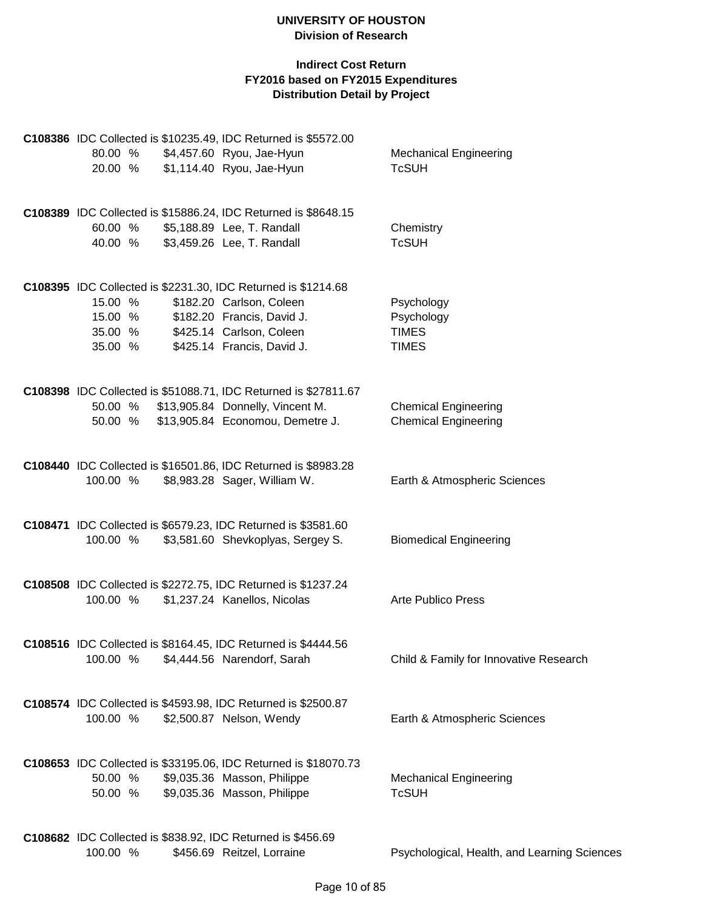**UNIVERSITY OF HOUSTON**
**Division of Research**

**Indirect Cost Return**
**FY2016 based on FY2015 Expenditures**
**Distribution Detail by Project**

**C108386** IDC Collected is $10235.49, IDC Returned is $5572.00

| % | Amount | Name | Department |
|---|---|---|---|
| 80.00 % | $4,457.60 | Ryou, Jae-Hyun | Mechanical Engineering |
| 20.00 % | $1,114.40 | Ryou, Jae-Hyun | TcSUH |

**C108389** IDC Collected is $15886.24, IDC Returned is $8648.15

| % | Amount | Name | Department |
|---|---|---|---|
| 60.00 % | $5,188.89 | Lee, T. Randall | Chemistry |
| 40.00 % | $3,459.26 | Lee, T. Randall | TcSUH |

**C108395** IDC Collected is $2231.30, IDC Returned is $1214.68

| % | Amount | Name | Department |
|---|---|---|---|
| 15.00 % | $182.20 | Carlson, Coleen | Psychology |
| 15.00 % | $182.20 | Francis, David J. | Psychology |
| 35.00 % | $425.14 | Carlson, Coleen | TIMES |
| 35.00 % | $425.14 | Francis, David J. | TIMES |

**C108398** IDC Collected is $51088.71, IDC Returned is $27811.67

| % | Amount | Name | Department |
|---|---|---|---|
| 50.00 % | $13,905.84 | Donnelly, Vincent M. | Chemical Engineering |
| 50.00 % | $13,905.84 | Economou, Demetre J. | Chemical Engineering |

**C108440** IDC Collected is $16501.86, IDC Returned is $8983.28

| % | Amount | Name | Department |
|---|---|---|---|
| 100.00 % | $8,983.28 | Sager, William W. | Earth & Atmospheric Sciences |

**C108471** IDC Collected is $6579.23, IDC Returned is $3581.60

| % | Amount | Name | Department |
|---|---|---|---|
| 100.00 % | $3,581.60 | Shevkoplyas, Sergey S. | Biomedical Engineering |

**C108508** IDC Collected is $2272.75, IDC Returned is $1237.24

| % | Amount | Name | Department |
|---|---|---|---|
| 100.00 % | $1,237.24 | Kanellos, Nicolas | Arte Publico Press |

**C108516** IDC Collected is $8164.45, IDC Returned is $4444.56

| % | Amount | Name | Department |
|---|---|---|---|
| 100.00 % | $4,444.56 | Narendorf, Sarah | Child & Family for Innovative Research |

**C108574** IDC Collected is $4593.98, IDC Returned is $2500.87

| % | Amount | Name | Department |
|---|---|---|---|
| 100.00 % | $2,500.87 | Nelson, Wendy | Earth & Atmospheric Sciences |

**C108653** IDC Collected is $33195.06, IDC Returned is $18070.73

| % | Amount | Name | Department |
|---|---|---|---|
| 50.00 % | $9,035.36 | Masson, Philippe | Mechanical Engineering |
| 50.00 % | $9,035.36 | Masson, Philippe | TcSUH |

**C108682** IDC Collected is $838.92, IDC Returned is $456.69

| % | Amount | Name | Department |
|---|---|---|---|
| 100.00 % | $456.69 | Reitzel, Lorraine | Psychological, Health, and Learning Sciences |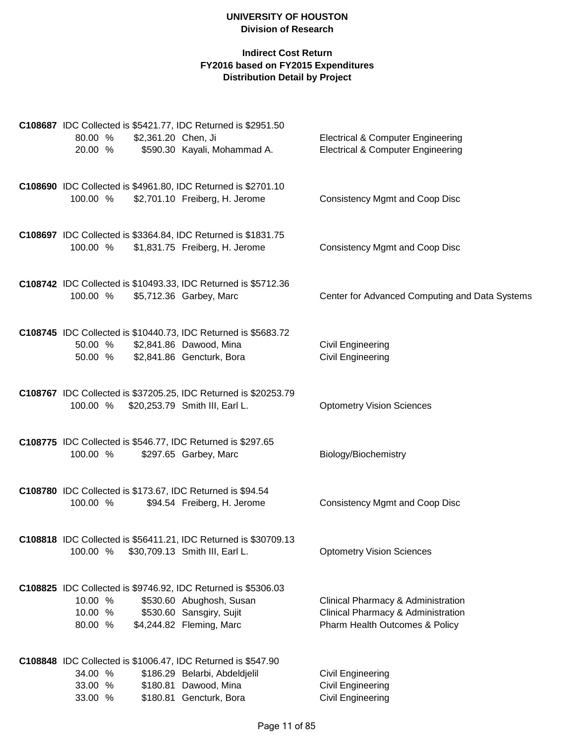**UNIVERSITY OF HOUSTON**
**Division of Research**

**Indirect Cost Return**
**FY2016 based on FY2015 Expenditures**
**Distribution Detail by Project**

**C108687** IDC Collected is $5421.77, IDC Returned is $2951.50

| % | Amount | Name | Department |
|---|---|---|---|
| 80.00 % | $2,361.20 | Chen, Ji | Electrical & Computer Engineering |
| 20.00 % | $590.30 | Kayali, Mohammad A. | Electrical & Computer Engineering |

**C108690** IDC Collected is $4961.80, IDC Returned is $2701.10

| % | Amount | Name | Department |
|---|---|---|---|
| 100.00 % | $2,701.10 | Freiberg, H. Jerome | Consistency Mgmt and Coop Disc |

**C108697** IDC Collected is $3364.84, IDC Returned is $1831.75

| % | Amount | Name | Department |
|---|---|---|---|
| 100.00 % | $1,831.75 | Freiberg, H. Jerome | Consistency Mgmt and Coop Disc |

**C108742** IDC Collected is $10493.33, IDC Returned is $5712.36

| % | Amount | Name | Department |
|---|---|---|---|
| 100.00 % | $5,712.36 | Garbey, Marc | Center for Advanced Computing and Data Systems |

**C108745** IDC Collected is $10440.73, IDC Returned is $5683.72

| % | Amount | Name | Department |
|---|---|---|---|
| 50.00 % | $2,841.86 | Dawood, Mina | Civil Engineering |
| 50.00 % | $2,841.86 | Gencturk, Bora | Civil Engineering |

**C108767** IDC Collected is $37205.25, IDC Returned is $20253.79

| % | Amount | Name | Department |
|---|---|---|---|
| 100.00 % | $20,253.79 | Smith III, Earl L. | Optometry Vision Sciences |

**C108775** IDC Collected is $546.77, IDC Returned is $297.65

| % | Amount | Name | Department |
|---|---|---|---|
| 100.00 % | $297.65 | Garbey, Marc | Biology/Biochemistry |

**C108780** IDC Collected is $173.67, IDC Returned is $94.54

| % | Amount | Name | Department |
|---|---|---|---|
| 100.00 % | $94.54 | Freiberg, H. Jerome | Consistency Mgmt and Coop Disc |

**C108818** IDC Collected is $56411.21, IDC Returned is $30709.13

| % | Amount | Name | Department |
|---|---|---|---|
| 100.00 % | $30,709.13 | Smith III, Earl L. | Optometry Vision Sciences |

**C108825** IDC Collected is $9746.92, IDC Returned is $5306.03

| % | Amount | Name | Department |
|---|---|---|---|
| 10.00 % | $530.60 | Abughosh, Susan | Clinical Pharmacy & Administration |
| 10.00 % | $530.60 | Sansgiry, Sujit | Clinical Pharmacy & Administration |
| 80.00 % | $4,244.82 | Fleming, Marc | Pharm Health Outcomes & Policy |

**C108848** IDC Collected is $1006.47, IDC Returned is $547.90

| % | Amount | Name | Department |
|---|---|---|---|
| 34.00 % | $186.29 | Belarbi, Abdeldjelil | Civil Engineering |
| 33.00 % | $180.81 | Dawood, Mina | Civil Engineering |
| 33.00 % | $180.81 | Gencturk, Bora | Civil Engineering |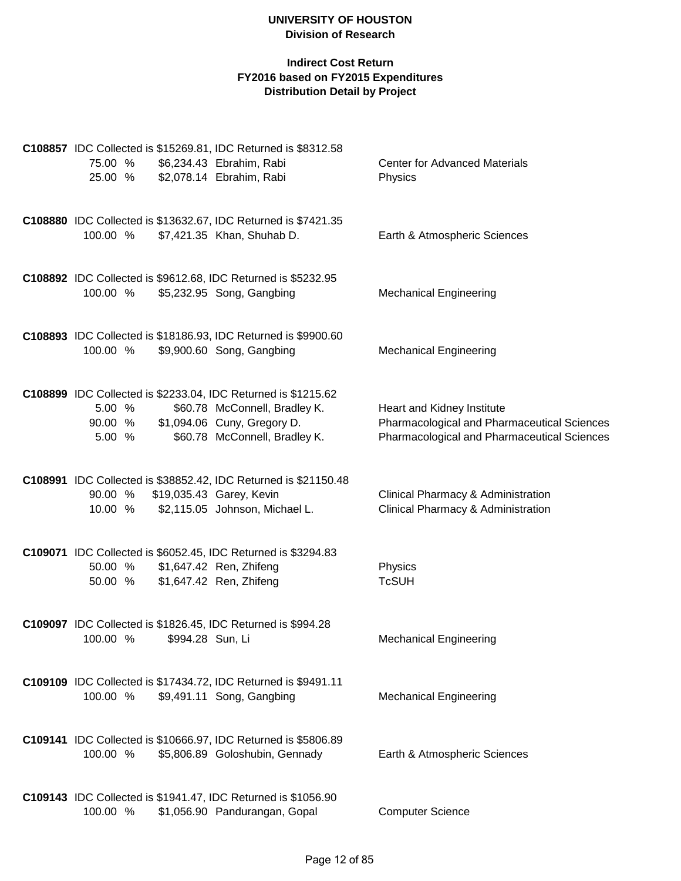**UNIVERSITY OF HOUSTON**
**Division of Research**

**Indirect Cost Return**
**FY2016 based on FY2015 Expenditures**
**Distribution Detail by Project**

**C108857** IDC Collected is $15269.81, IDC Returned is $8312.58

| % | Amount | Name | Department |
|---|---|---|---|
| 75.00 % | $6,234.43 | Ebrahim, Rabi | Center for Advanced Materials |
| 25.00 % | $2,078.14 | Ebrahim, Rabi | Physics |

**C108880** IDC Collected is $13632.67, IDC Returned is $7421.35

| % | Amount | Name | Department |
|---|---|---|---|
| 100.00 % | $7,421.35 | Khan, Shuhab D. | Earth & Atmospheric Sciences |

**C108892** IDC Collected is $9612.68, IDC Returned is $5232.95

| % | Amount | Name | Department |
|---|---|---|---|
| 100.00 % | $5,232.95 | Song, Gangbing | Mechanical Engineering |

**C108893** IDC Collected is $18186.93, IDC Returned is $9900.60

| % | Amount | Name | Department |
|---|---|---|---|
| 100.00 % | $9,900.60 | Song, Gangbing | Mechanical Engineering |

**C108899** IDC Collected is $2233.04, IDC Returned is $1215.62

| % | Amount | Name | Department |
|---|---|---|---|
| 5.00 % | $60.78 | McConnell, Bradley K. | Heart and Kidney Institute |
| 90.00 % | $1,094.06 | Cuny, Gregory D. | Pharmacological and Pharmaceutical Sciences |
| 5.00 % | $60.78 | McConnell, Bradley K. | Pharmacological and Pharmaceutical Sciences |

**C108991** IDC Collected is $38852.42, IDC Returned is $21150.48

| % | Amount | Name | Department |
|---|---|---|---|
| 90.00 % | $19,035.43 | Garey, Kevin | Clinical Pharmacy & Administration |
| 10.00 % | $2,115.05 | Johnson, Michael L. | Clinical Pharmacy & Administration |

**C109071** IDC Collected is $6052.45, IDC Returned is $3294.83

| % | Amount | Name | Department |
|---|---|---|---|
| 50.00 % | $1,647.42 | Ren, Zhifeng | Physics |
| 50.00 % | $1,647.42 | Ren, Zhifeng | TcSUH |

**C109097** IDC Collected is $1826.45, IDC Returned is $994.28

| % | Amount | Name | Department |
|---|---|---|---|
| 100.00 % | $994.28 | Sun, Li | Mechanical Engineering |

**C109109** IDC Collected is $17434.72, IDC Returned is $9491.11

| % | Amount | Name | Department |
|---|---|---|---|
| 100.00 % | $9,491.11 | Song, Gangbing | Mechanical Engineering |

**C109141** IDC Collected is $10666.97, IDC Returned is $5806.89

| % | Amount | Name | Department |
|---|---|---|---|
| 100.00 % | $5,806.89 | Goloshubin, Gennady | Earth & Atmospheric Sciences |

**C109143** IDC Collected is $1941.47, IDC Returned is $1056.90

| % | Amount | Name | Department |
|---|---|---|---|
| 100.00 % | $1,056.90 | Pandurangan, Gopal | Computer Science |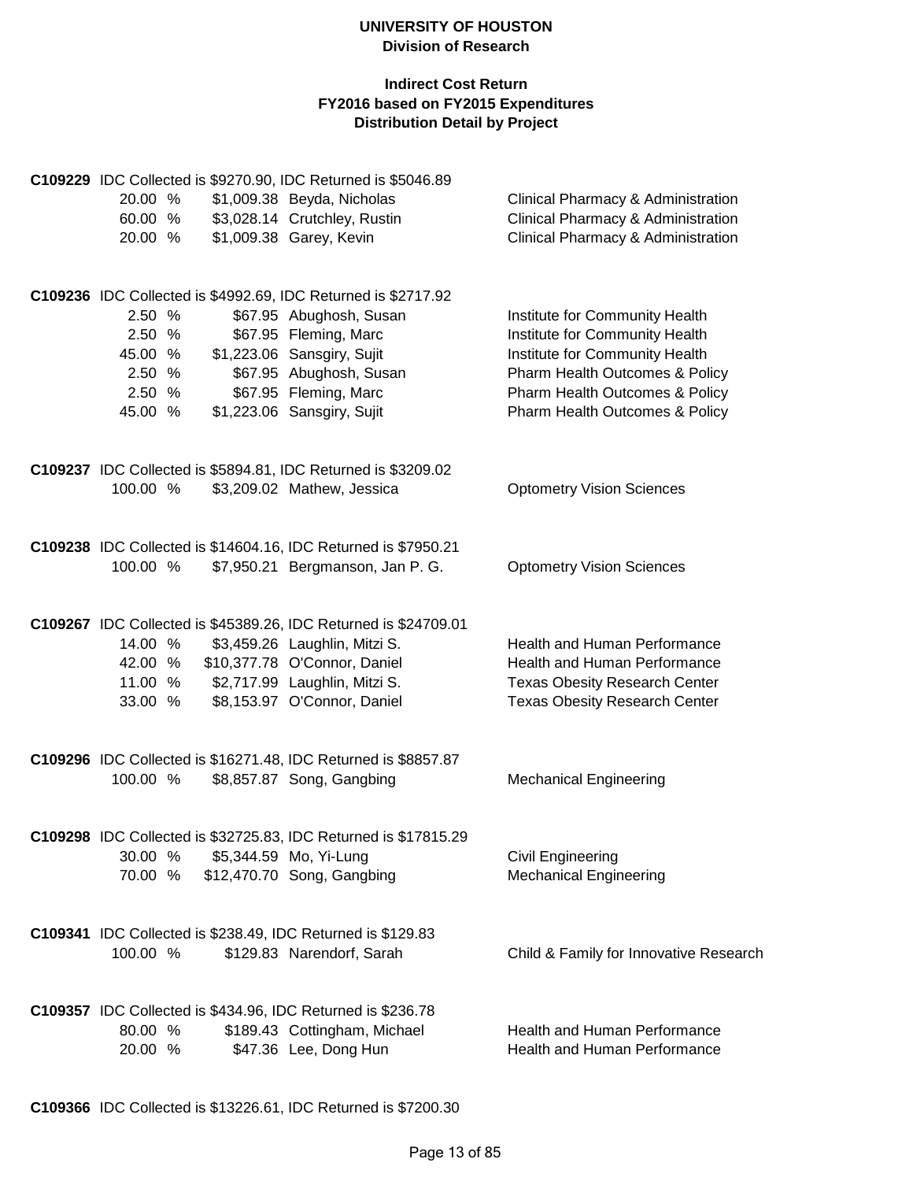**C109229** IDC Collected is $9270.90, IDC Returned is $5046.89

| Percent | Amount | Name | Department |
|---|---|---|---|
| 20.00 % | $1,009.38 | Beyda, Nicholas | Clinical Pharmacy & Administration |
| 60.00 % | $3,028.14 | Crutchley, Rustin | Clinical Pharmacy & Administration |
| 20.00 % | $1,009.38 | Garey, Kevin | Clinical Pharmacy & Administration |

**C109236** IDC Collected is $4992.69, IDC Returned is $2717.92

| Percent | Amount | Name | Department |
|---|---|---|---|
| 2.50 % | $67.95 | Abughosh, Susan | Institute for Community Health |
| 2.50 % | $67.95 | Fleming, Marc | Institute for Community Health |
| 45.00 % | $1,223.06 | Sansgiry, Sujit | Institute for Community Health |
| 2.50 % | $67.95 | Abughosh, Susan | Pharm Health Outcomes & Policy |
| 2.50 % | $67.95 | Fleming, Marc | Pharm Health Outcomes & Policy |
| 45.00 % | $1,223.06 | Sansgiry, Sujit | Pharm Health Outcomes & Policy |

**C109237** IDC Collected is $5894.81, IDC Returned is $3209.02

| Percent | Amount | Name | Department |
|---|---|---|---|
| 100.00 % | $3,209.02 | Mathew, Jessica | Optometry Vision Sciences |

**C109238** IDC Collected is $14604.16, IDC Returned is $7950.21

| Percent | Amount | Name | Department |
|---|---|---|---|
| 100.00 % | $7,950.21 | Bergmanson, Jan P. G. | Optometry Vision Sciences |

**C109267** IDC Collected is $45389.26, IDC Returned is $24709.01

| Percent | Amount | Name | Department |
|---|---|---|---|
| 14.00 % | $3,459.26 | Laughlin, Mitzi S. | Health and Human Performance |
| 42.00 % | $10,377.78 | O'Connor, Daniel | Health and Human Performance |
| 11.00 % | $2,717.99 | Laughlin, Mitzi S. | Texas Obesity Research Center |
| 33.00 % | $8,153.97 | O'Connor, Daniel | Texas Obesity Research Center |

**C109296** IDC Collected is $16271.48, IDC Returned is $8857.87

| Percent | Amount | Name | Department |
|---|---|---|---|
| 100.00 % | $8,857.87 | Song, Gangbing | Mechanical Engineering |

**C109298** IDC Collected is $32725.83, IDC Returned is $17815.29

| Percent | Amount | Name | Department |
|---|---|---|---|
| 30.00 % | $5,344.59 | Mo, Yi-Lung | Civil Engineering |
| 70.00 % | $12,470.70 | Song, Gangbing | Mechanical Engineering |

**C109341** IDC Collected is $238.49, IDC Returned is $129.83

| Percent | Amount | Name | Department |
|---|---|---|---|
| 100.00 % | $129.83 | Narendorf, Sarah | Child & Family for Innovative Research |

**C109357** IDC Collected is $434.96, IDC Returned is $236.78

| Percent | Amount | Name | Department |
|---|---|---|---|
| 80.00 % | $189.43 | Cottingham, Michael | Health and Human Performance |
| 20.00 % | $47.36 | Lee, Dong Hun | Health and Human Performance |

**C109366** IDC Collected is $13226.61, IDC Returned is $7200.30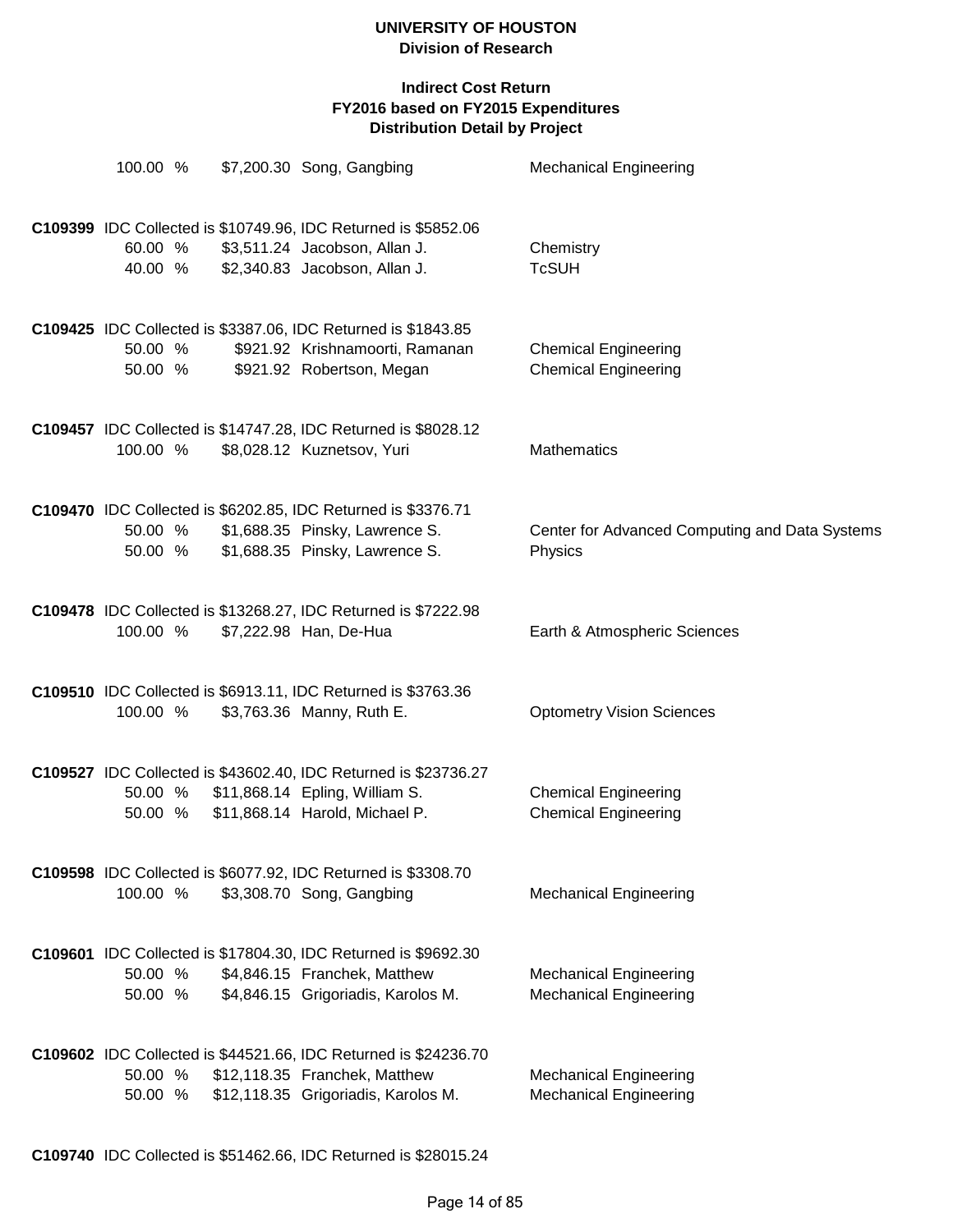**UNIVERSITY OF HOUSTON**
**Division of Research**

**Indirect Cost Return**
**FY2016 based on FY2015 Expenditures**
**Distribution Detail by Project**

| | | | |
|---|---|---|---|
| 100.00 % | $7,200.30 | Song, Gangbing | Mechanical Engineering |

**C109399** IDC Collected is $10749.96, IDC Returned is $5852.06

| | | | |
|---|---|---|---|
| 60.00 % | $3,511.24 | Jacobson, Allan J. | Chemistry |
| 40.00 % | $2,340.83 | Jacobson, Allan J. | TcSUH |

**C109425** IDC Collected is $3387.06, IDC Returned is $1843.85

| | | | |
|---|---|---|---|
| 50.00 % | $921.92 | Krishnamoorti, Ramanan | Chemical Engineering |
| 50.00 % | $921.92 | Robertson, Megan | Chemical Engineering |

**C109457** IDC Collected is $14747.28, IDC Returned is $8028.12

| | | | |
|---|---|---|---|
| 100.00 % | $8,028.12 | Kuznetsov, Yuri | Mathematics |

**C109470** IDC Collected is $6202.85, IDC Returned is $3376.71

| | | | |
|---|---|---|---|
| 50.00 % | $1,688.35 | Pinsky, Lawrence S. | Center for Advanced Computing and Data Systems |
| 50.00 % | $1,688.35 | Pinsky, Lawrence S. | Physics |

**C109478** IDC Collected is $13268.27, IDC Returned is $7222.98

| | | | |
|---|---|---|---|
| 100.00 % | $7,222.98 | Han, De-Hua | Earth & Atmospheric Sciences |

**C109510** IDC Collected is $6913.11, IDC Returned is $3763.36

| | | | |
|---|---|---|---|
| 100.00 % | $3,763.36 | Manny, Ruth E. | Optometry Vision Sciences |

**C109527** IDC Collected is $43602.40, IDC Returned is $23736.27

| | | | |
|---|---|---|---|
| 50.00 % | $11,868.14 | Epling, William S. | Chemical Engineering |
| 50.00 % | $11,868.14 | Harold, Michael P. | Chemical Engineering |

**C109598** IDC Collected is $6077.92, IDC Returned is $3308.70

| | | | |
|---|---|---|---|
| 100.00 % | $3,308.70 | Song, Gangbing | Mechanical Engineering |

**C109601** IDC Collected is $17804.30, IDC Returned is $9692.30

| | | | |
|---|---|---|---|
| 50.00 % | $4,846.15 | Franchek, Matthew | Mechanical Engineering |
| 50.00 % | $4,846.15 | Grigoriadis, Karolos M. | Mechanical Engineering |

**C109602** IDC Collected is $44521.66, IDC Returned is $24236.70

| | | | |
|---|---|---|---|
| 50.00 % | $12,118.35 | Franchek, Matthew | Mechanical Engineering |
| 50.00 % | $12,118.35 | Grigoriadis, Karolos M. | Mechanical Engineering |

**C109740** IDC Collected is $51462.66, IDC Returned is $28015.24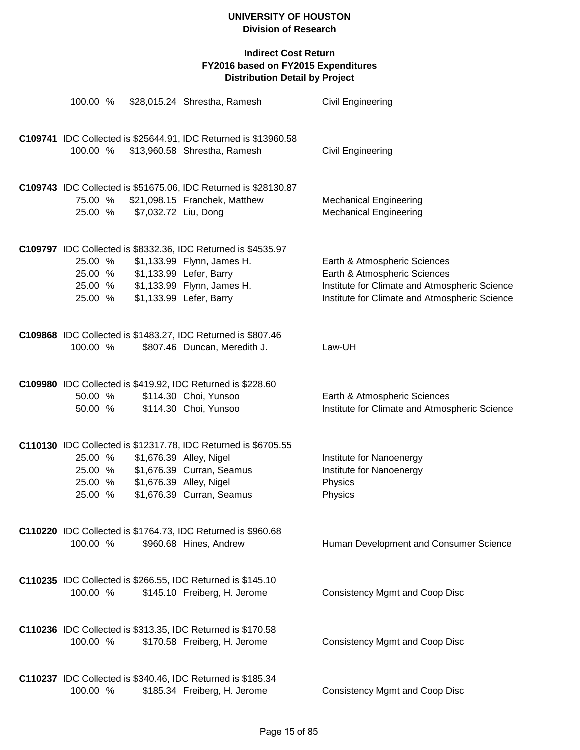| | | | |
|---|---|---|---|
| 100.00 % | $28,015.24 | Shrestha, Ramesh | Civil Engineering |

**C109741** IDC Collected is $25644.91, IDC Returned is $13960.58

| | | | |
|---|---|---|---|
| 100.00 % | $13,960.58 | Shrestha, Ramesh | Civil Engineering |

**C109743** IDC Collected is $51675.06, IDC Returned is $28130.87

| | | | |
|---|---|---|---|
| 75.00 % | $21,098.15 | Franchek, Matthew | Mechanical Engineering |
| 25.00 % | $7,032.72 | Liu, Dong | Mechanical Engineering |

**C109797** IDC Collected is $8332.36, IDC Returned is $4535.97

| | | | |
|---|---|---|---|
| 25.00 % | $1,133.99 | Flynn, James H. | Earth & Atmospheric Sciences |
| 25.00 % | $1,133.99 | Lefer, Barry | Earth & Atmospheric Sciences |
| 25.00 % | $1,133.99 | Flynn, James H. | Institute for Climate and Atmospheric Science |
| 25.00 % | $1,133.99 | Lefer, Barry | Institute for Climate and Atmospheric Science |

**C109868** IDC Collected is $1483.27, IDC Returned is $807.46

| | | | |
|---|---|---|---|
| 100.00 % | $807.46 | Duncan, Meredith J. | Law-UH |

**C109980** IDC Collected is $419.92, IDC Returned is $228.60

| | | | |
|---|---|---|---|
| 50.00 % | $114.30 | Choi, Yunsoo | Earth & Atmospheric Sciences |
| 50.00 % | $114.30 | Choi, Yunsoo | Institute for Climate and Atmospheric Science |

**C110130** IDC Collected is $12317.78, IDC Returned is $6705.55

| | | | |
|---|---|---|---|
| 25.00 % | $1,676.39 | Alley, Nigel | Institute for Nanoenergy |
| 25.00 % | $1,676.39 | Curran, Seamus | Institute for Nanoenergy |
| 25.00 % | $1,676.39 | Alley, Nigel | Physics |
| 25.00 % | $1,676.39 | Curran, Seamus | Physics |

**C110220** IDC Collected is $1764.73, IDC Returned is $960.68

| | | | |
|---|---|---|---|
| 100.00 % | $960.68 | Hines, Andrew | Human Development and Consumer Science |

**C110235** IDC Collected is $266.55, IDC Returned is $145.10

| | | | |
|---|---|---|---|
| 100.00 % | $145.10 | Freiberg, H. Jerome | Consistency Mgmt and Coop Disc |

**C110236** IDC Collected is $313.35, IDC Returned is $170.58

| | | | |
|---|---|---|---|
| 100.00 % | $170.58 | Freiberg, H. Jerome | Consistency Mgmt and Coop Disc |

**C110237** IDC Collected is $340.46, IDC Returned is $185.34

| | | | |
|---|---|---|---|
| 100.00 % | $185.34 | Freiberg, H. Jerome | Consistency Mgmt and Coop Disc |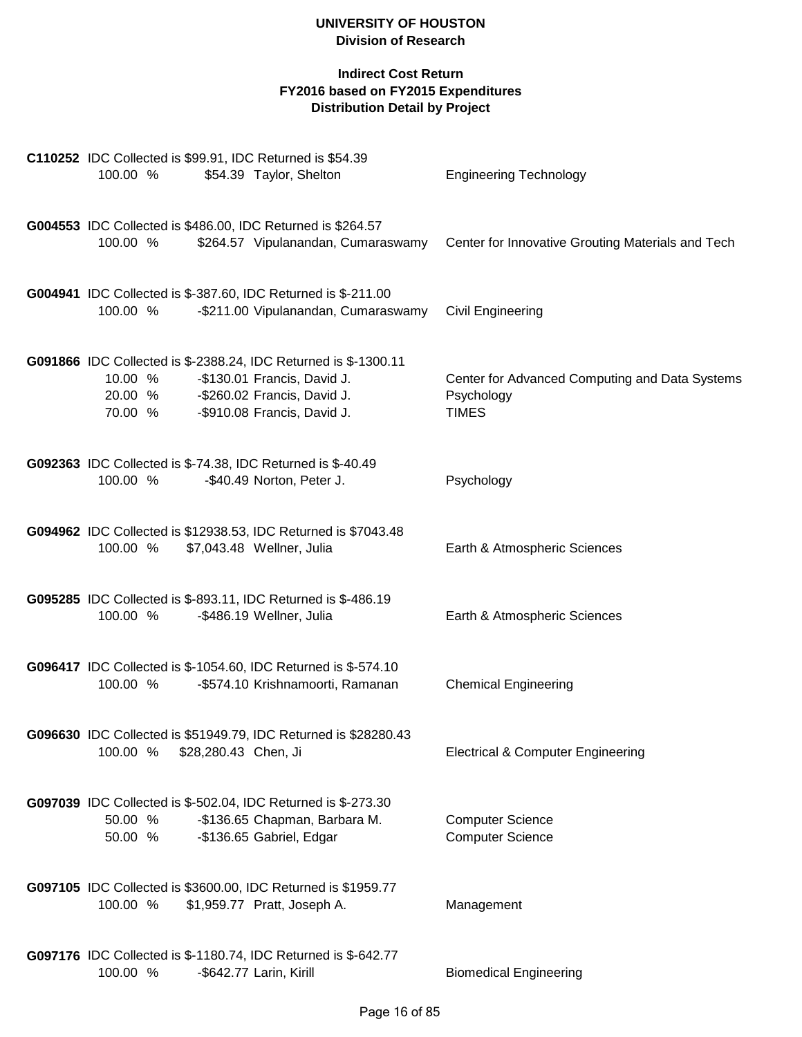# UNIVERSITY OF HOUSTON
## Division of Research

### Indirect Cost Return
### FY2016 based on FY2015 Expenditures
### Distribution Detail by Project

**C110252** IDC Collected is $99.91, IDC Returned is $54.39

| % | Amount | Name | Department |
|---|---|---|---|
| 100.00 % | $54.39 | Taylor, Shelton | Engineering Technology |

**G004553** IDC Collected is $486.00, IDC Returned is $264.57

| % | Amount | Name | Department |
|---|---|---|---|
| 100.00 % | $264.57 | Vipulanandan, Cumaraswamy | Center for Innovative Grouting Materials and Tech |

**G004941** IDC Collected is $-387.60, IDC Returned is $-211.00

| % | Amount | Name | Department |
|---|---|---|---|
| 100.00 % | -$211.00 | Vipulanandan, Cumaraswamy | Civil Engineering |

**G091866** IDC Collected is $-2388.24, IDC Returned is $-1300.11

| % | Amount | Name | Department |
|---|---|---|---|
| 10.00 % | -$130.01 | Francis, David J. | Center for Advanced Computing and Data Systems |
| 20.00 % | -$260.02 | Francis, David J. | Psychology |
| 70.00 % | -$910.08 | Francis, David J. | TIMES |

**G092363** IDC Collected is $-74.38, IDC Returned is $-40.49

| % | Amount | Name | Department |
|---|---|---|---|
| 100.00 % | -$40.49 | Norton, Peter J. | Psychology |

**G094962** IDC Collected is $12938.53, IDC Returned is $7043.48

| % | Amount | Name | Department |
|---|---|---|---|
| 100.00 % | $7,043.48 | Wellner, Julia | Earth & Atmospheric Sciences |

**G095285** IDC Collected is $-893.11, IDC Returned is $-486.19

| % | Amount | Name | Department |
|---|---|---|---|
| 100.00 % | -$486.19 | Wellner, Julia | Earth & Atmospheric Sciences |

**G096417** IDC Collected is $-1054.60, IDC Returned is $-574.10

| % | Amount | Name | Department |
|---|---|---|---|
| 100.00 % | -$574.10 | Krishnamoorti, Ramanan | Chemical Engineering |

**G096630** IDC Collected is $51949.79, IDC Returned is $28280.43

| % | Amount | Name | Department |
|---|---|---|---|
| 100.00 % | $28,280.43 | Chen, Ji | Electrical & Computer Engineering |

**G097039** IDC Collected is $-502.04, IDC Returned is $-273.30

| % | Amount | Name | Department |
|---|---|---|---|
| 50.00 % | -$136.65 | Chapman, Barbara M. | Computer Science |
| 50.00 % | -$136.65 | Gabriel, Edgar | Computer Science |

**G097105** IDC Collected is $3600.00, IDC Returned is $1959.77

| % | Amount | Name | Department |
|---|---|---|---|
| 100.00 % | $1,959.77 | Pratt, Joseph A. | Management |

**G097176** IDC Collected is $-1180.74, IDC Returned is $-642.77

| % | Amount | Name | Department |
|---|---|---|---|
| 100.00 % | -$642.77 | Larin, Kirill | Biomedical Engineering |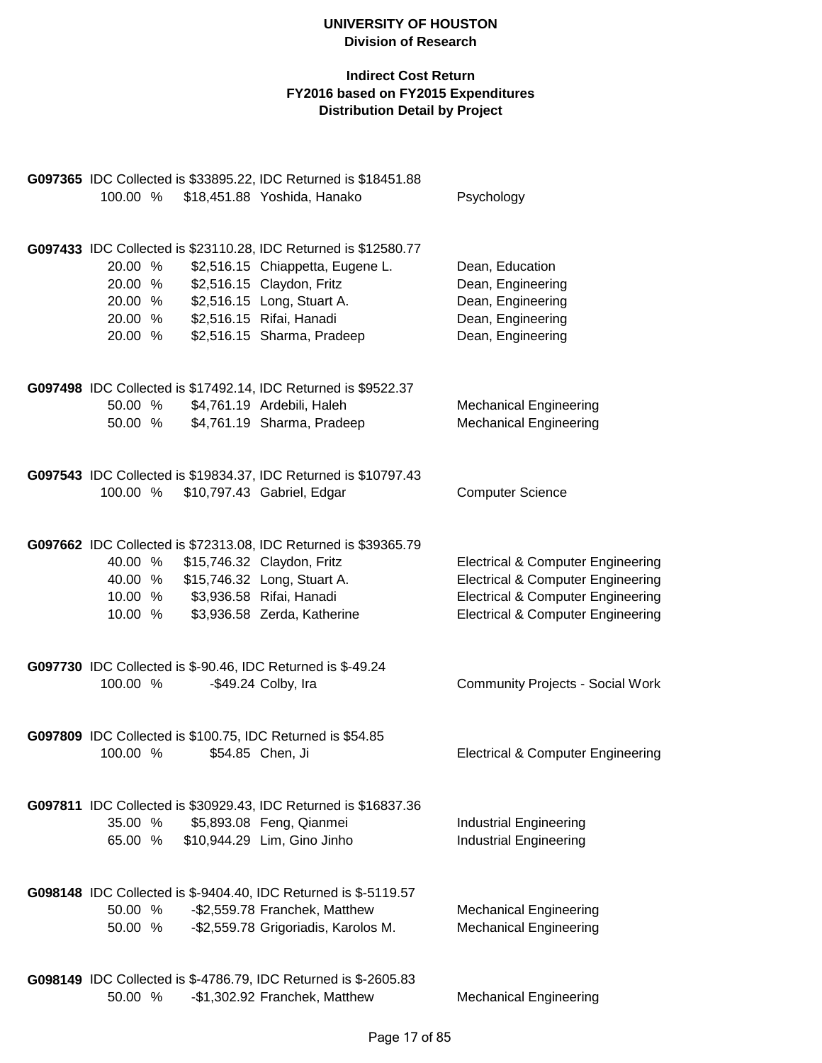**UNIVERSITY OF HOUSTON**
**Division of Research**

**Indirect Cost Return**
**FY2016 based on FY2015 Expenditures**
**Distribution Detail by Project**

**G097365** IDC Collected is $33895.22, IDC Returned is $18451.88

| % | Amount | Name | Department |
|---|---|---|---|
| 100.00 % | $18,451.88 | Yoshida, Hanako | Psychology |

**G097433** IDC Collected is $23110.28, IDC Returned is $12580.77

| % | Amount | Name | Department |
|---|---|---|---|
| 20.00 % | $2,516.15 | Chiappetta, Eugene L. | Dean, Education |
| 20.00 % | $2,516.15 | Claydon, Fritz | Dean, Engineering |
| 20.00 % | $2,516.15 | Long, Stuart A. | Dean, Engineering |
| 20.00 % | $2,516.15 | Rifai, Hanadi | Dean, Engineering |
| 20.00 % | $2,516.15 | Sharma, Pradeep | Dean, Engineering |

**G097498** IDC Collected is $17492.14, IDC Returned is $9522.37

| % | Amount | Name | Department |
|---|---|---|---|
| 50.00 % | $4,761.19 | Ardebili, Haleh | Mechanical Engineering |
| 50.00 % | $4,761.19 | Sharma, Pradeep | Mechanical Engineering |

**G097543** IDC Collected is $19834.37, IDC Returned is $10797.43

| % | Amount | Name | Department |
|---|---|---|---|
| 100.00 % | $10,797.43 | Gabriel, Edgar | Computer Science |

**G097662** IDC Collected is $72313.08, IDC Returned is $39365.79

| % | Amount | Name | Department |
|---|---|---|---|
| 40.00 % | $15,746.32 | Claydon, Fritz | Electrical & Computer Engineering |
| 40.00 % | $15,746.32 | Long, Stuart A. | Electrical & Computer Engineering |
| 10.00 % | $3,936.58 | Rifai, Hanadi | Electrical & Computer Engineering |
| 10.00 % | $3,936.58 | Zerda, Katherine | Electrical & Computer Engineering |

**G097730** IDC Collected is $-90.46, IDC Returned is $-49.24

| % | Amount | Name | Department |
|---|---|---|---|
| 100.00 % | -$49.24 | Colby, Ira | Community Projects - Social Work |

**G097809** IDC Collected is $100.75, IDC Returned is $54.85

| % | Amount | Name | Department |
|---|---|---|---|
| 100.00 % | $54.85 | Chen, Ji | Electrical & Computer Engineering |

**G097811** IDC Collected is $30929.43, IDC Returned is $16837.36

| % | Amount | Name | Department |
|---|---|---|---|
| 35.00 % | $5,893.08 | Feng, Qianmei | Industrial Engineering |
| 65.00 % | $10,944.29 | Lim, Gino Jinho | Industrial Engineering |

**G098148** IDC Collected is $-9404.40, IDC Returned is $-5119.57

| % | Amount | Name | Department |
|---|---|---|---|
| 50.00 % | -$2,559.78 | Franchek, Matthew | Mechanical Engineering |
| 50.00 % | -$2,559.78 | Grigoriadis, Karolos M. | Mechanical Engineering |

**G098149** IDC Collected is $-4786.79, IDC Returned is $-2605.83

| % | Amount | Name | Department |
|---|---|---|---|
| 50.00 % | -$1,302.92 | Franchek, Matthew | Mechanical Engineering |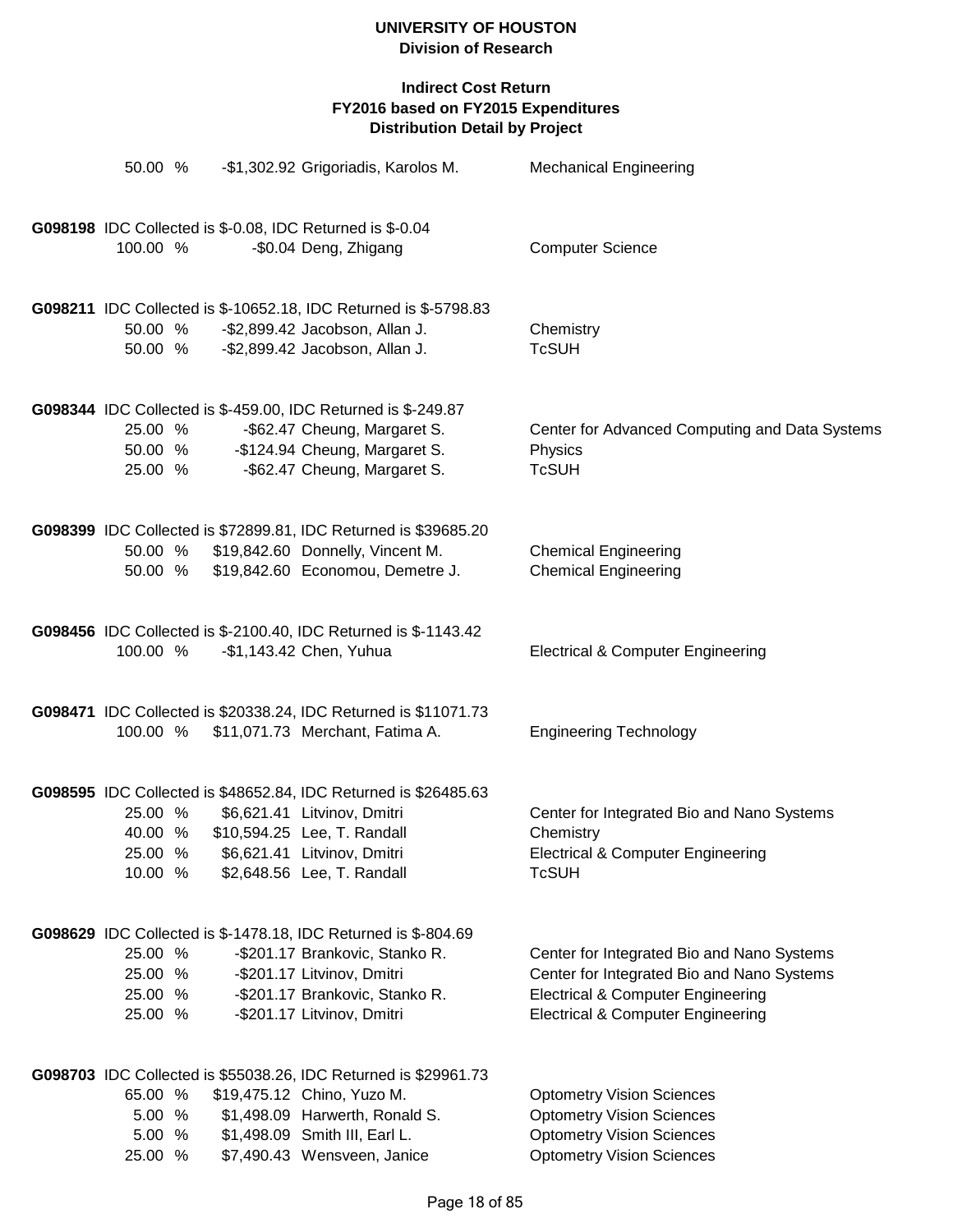# UNIVERSITY OF HOUSTON
## Division of Research

### Indirect Cost Return
### FY2016 based on FY2015 Expenditures
### Distribution Detail by Project

| | | | |
|---|---|---|---|
| 50.00 % | -$1,302.92 | Grigoriadis, Karolos M. | Mechanical Engineering |

**G098198** IDC Collected is $-0.08, IDC Returned is $-0.04

| | | | |
|---|---|---|---|
| 100.00 % | -$0.04 | Deng, Zhigang | Computer Science |

**G098211** IDC Collected is $-10652.18, IDC Returned is $-5798.83

| | | | |
|---|---|---|---|
| 50.00 % | -$2,899.42 | Jacobson, Allan J. | Chemistry |
| 50.00 % | -$2,899.42 | Jacobson, Allan J. | TcSUH |

**G098344** IDC Collected is $-459.00, IDC Returned is $-249.87

| | | | |
|---|---|---|---|
| 25.00 % | -$62.47 | Cheung, Margaret S. | Center for Advanced Computing and Data Systems |
| 50.00 % | -$124.94 | Cheung, Margaret S. | Physics |
| 25.00 % | -$62.47 | Cheung, Margaret S. | TcSUH |

**G098399** IDC Collected is $72899.81, IDC Returned is $39685.20

| | | | |
|---|---|---|---|
| 50.00 % | $19,842.60 | Donnelly, Vincent M. | Chemical Engineering |
| 50.00 % | $19,842.60 | Economou, Demetre J. | Chemical Engineering |

**G098456** IDC Collected is $-2100.40, IDC Returned is $-1143.42

| | | | |
|---|---|---|---|
| 100.00 % | -$1,143.42 | Chen, Yuhua | Electrical & Computer Engineering |

**G098471** IDC Collected is $20338.24, IDC Returned is $11071.73

| | | | |
|---|---|---|---|
| 100.00 % | $11,071.73 | Merchant, Fatima A. | Engineering Technology |

**G098595** IDC Collected is $48652.84, IDC Returned is $26485.63

| | | | |
|---|---|---|---|
| 25.00 % | $6,621.41 | Litvinov, Dmitri | Center for Integrated Bio and Nano Systems |
| 40.00 % | $10,594.25 | Lee, T. Randall | Chemistry |
| 25.00 % | $6,621.41 | Litvinov, Dmitri | Electrical & Computer Engineering |
| 10.00 % | $2,648.56 | Lee, T. Randall | TcSUH |

**G098629** IDC Collected is $-1478.18, IDC Returned is $-804.69

| | | | |
|---|---|---|---|
| 25.00 % | -$201.17 | Brankovic, Stanko R. | Center for Integrated Bio and Nano Systems |
| 25.00 % | -$201.17 | Litvinov, Dmitri | Center for Integrated Bio and Nano Systems |
| 25.00 % | -$201.17 | Brankovic, Stanko R. | Electrical & Computer Engineering |
| 25.00 % | -$201.17 | Litvinov, Dmitri | Electrical & Computer Engineering |

**G098703** IDC Collected is $55038.26, IDC Returned is $29961.73

| | | | |
|---|---|---|---|
| 65.00 % | $19,475.12 | Chino, Yuzo M. | Optometry Vision Sciences |
| 5.00 % | $1,498.09 | Harwerth, Ronald S. | Optometry Vision Sciences |
| 5.00 % | $1,498.09 | Smith III, Earl L. | Optometry Vision Sciences |
| 25.00 % | $7,490.43 | Wensveen, Janice | Optometry Vision Sciences |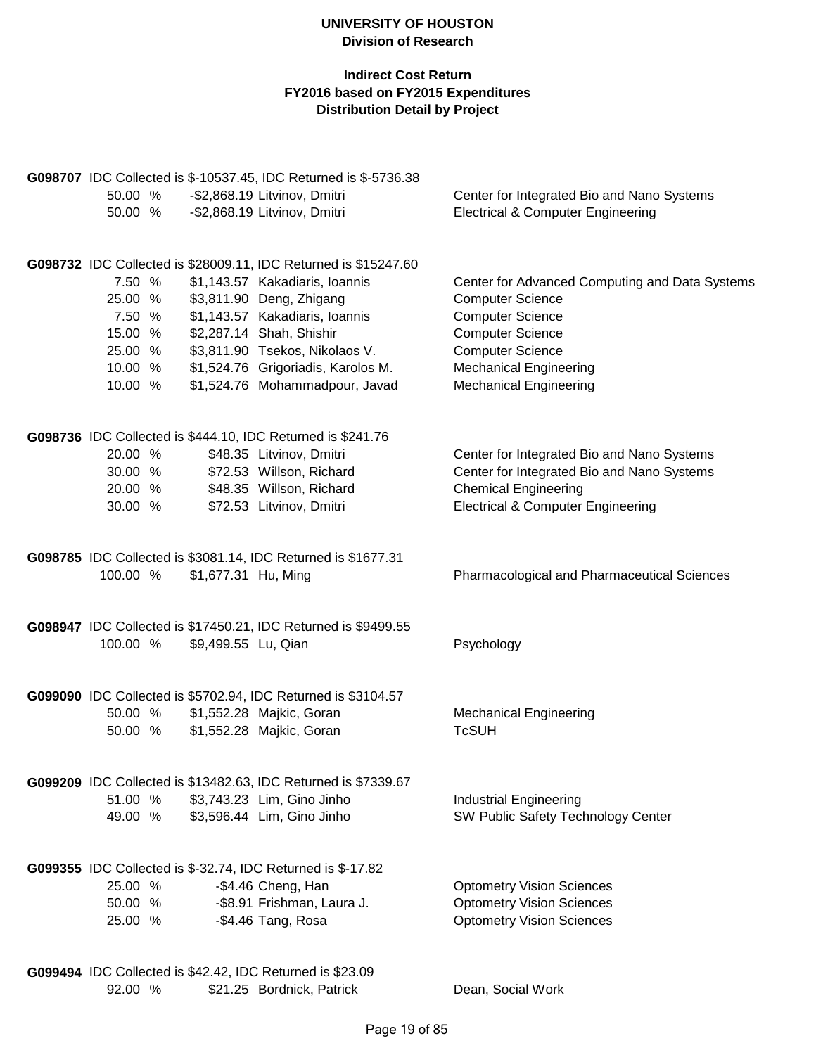**UNIVERSITY OF HOUSTON**
**Division of Research**

**Indirect Cost Return**
**FY2016 based on FY2015 Expenditures**
**Distribution Detail by Project**

**G098707** IDC Collected is $-10537.45, IDC Returned is $-5736.38

| | | | |
|---|---|---|---|
| 50.00 % | -$2,868.19 | Litvinov, Dmitri | Center for Integrated Bio and Nano Systems |
| 50.00 % | -$2,868.19 | Litvinov, Dmitri | Electrical & Computer Engineering |

**G098732** IDC Collected is $28009.11, IDC Returned is $15247.60

| | | | |
|---|---|---|---|
| 7.50 % | $1,143.57 | Kakadiaris, Ioannis | Center for Advanced Computing and Data Systems |
| 25.00 % | $3,811.90 | Deng, Zhigang | Computer Science |
| 7.50 % | $1,143.57 | Kakadiaris, Ioannis | Computer Science |
| 15.00 % | $2,287.14 | Shah, Shishir | Computer Science |
| 25.00 % | $3,811.90 | Tsekos, Nikolaos V. | Computer Science |
| 10.00 % | $1,524.76 | Grigoriadis, Karolos M. | Mechanical Engineering |
| 10.00 % | $1,524.76 | Mohammadpour, Javad | Mechanical Engineering |

**G098736** IDC Collected is $444.10, IDC Returned is $241.76

| | | | |
|---|---|---|---|
| 20.00 % | $48.35 | Litvinov, Dmitri | Center for Integrated Bio and Nano Systems |
| 30.00 % | $72.53 | Willson, Richard | Center for Integrated Bio and Nano Systems |
| 20.00 % | $48.35 | Willson, Richard | Chemical Engineering |
| 30.00 % | $72.53 | Litvinov, Dmitri | Electrical & Computer Engineering |

**G098785** IDC Collected is $3081.14, IDC Returned is $1677.31

| | | | |
|---|---|---|---|
| 100.00 % | $1,677.31 | Hu, Ming | Pharmacological and Pharmaceutical Sciences |

**G098947** IDC Collected is $17450.21, IDC Returned is $9499.55

| | | | |
|---|---|---|---|
| 100.00 % | $9,499.55 | Lu, Qian | Psychology |

**G099090** IDC Collected is $5702.94, IDC Returned is $3104.57

| | | | |
|---|---|---|---|
| 50.00 % | $1,552.28 | Majkic, Goran | Mechanical Engineering |
| 50.00 % | $1,552.28 | Majkic, Goran | TcSUH |

**G099209** IDC Collected is $13482.63, IDC Returned is $7339.67

| | | | |
|---|---|---|---|
| 51.00 % | $3,743.23 | Lim, Gino Jinho | Industrial Engineering |
| 49.00 % | $3,596.44 | Lim, Gino Jinho | SW Public Safety Technology Center |

**G099355** IDC Collected is $-32.74, IDC Returned is $-17.82

| | | | |
|---|---|---|---|
| 25.00 % | -$4.46 | Cheng, Han | Optometry Vision Sciences |
| 50.00 % | -$8.91 | Frishman, Laura J. | Optometry Vision Sciences |
| 25.00 % | -$4.46 | Tang, Rosa | Optometry Vision Sciences |

**G099494** IDC Collected is $42.42, IDC Returned is $23.09

| | | | |
|---|---|---|---|
| 92.00 % | $21.25 | Bordnick, Patrick | Dean, Social Work |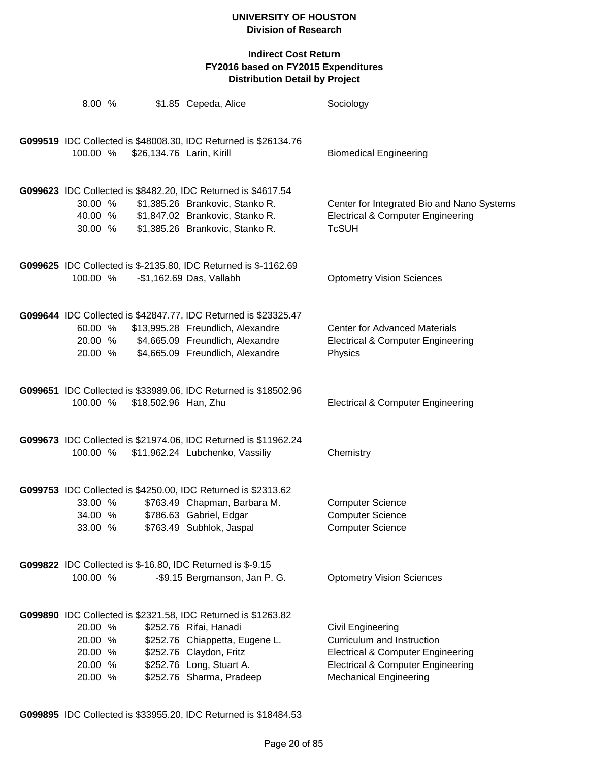**UNIVERSITY OF HOUSTON**
**Division of Research**

**Indirect Cost Return**
**FY2016 based on FY2015 Expenditures**
**Distribution Detail by Project**

| | | | |
|---|---|---|---|
| 8.00 % | $1.85 | Cepeda, Alice | Sociology |

**G099519** IDC Collected is $48008.30, IDC Returned is $26134.76

| | | | |
|---|---|---|---|
| 100.00 % | $26,134.76 | Larin, Kirill | Biomedical Engineering |

**G099623** IDC Collected is $8482.20, IDC Returned is $4617.54

| | | | |
|---|---|---|---|
| 30.00 % | $1,385.26 | Brankovic, Stanko R. | Center for Integrated Bio and Nano Systems |
| 40.00 % | $1,847.02 | Brankovic, Stanko R. | Electrical & Computer Engineering |
| 30.00 % | $1,385.26 | Brankovic, Stanko R. | TcSUH |

**G099625** IDC Collected is $-2135.80, IDC Returned is $-1162.69

| | | | |
|---|---|---|---|
| 100.00 % | -$1,162.69 | Das, Vallabh | Optometry Vision Sciences |

**G099644** IDC Collected is $42847.77, IDC Returned is $23325.47

| | | | |
|---|---|---|---|
| 60.00 % | $13,995.28 | Freundlich, Alexandre | Center for Advanced Materials |
| 20.00 % | $4,665.09 | Freundlich, Alexandre | Electrical & Computer Engineering |
| 20.00 % | $4,665.09 | Freundlich, Alexandre | Physics |

**G099651** IDC Collected is $33989.06, IDC Returned is $18502.96

| | | | |
|---|---|---|---|
| 100.00 % | $18,502.96 | Han, Zhu | Electrical & Computer Engineering |

**G099673** IDC Collected is $21974.06, IDC Returned is $11962.24

| | | | |
|---|---|---|---|
| 100.00 % | $11,962.24 | Lubchenko, Vassiliy | Chemistry |

**G099753** IDC Collected is $4250.00, IDC Returned is $2313.62

| | | | |
|---|---|---|---|
| 33.00 % | $763.49 | Chapman, Barbara M. | Computer Science |
| 34.00 % | $786.63 | Gabriel, Edgar | Computer Science |
| 33.00 % | $763.49 | Subhlok, Jaspal | Computer Science |

**G099822** IDC Collected is $-16.80, IDC Returned is $-9.15

| | | | |
|---|---|---|---|
| 100.00 % | -$9.15 | Bergmanson, Jan P. G. | Optometry Vision Sciences |

**G099890** IDC Collected is $2321.58, IDC Returned is $1263.82

| | | | |
|---|---|---|---|
| 20.00 % | $252.76 | Rifai, Hanadi | Civil Engineering |
| 20.00 % | $252.76 | Chiappetta, Eugene L. | Curriculum and Instruction |
| 20.00 % | $252.76 | Claydon, Fritz | Electrical & Computer Engineering |
| 20.00 % | $252.76 | Long, Stuart A. | Electrical & Computer Engineering |
| 20.00 % | $252.76 | Sharma, Pradeep | Mechanical Engineering |

**G099895** IDC Collected is $33955.20, IDC Returned is $18484.53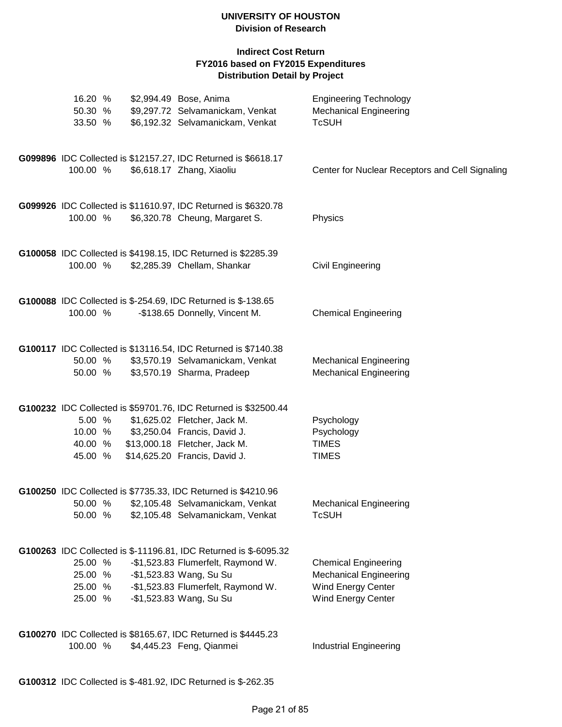# UNIVERSITY OF HOUSTON
## Division of Research

### Indirect Cost Return
### FY2016 based on FY2015 Expenditures
### Distribution Detail by Project

| | | | |
|---|---|---|---|
| 16.20 % | $2,994.49 | Bose, Anima | Engineering Technology |
| 50.30 % | $9,297.72 | Selvamanickam, Venkat | Mechanical Engineering |
| 33.50 % | $6,192.32 | Selvamanickam, Venkat | TcSUH |

**G099896** IDC Collected is $12157.27, IDC Returned is $6618.17

| | | | |
|---|---|---|---|
| 100.00 % | $6,618.17 | Zhang, Xiaoliu | Center for Nuclear Receptors and Cell Signaling |

**G099926** IDC Collected is $11610.97, IDC Returned is $6320.78

| | | | |
|---|---|---|---|
| 100.00 % | $6,320.78 | Cheung, Margaret S. | Physics |

**G100058** IDC Collected is $4198.15, IDC Returned is $2285.39

| | | | |
|---|---|---|---|
| 100.00 % | $2,285.39 | Chellam, Shankar | Civil Engineering |

**G100088** IDC Collected is $-254.69, IDC Returned is $-138.65

| | | | |
|---|---|---|---|
| 100.00 % | -$138.65 | Donnelly, Vincent M. | Chemical Engineering |

**G100117** IDC Collected is $13116.54, IDC Returned is $7140.38

| | | | |
|---|---|---|---|
| 50.00 % | $3,570.19 | Selvamanickam, Venkat | Mechanical Engineering |
| 50.00 % | $3,570.19 | Sharma, Pradeep | Mechanical Engineering |

**G100232** IDC Collected is $59701.76, IDC Returned is $32500.44

| | | | |
|---|---|---|---|
| 5.00 % | $1,625.02 | Fletcher, Jack M. | Psychology |
| 10.00 % | $3,250.04 | Francis, David J. | Psychology |
| 40.00 % | $13,000.18 | Fletcher, Jack M. | TIMES |
| 45.00 % | $14,625.20 | Francis, David J. | TIMES |

**G100250** IDC Collected is $7735.33, IDC Returned is $4210.96

| | | | |
|---|---|---|---|
| 50.00 % | $2,105.48 | Selvamanickam, Venkat | Mechanical Engineering |
| 50.00 % | $2,105.48 | Selvamanickam, Venkat | TcSUH |

**G100263** IDC Collected is $-11196.81, IDC Returned is $-6095.32

| | | | |
|---|---|---|---|
| 25.00 % | -$1,523.83 | Flumerfelt, Raymond W. | Chemical Engineering |
| 25.00 % | -$1,523.83 | Wang, Su Su | Mechanical Engineering |
| 25.00 % | -$1,523.83 | Flumerfelt, Raymond W. | Wind Energy Center |
| 25.00 % | -$1,523.83 | Wang, Su Su | Wind Energy Center |

**G100270** IDC Collected is $8165.67, IDC Returned is $4445.23

| | | | |
|---|---|---|---|
| 100.00 % | $4,445.23 | Feng, Qianmei | Industrial Engineering |

**G100312** IDC Collected is $-481.92, IDC Returned is $-262.35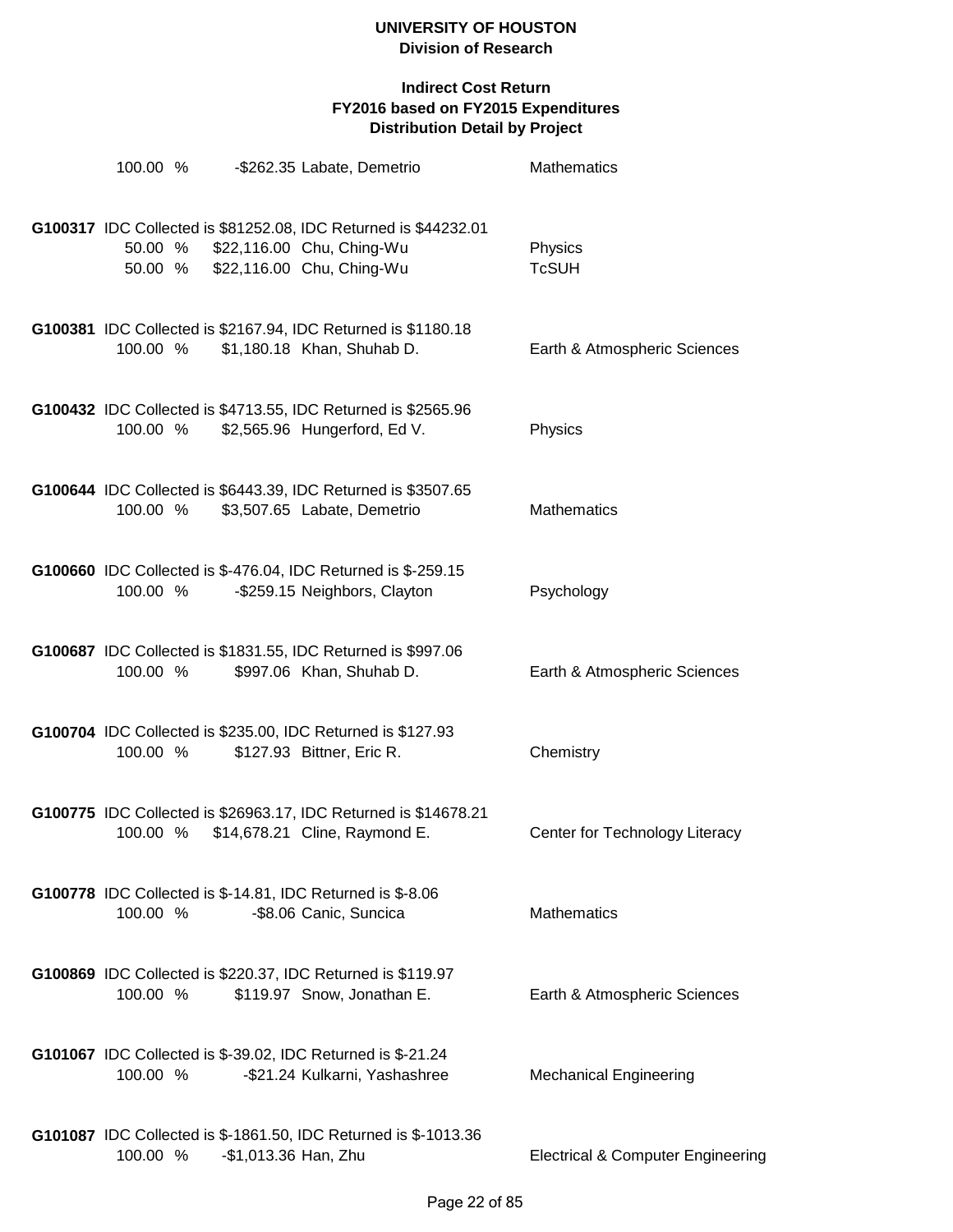**UNIVERSITY OF HOUSTON**
**Division of Research**

**Indirect Cost Return**
**FY2016 based on FY2015 Expenditures**
**Distribution Detail by Project**

100.00 % -$262.35 Labate, Demetrio Mathematics

**G100317** IDC Collected is $81252.08, IDC Returned is $44232.01

50.00 % $22,116.00 Chu, Ching-Wu Physics
50.00 % $22,116.00 Chu, Ching-Wu TcSUH

**G100381** IDC Collected is $2167.94, IDC Returned is $1180.18

100.00 % $1,180.18 Khan, Shuhab D. Earth & Atmospheric Sciences

**G100432** IDC Collected is $4713.55, IDC Returned is $2565.96

100.00 % $2,565.96 Hungerford, Ed V. Physics

**G100644** IDC Collected is $6443.39, IDC Returned is $3507.65

100.00 % $3,507.65 Labate, Demetrio Mathematics

**G100660** IDC Collected is $-476.04, IDC Returned is $-259.15

100.00 % -$259.15 Neighbors, Clayton Psychology

**G100687** IDC Collected is $1831.55, IDC Returned is $997.06

100.00 % $997.06 Khan, Shuhab D. Earth & Atmospheric Sciences

**G100704** IDC Collected is $235.00, IDC Returned is $127.93

100.00 % $127.93 Bittner, Eric R. Chemistry

**G100775** IDC Collected is $26963.17, IDC Returned is $14678.21

100.00 % $14,678.21 Cline, Raymond E. Center for Technology Literacy

**G100778** IDC Collected is $-14.81, IDC Returned is $-8.06

100.00 % -$8.06 Canic, Suncica Mathematics

**G100869** IDC Collected is $220.37, IDC Returned is $119.97

100.00 % $119.97 Snow, Jonathan E. Earth & Atmospheric Sciences

**G101067** IDC Collected is $-39.02, IDC Returned is $-21.24

100.00 % -$21.24 Kulkarni, Yashashree Mechanical Engineering

**G101087** IDC Collected is $-1861.50, IDC Returned is $-1013.36

100.00 % -$1,013.36 Han, Zhu Electrical & Computer Engineering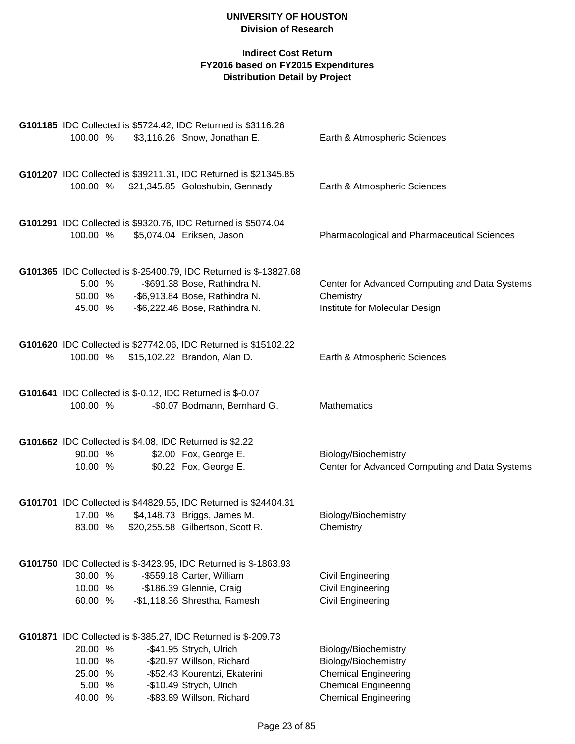**UNIVERSITY OF HOUSTON**
**Division of Research**

**Indirect Cost Return**
**FY2016 based on FY2015 Expenditures**
**Distribution Detail by Project**

**G101185** IDC Collected is $5724.42, IDC Returned is $3116.26

| % | Amount | Name | Department |
|---|---|---|---|
| 100.00 % | $3,116.26 | Snow, Jonathan E. | Earth & Atmospheric Sciences |

**G101207** IDC Collected is $39211.31, IDC Returned is $21345.85

| % | Amount | Name | Department |
|---|---|---|---|
| 100.00 % | $21,345.85 | Goloshubin, Gennady | Earth & Atmospheric Sciences |

**G101291** IDC Collected is $9320.76, IDC Returned is $5074.04

| % | Amount | Name | Department |
|---|---|---|---|
| 100.00 % | $5,074.04 | Eriksen, Jason | Pharmacological and Pharmaceutical Sciences |

**G101365** IDC Collected is $-25400.79, IDC Returned is $-13827.68

| % | Amount | Name | Department |
|---|---|---|---|
| 5.00 % | -$691.38 | Bose, Rathindra N. | Center for Advanced Computing and Data Systems |
| 50.00 % | -$6,913.84 | Bose, Rathindra N. | Chemistry |
| 45.00 % | -$6,222.46 | Bose, Rathindra N. | Institute for Molecular Design |

**G101620** IDC Collected is $27742.06, IDC Returned is $15102.22

| % | Amount | Name | Department |
|---|---|---|---|
| 100.00 % | $15,102.22 | Brandon, Alan D. | Earth & Atmospheric Sciences |

**G101641** IDC Collected is $-0.12, IDC Returned is $-0.07

| % | Amount | Name | Department |
|---|---|---|---|
| 100.00 % | -$0.07 | Bodmann, Bernhard G. | Mathematics |

**G101662** IDC Collected is $4.08, IDC Returned is $2.22

| % | Amount | Name | Department |
|---|---|---|---|
| 90.00 % | $2.00 | Fox, George E. | Biology/Biochemistry |
| 10.00 % | $0.22 | Fox, George E. | Center for Advanced Computing and Data Systems |

**G101701** IDC Collected is $44829.55, IDC Returned is $24404.31

| % | Amount | Name | Department |
|---|---|---|---|
| 17.00 % | $4,148.73 | Briggs, James M. | Biology/Biochemistry |
| 83.00 % | $20,255.58 | Gilbertson, Scott R. | Chemistry |

**G101750** IDC Collected is $-3423.95, IDC Returned is $-1863.93

| % | Amount | Name | Department |
|---|---|---|---|
| 30.00 % | -$559.18 | Carter, William | Civil Engineering |
| 10.00 % | -$186.39 | Glennie, Craig | Civil Engineering |
| 60.00 % | -$1,118.36 | Shrestha, Ramesh | Civil Engineering |

**G101871** IDC Collected is $-385.27, IDC Returned is $-209.73

| % | Amount | Name | Department |
|---|---|---|---|
| 20.00 % | -$41.95 | Strych, Ulrich | Biology/Biochemistry |
| 10.00 % | -$20.97 | Willson, Richard | Biology/Biochemistry |
| 25.00 % | -$52.43 | Kourentzi, Ekaterini | Chemical Engineering |
| 5.00 % | -$10.49 | Strych, Ulrich | Chemical Engineering |
| 40.00 % | -$83.89 | Willson, Richard | Chemical Engineering |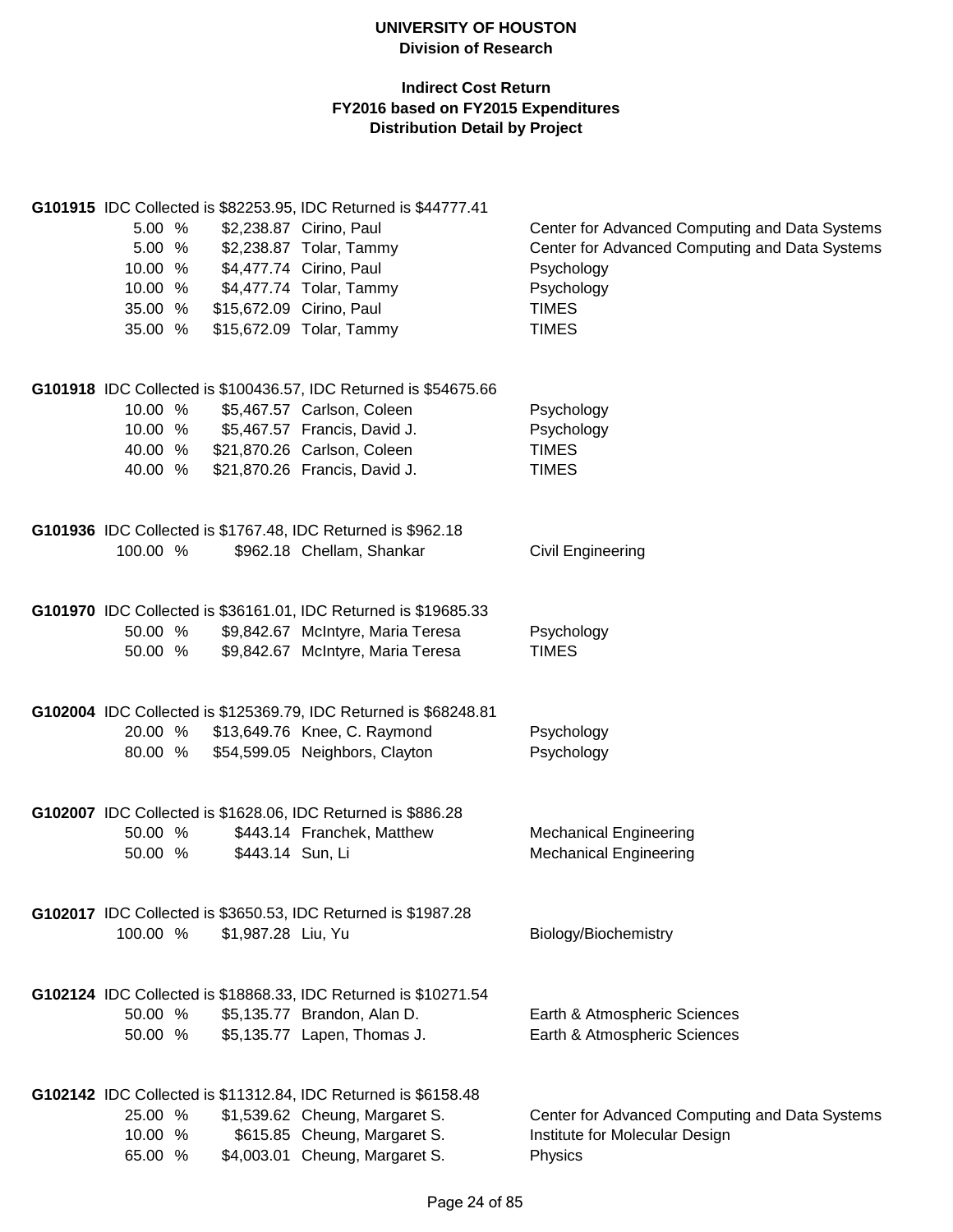**UNIVERSITY OF HOUSTON**
**Division of Research**

**Indirect Cost Return**
**FY2016 based on FY2015 Expenditures**
**Distribution Detail by Project**

**G101915** IDC Collected is $82253.95, IDC Returned is $44777.41

| Percent | Amount | Name | Department |
|---|---|---|---|
| 5.00 % | $2,238.87 | Cirino, Paul | Center for Advanced Computing and Data Systems |
| 5.00 % | $2,238.87 | Tolar, Tammy | Center for Advanced Computing and Data Systems |
| 10.00 % | $4,477.74 | Cirino, Paul | Psychology |
| 10.00 % | $4,477.74 | Tolar, Tammy | Psychology |
| 35.00 % | $15,672.09 | Cirino, Paul | TIMES |
| 35.00 % | $15,672.09 | Tolar, Tammy | TIMES |

**G101918** IDC Collected is $100436.57, IDC Returned is $54675.66

| Percent | Amount | Name | Department |
|---|---|---|---|
| 10.00 % | $5,467.57 | Carlson, Coleen | Psychology |
| 10.00 % | $5,467.57 | Francis, David J. | Psychology |
| 40.00 % | $21,870.26 | Carlson, Coleen | TIMES |
| 40.00 % | $21,870.26 | Francis, David J. | TIMES |

**G101936** IDC Collected is $1767.48, IDC Returned is $962.18

| Percent | Amount | Name | Department |
|---|---|---|---|
| 100.00 % | $962.18 | Chellam, Shankar | Civil Engineering |

**G101970** IDC Collected is $36161.01, IDC Returned is $19685.33

| Percent | Amount | Name | Department |
|---|---|---|---|
| 50.00 % | $9,842.67 | McIntyre, Maria Teresa | Psychology |
| 50.00 % | $9,842.67 | McIntyre, Maria Teresa | TIMES |

**G102004** IDC Collected is $125369.79, IDC Returned is $68248.81

| Percent | Amount | Name | Department |
|---|---|---|---|
| 20.00 % | $13,649.76 | Knee, C. Raymond | Psychology |
| 80.00 % | $54,599.05 | Neighbors, Clayton | Psychology |

**G102007** IDC Collected is $1628.06, IDC Returned is $886.28

| Percent | Amount | Name | Department |
|---|---|---|---|
| 50.00 % | $443.14 | Franchek, Matthew | Mechanical Engineering |
| 50.00 % | $443.14 | Sun, Li | Mechanical Engineering |

**G102017** IDC Collected is $3650.53, IDC Returned is $1987.28

| Percent | Amount | Name | Department |
|---|---|---|---|
| 100.00 % | $1,987.28 | Liu, Yu | Biology/Biochemistry |

**G102124** IDC Collected is $18868.33, IDC Returned is $10271.54

| Percent | Amount | Name | Department |
|---|---|---|---|
| 50.00 % | $5,135.77 | Brandon, Alan D. | Earth & Atmospheric Sciences |
| 50.00 % | $5,135.77 | Lapen, Thomas J. | Earth & Atmospheric Sciences |

**G102142** IDC Collected is $11312.84, IDC Returned is $6158.48

| Percent | Amount | Name | Department |
|---|---|---|---|
| 25.00 % | $1,539.62 | Cheung, Margaret S. | Center for Advanced Computing and Data Systems |
| 10.00 % | $615.85 | Cheung, Margaret S. | Institute for Molecular Design |
| 65.00 % | $4,003.01 | Cheung, Margaret S. | Physics |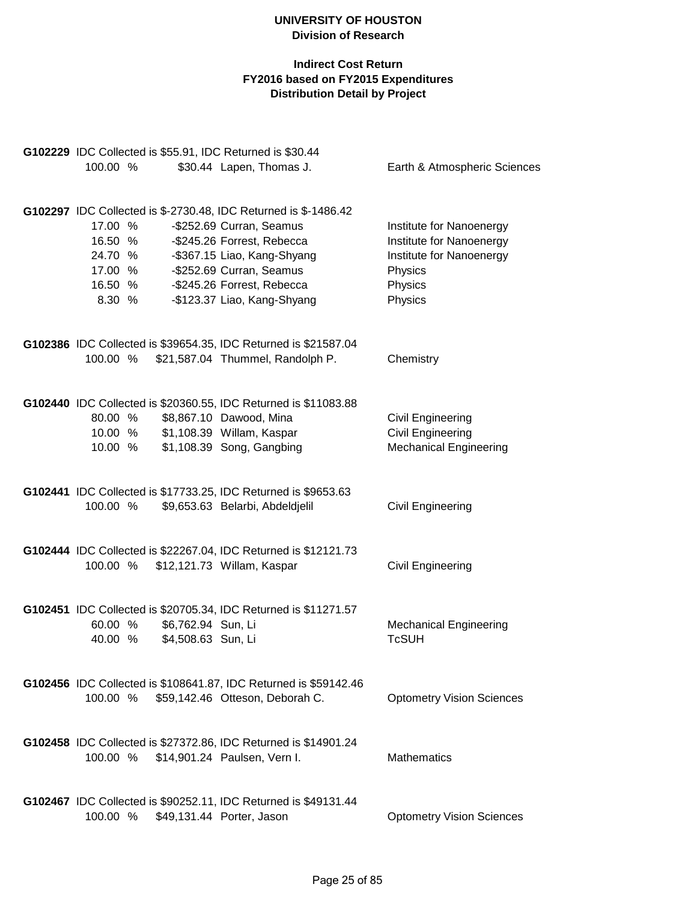**UNIVERSITY OF HOUSTON**
**Division of Research**

**Indirect Cost Return**
**FY2016 based on FY2015 Expenditures**
**Distribution Detail by Project**

**G102229** IDC Collected is $55.91, IDC Returned is $30.44

| % | Amount | Name | Department |
|---|---|---|---|
| 100.00 % | $30.44 | Lapen, Thomas J. | Earth & Atmospheric Sciences |

**G102297** IDC Collected is $-2730.48, IDC Returned is $-1486.42

| % | Amount | Name | Department |
|---|---|---|---|
| 17.00 % | -$252.69 | Curran, Seamus | Institute for Nanoenergy |
| 16.50 % | -$245.26 | Forrest, Rebecca | Institute for Nanoenergy |
| 24.70 % | -$367.15 | Liao, Kang-Shyang | Institute for Nanoenergy |
| 17.00 % | -$252.69 | Curran, Seamus | Physics |
| 16.50 % | -$245.26 | Forrest, Rebecca | Physics |
| 8.30 % | -$123.37 | Liao, Kang-Shyang | Physics |

**G102386** IDC Collected is $39654.35, IDC Returned is $21587.04

| % | Amount | Name | Department |
|---|---|---|---|
| 100.00 % | $21,587.04 | Thummel, Randolph P. | Chemistry |

**G102440** IDC Collected is $20360.55, IDC Returned is $11083.88

| % | Amount | Name | Department |
|---|---|---|---|
| 80.00 % | $8,867.10 | Dawood, Mina | Civil Engineering |
| 10.00 % | $1,108.39 | Willam, Kaspar | Civil Engineering |
| 10.00 % | $1,108.39 | Song, Gangbing | Mechanical Engineering |

**G102441** IDC Collected is $17733.25, IDC Returned is $9653.63

| % | Amount | Name | Department |
|---|---|---|---|
| 100.00 % | $9,653.63 | Belarbi, Abdeldjelil | Civil Engineering |

**G102444** IDC Collected is $22267.04, IDC Returned is $12121.73

| % | Amount | Name | Department |
|---|---|---|---|
| 100.00 % | $12,121.73 | Willam, Kaspar | Civil Engineering |

**G102451** IDC Collected is $20705.34, IDC Returned is $11271.57

| % | Amount | Name | Department |
|---|---|---|---|
| 60.00 % | $6,762.94 | Sun, Li | Mechanical Engineering |
| 40.00 % | $4,508.63 | Sun, Li | TcSUH |

**G102456** IDC Collected is $108641.87, IDC Returned is $59142.46

| % | Amount | Name | Department |
|---|---|---|---|
| 100.00 % | $59,142.46 | Otteson, Deborah C. | Optometry Vision Sciences |

**G102458** IDC Collected is $27372.86, IDC Returned is $14901.24

| % | Amount | Name | Department |
|---|---|---|---|
| 100.00 % | $14,901.24 | Paulsen, Vern I. | Mathematics |

**G102467** IDC Collected is $90252.11, IDC Returned is $49131.44

| % | Amount | Name | Department |
|---|---|---|---|
| 100.00 % | $49,131.44 | Porter, Jason | Optometry Vision Sciences |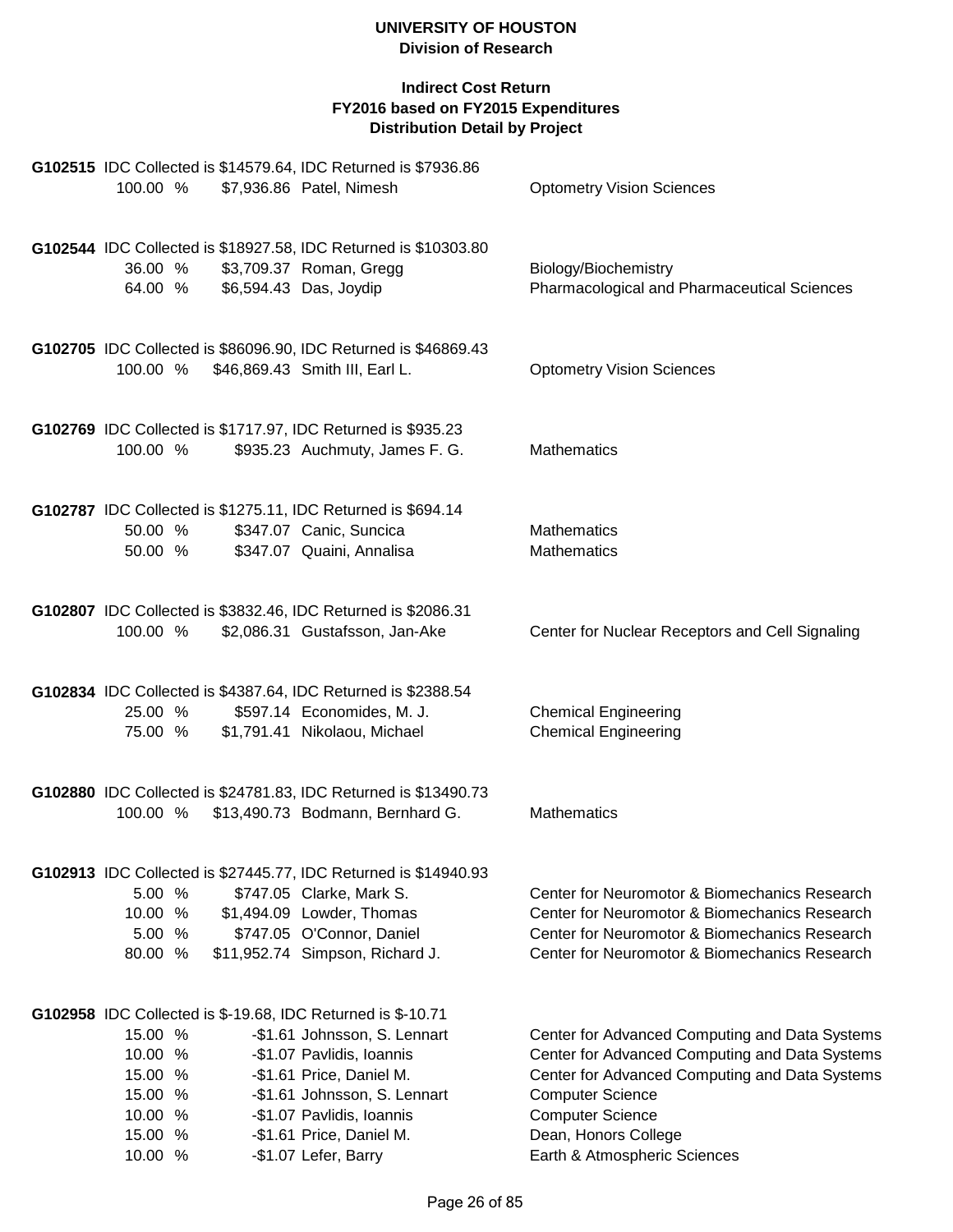**UNIVERSITY OF HOUSTON**
**Division of Research**

**Indirect Cost Return**
**FY2016 based on FY2015 Expenditures**
**Distribution Detail by Project**

**G102515** IDC Collected is $14579.64, IDC Returned is $7936.86

| % | Amount | Name | Department |
|---|---|---|---|
| 100.00 % | $7,936.86 | Patel, Nimesh | Optometry Vision Sciences |

**G102544** IDC Collected is $18927.58, IDC Returned is $10303.80

| % | Amount | Name | Department |
|---|---|---|---|
| 36.00 % | $3,709.37 | Roman, Gregg | Biology/Biochemistry |
| 64.00 % | $6,594.43 | Das, Joydip | Pharmacological and Pharmaceutical Sciences |

**G102705** IDC Collected is $86096.90, IDC Returned is $46869.43

| % | Amount | Name | Department |
|---|---|---|---|
| 100.00 % | $46,869.43 | Smith III, Earl L. | Optometry Vision Sciences |

**G102769** IDC Collected is $1717.97, IDC Returned is $935.23

| % | Amount | Name | Department |
|---|---|---|---|
| 100.00 % | $935.23 | Auchmuty, James F. G. | Mathematics |

**G102787** IDC Collected is $1275.11, IDC Returned is $694.14

| % | Amount | Name | Department |
|---|---|---|---|
| 50.00 % | $347.07 | Canic, Suncica | Mathematics |
| 50.00 % | $347.07 | Quaini, Annalisa | Mathematics |

**G102807** IDC Collected is $3832.46, IDC Returned is $2086.31

| % | Amount | Name | Department |
|---|---|---|---|
| 100.00 % | $2,086.31 | Gustafsson, Jan-Ake | Center for Nuclear Receptors and Cell Signaling |

**G102834** IDC Collected is $4387.64, IDC Returned is $2388.54

| % | Amount | Name | Department |
|---|---|---|---|
| 25.00 % | $597.14 | Economides, M. J. | Chemical Engineering |
| 75.00 % | $1,791.41 | Nikolaou, Michael | Chemical Engineering |

**G102880** IDC Collected is $24781.83, IDC Returned is $13490.73

| % | Amount | Name | Department |
|---|---|---|---|
| 100.00 % | $13,490.73 | Bodmann, Bernhard G. | Mathematics |

**G102913** IDC Collected is $27445.77, IDC Returned is $14940.93

| % | Amount | Name | Department |
|---|---|---|---|
| 5.00 % | $747.05 | Clarke, Mark S. | Center for Neuromotor & Biomechanics Research |
| 10.00 % | $1,494.09 | Lowder, Thomas | Center for Neuromotor & Biomechanics Research |
| 5.00 % | $747.05 | O'Connor, Daniel | Center for Neuromotor & Biomechanics Research |
| 80.00 % | $11,952.74 | Simpson, Richard J. | Center for Neuromotor & Biomechanics Research |

**G102958** IDC Collected is $-19.68, IDC Returned is $-10.71

| % | Amount | Name | Department |
|---|---|---|---|
| 15.00 % | -$1.61 | Johnsson, S. Lennart | Center for Advanced Computing and Data Systems |
| 10.00 % | -$1.07 | Pavlidis, Ioannis | Center for Advanced Computing and Data Systems |
| 15.00 % | -$1.61 | Price, Daniel M. | Center for Advanced Computing and Data Systems |
| 15.00 % | -$1.61 | Johnsson, S. Lennart | Computer Science |
| 10.00 % | -$1.07 | Pavlidis, Ioannis | Computer Science |
| 15.00 % | -$1.61 | Price, Daniel M. | Dean, Honors College |
| 10.00 % | -$1.07 | Lefer, Barry | Earth & Atmospheric Sciences |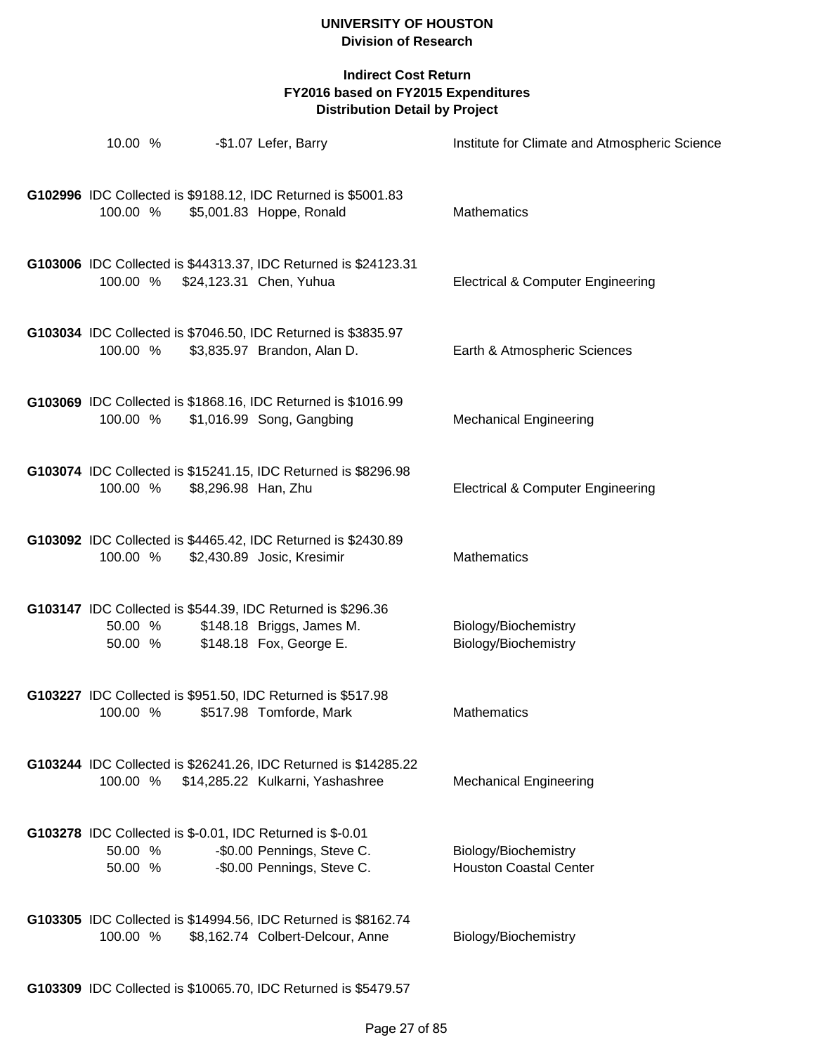# UNIVERSITY OF HOUSTON
## Division of Research

### Indirect Cost Return
### FY2016 based on FY2015 Expenditures
### Distribution Detail by Project

| | | | |
|---|---|---|---|
| 10.00 % | -$1.07 | Lefer, Barry | Institute for Climate and Atmospheric Science |

**G102996** IDC Collected is $9188.12, IDC Returned is $5001.83

| | | | |
|---|---|---|---|
| 100.00 % | $5,001.83 | Hoppe, Ronald | Mathematics |

**G103006** IDC Collected is $44313.37, IDC Returned is $24123.31

| | | | |
|---|---|---|---|
| 100.00 % | $24,123.31 | Chen, Yuhua | Electrical & Computer Engineering |

**G103034** IDC Collected is $7046.50, IDC Returned is $3835.97

| | | | |
|---|---|---|---|
| 100.00 % | $3,835.97 | Brandon, Alan D. | Earth & Atmospheric Sciences |

**G103069** IDC Collected is $1868.16, IDC Returned is $1016.99

| | | | |
|---|---|---|---|
| 100.00 % | $1,016.99 | Song, Gangbing | Mechanical Engineering |

**G103074** IDC Collected is $15241.15, IDC Returned is $8296.98

| | | | |
|---|---|---|---|
| 100.00 % | $8,296.98 | Han, Zhu | Electrical & Computer Engineering |

**G103092** IDC Collected is $4465.42, IDC Returned is $2430.89

| | | | |
|---|---|---|---|
| 100.00 % | $2,430.89 | Josic, Kresimir | Mathematics |

**G103147** IDC Collected is $544.39, IDC Returned is $296.36

| | | | |
|---|---|---|---|
| 50.00 % | $148.18 | Briggs, James M. | Biology/Biochemistry |
| 50.00 % | $148.18 | Fox, George E. | Biology/Biochemistry |

**G103227** IDC Collected is $951.50, IDC Returned is $517.98

| | | | |
|---|---|---|---|
| 100.00 % | $517.98 | Tomforde, Mark | Mathematics |

**G103244** IDC Collected is $26241.26, IDC Returned is $14285.22

| | | | |
|---|---|---|---|
| 100.00 % | $14,285.22 | Kulkarni, Yashashree | Mechanical Engineering |

**G103278** IDC Collected is $-0.01, IDC Returned is $-0.01

| | | | |
|---|---|---|---|
| 50.00 % | -$0.00 | Pennings, Steve C. | Biology/Biochemistry |
| 50.00 % | -$0.00 | Pennings, Steve C. | Houston Coastal Center |

**G103305** IDC Collected is $14994.56, IDC Returned is $8162.74

| | | | |
|---|---|---|---|
| 100.00 % | $8,162.74 | Colbert-Delcour, Anne | Biology/Biochemistry |

**G103309** IDC Collected is $10065.70, IDC Returned is $5479.57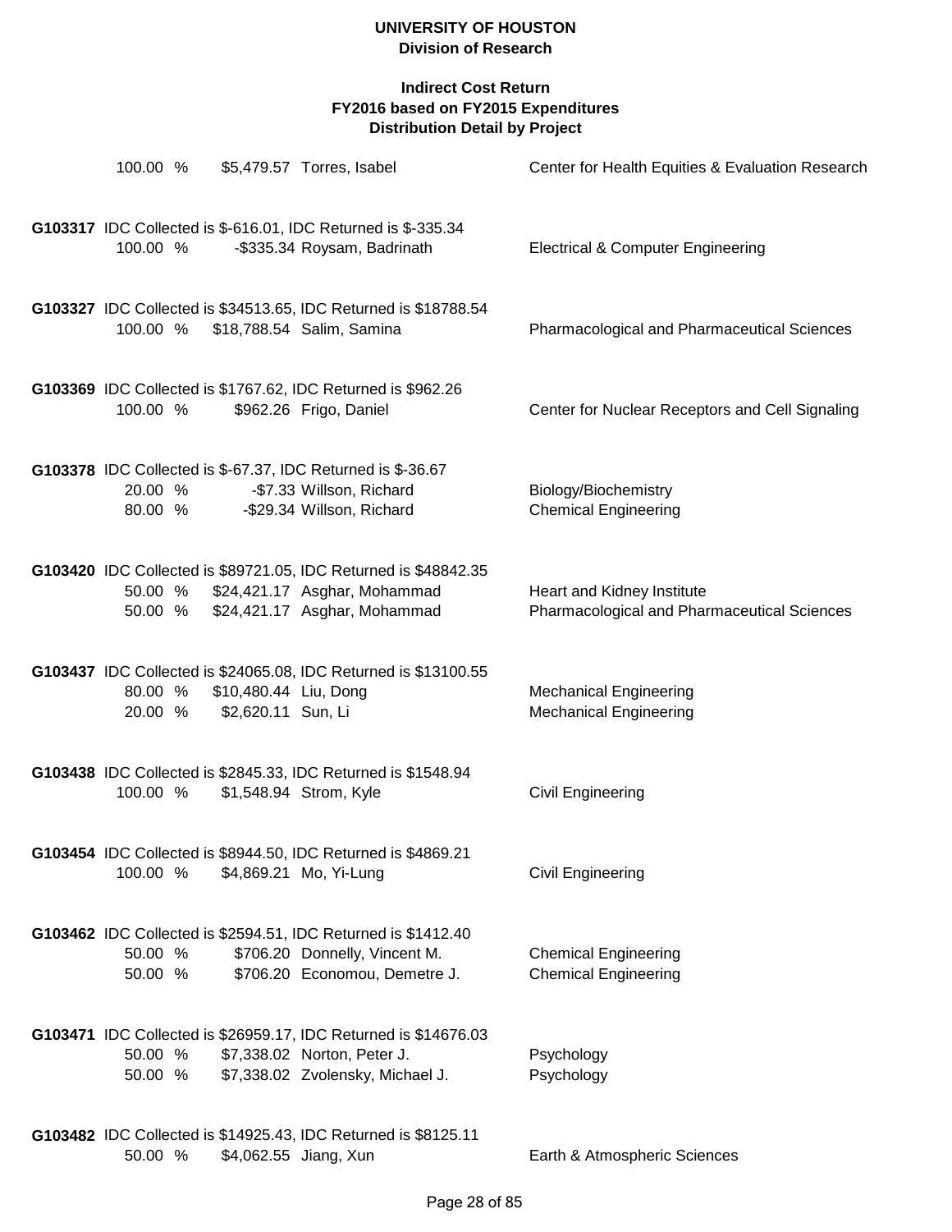**UNIVERSITY OF HOUSTON**
**Division of Research**

**Indirect Cost Return**
**FY2016 based on FY2015 Expenditures**
**Distribution Detail by Project**

100.00 % $5,479.57 Torres, Isabel — Center for Health Equities & Evaluation Research

**G103317** IDC Collected is $-616.01, IDC Returned is $-335.34

| % | Amount | Name | Department |
|---|---|---|---|
| 100.00 % | -$335.34 | Roysam, Badrinath | Electrical & Computer Engineering |

**G103327** IDC Collected is $34513.65, IDC Returned is $18788.54

| % | Amount | Name | Department |
|---|---|---|---|
| 100.00 % | $18,788.54 | Salim, Samina | Pharmacological and Pharmaceutical Sciences |

**G103369** IDC Collected is $1767.62, IDC Returned is $962.26

| % | Amount | Name | Department |
|---|---|---|---|
| 100.00 % | $962.26 | Frigo, Daniel | Center for Nuclear Receptors and Cell Signaling |

**G103378** IDC Collected is $-67.37, IDC Returned is $-36.67

| % | Amount | Name | Department |
|---|---|---|---|
| 20.00 % | -$7.33 | Willson, Richard | Biology/Biochemistry |
| 80.00 % | -$29.34 | Willson, Richard | Chemical Engineering |

**G103420** IDC Collected is $89721.05, IDC Returned is $48842.35

| % | Amount | Name | Department |
|---|---|---|---|
| 50.00 % | $24,421.17 | Asghar, Mohammad | Heart and Kidney Institute |
| 50.00 % | $24,421.17 | Asghar, Mohammad | Pharmacological and Pharmaceutical Sciences |

**G103437** IDC Collected is $24065.08, IDC Returned is $13100.55

| % | Amount | Name | Department |
|---|---|---|---|
| 80.00 % | $10,480.44 | Liu, Dong | Mechanical Engineering |
| 20.00 % | $2,620.11 | Sun, Li | Mechanical Engineering |

**G103438** IDC Collected is $2845.33, IDC Returned is $1548.94

| % | Amount | Name | Department |
|---|---|---|---|
| 100.00 % | $1,548.94 | Strom, Kyle | Civil Engineering |

**G103454** IDC Collected is $8944.50, IDC Returned is $4869.21

| % | Amount | Name | Department |
|---|---|---|---|
| 100.00 % | $4,869.21 | Mo, Yi-Lung | Civil Engineering |

**G103462** IDC Collected is $2594.51, IDC Returned is $1412.40

| % | Amount | Name | Department |
|---|---|---|---|
| 50.00 % | $706.20 | Donnelly, Vincent M. | Chemical Engineering |
| 50.00 % | $706.20 | Economou, Demetre J. | Chemical Engineering |

**G103471** IDC Collected is $26959.17, IDC Returned is $14676.03

| % | Amount | Name | Department |
|---|---|---|---|
| 50.00 % | $7,338.02 | Norton, Peter J. | Psychology |
| 50.00 % | $7,338.02 | Zvolensky, Michael J. | Psychology |

**G103482** IDC Collected is $14925.43, IDC Returned is $8125.11

| % | Amount | Name | Department |
|---|---|---|---|
| 50.00 % | $4,062.55 | Jiang, Xun | Earth & Atmospheric Sciences |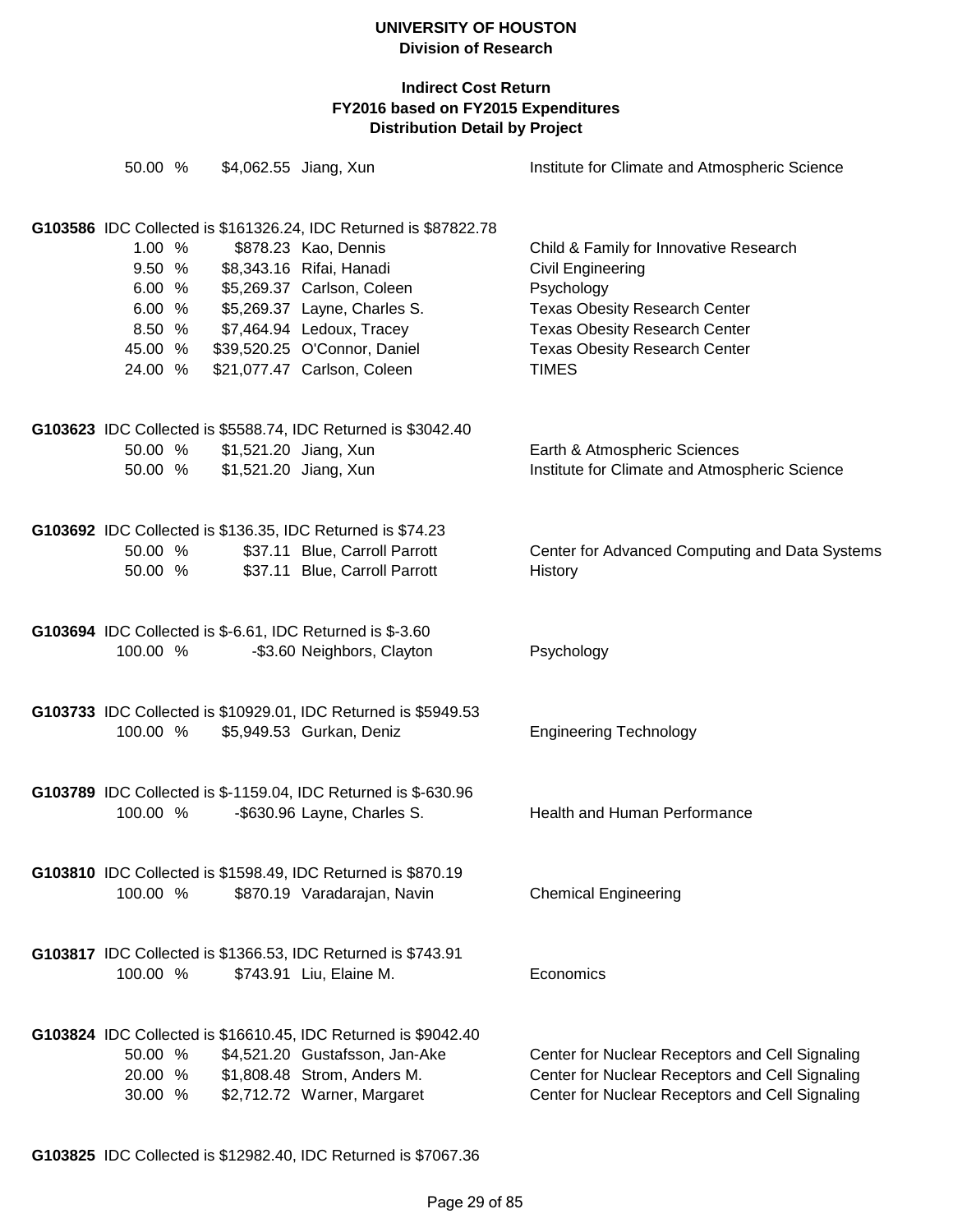| | | | |
|---|---|---|---|
| 50.00 % | $4,062.55 | Jiang, Xun | Institute for Climate and Atmospheric Science |

**G103586** IDC Collected is $161326.24, IDC Returned is $87822.78

| | | | |
|---|---|---|---|
| 1.00 % | $878.23 | Kao, Dennis | Child & Family for Innovative Research |
| 9.50 % | $8,343.16 | Rifai, Hanadi | Civil Engineering |
| 6.00 % | $5,269.37 | Carlson, Coleen | Psychology |
| 6.00 % | $5,269.37 | Layne, Charles S. | Texas Obesity Research Center |
| 8.50 % | $7,464.94 | Ledoux, Tracey | Texas Obesity Research Center |
| 45.00 % | $39,520.25 | O'Connor, Daniel | Texas Obesity Research Center |
| 24.00 % | $21,077.47 | Carlson, Coleen | TIMES |

**G103623** IDC Collected is $5588.74, IDC Returned is $3042.40

| | | | |
|---|---|---|---|
| 50.00 % | $1,521.20 | Jiang, Xun | Earth & Atmospheric Sciences |
| 50.00 % | $1,521.20 | Jiang, Xun | Institute for Climate and Atmospheric Science |

**G103692** IDC Collected is $136.35, IDC Returned is $74.23

| | | | |
|---|---|---|---|
| 50.00 % | $37.11 | Blue, Carroll Parrott | Center for Advanced Computing and Data Systems |
| 50.00 % | $37.11 | Blue, Carroll Parrott | History |

**G103694** IDC Collected is $-6.61, IDC Returned is $-3.60

| | | | |
|---|---|---|---|
| 100.00 % | -$3.60 | Neighbors, Clayton | Psychology |

**G103733** IDC Collected is $10929.01, IDC Returned is $5949.53

| | | | |
|---|---|---|---|
| 100.00 % | $5,949.53 | Gurkan, Deniz | Engineering Technology |

**G103789** IDC Collected is $-1159.04, IDC Returned is $-630.96

| | | | |
|---|---|---|---|
| 100.00 % | -$630.96 | Layne, Charles S. | Health and Human Performance |

**G103810** IDC Collected is $1598.49, IDC Returned is $870.19

| | | | |
|---|---|---|---|
| 100.00 % | $870.19 | Varadarajan, Navin | Chemical Engineering |

**G103817** IDC Collected is $1366.53, IDC Returned is $743.91

| | | | |
|---|---|---|---|
| 100.00 % | $743.91 | Liu, Elaine M. | Economics |

**G103824** IDC Collected is $16610.45, IDC Returned is $9042.40

| | | | |
|---|---|---|---|
| 50.00 % | $4,521.20 | Gustafsson, Jan-Ake | Center for Nuclear Receptors and Cell Signaling |
| 20.00 % | $1,808.48 | Strom, Anders M. | Center for Nuclear Receptors and Cell Signaling |
| 30.00 % | $2,712.72 | Warner, Margaret | Center for Nuclear Receptors and Cell Signaling |

**G103825** IDC Collected is $12982.40, IDC Returned is $7067.36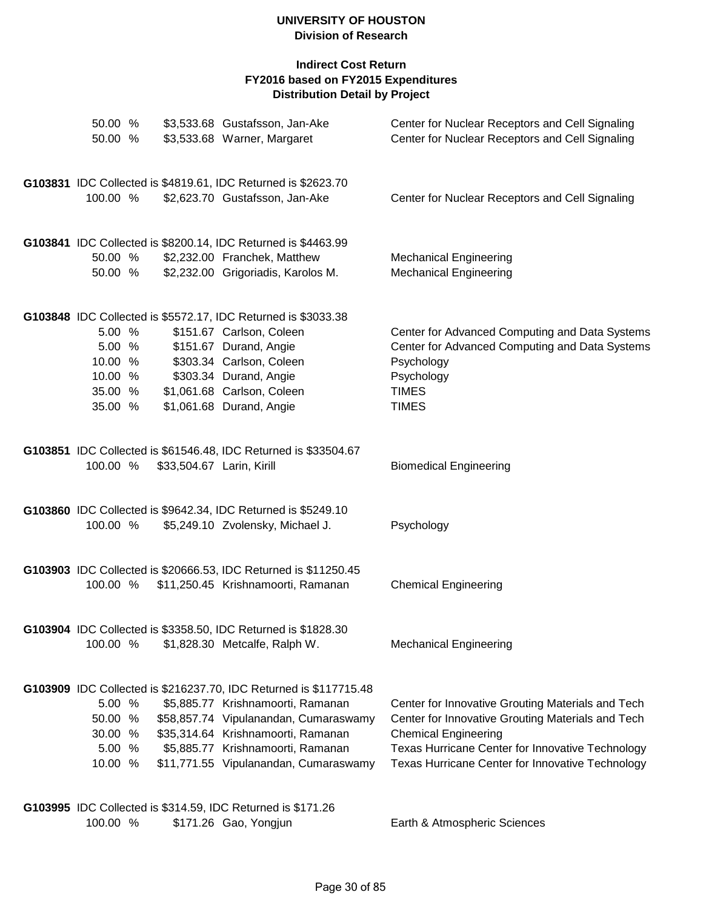# UNIVERSITY OF HOUSTON
## Division of Research

### Indirect Cost Return
### FY2016 based on FY2015 Expenditures
### Distribution Detail by Project

| | | | |
|---|---|---|---|
| 50.00 % | $3,533.68 | Gustafsson, Jan-Ake | Center for Nuclear Receptors and Cell Signaling |
| 50.00 % | $3,533.68 | Warner, Margaret | Center for Nuclear Receptors and Cell Signaling |

**G103831** IDC Collected is $4819.61, IDC Returned is $2623.70

| | | | |
|---|---|---|---|
| 100.00 % | $2,623.70 | Gustafsson, Jan-Ake | Center for Nuclear Receptors and Cell Signaling |

**G103841** IDC Collected is $8200.14, IDC Returned is $4463.99

| | | | |
|---|---|---|---|
| 50.00 % | $2,232.00 | Franchek, Matthew | Mechanical Engineering |
| 50.00 % | $2,232.00 | Grigoriadis, Karolos M. | Mechanical Engineering |

**G103848** IDC Collected is $5572.17, IDC Returned is $3033.38

| | | | |
|---|---|---|---|
| 5.00 % | $151.67 | Carlson, Coleen | Center for Advanced Computing and Data Systems |
| 5.00 % | $151.67 | Durand, Angie | Center for Advanced Computing and Data Systems |
| 10.00 % | $303.34 | Carlson, Coleen | Psychology |
| 10.00 % | $303.34 | Durand, Angie | Psychology |
| 35.00 % | $1,061.68 | Carlson, Coleen | TIMES |
| 35.00 % | $1,061.68 | Durand, Angie | TIMES |

**G103851** IDC Collected is $61546.48, IDC Returned is $33504.67

| | | | |
|---|---|---|---|
| 100.00 % | $33,504.67 | Larin, Kirill | Biomedical Engineering |

**G103860** IDC Collected is $9642.34, IDC Returned is $5249.10

| | | | |
|---|---|---|---|
| 100.00 % | $5,249.10 | Zvolensky, Michael J. | Psychology |

**G103903** IDC Collected is $20666.53, IDC Returned is $11250.45

| | | | |
|---|---|---|---|
| 100.00 % | $11,250.45 | Krishnamoorti, Ramanan | Chemical Engineering |

**G103904** IDC Collected is $3358.50, IDC Returned is $1828.30

| | | | |
|---|---|---|---|
| 100.00 % | $1,828.30 | Metcalfe, Ralph W. | Mechanical Engineering |

**G103909** IDC Collected is $216237.70, IDC Returned is $117715.48

| | | | |
|---|---|---|---|
| 5.00 % | $5,885.77 | Krishnamoorti, Ramanan | Center for Innovative Grouting Materials and Tech |
| 50.00 % | $58,857.74 | Vipulanandan, Cumaraswamy | Center for Innovative Grouting Materials and Tech |
| 30.00 % | $35,314.64 | Krishnamoorti, Ramanan | Chemical Engineering |
| 5.00 % | $5,885.77 | Krishnamoorti, Ramanan | Texas Hurricane Center for Innovative Technology |
| 10.00 % | $11,771.55 | Vipulanandan, Cumaraswamy | Texas Hurricane Center for Innovative Technology |

**G103995** IDC Collected is $314.59, IDC Returned is $171.26

| | | | |
|---|---|---|---|
| 100.00 % | $171.26 | Gao, Yongjun | Earth & Atmospheric Sciences |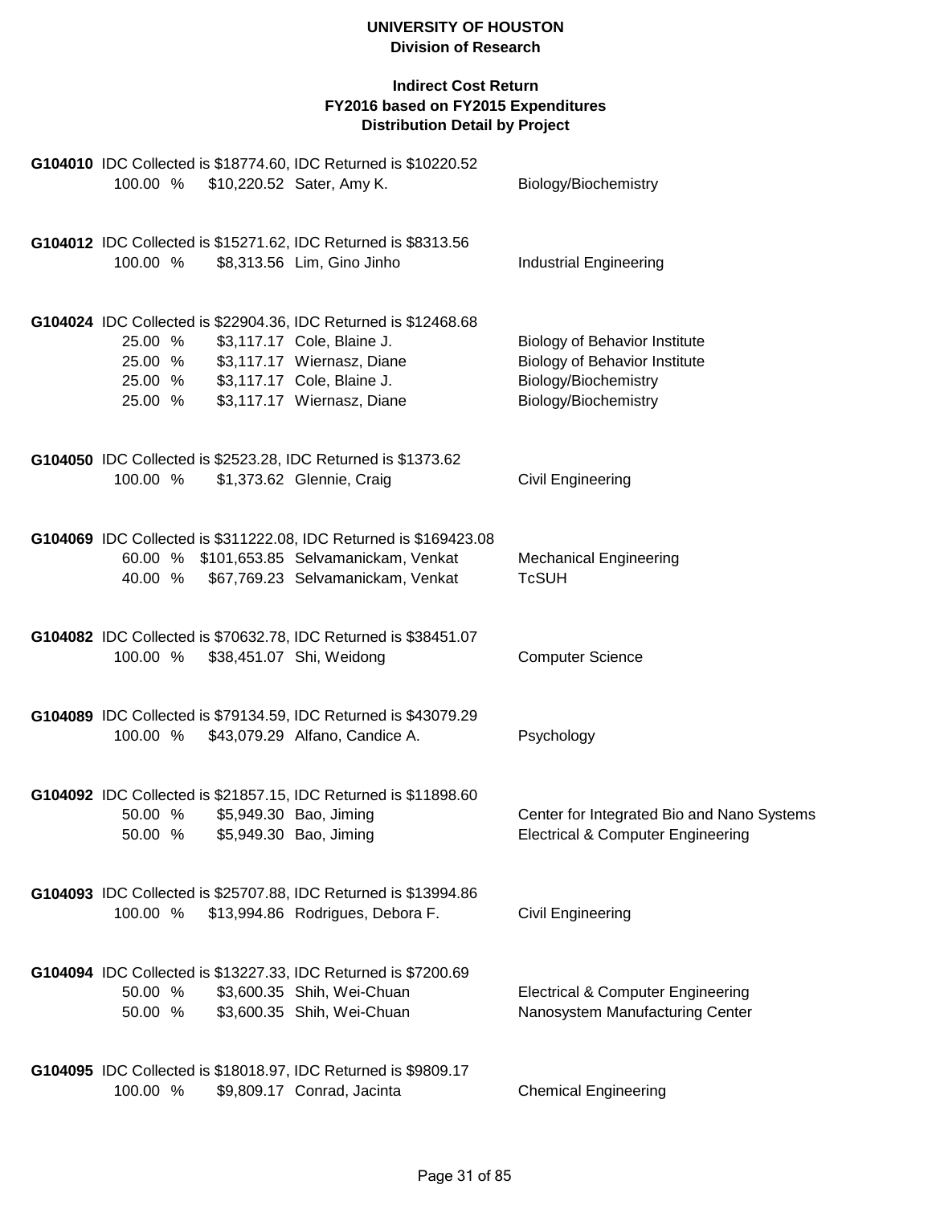**UNIVERSITY OF HOUSTON**
**Division of Research**

**Indirect Cost Return**
**FY2016 based on FY2015 Expenditures**
**Distribution Detail by Project**

**G104010** IDC Collected is $18774.60, IDC Returned is $10220.52

| Percent | Amount | Name | Department |
|---|---|---|---|
| 100.00 % | $10,220.52 | Sater, Amy K. | Biology/Biochemistry |

**G104012** IDC Collected is $15271.62, IDC Returned is $8313.56

| Percent | Amount | Name | Department |
|---|---|---|---|
| 100.00 % | $8,313.56 | Lim, Gino Jinho | Industrial Engineering |

**G104024** IDC Collected is $22904.36, IDC Returned is $12468.68

| Percent | Amount | Name | Department |
|---|---|---|---|
| 25.00 % | $3,117.17 | Cole, Blaine J. | Biology of Behavior Institute |
| 25.00 % | $3,117.17 | Wiernasz, Diane | Biology of Behavior Institute |
| 25.00 % | $3,117.17 | Cole, Blaine J. | Biology/Biochemistry |
| 25.00 % | $3,117.17 | Wiernasz, Diane | Biology/Biochemistry |

**G104050** IDC Collected is $2523.28, IDC Returned is $1373.62

| Percent | Amount | Name | Department |
|---|---|---|---|
| 100.00 % | $1,373.62 | Glennie, Craig | Civil Engineering |

**G104069** IDC Collected is $311222.08, IDC Returned is $169423.08

| Percent | Amount | Name | Department |
|---|---|---|---|
| 60.00 % | $101,653.85 | Selvamanickam, Venkat | Mechanical Engineering |
| 40.00 % | $67,769.23 | Selvamanickam, Venkat | TcSUH |

**G104082** IDC Collected is $70632.78, IDC Returned is $38451.07

| Percent | Amount | Name | Department |
|---|---|---|---|
| 100.00 % | $38,451.07 | Shi, Weidong | Computer Science |

**G104089** IDC Collected is $79134.59, IDC Returned is $43079.29

| Percent | Amount | Name | Department |
|---|---|---|---|
| 100.00 % | $43,079.29 | Alfano, Candice A. | Psychology |

**G104092** IDC Collected is $21857.15, IDC Returned is $11898.60

| Percent | Amount | Name | Department |
|---|---|---|---|
| 50.00 % | $5,949.30 | Bao, Jiming | Center for Integrated Bio and Nano Systems |
| 50.00 % | $5,949.30 | Bao, Jiming | Electrical & Computer Engineering |

**G104093** IDC Collected is $25707.88, IDC Returned is $13994.86

| Percent | Amount | Name | Department |
|---|---|---|---|
| 100.00 % | $13,994.86 | Rodrigues, Debora F. | Civil Engineering |

**G104094** IDC Collected is $13227.33, IDC Returned is $7200.69

| Percent | Amount | Name | Department |
|---|---|---|---|
| 50.00 % | $3,600.35 | Shih, Wei-Chuan | Electrical & Computer Engineering |
| 50.00 % | $3,600.35 | Shih, Wei-Chuan | Nanosystem Manufacturing Center |

**G104095** IDC Collected is $18018.97, IDC Returned is $9809.17

| Percent | Amount | Name | Department |
|---|---|---|---|
| 100.00 % | $9,809.17 | Conrad, Jacinta | Chemical Engineering |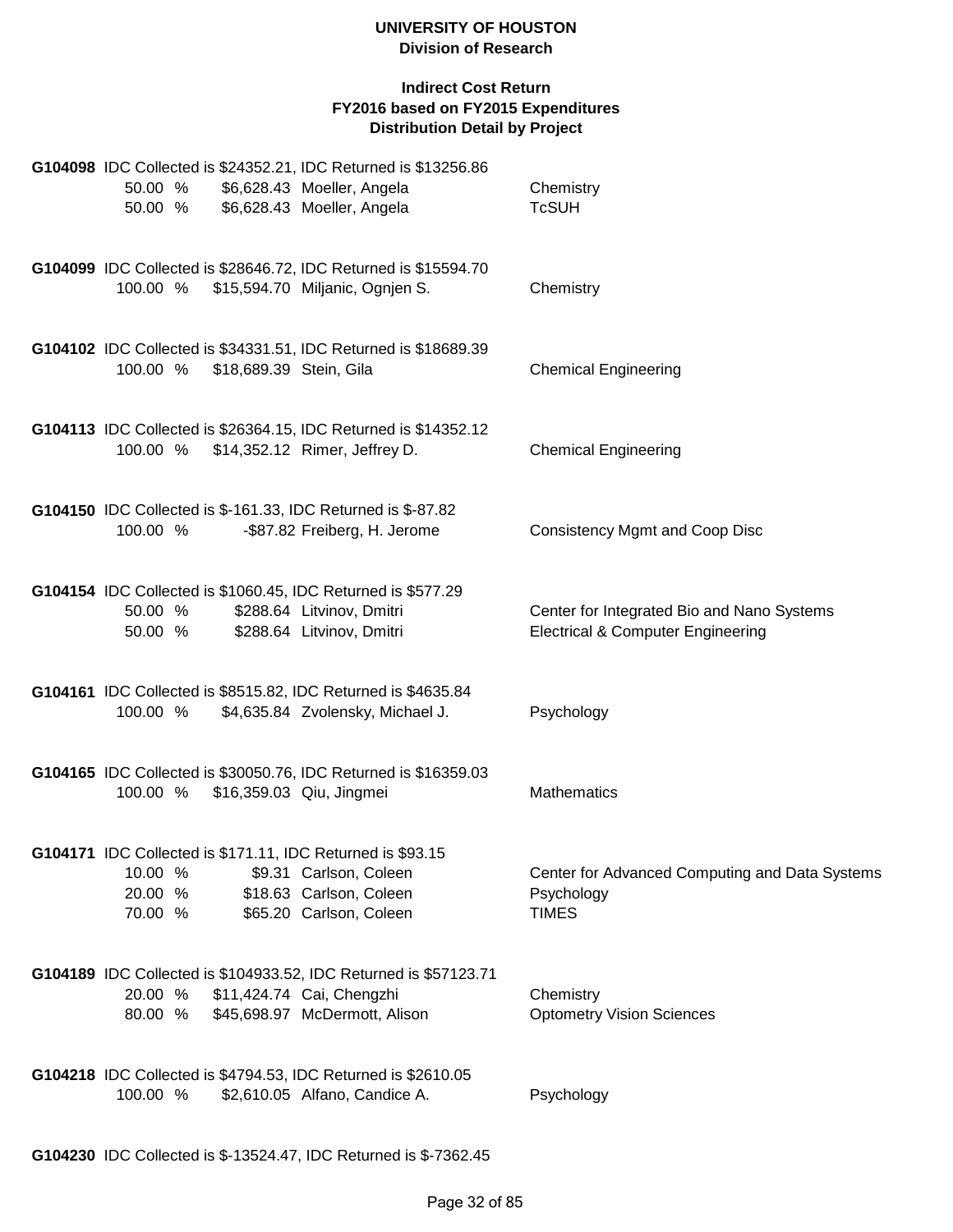**UNIVERSITY OF HOUSTON**
**Division of Research**

**Indirect Cost Return**
**FY2016 based on FY2015 Expenditures**
**Distribution Detail by Project**

**G104098** IDC Collected is $24352.21, IDC Returned is $13256.86

| | | | |
|---|---|---|---|
| 50.00 % | $6,628.43 | Moeller, Angela | Chemistry |
| 50.00 % | $6,628.43 | Moeller, Angela | TcSUH |

**G104099** IDC Collected is $28646.72, IDC Returned is $15594.70

| | | | |
|---|---|---|---|
| 100.00 % | $15,594.70 | Miljanic, Ognjen S. | Chemistry |

**G104102** IDC Collected is $34331.51, IDC Returned is $18689.39

| | | | |
|---|---|---|---|
| 100.00 % | $18,689.39 | Stein, Gila | Chemical Engineering |

**G104113** IDC Collected is $26364.15, IDC Returned is $14352.12

| | | | |
|---|---|---|---|
| 100.00 % | $14,352.12 | Rimer, Jeffrey D. | Chemical Engineering |

**G104150** IDC Collected is $-161.33, IDC Returned is $-87.82

| | | | |
|---|---|---|---|
| 100.00 % | -$87.82 | Freiberg, H. Jerome | Consistency Mgmt and Coop Disc |

**G104154** IDC Collected is $1060.45, IDC Returned is $577.29

| | | | |
|---|---|---|---|
| 50.00 % | $288.64 | Litvinov, Dmitri | Center for Integrated Bio and Nano Systems |
| 50.00 % | $288.64 | Litvinov, Dmitri | Electrical & Computer Engineering |

**G104161** IDC Collected is $8515.82, IDC Returned is $4635.84

| | | | |
|---|---|---|---|
| 100.00 % | $4,635.84 | Zvolensky, Michael J. | Psychology |

**G104165** IDC Collected is $30050.76, IDC Returned is $16359.03

| | | | |
|---|---|---|---|
| 100.00 % | $16,359.03 | Qiu, Jingmei | Mathematics |

**G104171** IDC Collected is $171.11, IDC Returned is $93.15

| | | | |
|---|---|---|---|
| 10.00 % | $9.31 | Carlson, Coleen | Center for Advanced Computing and Data Systems |
| 20.00 % | $18.63 | Carlson, Coleen | Psychology |
| 70.00 % | $65.20 | Carlson, Coleen | TIMES |

**G104189** IDC Collected is $104933.52, IDC Returned is $57123.71

| | | | |
|---|---|---|---|
| 20.00 % | $11,424.74 | Cai, Chengzhi | Chemistry |
| 80.00 % | $45,698.97 | McDermott, Alison | Optometry Vision Sciences |

**G104218** IDC Collected is $4794.53, IDC Returned is $2610.05

| | | | |
|---|---|---|---|
| 100.00 % | $2,610.05 | Alfano, Candice A. | Psychology |

**G104230** IDC Collected is $-13524.47, IDC Returned is $-7362.45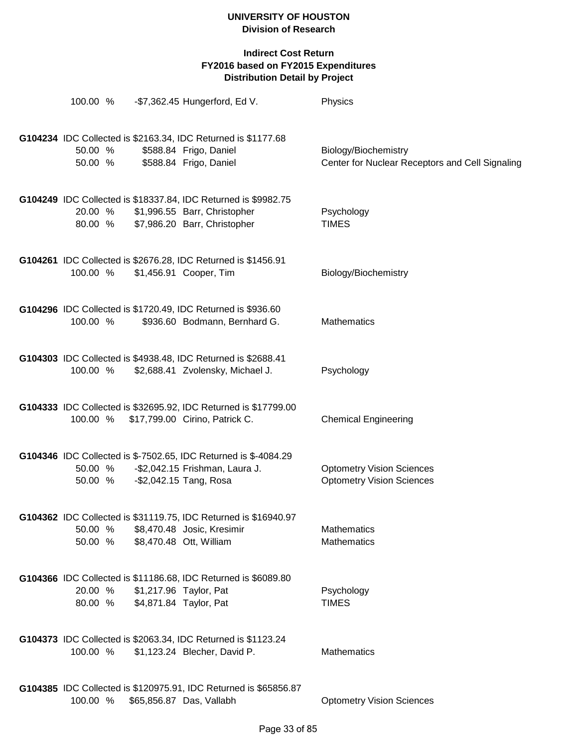# UNIVERSITY OF HOUSTON
## Division of Research

### Indirect Cost Return
### FY2016 based on FY2015 Expenditures
### Distribution Detail by Project

100.00 % -$7,362.45 Hungerford, Ed V. Physics

**G104234** IDC Collected is $2163.34, IDC Returned is $1177.68

| | | | |
|---|---|---|---|
| 50.00 % | $588.84 | Frigo, Daniel | Biology/Biochemistry |
| 50.00 % | $588.84 | Frigo, Daniel | Center for Nuclear Receptors and Cell Signaling |

**G104249** IDC Collected is $18337.84, IDC Returned is $9982.75

| | | | |
|---|---|---|---|
| 20.00 % | $1,996.55 | Barr, Christopher | Psychology |
| 80.00 % | $7,986.20 | Barr, Christopher | TIMES |

**G104261** IDC Collected is $2676.28, IDC Returned is $1456.91

| | | | |
|---|---|---|---|
| 100.00 % | $1,456.91 | Cooper, Tim | Biology/Biochemistry |

**G104296** IDC Collected is $1720.49, IDC Returned is $936.60

| | | | |
|---|---|---|---|
| 100.00 % | $936.60 | Bodmann, Bernhard G. | Mathematics |

**G104303** IDC Collected is $4938.48, IDC Returned is $2688.41

| | | | |
|---|---|---|---|
| 100.00 % | $2,688.41 | Zvolensky, Michael J. | Psychology |

**G104333** IDC Collected is $32695.92, IDC Returned is $17799.00

| | | | |
|---|---|---|---|
| 100.00 % | $17,799.00 | Cirino, Patrick C. | Chemical Engineering |

**G104346** IDC Collected is $-7502.65, IDC Returned is $-4084.29

| | | | |
|---|---|---|---|
| 50.00 % | -$2,042.15 | Frishman, Laura J. | Optometry Vision Sciences |
| 50.00 % | -$2,042.15 | Tang, Rosa | Optometry Vision Sciences |

**G104362** IDC Collected is $31119.75, IDC Returned is $16940.97

| | | | |
|---|---|---|---|
| 50.00 % | $8,470.48 | Josic, Kresimir | Mathematics |
| 50.00 % | $8,470.48 | Ott, William | Mathematics |

**G104366** IDC Collected is $11186.68, IDC Returned is $6089.80

| | | | |
|---|---|---|---|
| 20.00 % | $1,217.96 | Taylor, Pat | Psychology |
| 80.00 % | $4,871.84 | Taylor, Pat | TIMES |

**G104373** IDC Collected is $2063.34, IDC Returned is $1123.24

| | | | |
|---|---|---|---|
| 100.00 % | $1,123.24 | Blecher, David P. | Mathematics |

**G104385** IDC Collected is $120975.91, IDC Returned is $65856.87

| | | | |
|---|---|---|---|
| 100.00 % | $65,856.87 | Das, Vallabh | Optometry Vision Sciences |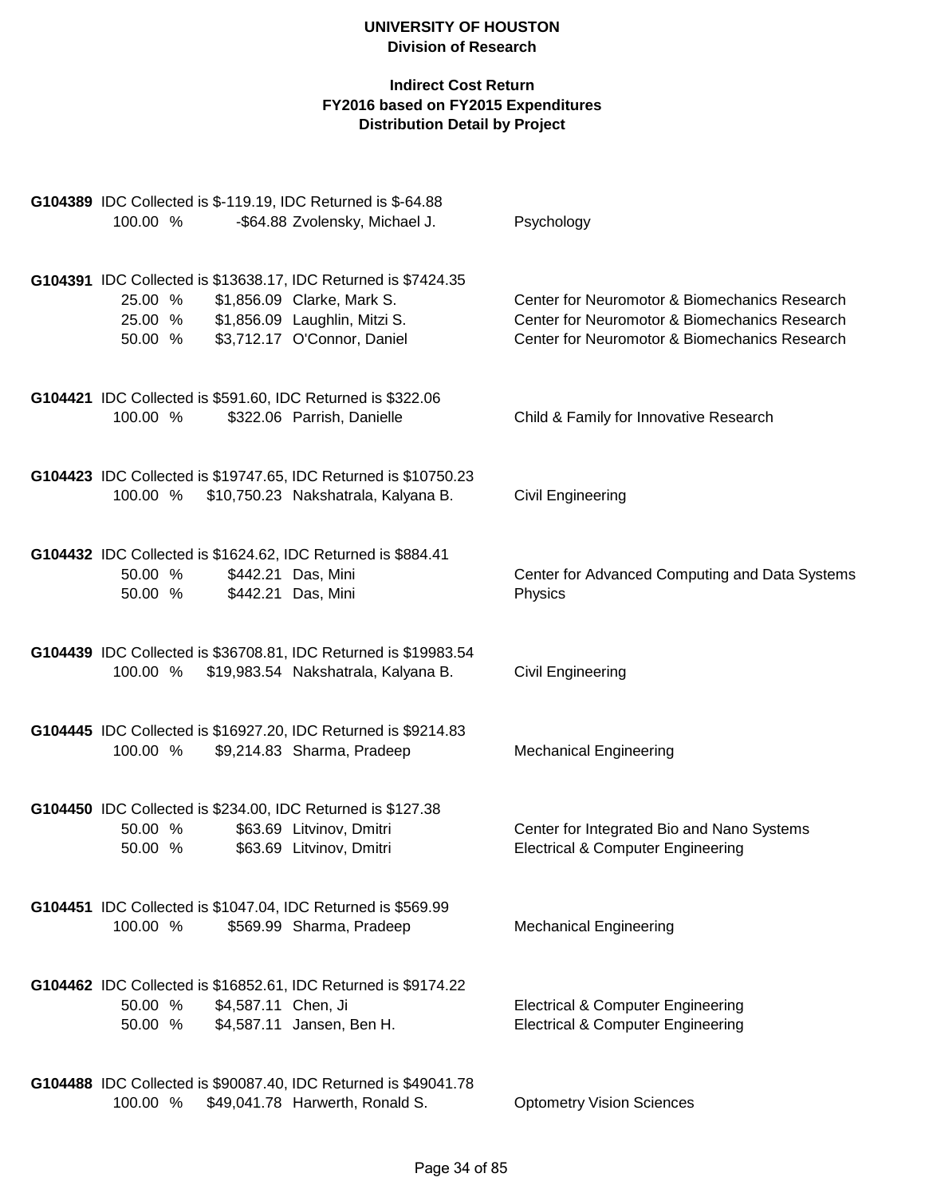# UNIVERSITY OF HOUSTON
## Division of Research

### Indirect Cost Return
### FY2016 based on FY2015 Expenditures
### Distribution Detail by Project

**G104389** IDC Collected is $-119.19, IDC Returned is $-64.88

| % | Amount | Name | Department |
|---|---|---|---|
| 100.00 % | -$64.88 | Zvolensky, Michael J. | Psychology |

**G104391** IDC Collected is $13638.17, IDC Returned is $7424.35

| % | Amount | Name | Department |
|---|---|---|---|
| 25.00 % | $1,856.09 | Clarke, Mark S. | Center for Neuromotor & Biomechanics Research |
| 25.00 % | $1,856.09 | Laughlin, Mitzi S. | Center for Neuromotor & Biomechanics Research |
| 50.00 % | $3,712.17 | O'Connor, Daniel | Center for Neuromotor & Biomechanics Research |

**G104421** IDC Collected is $591.60, IDC Returned is $322.06

| % | Amount | Name | Department |
|---|---|---|---|
| 100.00 % | $322.06 | Parrish, Danielle | Child & Family for Innovative Research |

**G104423** IDC Collected is $19747.65, IDC Returned is $10750.23

| % | Amount | Name | Department |
|---|---|---|---|
| 100.00 % | $10,750.23 | Nakshatrala, Kalyana B. | Civil Engineering |

**G104432** IDC Collected is $1624.62, IDC Returned is $884.41

| % | Amount | Name | Department |
|---|---|---|---|
| 50.00 % | $442.21 | Das, Mini | Center for Advanced Computing and Data Systems |
| 50.00 % | $442.21 | Das, Mini | Physics |

**G104439** IDC Collected is $36708.81, IDC Returned is $19983.54

| % | Amount | Name | Department |
|---|---|---|---|
| 100.00 % | $19,983.54 | Nakshatrala, Kalyana B. | Civil Engineering |

**G104445** IDC Collected is $16927.20, IDC Returned is $9214.83

| % | Amount | Name | Department |
|---|---|---|---|
| 100.00 % | $9,214.83 | Sharma, Pradeep | Mechanical Engineering |

**G104450** IDC Collected is $234.00, IDC Returned is $127.38

| % | Amount | Name | Department |
|---|---|---|---|
| 50.00 % | $63.69 | Litvinov, Dmitri | Center for Integrated Bio and Nano Systems |
| 50.00 % | $63.69 | Litvinov, Dmitri | Electrical & Computer Engineering |

**G104451** IDC Collected is $1047.04, IDC Returned is $569.99

| % | Amount | Name | Department |
|---|---|---|---|
| 100.00 % | $569.99 | Sharma, Pradeep | Mechanical Engineering |

**G104462** IDC Collected is $16852.61, IDC Returned is $9174.22

| % | Amount | Name | Department |
|---|---|---|---|
| 50.00 % | $4,587.11 | Chen, Ji | Electrical & Computer Engineering |
| 50.00 % | $4,587.11 | Jansen, Ben H. | Electrical & Computer Engineering |

**G104488** IDC Collected is $90087.40, IDC Returned is $49041.78

| % | Amount | Name | Department |
|---|---|---|---|
| 100.00 % | $49,041.78 | Harwerth, Ronald S. | Optometry Vision Sciences |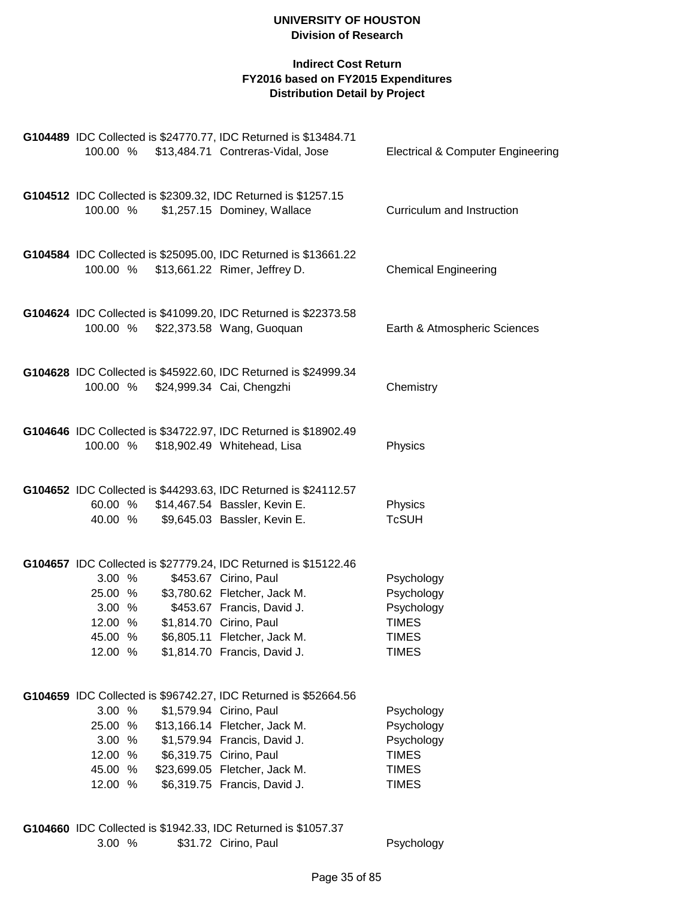# UNIVERSITY OF HOUSTON

## Division of Research

### Indirect Cost Return
### FY2016 based on FY2015 Expenditures
### Distribution Detail by Project

**G104489** IDC Collected is $24770.77, IDC Returned is $13484.71

| % | Amount | Name | Department |
|---|---|---|---|
| 100.00 % | $13,484.71 | Contreras-Vidal, Jose | Electrical & Computer Engineering |

**G104512** IDC Collected is $2309.32, IDC Returned is $1257.15

| % | Amount | Name | Department |
|---|---|---|---|
| 100.00 % | $1,257.15 | Dominey, Wallace | Curriculum and Instruction |

**G104584** IDC Collected is $25095.00, IDC Returned is $13661.22

| % | Amount | Name | Department |
|---|---|---|---|
| 100.00 % | $13,661.22 | Rimer, Jeffrey D. | Chemical Engineering |

**G104624** IDC Collected is $41099.20, IDC Returned is $22373.58

| % | Amount | Name | Department |
|---|---|---|---|
| 100.00 % | $22,373.58 | Wang, Guoquan | Earth & Atmospheric Sciences |

**G104628** IDC Collected is $45922.60, IDC Returned is $24999.34

| % | Amount | Name | Department |
|---|---|---|---|
| 100.00 % | $24,999.34 | Cai, Chengzhi | Chemistry |

**G104646** IDC Collected is $34722.97, IDC Returned is $18902.49

| % | Amount | Name | Department |
|---|---|---|---|
| 100.00 % | $18,902.49 | Whitehead, Lisa | Physics |

**G104652** IDC Collected is $44293.63, IDC Returned is $24112.57

| % | Amount | Name | Department |
|---|---|---|---|
| 60.00 % | $14,467.54 | Bassler, Kevin E. | Physics |
| 40.00 % | $9,645.03 | Bassler, Kevin E. | TcSUH |

**G104657** IDC Collected is $27779.24, IDC Returned is $15122.46

| % | Amount | Name | Department |
|---|---|---|---|
| 3.00 % | $453.67 | Cirino, Paul | Psychology |
| 25.00 % | $3,780.62 | Fletcher, Jack M. | Psychology |
| 3.00 % | $453.67 | Francis, David J. | Psychology |
| 12.00 % | $1,814.70 | Cirino, Paul | TIMES |
| 45.00 % | $6,805.11 | Fletcher, Jack M. | TIMES |
| 12.00 % | $1,814.70 | Francis, David J. | TIMES |

**G104659** IDC Collected is $96742.27, IDC Returned is $52664.56

| % | Amount | Name | Department |
|---|---|---|---|
| 3.00 % | $1,579.94 | Cirino, Paul | Psychology |
| 25.00 % | $13,166.14 | Fletcher, Jack M. | Psychology |
| 3.00 % | $1,579.94 | Francis, David J. | Psychology |
| 12.00 % | $6,319.75 | Cirino, Paul | TIMES |
| 45.00 % | $23,699.05 | Fletcher, Jack M. | TIMES |
| 12.00 % | $6,319.75 | Francis, David J. | TIMES |

**G104660** IDC Collected is $1942.33, IDC Returned is $1057.37

| % | Amount | Name | Department |
|---|---|---|---|
| 3.00 % | $31.72 | Cirino, Paul | Psychology |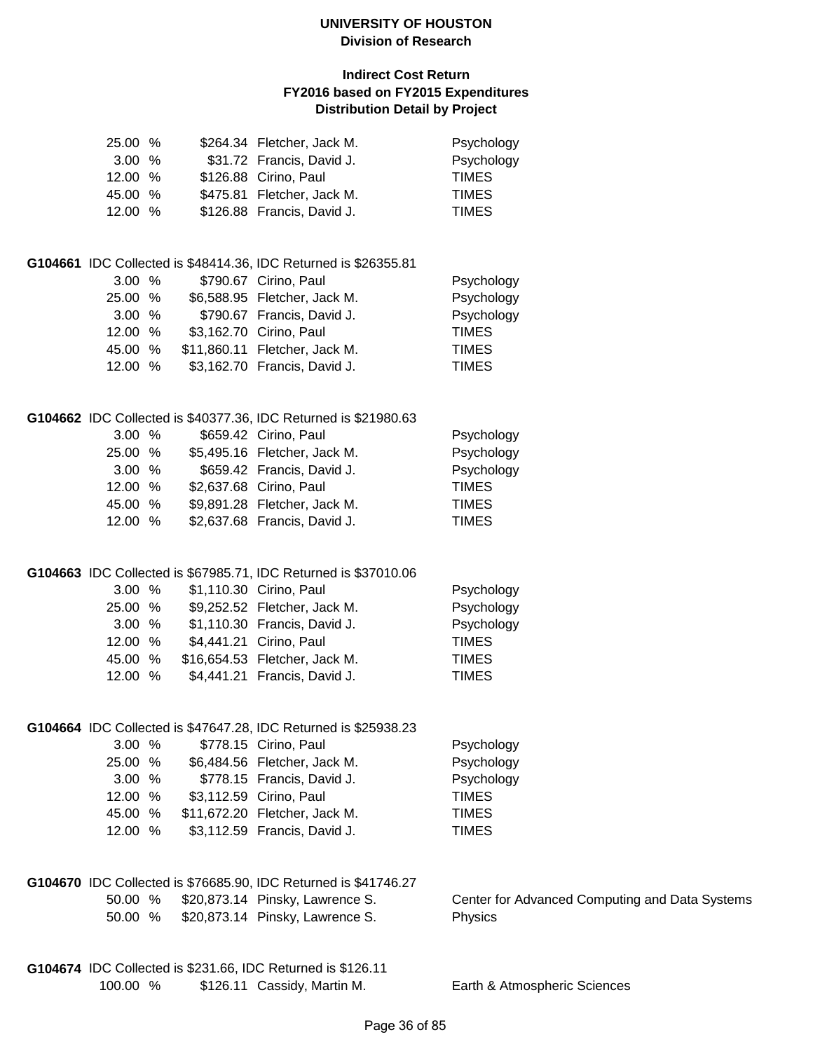**UNIVERSITY OF HOUSTON**
**Division of Research**

**Indirect Cost Return**
**FY2016 based on FY2015 Expenditures**
**Distribution Detail by Project**

| | | | |
|---|---|---|---|
| 25.00 % | $264.34 | Fletcher, Jack M. | Psychology |
| 3.00 % | $31.72 | Francis, David J. | Psychology |
| 12.00 % | $126.88 | Cirino, Paul | TIMES |
| 45.00 % | $475.81 | Fletcher, Jack M. | TIMES |
| 12.00 % | $126.88 | Francis, David J. | TIMES |

**G104661** IDC Collected is $48414.36, IDC Returned is $26355.81

| | | | |
|---|---|---|---|
| 3.00 % | $790.67 | Cirino, Paul | Psychology |
| 25.00 % | $6,588.95 | Fletcher, Jack M. | Psychology |
| 3.00 % | $790.67 | Francis, David J. | Psychology |
| 12.00 % | $3,162.70 | Cirino, Paul | TIMES |
| 45.00 % | $11,860.11 | Fletcher, Jack M. | TIMES |
| 12.00 % | $3,162.70 | Francis, David J. | TIMES |

**G104662** IDC Collected is $40377.36, IDC Returned is $21980.63

| | | | |
|---|---|---|---|
| 3.00 % | $659.42 | Cirino, Paul | Psychology |
| 25.00 % | $5,495.16 | Fletcher, Jack M. | Psychology |
| 3.00 % | $659.42 | Francis, David J. | Psychology |
| 12.00 % | $2,637.68 | Cirino, Paul | TIMES |
| 45.00 % | $9,891.28 | Fletcher, Jack M. | TIMES |
| 12.00 % | $2,637.68 | Francis, David J. | TIMES |

**G104663** IDC Collected is $67985.71, IDC Returned is $37010.06

| | | | |
|---|---|---|---|
| 3.00 % | $1,110.30 | Cirino, Paul | Psychology |
| 25.00 % | $9,252.52 | Fletcher, Jack M. | Psychology |
| 3.00 % | $1,110.30 | Francis, David J. | Psychology |
| 12.00 % | $4,441.21 | Cirino, Paul | TIMES |
| 45.00 % | $16,654.53 | Fletcher, Jack M. | TIMES |
| 12.00 % | $4,441.21 | Francis, David J. | TIMES |

**G104664** IDC Collected is $47647.28, IDC Returned is $25938.23

| | | | |
|---|---|---|---|
| 3.00 % | $778.15 | Cirino, Paul | Psychology |
| 25.00 % | $6,484.56 | Fletcher, Jack M. | Psychology |
| 3.00 % | $778.15 | Francis, David J. | Psychology |
| 12.00 % | $3,112.59 | Cirino, Paul | TIMES |
| 45.00 % | $11,672.20 | Fletcher, Jack M. | TIMES |
| 12.00 % | $3,112.59 | Francis, David J. | TIMES |

**G104670** IDC Collected is $76685.90, IDC Returned is $41746.27

| | | | |
|---|---|---|---|
| 50.00 % | $20,873.14 | Pinsky, Lawrence S. | Center for Advanced Computing and Data Systems |
| 50.00 % | $20,873.14 | Pinsky, Lawrence S. | Physics |

**G104674** IDC Collected is $231.66, IDC Returned is $126.11

| | | | |
|---|---|---|---|
| 100.00 % | $126.11 | Cassidy, Martin M. | Earth & Atmospheric Sciences |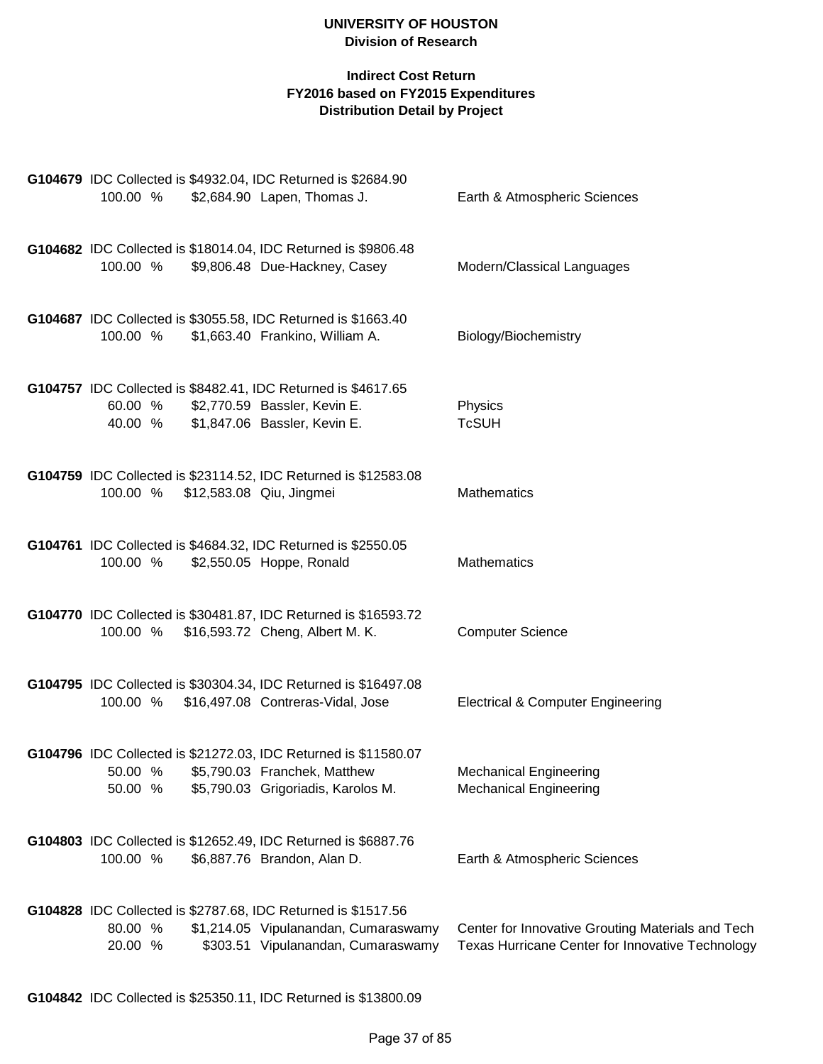**UNIVERSITY OF HOUSTON**
**Division of Research**

**Indirect Cost Return**
**FY2016 based on FY2015 Expenditures**
**Distribution Detail by Project**

**G104679** IDC Collected is $4932.04, IDC Returned is $2684.90

| | | | |
|---|---|---|---|
| 100.00 % | $2,684.90 | Lapen, Thomas J. | Earth & Atmospheric Sciences |

**G104682** IDC Collected is $18014.04, IDC Returned is $9806.48

| | | | |
|---|---|---|---|
| 100.00 % | $9,806.48 | Due-Hackney, Casey | Modern/Classical Languages |

**G104687** IDC Collected is $3055.58, IDC Returned is $1663.40

| | | | |
|---|---|---|---|
| 100.00 % | $1,663.40 | Frankino, William A. | Biology/Biochemistry |

**G104757** IDC Collected is $8482.41, IDC Returned is $4617.65

| | | | |
|---|---|---|---|
| 60.00 % | $2,770.59 | Bassler, Kevin E. | Physics |
| 40.00 % | $1,847.06 | Bassler, Kevin E. | TcSUH |

**G104759** IDC Collected is $23114.52, IDC Returned is $12583.08

| | | | |
|---|---|---|---|
| 100.00 % | $12,583.08 | Qiu, Jingmei | Mathematics |

**G104761** IDC Collected is $4684.32, IDC Returned is $2550.05

| | | | |
|---|---|---|---|
| 100.00 % | $2,550.05 | Hoppe, Ronald | Mathematics |

**G104770** IDC Collected is $30481.87, IDC Returned is $16593.72

| | | | |
|---|---|---|---|
| 100.00 % | $16,593.72 | Cheng, Albert M. K. | Computer Science |

**G104795** IDC Collected is $30304.34, IDC Returned is $16497.08

| | | | |
|---|---|---|---|
| 100.00 % | $16,497.08 | Contreras-Vidal, Jose | Electrical & Computer Engineering |

**G104796** IDC Collected is $21272.03, IDC Returned is $11580.07

| | | | |
|---|---|---|---|
| 50.00 % | $5,790.03 | Franchek, Matthew | Mechanical Engineering |
| 50.00 % | $5,790.03 | Grigoriadis, Karolos M. | Mechanical Engineering |

**G104803** IDC Collected is $12652.49, IDC Returned is $6887.76

| | | | |
|---|---|---|---|
| 100.00 % | $6,887.76 | Brandon, Alan D. | Earth & Atmospheric Sciences |

**G104828** IDC Collected is $2787.68, IDC Returned is $1517.56

| | | | |
|---|---|---|---|
| 80.00 % | $1,214.05 | Vipulanandan, Cumaraswamy | Center for Innovative Grouting Materials and Tech |
| 20.00 % | $303.51 | Vipulanandan, Cumaraswamy | Texas Hurricane Center for Innovative Technology |

**G104842** IDC Collected is $25350.11, IDC Returned is $13800.09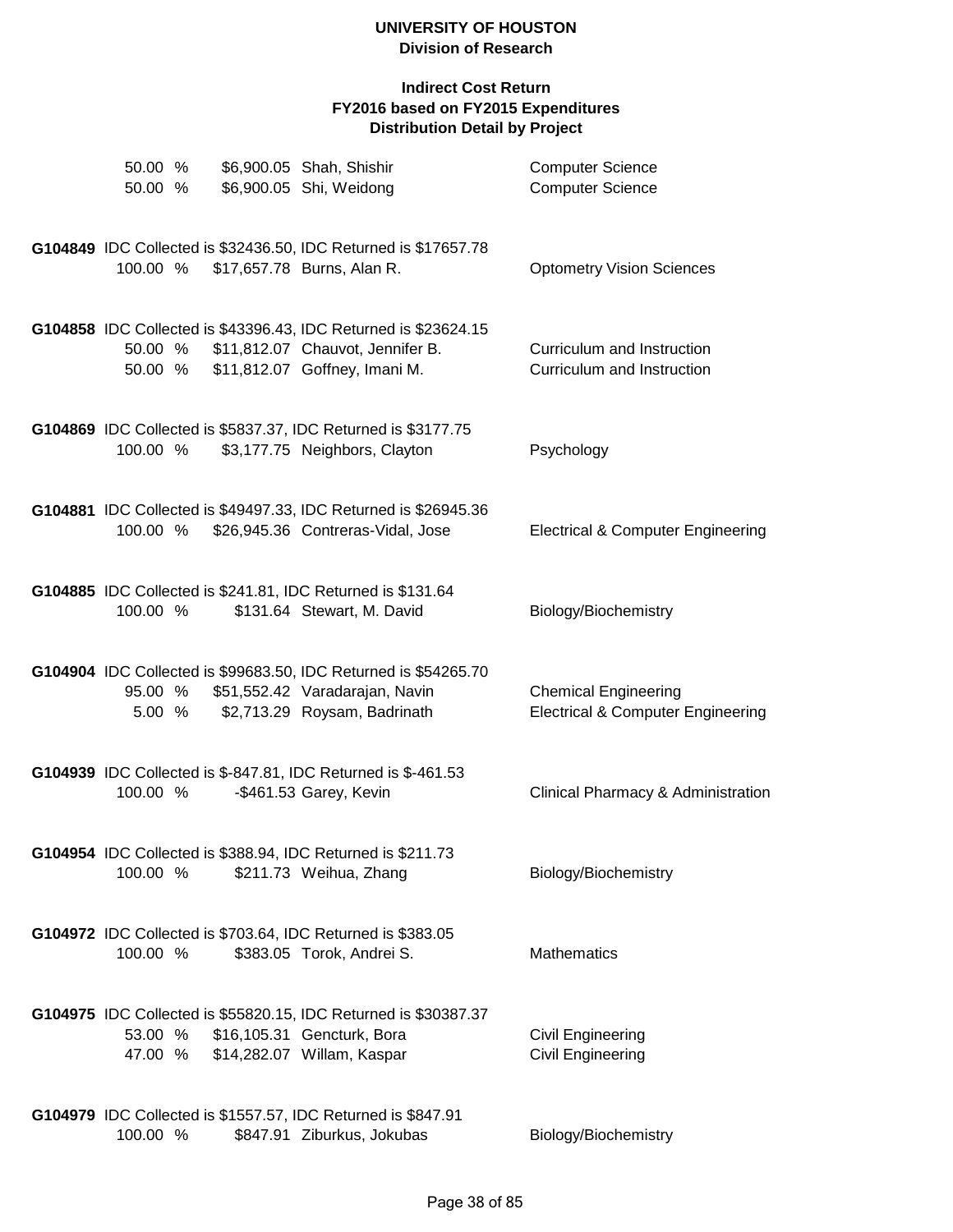**UNIVERSITY OF HOUSTON**
**Division of Research**

**Indirect Cost Return**
**FY2016 based on FY2015 Expenditures**
**Distribution Detail by Project**

| | | | |
|---|---|---|---|
| 50.00 % | $6,900.05 | Shah, Shishir | Computer Science |
| 50.00 % | $6,900.05 | Shi, Weidong | Computer Science |

**G104849** IDC Collected is $32436.50, IDC Returned is $17657.78

| | | | |
|---|---|---|---|
| 100.00 % | $17,657.78 | Burns, Alan R. | Optometry Vision Sciences |

**G104858** IDC Collected is $43396.43, IDC Returned is $23624.15

| | | | |
|---|---|---|---|
| 50.00 % | $11,812.07 | Chauvot, Jennifer B. | Curriculum and Instruction |
| 50.00 % | $11,812.07 | Goffney, Imani M. | Curriculum and Instruction |

**G104869** IDC Collected is $5837.37, IDC Returned is $3177.75

| | | | |
|---|---|---|---|
| 100.00 % | $3,177.75 | Neighbors, Clayton | Psychology |

**G104881** IDC Collected is $49497.33, IDC Returned is $26945.36

| | | | |
|---|---|---|---|
| 100.00 % | $26,945.36 | Contreras-Vidal, Jose | Electrical & Computer Engineering |

**G104885** IDC Collected is $241.81, IDC Returned is $131.64

| | | | |
|---|---|---|---|
| 100.00 % | $131.64 | Stewart, M. David | Biology/Biochemistry |

**G104904** IDC Collected is $99683.50, IDC Returned is $54265.70

| | | | |
|---|---|---|---|
| 95.00 % | $51,552.42 | Varadarajan, Navin | Chemical Engineering |
| 5.00 % | $2,713.29 | Roysam, Badrinath | Electrical & Computer Engineering |

**G104939** IDC Collected is $-847.81, IDC Returned is $-461.53

| | | | |
|---|---|---|---|
| 100.00 % | -$461.53 | Garey, Kevin | Clinical Pharmacy & Administration |

**G104954** IDC Collected is $388.94, IDC Returned is $211.73

| | | | |
|---|---|---|---|
| 100.00 % | $211.73 | Weihua, Zhang | Biology/Biochemistry |

**G104972** IDC Collected is $703.64, IDC Returned is $383.05

| | | | |
|---|---|---|---|
| 100.00 % | $383.05 | Torok, Andrei S. | Mathematics |

**G104975** IDC Collected is $55820.15, IDC Returned is $30387.37

| | | | |
|---|---|---|---|
| 53.00 % | $16,105.31 | Gencturk, Bora | Civil Engineering |
| 47.00 % | $14,282.07 | Willam, Kaspar | Civil Engineering |

**G104979** IDC Collected is $1557.57, IDC Returned is $847.91

| | | | |
|---|---|---|---|
| 100.00 % | $847.91 | Ziburkus, Jokubas | Biology/Biochemistry |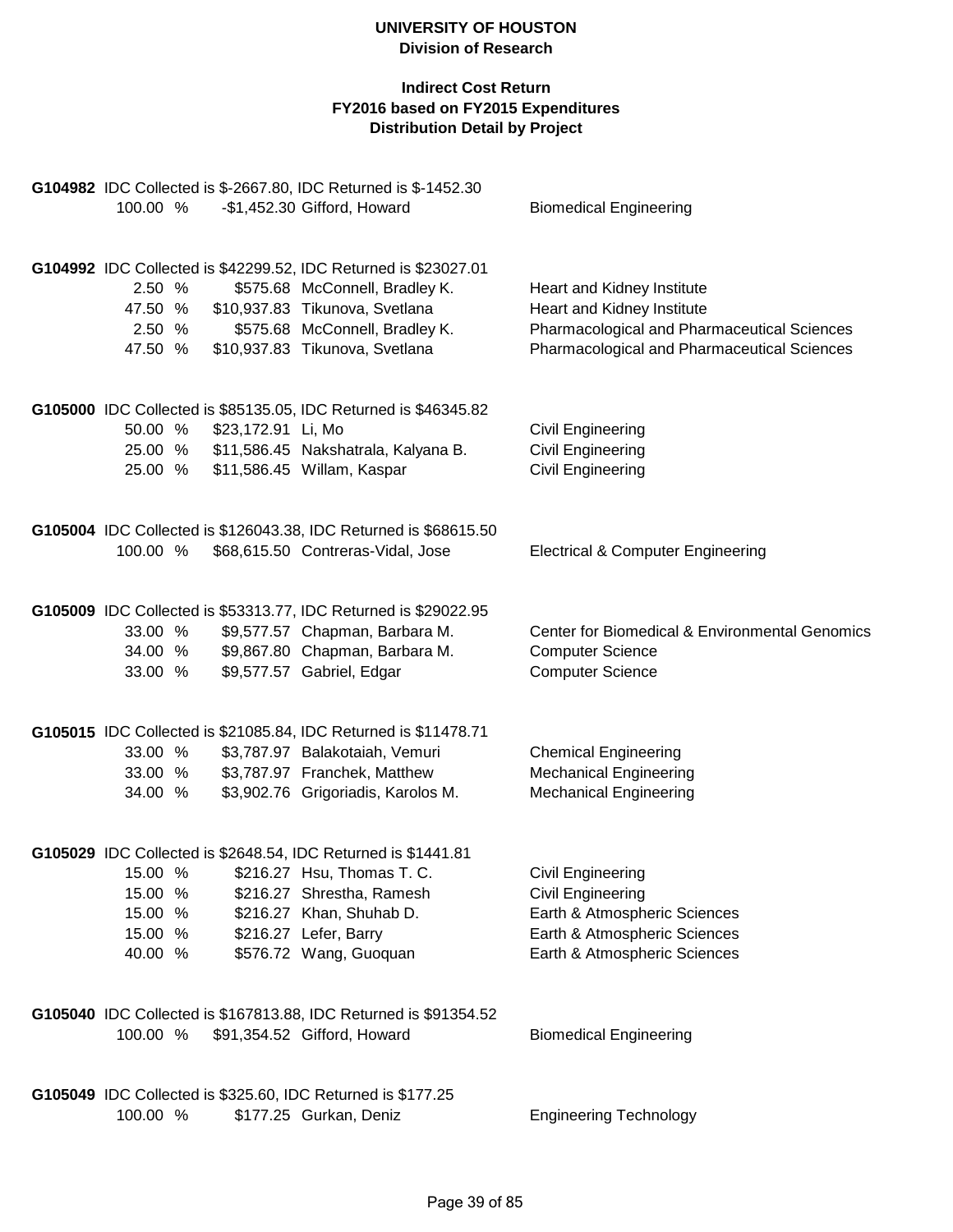# UNIVERSITY OF HOUSTON
## Division of Research

### Indirect Cost Return
### FY2016 based on FY2015 Expenditures
### Distribution Detail by Project

**G104982** IDC Collected is $-2667.80, IDC Returned is $-1452.30

| % | Amount | Name | Department |
|---|---|---|---|
| 100.00 % | -$1,452.30 | Gifford, Howard | Biomedical Engineering |

**G104992** IDC Collected is $42299.52, IDC Returned is $23027.01

| % | Amount | Name | Department |
|---|---|---|---|
| 2.50 % | $575.68 | McConnell, Bradley K. | Heart and Kidney Institute |
| 47.50 % | $10,937.83 | Tikunova, Svetlana | Heart and Kidney Institute |
| 2.50 % | $575.68 | McConnell, Bradley K. | Pharmacological and Pharmaceutical Sciences |
| 47.50 % | $10,937.83 | Tikunova, Svetlana | Pharmacological and Pharmaceutical Sciences |

**G105000** IDC Collected is $85135.05, IDC Returned is $46345.82

| % | Amount | Name | Department |
|---|---|---|---|
| 50.00 % | $23,172.91 | Li, Mo | Civil Engineering |
| 25.00 % | $11,586.45 | Nakshatrala, Kalyana B. | Civil Engineering |
| 25.00 % | $11,586.45 | Willam, Kaspar | Civil Engineering |

**G105004** IDC Collected is $126043.38, IDC Returned is $68615.50

| % | Amount | Name | Department |
|---|---|---|---|
| 100.00 % | $68,615.50 | Contreras-Vidal, Jose | Electrical & Computer Engineering |

**G105009** IDC Collected is $53313.77, IDC Returned is $29022.95

| % | Amount | Name | Department |
|---|---|---|---|
| 33.00 % | $9,577.57 | Chapman, Barbara M. | Center for Biomedical & Environmental Genomics |
| 34.00 % | $9,867.80 | Chapman, Barbara M. | Computer Science |
| 33.00 % | $9,577.57 | Gabriel, Edgar | Computer Science |

**G105015** IDC Collected is $21085.84, IDC Returned is $11478.71

| % | Amount | Name | Department |
|---|---|---|---|
| 33.00 % | $3,787.97 | Balakotaiah, Vemuri | Chemical Engineering |
| 33.00 % | $3,787.97 | Franchek, Matthew | Mechanical Engineering |
| 34.00 % | $3,902.76 | Grigoriadis, Karolos M. | Mechanical Engineering |

**G105029** IDC Collected is $2648.54, IDC Returned is $1441.81

| % | Amount | Name | Department |
|---|---|---|---|
| 15.00 % | $216.27 | Hsu, Thomas T. C. | Civil Engineering |
| 15.00 % | $216.27 | Shrestha, Ramesh | Civil Engineering |
| 15.00 % | $216.27 | Khan, Shuhab D. | Earth & Atmospheric Sciences |
| 15.00 % | $216.27 | Lefer, Barry | Earth & Atmospheric Sciences |
| 40.00 % | $576.72 | Wang, Guoquan | Earth & Atmospheric Sciences |

**G105040** IDC Collected is $167813.88, IDC Returned is $91354.52

| % | Amount | Name | Department |
|---|---|---|---|
| 100.00 % | $91,354.52 | Gifford, Howard | Biomedical Engineering |

**G105049** IDC Collected is $325.60, IDC Returned is $177.25

| % | Amount | Name | Department |
|---|---|---|---|
| 100.00 % | $177.25 | Gurkan, Deniz | Engineering Technology |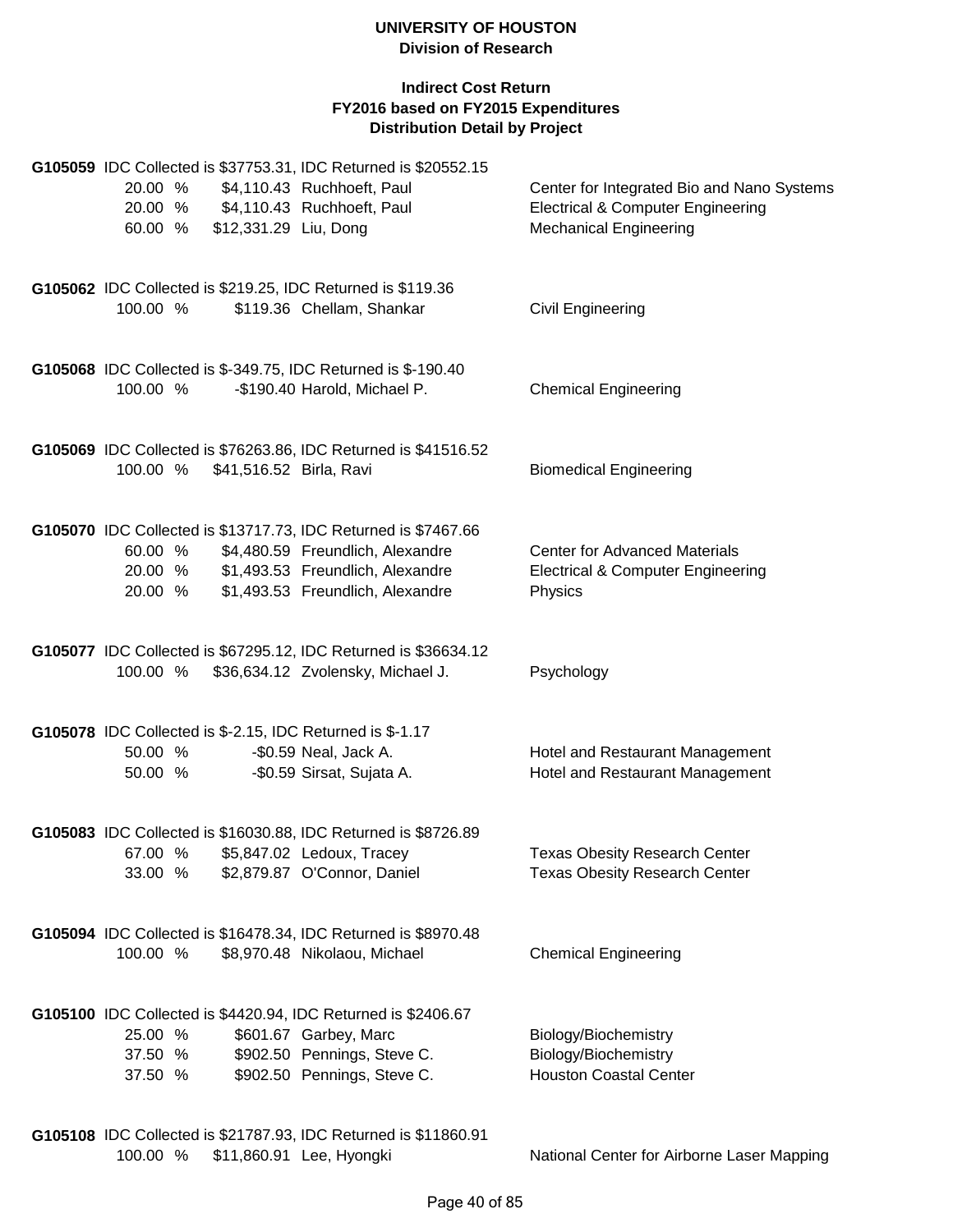**UNIVERSITY OF HOUSTON**
**Division of Research**

**Indirect Cost Return**
**FY2016 based on FY2015 Expenditures**
**Distribution Detail by Project**

**G105059** IDC Collected is $37753.31, IDC Returned is $20552.15

| % | Amount | Name | Department |
|---|---|---|---|
| 20.00 % | $4,110.43 | Ruchhoeft, Paul | Center for Integrated Bio and Nano Systems |
| 20.00 % | $4,110.43 | Ruchhoeft, Paul | Electrical & Computer Engineering |
| 60.00 % | $12,331.29 | Liu, Dong | Mechanical Engineering |

**G105062** IDC Collected is $219.25, IDC Returned is $119.36

| % | Amount | Name | Department |
|---|---|---|---|
| 100.00 % | $119.36 | Chellam, Shankar | Civil Engineering |

**G105068** IDC Collected is $-349.75, IDC Returned is $-190.40

| % | Amount | Name | Department |
|---|---|---|---|
| 100.00 % | -$190.40 | Harold, Michael P. | Chemical Engineering |

**G105069** IDC Collected is $76263.86, IDC Returned is $41516.52

| % | Amount | Name | Department |
|---|---|---|---|
| 100.00 % | $41,516.52 | Birla, Ravi | Biomedical Engineering |

**G105070** IDC Collected is $13717.73, IDC Returned is $7467.66

| % | Amount | Name | Department |
|---|---|---|---|
| 60.00 % | $4,480.59 | Freundlich, Alexandre | Center for Advanced Materials |
| 20.00 % | $1,493.53 | Freundlich, Alexandre | Electrical & Computer Engineering |
| 20.00 % | $1,493.53 | Freundlich, Alexandre | Physics |

**G105077** IDC Collected is $67295.12, IDC Returned is $36634.12

| % | Amount | Name | Department |
|---|---|---|---|
| 100.00 % | $36,634.12 | Zvolensky, Michael J. | Psychology |

**G105078** IDC Collected is $-2.15, IDC Returned is $-1.17

| % | Amount | Name | Department |
|---|---|---|---|
| 50.00 % | -$0.59 | Neal, Jack A. | Hotel and Restaurant Management |
| 50.00 % | -$0.59 | Sirsat, Sujata A. | Hotel and Restaurant Management |

**G105083** IDC Collected is $16030.88, IDC Returned is $8726.89

| % | Amount | Name | Department |
|---|---|---|---|
| 67.00 % | $5,847.02 | Ledoux, Tracey | Texas Obesity Research Center |
| 33.00 % | $2,879.87 | O'Connor, Daniel | Texas Obesity Research Center |

**G105094** IDC Collected is $16478.34, IDC Returned is $8970.48

| % | Amount | Name | Department |
|---|---|---|---|
| 100.00 % | $8,970.48 | Nikolaou, Michael | Chemical Engineering |

**G105100** IDC Collected is $4420.94, IDC Returned is $2406.67

| % | Amount | Name | Department |
|---|---|---|---|
| 25.00 % | $601.67 | Garbey, Marc | Biology/Biochemistry |
| 37.50 % | $902.50 | Pennings, Steve C. | Biology/Biochemistry |
| 37.50 % | $902.50 | Pennings, Steve C. | Houston Coastal Center |

**G105108** IDC Collected is $21787.93, IDC Returned is $11860.91

| % | Amount | Name | Department |
|---|---|---|---|
| 100.00 % | $11,860.91 | Lee, Hyongki | National Center for Airborne Laser Mapping |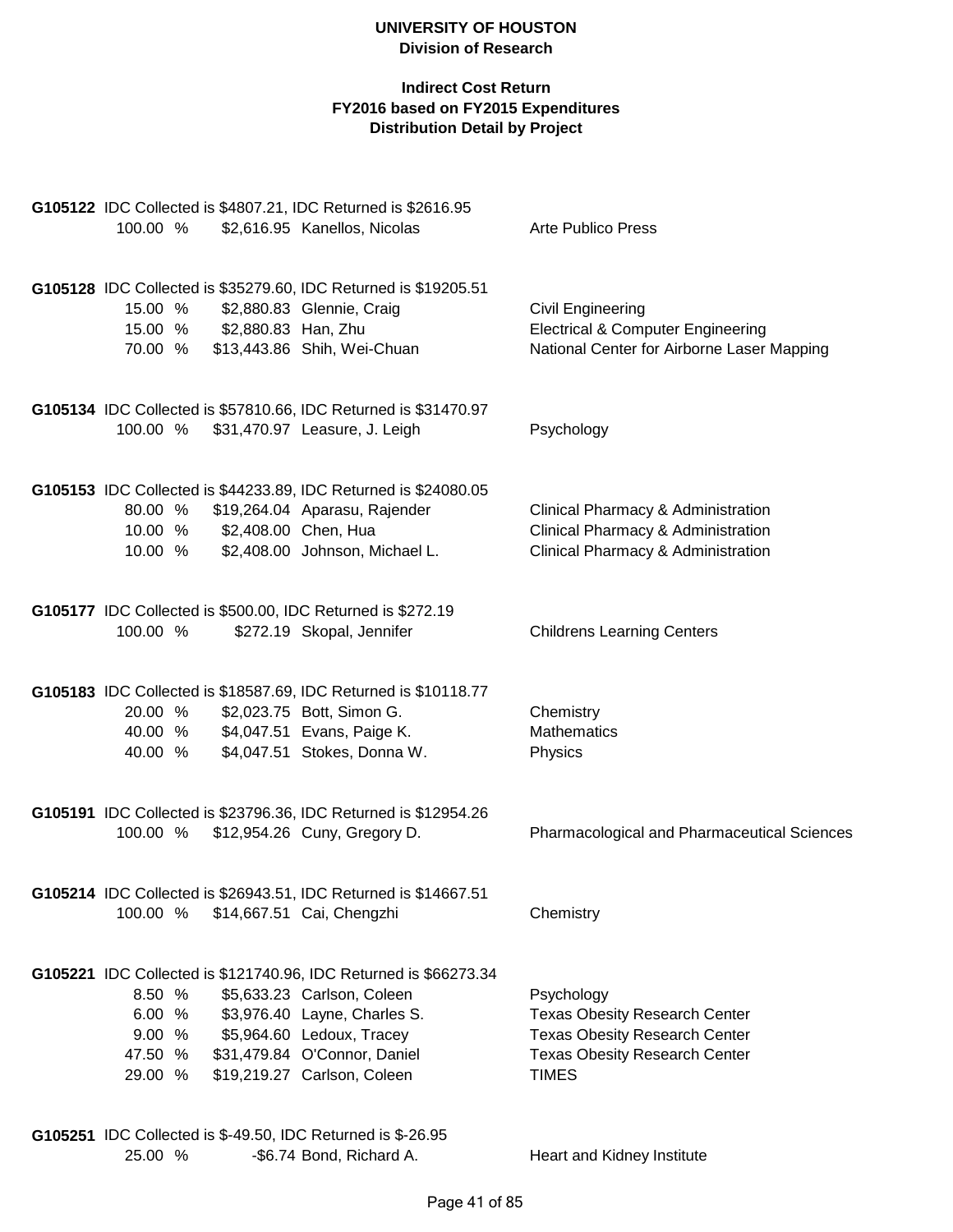**UNIVERSITY OF HOUSTON**
**Division of Research**

**Indirect Cost Return**
**FY2016 based on FY2015 Expenditures**
**Distribution Detail by Project**

**G105122** IDC Collected is $4807.21, IDC Returned is $2616.95

| Percent | Amount | Name | Department |
|---|---|---|---|
| 100.00 % | $2,616.95 | Kanellos, Nicolas | Arte Publico Press |

**G105128** IDC Collected is $35279.60, IDC Returned is $19205.51

| Percent | Amount | Name | Department |
|---|---|---|---|
| 15.00 % | $2,880.83 | Glennie, Craig | Civil Engineering |
| 15.00 % | $2,880.83 | Han, Zhu | Electrical & Computer Engineering |
| 70.00 % | $13,443.86 | Shih, Wei-Chuan | National Center for Airborne Laser Mapping |

**G105134** IDC Collected is $57810.66, IDC Returned is $31470.97

| Percent | Amount | Name | Department |
|---|---|---|---|
| 100.00 % | $31,470.97 | Leasure, J. Leigh | Psychology |

**G105153** IDC Collected is $44233.89, IDC Returned is $24080.05

| Percent | Amount | Name | Department |
|---|---|---|---|
| 80.00 % | $19,264.04 | Aparasu, Rajender | Clinical Pharmacy & Administration |
| 10.00 % | $2,408.00 | Chen, Hua | Clinical Pharmacy & Administration |
| 10.00 % | $2,408.00 | Johnson, Michael L. | Clinical Pharmacy & Administration |

**G105177** IDC Collected is $500.00, IDC Returned is $272.19

| Percent | Amount | Name | Department |
|---|---|---|---|
| 100.00 % | $272.19 | Skopal, Jennifer | Childrens Learning Centers |

**G105183** IDC Collected is $18587.69, IDC Returned is $10118.77

| Percent | Amount | Name | Department |
|---|---|---|---|
| 20.00 % | $2,023.75 | Bott, Simon G. | Chemistry |
| 40.00 % | $4,047.51 | Evans, Paige K. | Mathematics |
| 40.00 % | $4,047.51 | Stokes, Donna W. | Physics |

**G105191** IDC Collected is $23796.36, IDC Returned is $12954.26

| Percent | Amount | Name | Department |
|---|---|---|---|
| 100.00 % | $12,954.26 | Cuny, Gregory D. | Pharmacological and Pharmaceutical Sciences |

**G105214** IDC Collected is $26943.51, IDC Returned is $14667.51

| Percent | Amount | Name | Department |
|---|---|---|---|
| 100.00 % | $14,667.51 | Cai, Chengzhi | Chemistry |

**G105221** IDC Collected is $121740.96, IDC Returned is $66273.34

| Percent | Amount | Name | Department |
|---|---|---|---|
| 8.50 % | $5,633.23 | Carlson, Coleen | Psychology |
| 6.00 % | $3,976.40 | Layne, Charles S. | Texas Obesity Research Center |
| 9.00 % | $5,964.60 | Ledoux, Tracey | Texas Obesity Research Center |
| 47.50 % | $31,479.84 | O'Connor, Daniel | Texas Obesity Research Center |
| 29.00 % | $19,219.27 | Carlson, Coleen | TIMES |

**G105251** IDC Collected is $-49.50, IDC Returned is $-26.95

| Percent | Amount | Name | Department |
|---|---|---|---|
| 25.00 % | -$6.74 | Bond, Richard A. | Heart and Kidney Institute |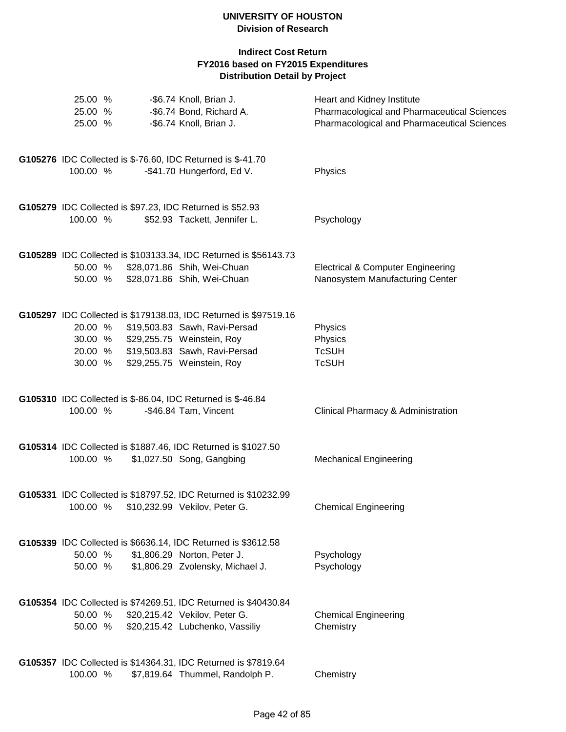**UNIVERSITY OF HOUSTON**
**Division of Research**

**Indirect Cost Return**
**FY2016 based on FY2015 Expenditures**
**Distribution Detail by Project**

| | | | |
|---|---|---|---|
| 25.00 % | -$6.74 | Knoll, Brian J. | Heart and Kidney Institute |
| 25.00 % | -$6.74 | Bond, Richard A. | Pharmacological and Pharmaceutical Sciences |
| 25.00 % | -$6.74 | Knoll, Brian J. | Pharmacological and Pharmaceutical Sciences |

**G105276** IDC Collected is $-76.60, IDC Returned is $-41.70

| | | | |
|---|---|---|---|
| 100.00 % | -$41.70 | Hungerford, Ed V. | Physics |

**G105279** IDC Collected is $97.23, IDC Returned is $52.93

| | | | |
|---|---|---|---|
| 100.00 % | $52.93 | Tackett, Jennifer L. | Psychology |

**G105289** IDC Collected is $103133.34, IDC Returned is $56143.73

| | | | |
|---|---|---|---|
| 50.00 % | $28,071.86 | Shih, Wei-Chuan | Electrical & Computer Engineering |
| 50.00 % | $28,071.86 | Shih, Wei-Chuan | Nanosystem Manufacturing Center |

**G105297** IDC Collected is $179138.03, IDC Returned is $97519.16

| | | | |
|---|---|---|---|
| 20.00 % | $19,503.83 | Sawh, Ravi-Persad | Physics |
| 30.00 % | $29,255.75 | Weinstein, Roy | Physics |
| 20.00 % | $19,503.83 | Sawh, Ravi-Persad | TcSUH |
| 30.00 % | $29,255.75 | Weinstein, Roy | TcSUH |

**G105310** IDC Collected is $-86.04, IDC Returned is $-46.84

| | | | |
|---|---|---|---|
| 100.00 % | -$46.84 | Tam, Vincent | Clinical Pharmacy & Administration |

**G105314** IDC Collected is $1887.46, IDC Returned is $1027.50

| | | | |
|---|---|---|---|
| 100.00 % | $1,027.50 | Song, Gangbing | Mechanical Engineering |

**G105331** IDC Collected is $18797.52, IDC Returned is $10232.99

| | | | |
|---|---|---|---|
| 100.00 % | $10,232.99 | Vekilov, Peter G. | Chemical Engineering |

**G105339** IDC Collected is $6636.14, IDC Returned is $3612.58

| | | | |
|---|---|---|---|
| 50.00 % | $1,806.29 | Norton, Peter J. | Psychology |
| 50.00 % | $1,806.29 | Zvolensky, Michael J. | Psychology |

**G105354** IDC Collected is $74269.51, IDC Returned is $40430.84

| | | | |
|---|---|---|---|
| 50.00 % | $20,215.42 | Vekilov, Peter G. | Chemical Engineering |
| 50.00 % | $20,215.42 | Lubchenko, Vassiliy | Chemistry |

**G105357** IDC Collected is $14364.31, IDC Returned is $7819.64

| | | | |
|---|---|---|---|
| 100.00 % | $7,819.64 | Thummel, Randolph P. | Chemistry |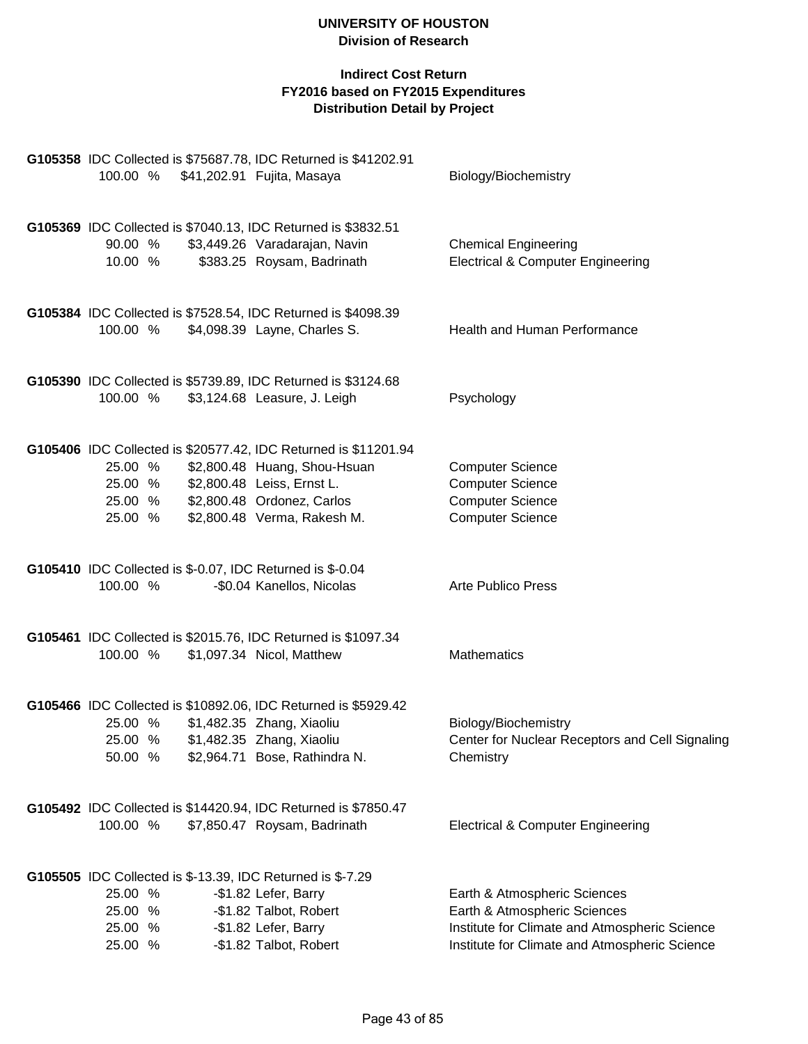**UNIVERSITY OF HOUSTON**
**Division of Research**

**Indirect Cost Return**
**FY2016 based on FY2015 Expenditures**
**Distribution Detail by Project**

**G105358** IDC Collected is $75687.78, IDC Returned is $41202.91

| % | Amount | Name | Department |
|---|---|---|---|
| 100.00 % | $41,202.91 | Fujita, Masaya | Biology/Biochemistry |

**G105369** IDC Collected is $7040.13, IDC Returned is $3832.51

| % | Amount | Name | Department |
|---|---|---|---|
| 90.00 % | $3,449.26 | Varadarajan, Navin | Chemical Engineering |
| 10.00 % | $383.25 | Roysam, Badrinath | Electrical & Computer Engineering |

**G105384** IDC Collected is $7528.54, IDC Returned is $4098.39

| % | Amount | Name | Department |
|---|---|---|---|
| 100.00 % | $4,098.39 | Layne, Charles S. | Health and Human Performance |

**G105390** IDC Collected is $5739.89, IDC Returned is $3124.68

| % | Amount | Name | Department |
|---|---|---|---|
| 100.00 % | $3,124.68 | Leasure, J. Leigh | Psychology |

**G105406** IDC Collected is $20577.42, IDC Returned is $11201.94

| % | Amount | Name | Department |
|---|---|---|---|
| 25.00 % | $2,800.48 | Huang, Shou-Hsuan | Computer Science |
| 25.00 % | $2,800.48 | Leiss, Ernst L. | Computer Science |
| 25.00 % | $2,800.48 | Ordonez, Carlos | Computer Science |
| 25.00 % | $2,800.48 | Verma, Rakesh M. | Computer Science |

**G105410** IDC Collected is $-0.07, IDC Returned is $-0.04

| % | Amount | Name | Department |
|---|---|---|---|
| 100.00 % | -$0.04 | Kanellos, Nicolas | Arte Publico Press |

**G105461** IDC Collected is $2015.76, IDC Returned is $1097.34

| % | Amount | Name | Department |
|---|---|---|---|
| 100.00 % | $1,097.34 | Nicol, Matthew | Mathematics |

**G105466** IDC Collected is $10892.06, IDC Returned is $5929.42

| % | Amount | Name | Department |
|---|---|---|---|
| 25.00 % | $1,482.35 | Zhang, Xiaoliu | Biology/Biochemistry |
| 25.00 % | $1,482.35 | Zhang, Xiaoliu | Center for Nuclear Receptors and Cell Signaling |
| 50.00 % | $2,964.71 | Bose, Rathindra N. | Chemistry |

**G105492** IDC Collected is $14420.94, IDC Returned is $7850.47

| % | Amount | Name | Department |
|---|---|---|---|
| 100.00 % | $7,850.47 | Roysam, Badrinath | Electrical & Computer Engineering |

**G105505** IDC Collected is $-13.39, IDC Returned is $-7.29

| % | Amount | Name | Department |
|---|---|---|---|
| 25.00 % | -$1.82 | Lefer, Barry | Earth & Atmospheric Sciences |
| 25.00 % | -$1.82 | Talbot, Robert | Earth & Atmospheric Sciences |
| 25.00 % | -$1.82 | Lefer, Barry | Institute for Climate and Atmospheric Science |
| 25.00 % | -$1.82 | Talbot, Robert | Institute for Climate and Atmospheric Science |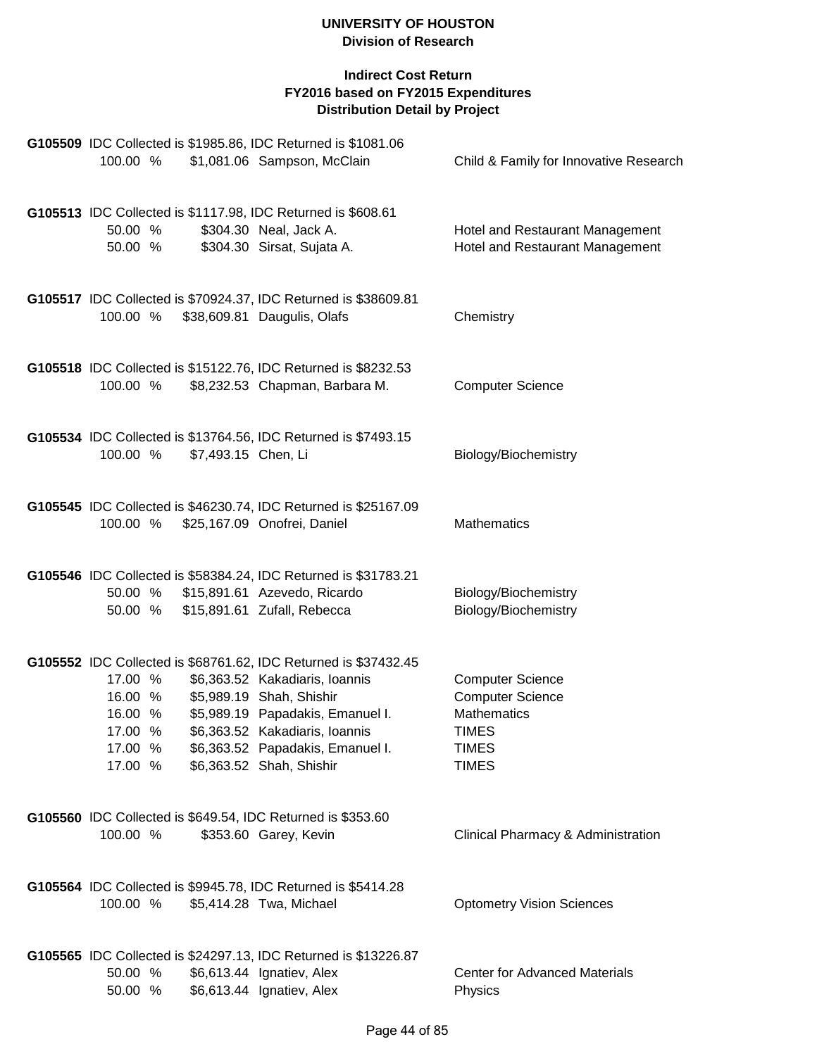**UNIVERSITY OF HOUSTON**
**Division of Research**

**Indirect Cost Return**
**FY2016 based on FY2015 Expenditures**
**Distribution Detail by Project**

**G105509** IDC Collected is $1985.86, IDC Returned is $1081.06

| | | | |
|---|---|---|---|
| 100.00 % | $1,081.06 | Sampson, McClain | Child & Family for Innovative Research |

**G105513** IDC Collected is $1117.98, IDC Returned is $608.61

| | | | |
|---|---|---|---|
| 50.00 % | $304.30 | Neal, Jack A. | Hotel and Restaurant Management |
| 50.00 % | $304.30 | Sirsat, Sujata A. | Hotel and Restaurant Management |

**G105517** IDC Collected is $70924.37, IDC Returned is $38609.81

| | | | |
|---|---|---|---|
| 100.00 % | $38,609.81 | Daugulis, Olafs | Chemistry |

**G105518** IDC Collected is $15122.76, IDC Returned is $8232.53

| | | | |
|---|---|---|---|
| 100.00 % | $8,232.53 | Chapman, Barbara M. | Computer Science |

**G105534** IDC Collected is $13764.56, IDC Returned is $7493.15

| | | | |
|---|---|---|---|
| 100.00 % | $7,493.15 | Chen, Li | Biology/Biochemistry |

**G105545** IDC Collected is $46230.74, IDC Returned is $25167.09

| | | | |
|---|---|---|---|
| 100.00 % | $25,167.09 | Onofrei, Daniel | Mathematics |

**G105546** IDC Collected is $58384.24, IDC Returned is $31783.21

| | | | |
|---|---|---|---|
| 50.00 % | $15,891.61 | Azevedo, Ricardo | Biology/Biochemistry |
| 50.00 % | $15,891.61 | Zufall, Rebecca | Biology/Biochemistry |

**G105552** IDC Collected is $68761.62, IDC Returned is $37432.45

| | | | |
|---|---|---|---|
| 17.00 % | $6,363.52 | Kakadiaris, Ioannis | Computer Science |
| 16.00 % | $5,989.19 | Shah, Shishir | Computer Science |
| 16.00 % | $5,989.19 | Papadakis, Emanuel I. | Mathematics |
| 17.00 % | $6,363.52 | Kakadiaris, Ioannis | TIMES |
| 17.00 % | $6,363.52 | Papadakis, Emanuel I. | TIMES |
| 17.00 % | $6,363.52 | Shah, Shishir | TIMES |

**G105560** IDC Collected is $649.54, IDC Returned is $353.60

| | | | |
|---|---|---|---|
| 100.00 % | $353.60 | Garey, Kevin | Clinical Pharmacy & Administration |

**G105564** IDC Collected is $9945.78, IDC Returned is $5414.28

| | | | |
|---|---|---|---|
| 100.00 % | $5,414.28 | Twa, Michael | Optometry Vision Sciences |

**G105565** IDC Collected is $24297.13, IDC Returned is $13226.87

| | | | |
|---|---|---|---|
| 50.00 % | $6,613.44 | Ignatiev, Alex | Center for Advanced Materials |
| 50.00 % | $6,613.44 | Ignatiev, Alex | Physics |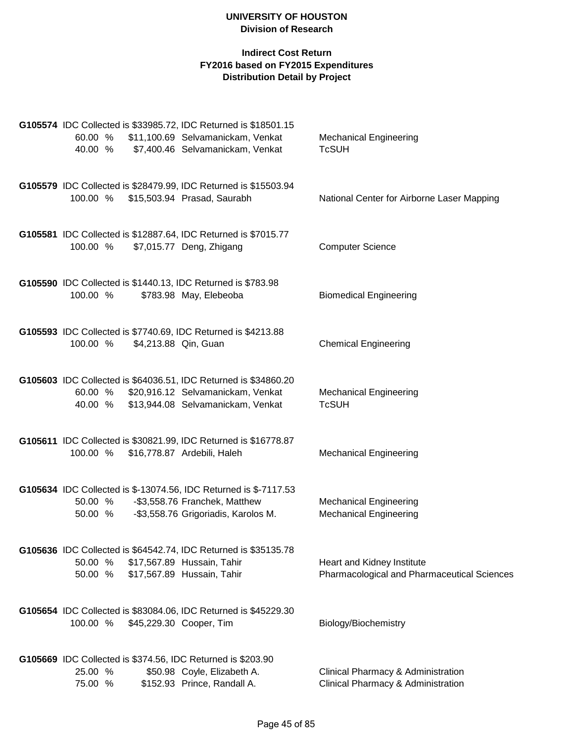**UNIVERSITY OF HOUSTON**
**Division of Research**

**Indirect Cost Return**
**FY2016 based on FY2015 Expenditures**
**Distribution Detail by Project**

**G105574** IDC Collected is $33985.72, IDC Returned is $18501.15

| % | Amount | Name | Department |
|---|---|---|---|
| 60.00 % | $11,100.69 | Selvamanickam, Venkat | Mechanical Engineering |
| 40.00 % | $7,400.46 | Selvamanickam, Venkat | TcSUH |

**G105579** IDC Collected is $28479.99, IDC Returned is $15503.94

| % | Amount | Name | Department |
|---|---|---|---|
| 100.00 % | $15,503.94 | Prasad, Saurabh | National Center for Airborne Laser Mapping |

**G105581** IDC Collected is $12887.64, IDC Returned is $7015.77

| % | Amount | Name | Department |
|---|---|---|---|
| 100.00 % | $7,015.77 | Deng, Zhigang | Computer Science |

**G105590** IDC Collected is $1440.13, IDC Returned is $783.98

| % | Amount | Name | Department |
|---|---|---|---|
| 100.00 % | $783.98 | May, Elebeoba | Biomedical Engineering |

**G105593** IDC Collected is $7740.69, IDC Returned is $4213.88

| % | Amount | Name | Department |
|---|---|---|---|
| 100.00 % | $4,213.88 | Qin, Guan | Chemical Engineering |

**G105603** IDC Collected is $64036.51, IDC Returned is $34860.20

| % | Amount | Name | Department |
|---|---|---|---|
| 60.00 % | $20,916.12 | Selvamanickam, Venkat | Mechanical Engineering |
| 40.00 % | $13,944.08 | Selvamanickam, Venkat | TcSUH |

**G105611** IDC Collected is $30821.99, IDC Returned is $16778.87

| % | Amount | Name | Department |
|---|---|---|---|
| 100.00 % | $16,778.87 | Ardebili, Haleh | Mechanical Engineering |

**G105634** IDC Collected is $-13074.56, IDC Returned is $-7117.53

| % | Amount | Name | Department |
|---|---|---|---|
| 50.00 % | -$3,558.76 | Franchek, Matthew | Mechanical Engineering |
| 50.00 % | -$3,558.76 | Grigoriadis, Karolos M. | Mechanical Engineering |

**G105636** IDC Collected is $64542.74, IDC Returned is $35135.78

| % | Amount | Name | Department |
|---|---|---|---|
| 50.00 % | $17,567.89 | Hussain, Tahir | Heart and Kidney Institute |
| 50.00 % | $17,567.89 | Hussain, Tahir | Pharmacological and Pharmaceutical Sciences |

**G105654** IDC Collected is $83084.06, IDC Returned is $45229.30

| % | Amount | Name | Department |
|---|---|---|---|
| 100.00 % | $45,229.30 | Cooper, Tim | Biology/Biochemistry |

**G105669** IDC Collected is $374.56, IDC Returned is $203.90

| % | Amount | Name | Department |
|---|---|---|---|
| 25.00 % | $50.98 | Coyle, Elizabeth A. | Clinical Pharmacy & Administration |
| 75.00 % | $152.93 | Prince, Randall A. | Clinical Pharmacy & Administration |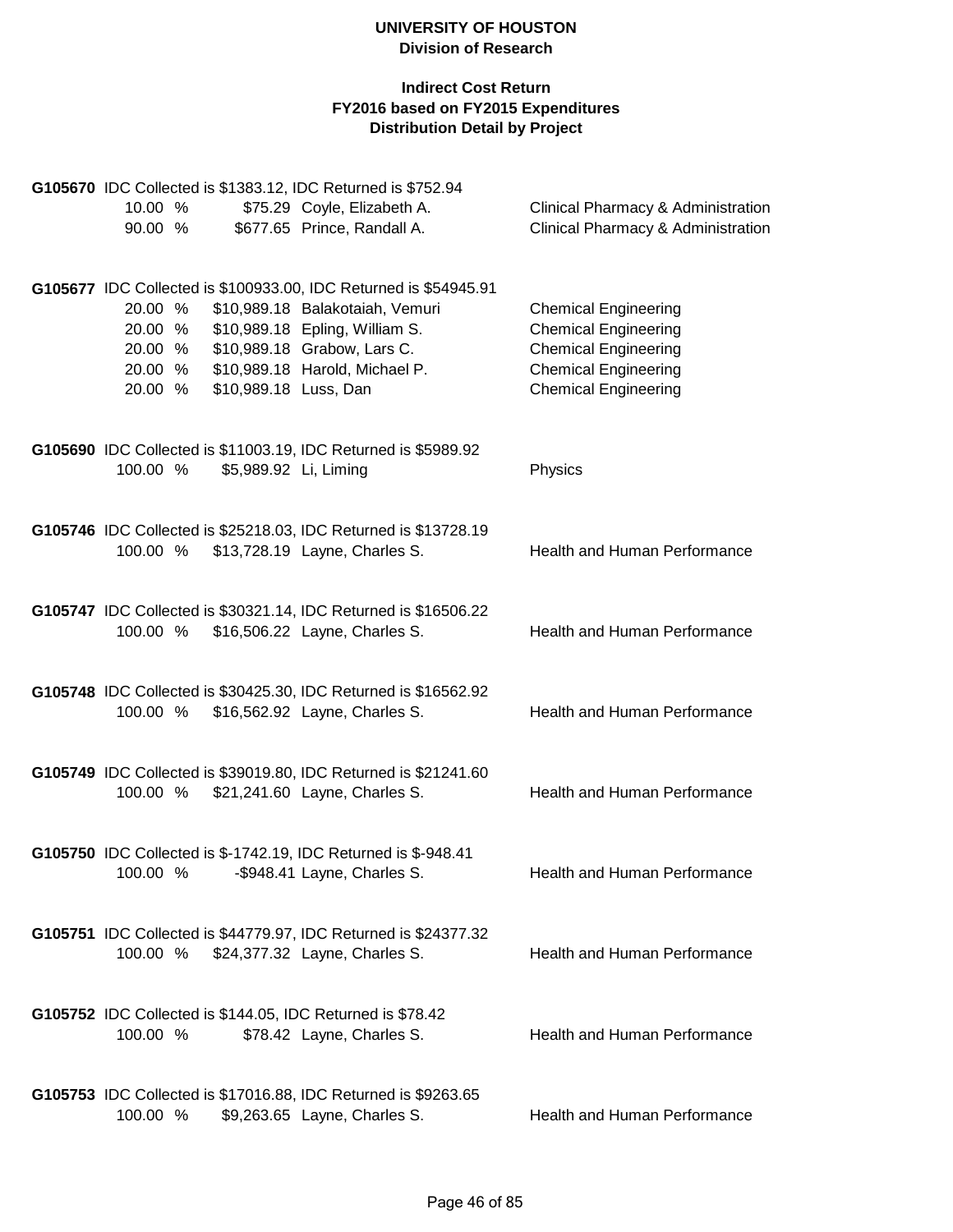**UNIVERSITY OF HOUSTON**
**Division of Research**

**Indirect Cost Return**
**FY2016 based on FY2015 Expenditures**
**Distribution Detail by Project**

**G105670** IDC Collected is $1383.12, IDC Returned is $752.94

| % | Amount | Name | Department |
|---|---|---|---|
| 10.00 % | $75.29 | Coyle, Elizabeth A. | Clinical Pharmacy & Administration |
| 90.00 % | $677.65 | Prince, Randall A. | Clinical Pharmacy & Administration |

**G105677** IDC Collected is $100933.00, IDC Returned is $54945.91

| % | Amount | Name | Department |
|---|---|---|---|
| 20.00 % | $10,989.18 | Balakotaiah, Vemuri | Chemical Engineering |
| 20.00 % | $10,989.18 | Epling, William S. | Chemical Engineering |
| 20.00 % | $10,989.18 | Grabow, Lars C. | Chemical Engineering |
| 20.00 % | $10,989.18 | Harold, Michael P. | Chemical Engineering |
| 20.00 % | $10,989.18 | Luss, Dan | Chemical Engineering |

**G105690** IDC Collected is $11003.19, IDC Returned is $5989.92

| % | Amount | Name | Department |
|---|---|---|---|
| 100.00 % | $5,989.92 | Li, Liming | Physics |

**G105746** IDC Collected is $25218.03, IDC Returned is $13728.19

| % | Amount | Name | Department |
|---|---|---|---|
| 100.00 % | $13,728.19 | Layne, Charles S. | Health and Human Performance |

**G105747** IDC Collected is $30321.14, IDC Returned is $16506.22

| % | Amount | Name | Department |
|---|---|---|---|
| 100.00 % | $16,506.22 | Layne, Charles S. | Health and Human Performance |

**G105748** IDC Collected is $30425.30, IDC Returned is $16562.92

| % | Amount | Name | Department |
|---|---|---|---|
| 100.00 % | $16,562.92 | Layne, Charles S. | Health and Human Performance |

**G105749** IDC Collected is $39019.80, IDC Returned is $21241.60

| % | Amount | Name | Department |
|---|---|---|---|
| 100.00 % | $21,241.60 | Layne, Charles S. | Health and Human Performance |

**G105750** IDC Collected is $-1742.19, IDC Returned is $-948.41

| % | Amount | Name | Department |
|---|---|---|---|
| 100.00 % | -$948.41 | Layne, Charles S. | Health and Human Performance |

**G105751** IDC Collected is $44779.97, IDC Returned is $24377.32

| % | Amount | Name | Department |
|---|---|---|---|
| 100.00 % | $24,377.32 | Layne, Charles S. | Health and Human Performance |

**G105752** IDC Collected is $144.05, IDC Returned is $78.42

| % | Amount | Name | Department |
|---|---|---|---|
| 100.00 % | $78.42 | Layne, Charles S. | Health and Human Performance |

**G105753** IDC Collected is $17016.88, IDC Returned is $9263.65

| % | Amount | Name | Department |
|---|---|---|---|
| 100.00 % | $9,263.65 | Layne, Charles S. | Health and Human Performance |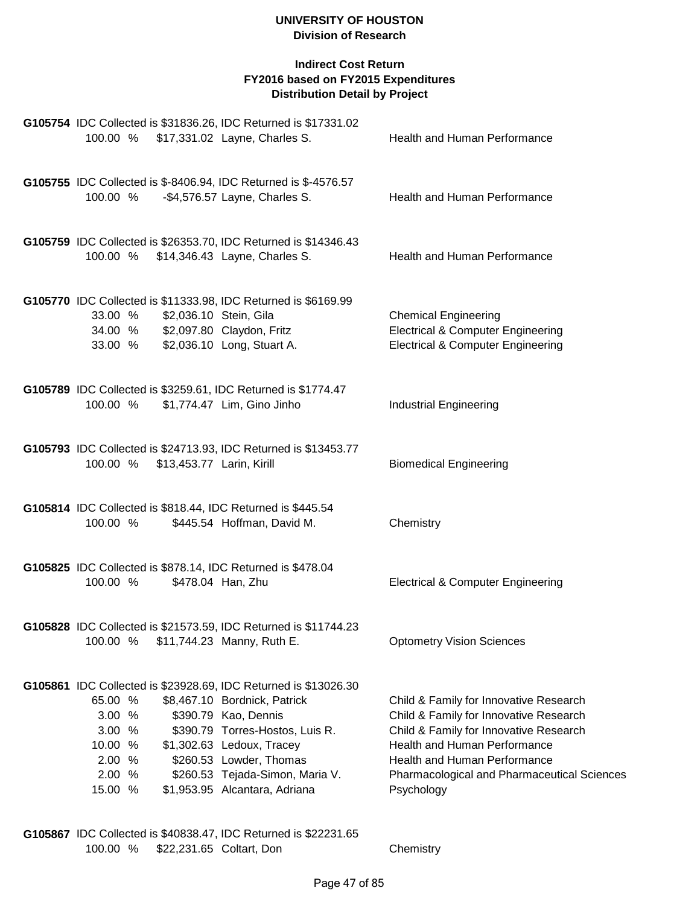**UNIVERSITY OF HOUSTON**
**Division of Research**

**Indirect Cost Return**
**FY2016 based on FY2015 Expenditures**
**Distribution Detail by Project**

**G105754** IDC Collected is $31836.26, IDC Returned is $17331.02

| 100.00 % | $17,331.02 | Layne, Charles S. | Health and Human Performance |
|---|---|---|---|

**G105755** IDC Collected is $-8406.94, IDC Returned is $-4576.57

| 100.00 % | -$4,576.57 | Layne, Charles S. | Health and Human Performance |
|---|---|---|---|

**G105759** IDC Collected is $26353.70, IDC Returned is $14346.43

| 100.00 % | $14,346.43 | Layne, Charles S. | Health and Human Performance |
|---|---|---|---|

**G105770** IDC Collected is $11333.98, IDC Returned is $6169.99

| 33.00 % | $2,036.10 | Stein, Gila | Chemical Engineering |
|---|---|---|---|
| 34.00 % | $2,097.80 | Claydon, Fritz | Electrical & Computer Engineering |
| 33.00 % | $2,036.10 | Long, Stuart A. | Electrical & Computer Engineering |

**G105789** IDC Collected is $3259.61, IDC Returned is $1774.47

| 100.00 % | $1,774.47 | Lim, Gino Jinho | Industrial Engineering |
|---|---|---|---|

**G105793** IDC Collected is $24713.93, IDC Returned is $13453.77

| 100.00 % | $13,453.77 | Larin, Kirill | Biomedical Engineering |
|---|---|---|---|

**G105814** IDC Collected is $818.44, IDC Returned is $445.54

| 100.00 % | $445.54 | Hoffman, David M. | Chemistry |
|---|---|---|---|

**G105825** IDC Collected is $878.14, IDC Returned is $478.04

| 100.00 % | $478.04 | Han, Zhu | Electrical & Computer Engineering |
|---|---|---|---|

**G105828** IDC Collected is $21573.59, IDC Returned is $11744.23

| 100.00 % | $11,744.23 | Manny, Ruth E. | Optometry Vision Sciences |
|---|---|---|---|

**G105861** IDC Collected is $23928.69, IDC Returned is $13026.30

| 65.00 % | $8,467.10 | Bordnick, Patrick | Child & Family for Innovative Research |
|---|---|---|---|
| 3.00 % | $390.79 | Kao, Dennis | Child & Family for Innovative Research |
| 3.00 % | $390.79 | Torres-Hostos, Luis R. | Child & Family for Innovative Research |
| 10.00 % | $1,302.63 | Ledoux, Tracey | Health and Human Performance |
| 2.00 % | $260.53 | Lowder, Thomas | Health and Human Performance |
| 2.00 % | $260.53 | Tejada-Simon, Maria V. | Pharmacological and Pharmaceutical Sciences |
| 15.00 % | $1,953.95 | Alcantara, Adriana | Psychology |

**G105867** IDC Collected is $40838.47, IDC Returned is $22231.65

| 100.00 % | $22,231.65 | Coltart, Don | Chemistry |
|---|---|---|---|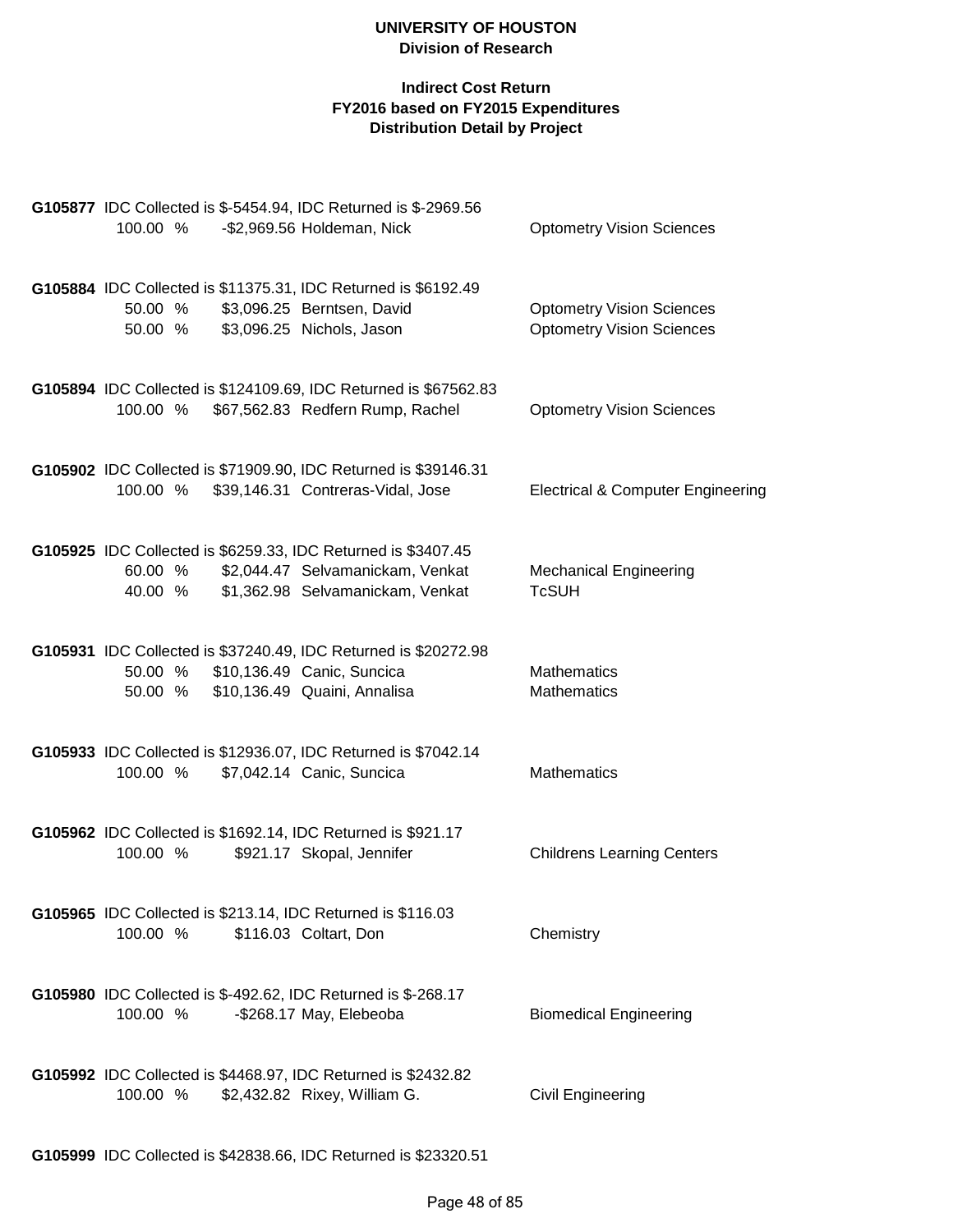# UNIVERSITY OF HOUSTON
## Division of Research

### Indirect Cost Return
### FY2016 based on FY2015 Expenditures
### Distribution Detail by Project

**G105877** IDC Collected is $-5454.94, IDC Returned is $-2969.56

| | | | |
|---|---|---|---|
| 100.00 % | -$2,969.56 | Holdeman, Nick | Optometry Vision Sciences |

**G105884** IDC Collected is $11375.31, IDC Returned is $6192.49

| | | | |
|---|---|---|---|
| 50.00 % | $3,096.25 | Berntsen, David | Optometry Vision Sciences |
| 50.00 % | $3,096.25 | Nichols, Jason | Optometry Vision Sciences |

**G105894** IDC Collected is $124109.69, IDC Returned is $67562.83

| | | | |
|---|---|---|---|
| 100.00 % | $67,562.83 | Redfern Rump, Rachel | Optometry Vision Sciences |

**G105902** IDC Collected is $71909.90, IDC Returned is $39146.31

| | | | |
|---|---|---|---|
| 100.00 % | $39,146.31 | Contreras-Vidal, Jose | Electrical & Computer Engineering |

**G105925** IDC Collected is $6259.33, IDC Returned is $3407.45

| | | | |
|---|---|---|---|
| 60.00 % | $2,044.47 | Selvamanickam, Venkat | Mechanical Engineering |
| 40.00 % | $1,362.98 | Selvamanickam, Venkat | TcSUH |

**G105931** IDC Collected is $37240.49, IDC Returned is $20272.98

| | | | |
|---|---|---|---|
| 50.00 % | $10,136.49 | Canic, Suncica | Mathematics |
| 50.00 % | $10,136.49 | Quaini, Annalisa | Mathematics |

**G105933** IDC Collected is $12936.07, IDC Returned is $7042.14

| | | | |
|---|---|---|---|
| 100.00 % | $7,042.14 | Canic, Suncica | Mathematics |

**G105962** IDC Collected is $1692.14, IDC Returned is $921.17

| | | | |
|---|---|---|---|
| 100.00 % | $921.17 | Skopal, Jennifer | Childrens Learning Centers |

**G105965** IDC Collected is $213.14, IDC Returned is $116.03

| | | | |
|---|---|---|---|
| 100.00 % | $116.03 | Coltart, Don | Chemistry |

**G105980** IDC Collected is $-492.62, IDC Returned is $-268.17

| | | | |
|---|---|---|---|
| 100.00 % | -$268.17 | May, Elebeoba | Biomedical Engineering |

**G105992** IDC Collected is $4468.97, IDC Returned is $2432.82

| | | | |
|---|---|---|---|
| 100.00 % | $2,432.82 | Rixey, William G. | Civil Engineering |

**G105999** IDC Collected is $42838.66, IDC Returned is $23320.51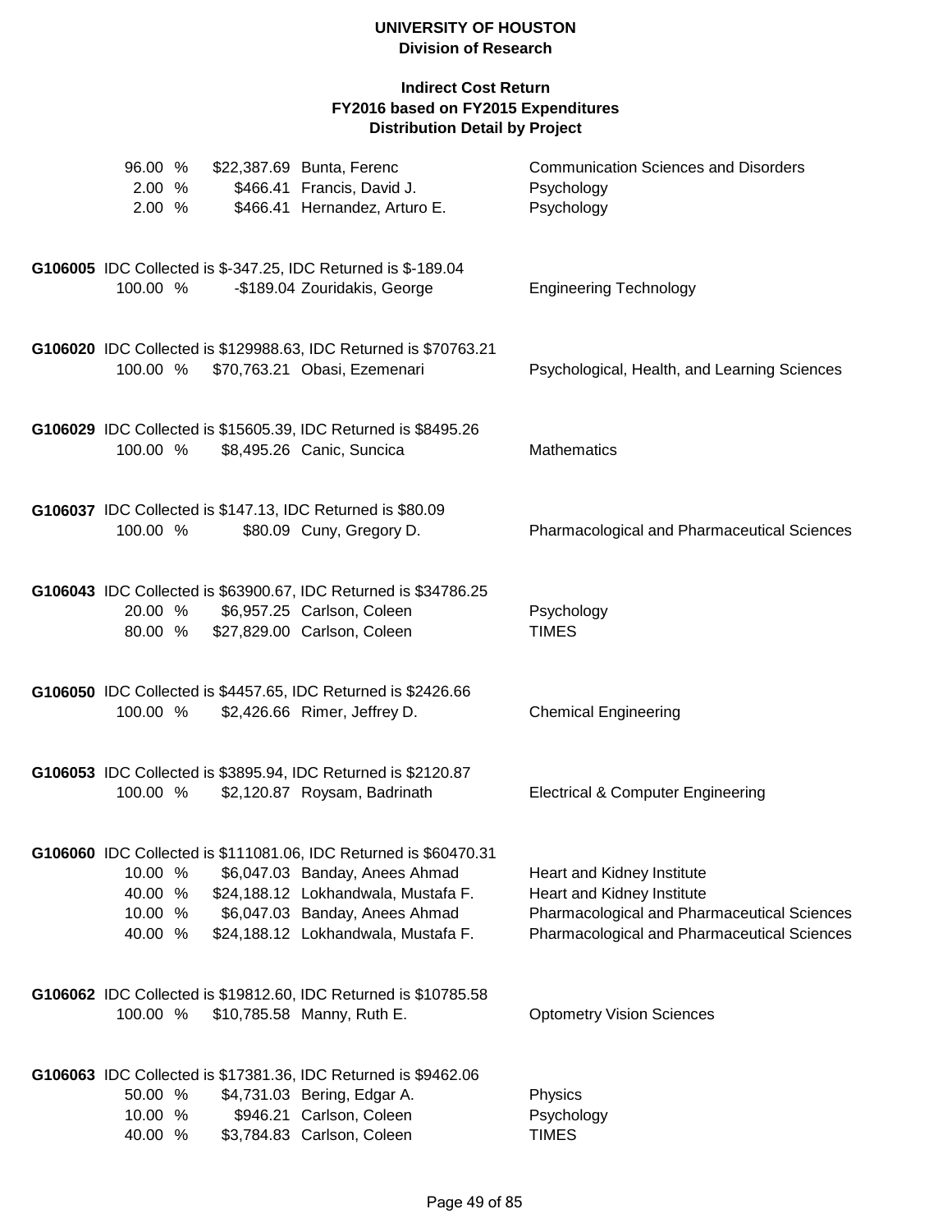# UNIVERSITY OF HOUSTON
## Division of Research

### Indirect Cost Return
### FY2016 based on FY2015 Expenditures
### Distribution Detail by Project

| % | Amount | Name | Department |
|---|---|---|---|
| 96.00 % | $22,387.69 | Bunta, Ferenc | Communication Sciences and Disorders |
| 2.00 % | $466.41 | Francis, David J. | Psychology |
| 2.00 % | $466.41 | Hernandez, Arturo E. | Psychology |

**G106005** IDC Collected is $-347.25, IDC Returned is $-189.04

| % | Amount | Name | Department |
|---|---|---|---|
| 100.00 % | -$189.04 | Zouridakis, George | Engineering Technology |

**G106020** IDC Collected is $129988.63, IDC Returned is $70763.21

| % | Amount | Name | Department |
|---|---|---|---|
| 100.00 % | $70,763.21 | Obasi, Ezemenari | Psychological, Health, and Learning Sciences |

**G106029** IDC Collected is $15605.39, IDC Returned is $8495.26

| % | Amount | Name | Department |
|---|---|---|---|
| 100.00 % | $8,495.26 | Canic, Suncica | Mathematics |

**G106037** IDC Collected is $147.13, IDC Returned is $80.09

| % | Amount | Name | Department |
|---|---|---|---|
| 100.00 % | $80.09 | Cuny, Gregory D. | Pharmacological and Pharmaceutical Sciences |

**G106043** IDC Collected is $63900.67, IDC Returned is $34786.25

| % | Amount | Name | Department |
|---|---|---|---|
| 20.00 % | $6,957.25 | Carlson, Coleen | Psychology |
| 80.00 % | $27,829.00 | Carlson, Coleen | TIMES |

**G106050** IDC Collected is $4457.65, IDC Returned is $2426.66

| % | Amount | Name | Department |
|---|---|---|---|
| 100.00 % | $2,426.66 | Rimer, Jeffrey D. | Chemical Engineering |

**G106053** IDC Collected is $3895.94, IDC Returned is $2120.87

| % | Amount | Name | Department |
|---|---|---|---|
| 100.00 % | $2,120.87 | Roysam, Badrinath | Electrical & Computer Engineering |

**G106060** IDC Collected is $111081.06, IDC Returned is $60470.31

| % | Amount | Name | Department |
|---|---|---|---|
| 10.00 % | $6,047.03 | Banday, Anees Ahmad | Heart and Kidney Institute |
| 40.00 % | $24,188.12 | Lokhandwala, Mustafa F. | Heart and Kidney Institute |
| 10.00 % | $6,047.03 | Banday, Anees Ahmad | Pharmacological and Pharmaceutical Sciences |
| 40.00 % | $24,188.12 | Lokhandwala, Mustafa F. | Pharmacological and Pharmaceutical Sciences |

**G106062** IDC Collected is $19812.60, IDC Returned is $10785.58

| % | Amount | Name | Department |
|---|---|---|---|
| 100.00 % | $10,785.58 | Manny, Ruth E. | Optometry Vision Sciences |

**G106063** IDC Collected is $17381.36, IDC Returned is $9462.06

| % | Amount | Name | Department |
|---|---|---|---|
| 50.00 % | $4,731.03 | Bering, Edgar A. | Physics |
| 10.00 % | $946.21 | Carlson, Coleen | Psychology |
| 40.00 % | $3,784.83 | Carlson, Coleen | TIMES |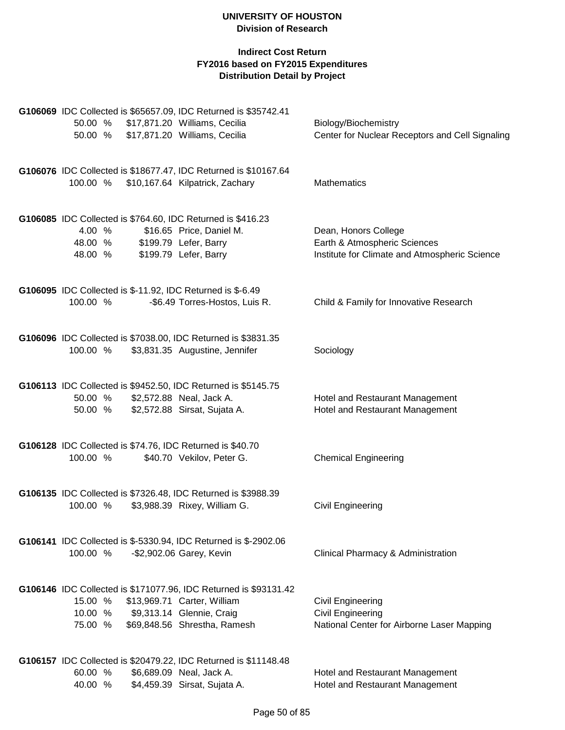**UNIVERSITY OF HOUSTON**
**Division of Research**

**Indirect Cost Return**
**FY2016 based on FY2015 Expenditures**
**Distribution Detail by Project**

**G106069** IDC Collected is $65657.09, IDC Returned is $35742.41

| Percent | Amount | Name | Department |
|---|---|---|---|
| 50.00 % | $17,871.20 | Williams, Cecilia | Biology/Biochemistry |
| 50.00 % | $17,871.20 | Williams, Cecilia | Center for Nuclear Receptors and Cell Signaling |

**G106076** IDC Collected is $18677.47, IDC Returned is $10167.64

| Percent | Amount | Name | Department |
|---|---|---|---|
| 100.00 % | $10,167.64 | Kilpatrick, Zachary | Mathematics |

**G106085** IDC Collected is $764.60, IDC Returned is $416.23

| Percent | Amount | Name | Department |
|---|---|---|---|
| 4.00 % | $16.65 | Price, Daniel M. | Dean, Honors College |
| 48.00 % | $199.79 | Lefer, Barry | Earth & Atmospheric Sciences |
| 48.00 % | $199.79 | Lefer, Barry | Institute for Climate and Atmospheric Science |

**G106095** IDC Collected is $-11.92, IDC Returned is $-6.49

| Percent | Amount | Name | Department |
|---|---|---|---|
| 100.00 % | -$6.49 | Torres-Hostos, Luis R. | Child & Family for Innovative Research |

**G106096** IDC Collected is $7038.00, IDC Returned is $3831.35

| Percent | Amount | Name | Department |
|---|---|---|---|
| 100.00 % | $3,831.35 | Augustine, Jennifer | Sociology |

**G106113** IDC Collected is $9452.50, IDC Returned is $5145.75

| Percent | Amount | Name | Department |
|---|---|---|---|
| 50.00 % | $2,572.88 | Neal, Jack A. | Hotel and Restaurant Management |
| 50.00 % | $2,572.88 | Sirsat, Sujata A. | Hotel and Restaurant Management |

**G106128** IDC Collected is $74.76, IDC Returned is $40.70

| Percent | Amount | Name | Department |
|---|---|---|---|
| 100.00 % | $40.70 | Vekilov, Peter G. | Chemical Engineering |

**G106135** IDC Collected is $7326.48, IDC Returned is $3988.39

| Percent | Amount | Name | Department |
|---|---|---|---|
| 100.00 % | $3,988.39 | Rixey, William G. | Civil Engineering |

**G106141** IDC Collected is $-5330.94, IDC Returned is $-2902.06

| Percent | Amount | Name | Department |
|---|---|---|---|
| 100.00 % | -$2,902.06 | Garey, Kevin | Clinical Pharmacy & Administration |

**G106146** IDC Collected is $171077.96, IDC Returned is $93131.42

| Percent | Amount | Name | Department |
|---|---|---|---|
| 15.00 % | $13,969.71 | Carter, William | Civil Engineering |
| 10.00 % | $9,313.14 | Glennie, Craig | Civil Engineering |
| 75.00 % | $69,848.56 | Shrestha, Ramesh | National Center for Airborne Laser Mapping |

**G106157** IDC Collected is $20479.22, IDC Returned is $11148.48

| Percent | Amount | Name | Department |
|---|---|---|---|
| 60.00 % | $6,689.09 | Neal, Jack A. | Hotel and Restaurant Management |
| 40.00 % | $4,459.39 | Sirsat, Sujata A. | Hotel and Restaurant Management |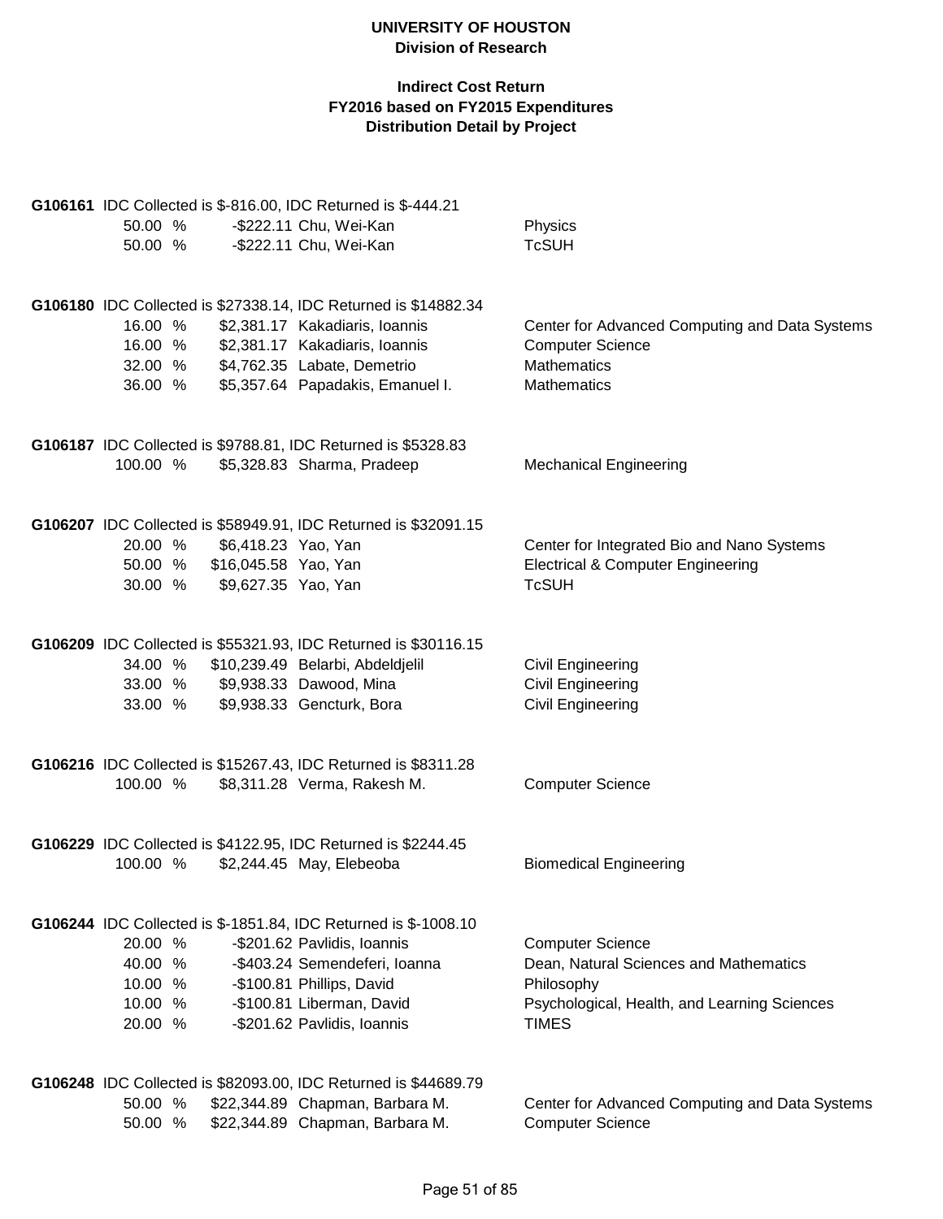# UNIVERSITY OF HOUSTON

## Division of Research

### Indirect Cost Return
### FY2016 based on FY2015 Expenditures
### Distribution Detail by Project

**G106161** IDC Collected is $-816.00, IDC Returned is $-444.21

| Percent | Amount | Name | Department |
|---|---|---|---|
| 50.00 % | -$222.11 | Chu, Wei-Kan | Physics |
| 50.00 % | -$222.11 | Chu, Wei-Kan | TcSUH |

**G106180** IDC Collected is $27338.14, IDC Returned is $14882.34

| Percent | Amount | Name | Department |
|---|---|---|---|
| 16.00 % | $2,381.17 | Kakadiaris, Ioannis | Center for Advanced Computing and Data Systems |
| 16.00 % | $2,381.17 | Kakadiaris, Ioannis | Computer Science |
| 32.00 % | $4,762.35 | Labate, Demetrio | Mathematics |
| 36.00 % | $5,357.64 | Papadakis, Emanuel I. | Mathematics |

**G106187** IDC Collected is $9788.81, IDC Returned is $5328.83

| Percent | Amount | Name | Department |
|---|---|---|---|
| 100.00 % | $5,328.83 | Sharma, Pradeep | Mechanical Engineering |

**G106207** IDC Collected is $58949.91, IDC Returned is $32091.15

| Percent | Amount | Name | Department |
|---|---|---|---|
| 20.00 % | $6,418.23 | Yao, Yan | Center for Integrated Bio and Nano Systems |
| 50.00 % | $16,045.58 | Yao, Yan | Electrical & Computer Engineering |
| 30.00 % | $9,627.35 | Yao, Yan | TcSUH |

**G106209** IDC Collected is $55321.93, IDC Returned is $30116.15

| Percent | Amount | Name | Department |
|---|---|---|---|
| 34.00 % | $10,239.49 | Belarbi, Abdeldjelil | Civil Engineering |
| 33.00 % | $9,938.33 | Dawood, Mina | Civil Engineering |
| 33.00 % | $9,938.33 | Gencturk, Bora | Civil Engineering |

**G106216** IDC Collected is $15267.43, IDC Returned is $8311.28

| Percent | Amount | Name | Department |
|---|---|---|---|
| 100.00 % | $8,311.28 | Verma, Rakesh M. | Computer Science |

**G106229** IDC Collected is $4122.95, IDC Returned is $2244.45

| Percent | Amount | Name | Department |
|---|---|---|---|
| 100.00 % | $2,244.45 | May, Elebeoba | Biomedical Engineering |

**G106244** IDC Collected is $-1851.84, IDC Returned is $-1008.10

| Percent | Amount | Name | Department |
|---|---|---|---|
| 20.00 % | -$201.62 | Pavlidis, Ioannis | Computer Science |
| 40.00 % | -$403.24 | Semendeferi, Ioanna | Dean, Natural Sciences and Mathematics |
| 10.00 % | -$100.81 | Phillips, David | Philosophy |
| 10.00 % | -$100.81 | Liberman, David | Psychological, Health, and Learning Sciences |
| 20.00 % | -$201.62 | Pavlidis, Ioannis | TIMES |

**G106248** IDC Collected is $82093.00, IDC Returned is $44689.79

| Percent | Amount | Name | Department |
|---|---|---|---|
| 50.00 % | $22,344.89 | Chapman, Barbara M. | Center for Advanced Computing and Data Systems |
| 50.00 % | $22,344.89 | Chapman, Barbara M. | Computer Science |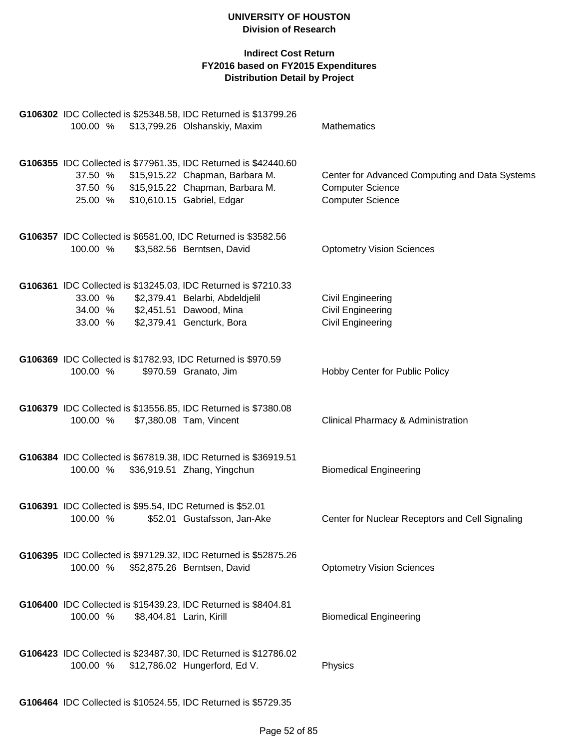**UNIVERSITY OF HOUSTON**
**Division of Research**

**Indirect Cost Return**
**FY2016 based on FY2015 Expenditures**
**Distribution Detail by Project**

**G106302** IDC Collected is $25348.58, IDC Returned is $13799.26

| | | | |
|---|---|---|---|
| 100.00 % | $13,799.26 | Olshanskiy, Maxim | Mathematics |

**G106355** IDC Collected is $77961.35, IDC Returned is $42440.60

| | | | |
|---|---|---|---|
| 37.50 % | $15,915.22 | Chapman, Barbara M. | Center for Advanced Computing and Data Systems |
| 37.50 % | $15,915.22 | Chapman, Barbara M. | Computer Science |
| 25.00 % | $10,610.15 | Gabriel, Edgar | Computer Science |

**G106357** IDC Collected is $6581.00, IDC Returned is $3582.56

| | | | |
|---|---|---|---|
| 100.00 % | $3,582.56 | Berntsen, David | Optometry Vision Sciences |

**G106361** IDC Collected is $13245.03, IDC Returned is $7210.33

| | | | |
|---|---|---|---|
| 33.00 % | $2,379.41 | Belarbi, Abdeldjelil | Civil Engineering |
| 34.00 % | $2,451.51 | Dawood, Mina | Civil Engineering |
| 33.00 % | $2,379.41 | Gencturk, Bora | Civil Engineering |

**G106369** IDC Collected is $1782.93, IDC Returned is $970.59

| | | | |
|---|---|---|---|
| 100.00 % | $970.59 | Granato, Jim | Hobby Center for Public Policy |

**G106379** IDC Collected is $13556.85, IDC Returned is $7380.08

| | | | |
|---|---|---|---|
| 100.00 % | $7,380.08 | Tam, Vincent | Clinical Pharmacy & Administration |

**G106384** IDC Collected is $67819.38, IDC Returned is $36919.51

| | | | |
|---|---|---|---|
| 100.00 % | $36,919.51 | Zhang, Yingchun | Biomedical Engineering |

**G106391** IDC Collected is $95.54, IDC Returned is $52.01

| | | | |
|---|---|---|---|
| 100.00 % | $52.01 | Gustafsson, Jan-Ake | Center for Nuclear Receptors and Cell Signaling |

**G106395** IDC Collected is $97129.32, IDC Returned is $52875.26

| | | | |
|---|---|---|---|
| 100.00 % | $52,875.26 | Berntsen, David | Optometry Vision Sciences |

**G106400** IDC Collected is $15439.23, IDC Returned is $8404.81

| | | | |
|---|---|---|---|
| 100.00 % | $8,404.81 | Larin, Kirill | Biomedical Engineering |

**G106423** IDC Collected is $23487.30, IDC Returned is $12786.02

| | | | |
|---|---|---|---|
| 100.00 % | $12,786.02 | Hungerford, Ed V. | Physics |

**G106464** IDC Collected is $10524.55, IDC Returned is $5729.35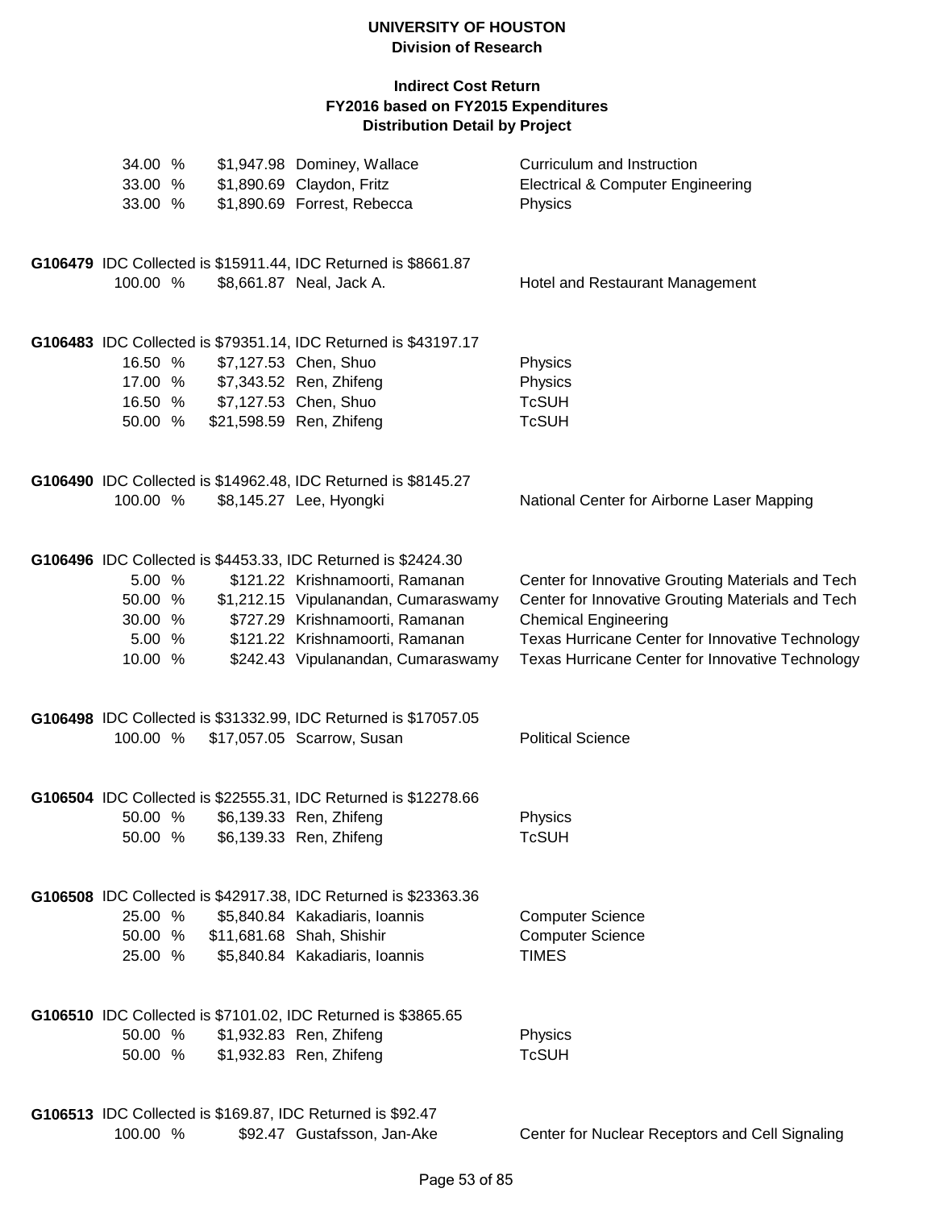# UNIVERSITY OF HOUSTON
## Division of Research

### Indirect Cost Return
### FY2016 based on FY2015 Expenditures
### Distribution Detail by Project

| % | Amount | Name | Department |
|---|---|---|---|
| 34.00 % | $1,947.98 | Dominey, Wallace | Curriculum and Instruction |
| 33.00 % | $1,890.69 | Claydon, Fritz | Electrical & Computer Engineering |
| 33.00 % | $1,890.69 | Forrest, Rebecca | Physics |

**G106479** IDC Collected is $15911.44, IDC Returned is $8661.87

| % | Amount | Name | Department |
|---|---|---|---|
| 100.00 % | $8,661.87 | Neal, Jack A. | Hotel and Restaurant Management |

**G106483** IDC Collected is $79351.14, IDC Returned is $43197.17

| % | Amount | Name | Department |
|---|---|---|---|
| 16.50 % | $7,127.53 | Chen, Shuo | Physics |
| 17.00 % | $7,343.52 | Ren, Zhifeng | Physics |
| 16.50 % | $7,127.53 | Chen, Shuo | TcSUH |
| 50.00 % | $21,598.59 | Ren, Zhifeng | TcSUH |

**G106490** IDC Collected is $14962.48, IDC Returned is $8145.27

| % | Amount | Name | Department |
|---|---|---|---|
| 100.00 % | $8,145.27 | Lee, Hyongki | National Center for Airborne Laser Mapping |

**G106496** IDC Collected is $4453.33, IDC Returned is $2424.30

| % | Amount | Name | Department |
|---|---|---|---|
| 5.00 % | $121.22 | Krishnamoorti, Ramanan | Center for Innovative Grouting Materials and Tech |
| 50.00 % | $1,212.15 | Vipulanandan, Cumaraswamy | Center for Innovative Grouting Materials and Tech |
| 30.00 % | $727.29 | Krishnamoorti, Ramanan | Chemical Engineering |
| 5.00 % | $121.22 | Krishnamoorti, Ramanan | Texas Hurricane Center for Innovative Technology |
| 10.00 % | $242.43 | Vipulanandan, Cumaraswamy | Texas Hurricane Center for Innovative Technology |

**G106498** IDC Collected is $31332.99, IDC Returned is $17057.05

| % | Amount | Name | Department |
|---|---|---|---|
| 100.00 % | $17,057.05 | Scarrow, Susan | Political Science |

**G106504** IDC Collected is $22555.31, IDC Returned is $12278.66

| % | Amount | Name | Department |
|---|---|---|---|
| 50.00 % | $6,139.33 | Ren, Zhifeng | Physics |
| 50.00 % | $6,139.33 | Ren, Zhifeng | TcSUH |

**G106508** IDC Collected is $42917.38, IDC Returned is $23363.36

| % | Amount | Name | Department |
|---|---|---|---|
| 25.00 % | $5,840.84 | Kakadiaris, Ioannis | Computer Science |
| 50.00 % | $11,681.68 | Shah, Shishir | Computer Science |
| 25.00 % | $5,840.84 | Kakadiaris, Ioannis | TIMES |

**G106510** IDC Collected is $7101.02, IDC Returned is $3865.65

| % | Amount | Name | Department |
|---|---|---|---|
| 50.00 % | $1,932.83 | Ren, Zhifeng | Physics |
| 50.00 % | $1,932.83 | Ren, Zhifeng | TcSUH |

**G106513** IDC Collected is $169.87, IDC Returned is $92.47

| % | Amount | Name | Department |
|---|---|---|---|
| 100.00 % | $92.47 | Gustafsson, Jan-Ake | Center for Nuclear Receptors and Cell Signaling |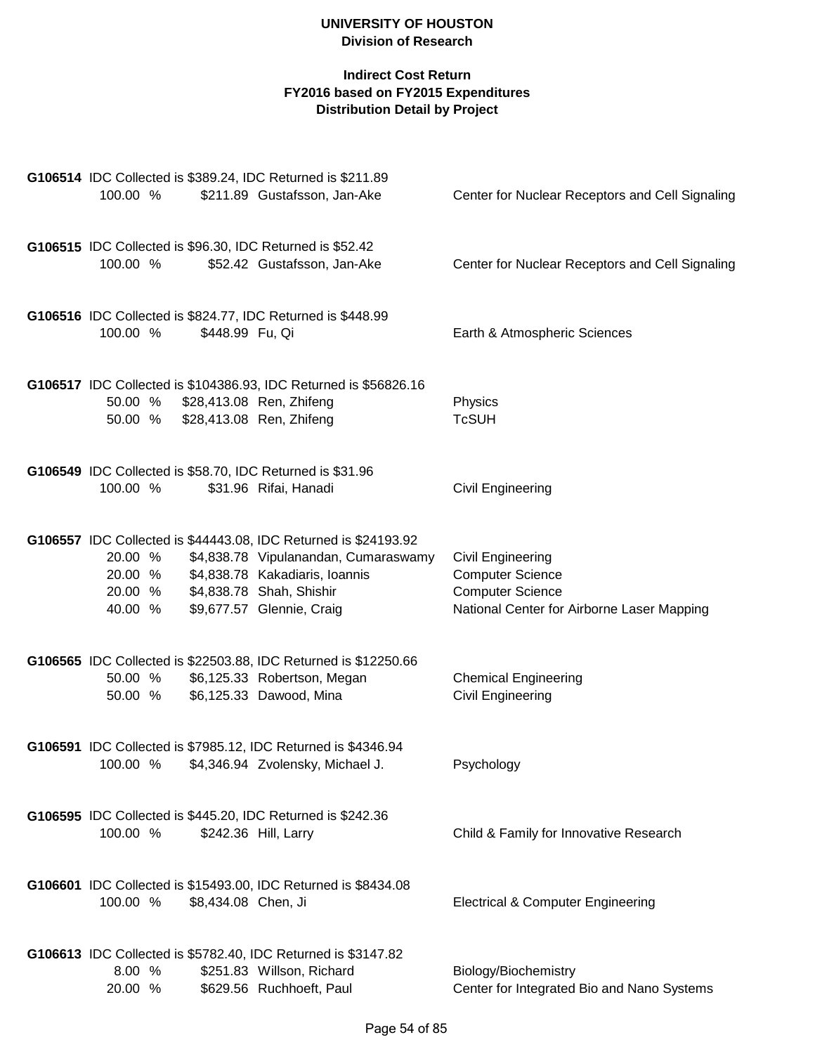**UNIVERSITY OF HOUSTON**
**Division of Research**

**Indirect Cost Return**
**FY2016 based on FY2015 Expenditures**
**Distribution Detail by Project**

**G106514** IDC Collected is $389.24, IDC Returned is $211.89

| % | Amount | Name | Department |
|---|---|---|---|
| 100.00 % | $211.89 | Gustafsson, Jan-Ake | Center for Nuclear Receptors and Cell Signaling |

**G106515** IDC Collected is $96.30, IDC Returned is $52.42

| % | Amount | Name | Department |
|---|---|---|---|
| 100.00 % | $52.42 | Gustafsson, Jan-Ake | Center for Nuclear Receptors and Cell Signaling |

**G106516** IDC Collected is $824.77, IDC Returned is $448.99

| % | Amount | Name | Department |
|---|---|---|---|
| 100.00 % | $448.99 | Fu, Qi | Earth & Atmospheric Sciences |

**G106517** IDC Collected is $104386.93, IDC Returned is $56826.16

| % | Amount | Name | Department |
|---|---|---|---|
| 50.00 % | $28,413.08 | Ren, Zhifeng | Physics |
| 50.00 % | $28,413.08 | Ren, Zhifeng | TcSUH |

**G106549** IDC Collected is $58.70, IDC Returned is $31.96

| % | Amount | Name | Department |
|---|---|---|---|
| 100.00 % | $31.96 | Rifai, Hanadi | Civil Engineering |

**G106557** IDC Collected is $44443.08, IDC Returned is $24193.92

| % | Amount | Name | Department |
|---|---|---|---|
| 20.00 % | $4,838.78 | Vipulanandan, Cumaraswamy | Civil Engineering |
| 20.00 % | $4,838.78 | Kakadiaris, Ioannis | Computer Science |
| 20.00 % | $4,838.78 | Shah, Shishir | Computer Science |
| 40.00 % | $9,677.57 | Glennie, Craig | National Center for Airborne Laser Mapping |

**G106565** IDC Collected is $22503.88, IDC Returned is $12250.66

| % | Amount | Name | Department |
|---|---|---|---|
| 50.00 % | $6,125.33 | Robertson, Megan | Chemical Engineering |
| 50.00 % | $6,125.33 | Dawood, Mina | Civil Engineering |

**G106591** IDC Collected is $7985.12, IDC Returned is $4346.94

| % | Amount | Name | Department |
|---|---|---|---|
| 100.00 % | $4,346.94 | Zvolensky, Michael J. | Psychology |

**G106595** IDC Collected is $445.20, IDC Returned is $242.36

| % | Amount | Name | Department |
|---|---|---|---|
| 100.00 % | $242.36 | Hill, Larry | Child & Family for Innovative Research |

**G106601** IDC Collected is $15493.00, IDC Returned is $8434.08

| % | Amount | Name | Department |
|---|---|---|---|
| 100.00 % | $8,434.08 | Chen, Ji | Electrical & Computer Engineering |

**G106613** IDC Collected is $5782.40, IDC Returned is $3147.82

| % | Amount | Name | Department |
|---|---|---|---|
| 8.00 % | $251.83 | Willson, Richard | Biology/Biochemistry |
| 20.00 % | $629.56 | Ruchhoeft, Paul | Center for Integrated Bio and Nano Systems |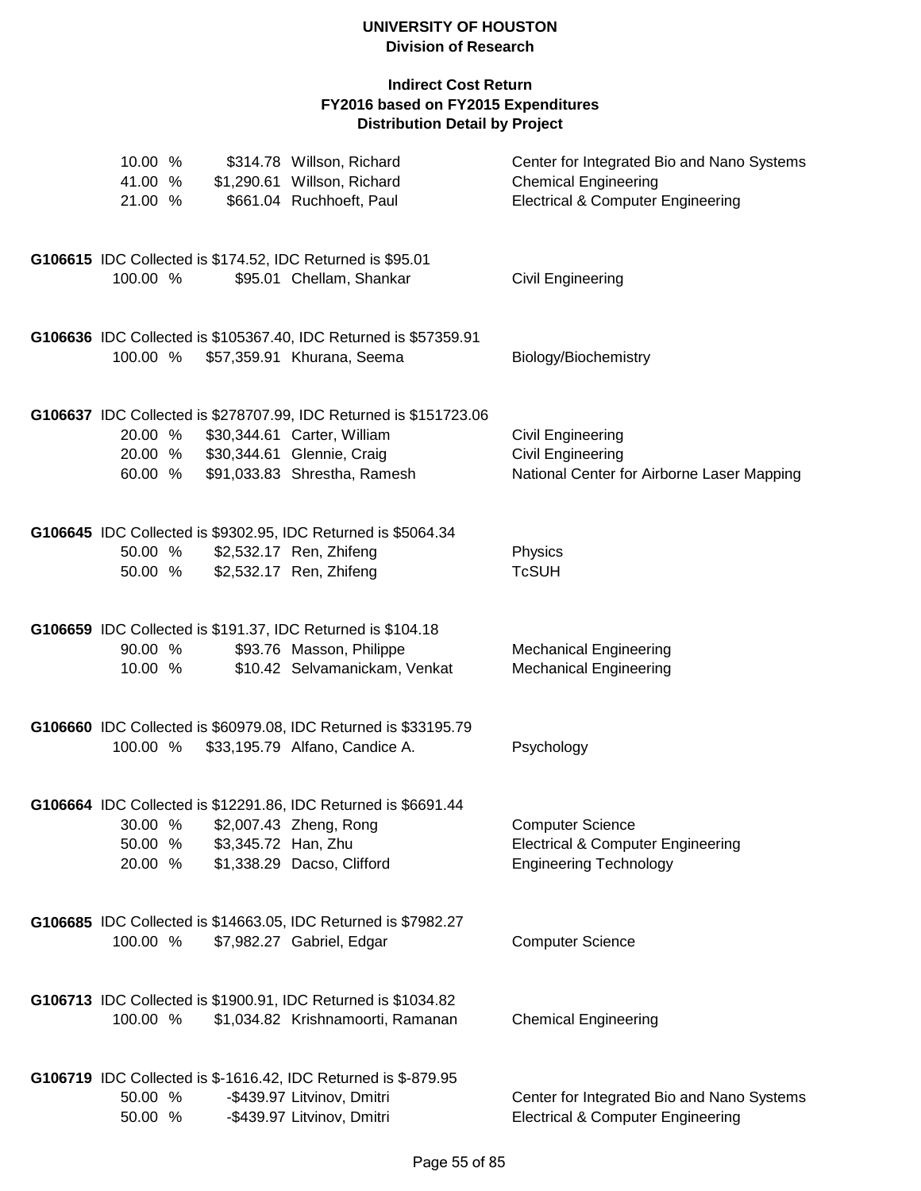# UNIVERSITY OF HOUSTON
## Division of Research

### Indirect Cost Return
### FY2016 based on FY2015 Expenditures
### Distribution Detail by Project

| | | | |
|---|---|---|---|
| 10.00 % | $314.78 | Willson, Richard | Center for Integrated Bio and Nano Systems |
| 41.00 % | $1,290.61 | Willson, Richard | Chemical Engineering |
| 21.00 % | $661.04 | Ruchhoeft, Paul | Electrical & Computer Engineering |

**G106615** IDC Collected is $174.52, IDC Returned is $95.01

| | | | |
|---|---|---|---|
| 100.00 % | $95.01 | Chellam, Shankar | Civil Engineering |

**G106636** IDC Collected is $105367.40, IDC Returned is $57359.91

| | | | |
|---|---|---|---|
| 100.00 % | $57,359.91 | Khurana, Seema | Biology/Biochemistry |

**G106637** IDC Collected is $278707.99, IDC Returned is $151723.06

| | | | |
|---|---|---|---|
| 20.00 % | $30,344.61 | Carter, William | Civil Engineering |
| 20.00 % | $30,344.61 | Glennie, Craig | Civil Engineering |
| 60.00 % | $91,033.83 | Shrestha, Ramesh | National Center for Airborne Laser Mapping |

**G106645** IDC Collected is $9302.95, IDC Returned is $5064.34

| | | | |
|---|---|---|---|
| 50.00 % | $2,532.17 | Ren, Zhifeng | Physics |
| 50.00 % | $2,532.17 | Ren, Zhifeng | TcSUH |

**G106659** IDC Collected is $191.37, IDC Returned is $104.18

| | | | |
|---|---|---|---|
| 90.00 % | $93.76 | Masson, Philippe | Mechanical Engineering |
| 10.00 % | $10.42 | Selvamanickam, Venkat | Mechanical Engineering |

**G106660** IDC Collected is $60979.08, IDC Returned is $33195.79

| | | | |
|---|---|---|---|
| 100.00 % | $33,195.79 | Alfano, Candice A. | Psychology |

**G106664** IDC Collected is $12291.86, IDC Returned is $6691.44

| | | | |
|---|---|---|---|
| 30.00 % | $2,007.43 | Zheng, Rong | Computer Science |
| 50.00 % | $3,345.72 | Han, Zhu | Electrical & Computer Engineering |
| 20.00 % | $1,338.29 | Dacso, Clifford | Engineering Technology |

**G106685** IDC Collected is $14663.05, IDC Returned is $7982.27

| | | | |
|---|---|---|---|
| 100.00 % | $7,982.27 | Gabriel, Edgar | Computer Science |

**G106713** IDC Collected is $1900.91, IDC Returned is $1034.82

| | | | |
|---|---|---|---|
| 100.00 % | $1,034.82 | Krishnamoorti, Ramanan | Chemical Engineering |

**G106719** IDC Collected is $-1616.42, IDC Returned is $-879.95

| | | | |
|---|---|---|---|
| 50.00 % | -$439.97 | Litvinov, Dmitri | Center for Integrated Bio and Nano Systems |
| 50.00 % | -$439.97 | Litvinov, Dmitri | Electrical & Computer Engineering |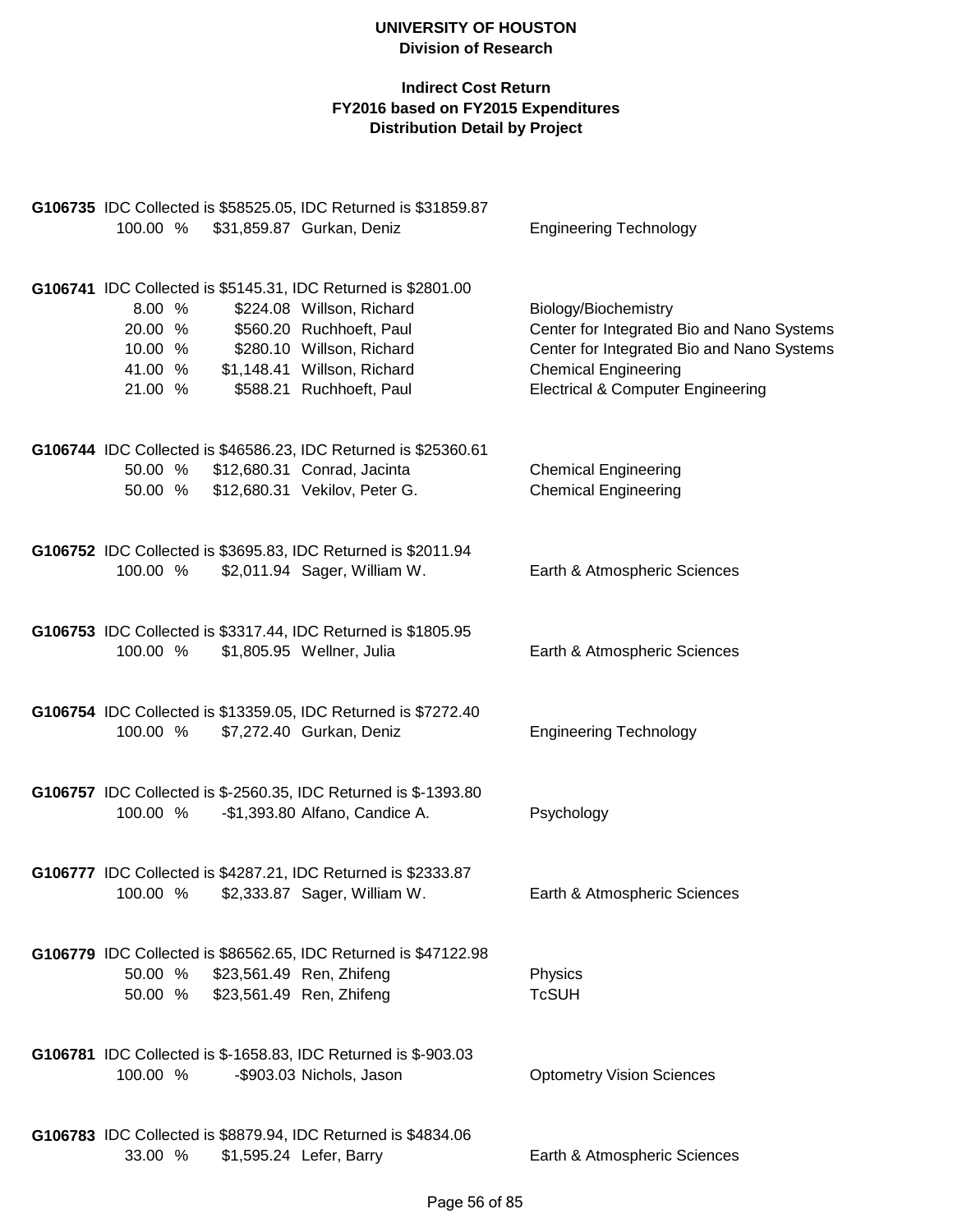**UNIVERSITY OF HOUSTON**
**Division of Research**

**Indirect Cost Return**
**FY2016 based on FY2015 Expenditures**
**Distribution Detail by Project**

**G106735** IDC Collected is $58525.05, IDC Returned is $31859.87

| % | Amount | Name | Department |
|---|---|---|---|
| 100.00 % | $31,859.87 | Gurkan, Deniz | Engineering Technology |

**G106741** IDC Collected is $5145.31, IDC Returned is $2801.00

| % | Amount | Name | Department |
|---|---|---|---|
| 8.00 % | $224.08 | Willson, Richard | Biology/Biochemistry |
| 20.00 % | $560.20 | Ruchhoeft, Paul | Center for Integrated Bio and Nano Systems |
| 10.00 % | $280.10 | Willson, Richard | Center for Integrated Bio and Nano Systems |
| 41.00 % | $1,148.41 | Willson, Richard | Chemical Engineering |
| 21.00 % | $588.21 | Ruchhoeft, Paul | Electrical & Computer Engineering |

**G106744** IDC Collected is $46586.23, IDC Returned is $25360.61

| % | Amount | Name | Department |
|---|---|---|---|
| 50.00 % | $12,680.31 | Conrad, Jacinta | Chemical Engineering |
| 50.00 % | $12,680.31 | Vekilov, Peter G. | Chemical Engineering |

**G106752** IDC Collected is $3695.83, IDC Returned is $2011.94

| % | Amount | Name | Department |
|---|---|---|---|
| 100.00 % | $2,011.94 | Sager, William W. | Earth & Atmospheric Sciences |

**G106753** IDC Collected is $3317.44, IDC Returned is $1805.95

| % | Amount | Name | Department |
|---|---|---|---|
| 100.00 % | $1,805.95 | Wellner, Julia | Earth & Atmospheric Sciences |

**G106754** IDC Collected is $13359.05, IDC Returned is $7272.40

| % | Amount | Name | Department |
|---|---|---|---|
| 100.00 % | $7,272.40 | Gurkan, Deniz | Engineering Technology |

**G106757** IDC Collected is $-2560.35, IDC Returned is $-1393.80

| % | Amount | Name | Department |
|---|---|---|---|
| 100.00 % | -$1,393.80 | Alfano, Candice A. | Psychology |

**G106777** IDC Collected is $4287.21, IDC Returned is $2333.87

| % | Amount | Name | Department |
|---|---|---|---|
| 100.00 % | $2,333.87 | Sager, William W. | Earth & Atmospheric Sciences |

**G106779** IDC Collected is $86562.65, IDC Returned is $47122.98

| % | Amount | Name | Department |
|---|---|---|---|
| 50.00 % | $23,561.49 | Ren, Zhifeng | Physics |
| 50.00 % | $23,561.49 | Ren, Zhifeng | TcSUH |

**G106781** IDC Collected is $-1658.83, IDC Returned is $-903.03

| % | Amount | Name | Department |
|---|---|---|---|
| 100.00 % | -$903.03 | Nichols, Jason | Optometry Vision Sciences |

**G106783** IDC Collected is $8879.94, IDC Returned is $4834.06

| % | Amount | Name | Department |
|---|---|---|---|
| 33.00 % | $1,595.24 | Lefer, Barry | Earth & Atmospheric Sciences |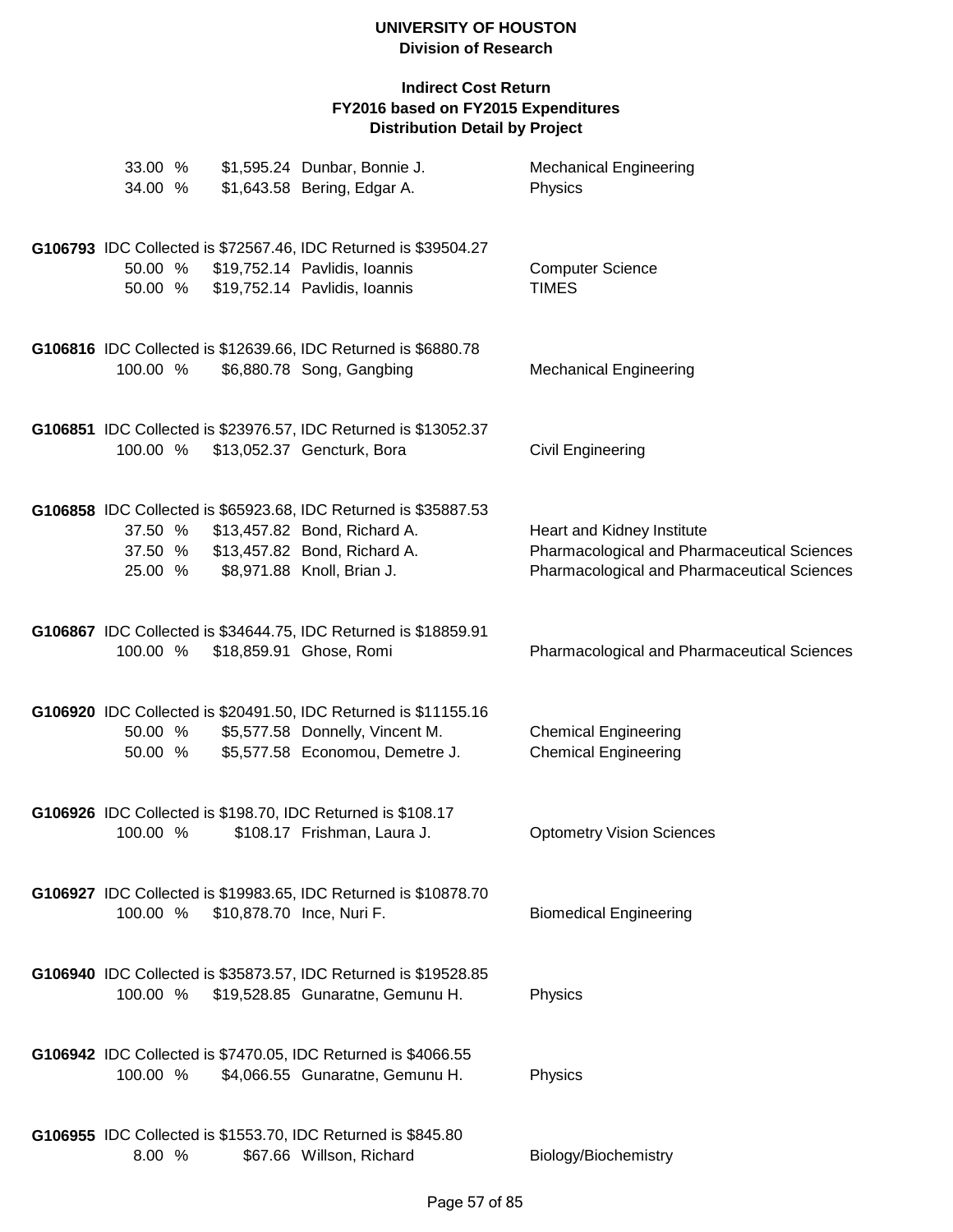| | | | |
|---|---|---|---|
| 33.00 % | $1,595.24 | Dunbar, Bonnie J. | Mechanical Engineering |
| 34.00 % | $1,643.58 | Bering, Edgar A. | Physics |

**G106793** IDC Collected is $72567.46, IDC Returned is $39504.27

| | | | |
|---|---|---|---|
| 50.00 % | $19,752.14 | Pavlidis, Ioannis | Computer Science |
| 50.00 % | $19,752.14 | Pavlidis, Ioannis | TIMES |

**G106816** IDC Collected is $12639.66, IDC Returned is $6880.78

| | | | |
|---|---|---|---|
| 100.00 % | $6,880.78 | Song, Gangbing | Mechanical Engineering |

**G106851** IDC Collected is $23976.57, IDC Returned is $13052.37

| | | | |
|---|---|---|---|
| 100.00 % | $13,052.37 | Gencturk, Bora | Civil Engineering |

**G106858** IDC Collected is $65923.68, IDC Returned is $35887.53

| | | | |
|---|---|---|---|
| 37.50 % | $13,457.82 | Bond, Richard A. | Heart and Kidney Institute |
| 37.50 % | $13,457.82 | Bond, Richard A. | Pharmacological and Pharmaceutical Sciences |
| 25.00 % | $8,971.88 | Knoll, Brian J. | Pharmacological and Pharmaceutical Sciences |

**G106867** IDC Collected is $34644.75, IDC Returned is $18859.91

| | | | |
|---|---|---|---|
| 100.00 % | $18,859.91 | Ghose, Romi | Pharmacological and Pharmaceutical Sciences |

**G106920** IDC Collected is $20491.50, IDC Returned is $11155.16

| | | | |
|---|---|---|---|
| 50.00 % | $5,577.58 | Donnelly, Vincent M. | Chemical Engineering |
| 50.00 % | $5,577.58 | Economou, Demetre J. | Chemical Engineering |

**G106926** IDC Collected is $198.70, IDC Returned is $108.17

| | | | |
|---|---|---|---|
| 100.00 % | $108.17 | Frishman, Laura J. | Optometry Vision Sciences |

**G106927** IDC Collected is $19983.65, IDC Returned is $10878.70

| | | | |
|---|---|---|---|
| 100.00 % | $10,878.70 | Ince, Nuri F. | Biomedical Engineering |

**G106940** IDC Collected is $35873.57, IDC Returned is $19528.85

| | | | |
|---|---|---|---|
| 100.00 % | $19,528.85 | Gunaratne, Gemunu H. | Physics |

**G106942** IDC Collected is $7470.05, IDC Returned is $4066.55

| | | | |
|---|---|---|---|
| 100.00 % | $4,066.55 | Gunaratne, Gemunu H. | Physics |

**G106955** IDC Collected is $1553.70, IDC Returned is $845.80

| | | | |
|---|---|---|---|
| 8.00 % | $67.66 | Willson, Richard | Biology/Biochemistry |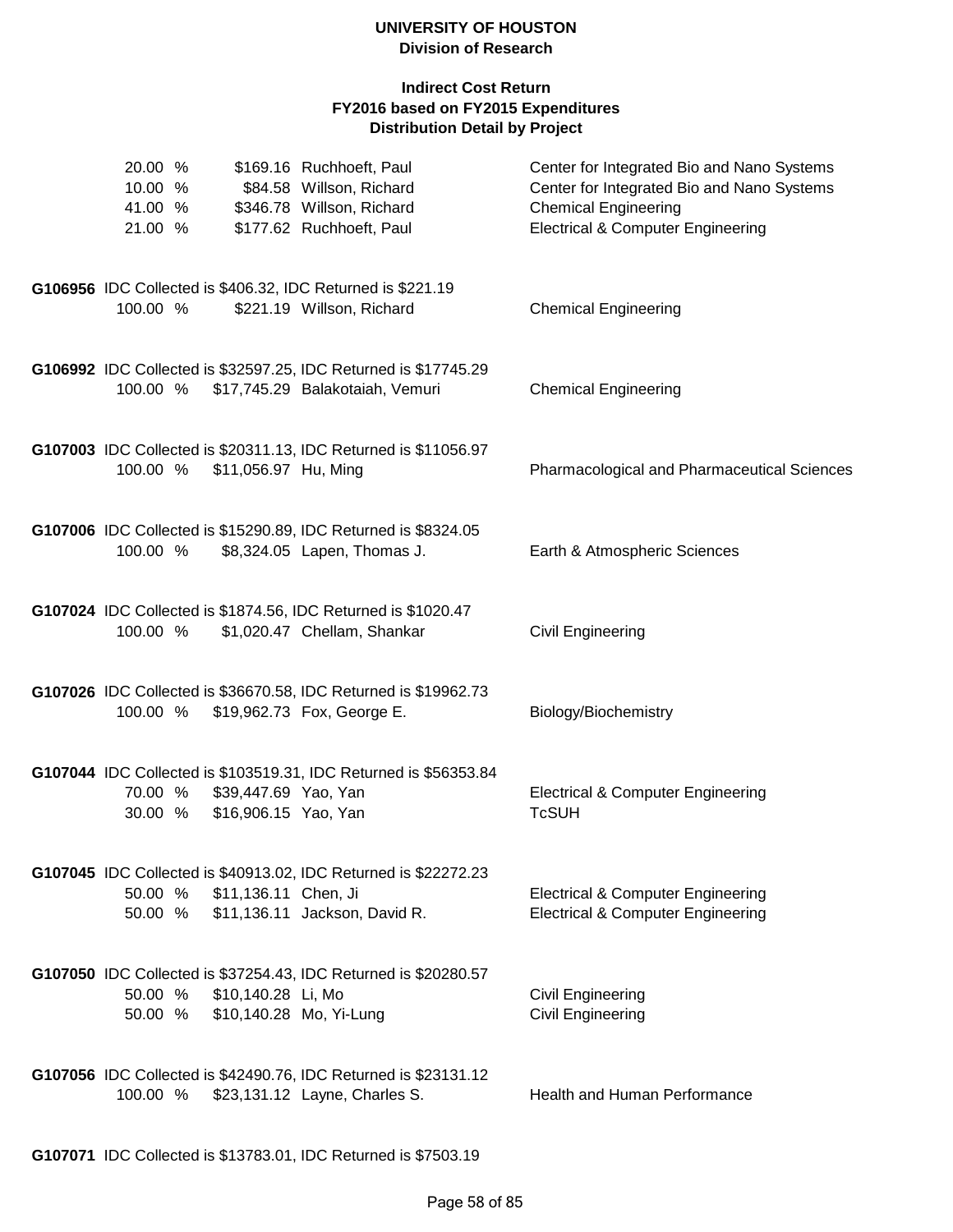# UNIVERSITY OF HOUSTON
## Division of Research

### Indirect Cost Return
### FY2016 based on FY2015 Expenditures
### Distribution Detail by Project

| | | | |
|---|---|---|---|
| 20.00 % | $169.16 | Ruchhoeft, Paul | Center for Integrated Bio and Nano Systems |
| 10.00 % | $84.58 | Willson, Richard | Center for Integrated Bio and Nano Systems |
| 41.00 % | $346.78 | Willson, Richard | Chemical Engineering |
| 21.00 % | $177.62 | Ruchhoeft, Paul | Electrical & Computer Engineering |

**G106956** IDC Collected is $406.32, IDC Returned is $221.19

| | | | |
|---|---|---|---|
| 100.00 % | $221.19 | Willson, Richard | Chemical Engineering |

**G106992** IDC Collected is $32597.25, IDC Returned is $17745.29

| | | | |
|---|---|---|---|
| 100.00 % | $17,745.29 | Balakotaiah, Vemuri | Chemical Engineering |

**G107003** IDC Collected is $20311.13, IDC Returned is $11056.97

| | | | |
|---|---|---|---|
| 100.00 % | $11,056.97 | Hu, Ming | Pharmacological and Pharmaceutical Sciences |

**G107006** IDC Collected is $15290.89, IDC Returned is $8324.05

| | | | |
|---|---|---|---|
| 100.00 % | $8,324.05 | Lapen, Thomas J. | Earth & Atmospheric Sciences |

**G107024** IDC Collected is $1874.56, IDC Returned is $1020.47

| | | | |
|---|---|---|---|
| 100.00 % | $1,020.47 | Chellam, Shankar | Civil Engineering |

**G107026** IDC Collected is $36670.58, IDC Returned is $19962.73

| | | | |
|---|---|---|---|
| 100.00 % | $19,962.73 | Fox, George E. | Biology/Biochemistry |

**G107044** IDC Collected is $103519.31, IDC Returned is $56353.84

| | | | |
|---|---|---|---|
| 70.00 % | $39,447.69 | Yao, Yan | Electrical & Computer Engineering |
| 30.00 % | $16,906.15 | Yao, Yan | TcSUH |

**G107045** IDC Collected is $40913.02, IDC Returned is $22272.23

| | | | |
|---|---|---|---|
| 50.00 % | $11,136.11 | Chen, Ji | Electrical & Computer Engineering |
| 50.00 % | $11,136.11 | Jackson, David R. | Electrical & Computer Engineering |

**G107050** IDC Collected is $37254.43, IDC Returned is $20280.57

| | | | |
|---|---|---|---|
| 50.00 % | $10,140.28 | Li, Mo | Civil Engineering |
| 50.00 % | $10,140.28 | Mo, Yi-Lung | Civil Engineering |

**G107056** IDC Collected is $42490.76, IDC Returned is $23131.12

| | | | |
|---|---|---|---|
| 100.00 % | $23,131.12 | Layne, Charles S. | Health and Human Performance |

**G107071** IDC Collected is $13783.01, IDC Returned is $7503.19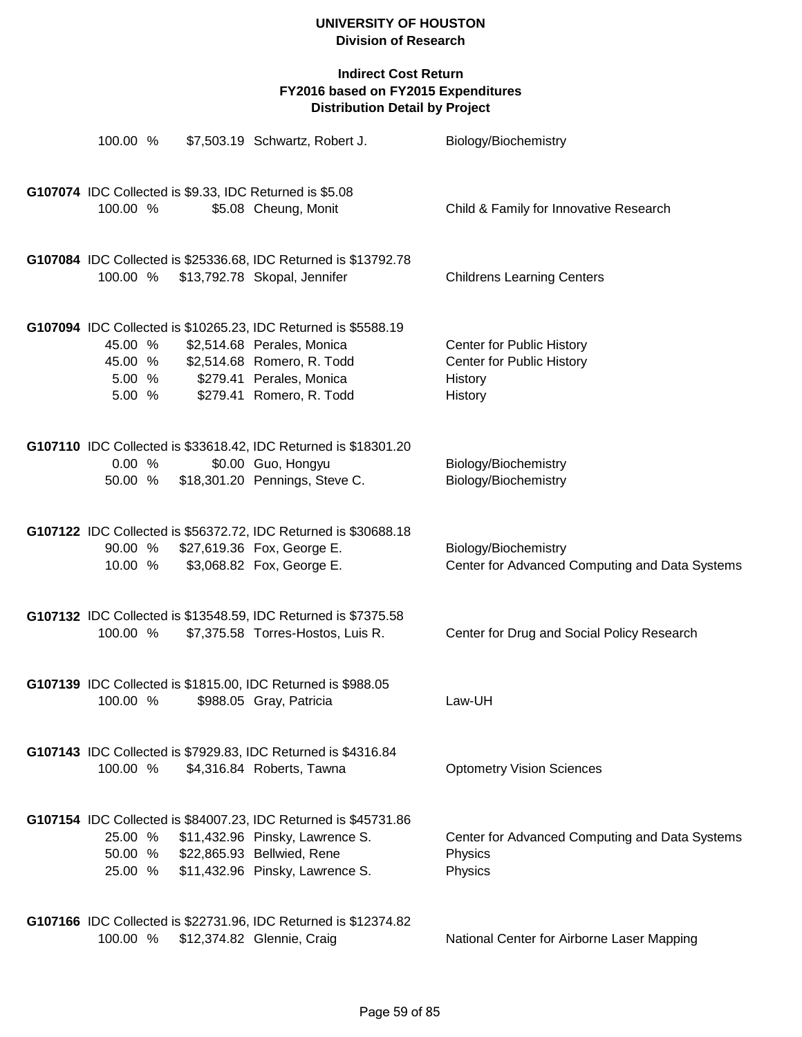| | | | |
|---|---|---|---|
| 100.00 % | $7,503.19 | Schwartz, Robert J. | Biology/Biochemistry |

**G107074** IDC Collected is $9.33, IDC Returned is $5.08

| | | | |
|---|---|---|---|
| 100.00 % | $5.08 | Cheung, Monit | Child & Family for Innovative Research |

**G107084** IDC Collected is $25336.68, IDC Returned is $13792.78

| | | | |
|---|---|---|---|
| 100.00 % | $13,792.78 | Skopal, Jennifer | Childrens Learning Centers |

**G107094** IDC Collected is $10265.23, IDC Returned is $5588.19

| | | | |
|---|---|---|---|
| 45.00 % | $2,514.68 | Perales, Monica | Center for Public History |
| 45.00 % | $2,514.68 | Romero, R. Todd | Center for Public History |
| 5.00 % | $279.41 | Perales, Monica | History |
| 5.00 % | $279.41 | Romero, R. Todd | History |

**G107110** IDC Collected is $33618.42, IDC Returned is $18301.20

| | | | |
|---|---|---|---|
| 0.00 % | $0.00 | Guo, Hongyu | Biology/Biochemistry |
| 50.00 % | $18,301.20 | Pennings, Steve C. | Biology/Biochemistry |

**G107122** IDC Collected is $56372.72, IDC Returned is $30688.18

| | | | |
|---|---|---|---|
| 90.00 % | $27,619.36 | Fox, George E. | Biology/Biochemistry |
| 10.00 % | $3,068.82 | Fox, George E. | Center for Advanced Computing and Data Systems |

**G107132** IDC Collected is $13548.59, IDC Returned is $7375.58

| | | | |
|---|---|---|---|
| 100.00 % | $7,375.58 | Torres-Hostos, Luis R. | Center for Drug and Social Policy Research |

**G107139** IDC Collected is $1815.00, IDC Returned is $988.05

| | | | |
|---|---|---|---|
| 100.00 % | $988.05 | Gray, Patricia | Law-UH |

**G107143** IDC Collected is $7929.83, IDC Returned is $4316.84

| | | | |
|---|---|---|---|
| 100.00 % | $4,316.84 | Roberts, Tawna | Optometry Vision Sciences |

**G107154** IDC Collected is $84007.23, IDC Returned is $45731.86

| | | | |
|---|---|---|---|
| 25.00 % | $11,432.96 | Pinsky, Lawrence S. | Center for Advanced Computing and Data Systems |
| 50.00 % | $22,865.93 | Bellwied, Rene | Physics |
| 25.00 % | $11,432.96 | Pinsky, Lawrence S. | Physics |

**G107166** IDC Collected is $22731.96, IDC Returned is $12374.82

| | | | |
|---|---|---|---|
| 100.00 % | $12,374.82 | Glennie, Craig | National Center for Airborne Laser Mapping |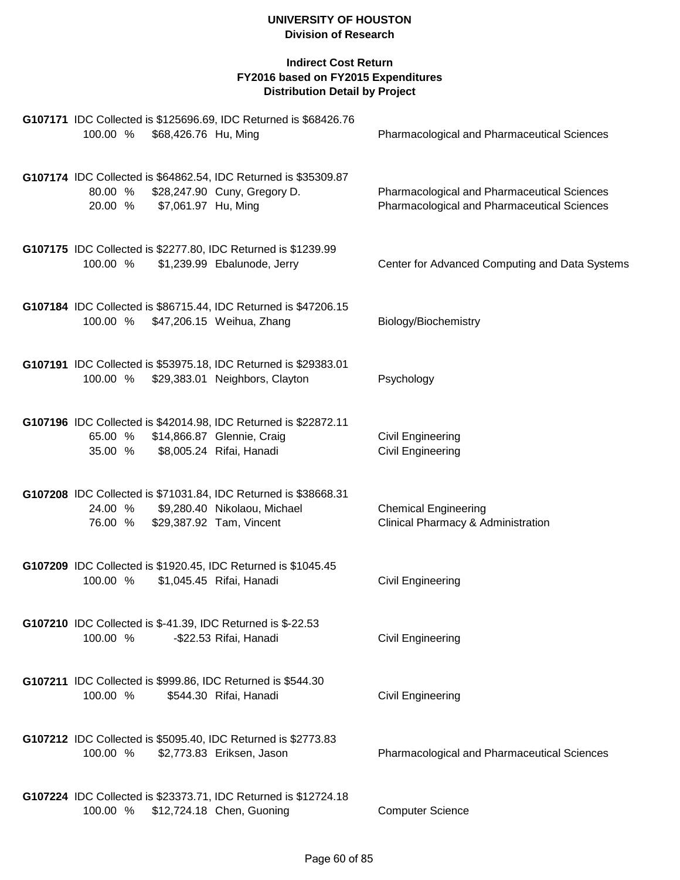**UNIVERSITY OF HOUSTON**
**Division of Research**

**Indirect Cost Return**
**FY2016 based on FY2015 Expenditures**
**Distribution Detail by Project**

**G107171** IDC Collected is $125696.69, IDC Returned is $68426.76

| | | | |
|---|---|---|---|
| 100.00 % | $68,426.76 | Hu, Ming | Pharmacological and Pharmaceutical Sciences |

**G107174** IDC Collected is $64862.54, IDC Returned is $35309.87

| | | | |
|---|---|---|---|
| 80.00 % | $28,247.90 | Cuny, Gregory D. | Pharmacological and Pharmaceutical Sciences |
| 20.00 % | $7,061.97 | Hu, Ming | Pharmacological and Pharmaceutical Sciences |

**G107175** IDC Collected is $2277.80, IDC Returned is $1239.99

| | | | |
|---|---|---|---|
| 100.00 % | $1,239.99 | Ebalunode, Jerry | Center for Advanced Computing and Data Systems |

**G107184** IDC Collected is $86715.44, IDC Returned is $47206.15

| | | | |
|---|---|---|---|
| 100.00 % | $47,206.15 | Weihua, Zhang | Biology/Biochemistry |

**G107191** IDC Collected is $53975.18, IDC Returned is $29383.01

| | | | |
|---|---|---|---|
| 100.00 % | $29,383.01 | Neighbors, Clayton | Psychology |

**G107196** IDC Collected is $42014.98, IDC Returned is $22872.11

| | | | |
|---|---|---|---|
| 65.00 % | $14,866.87 | Glennie, Craig | Civil Engineering |
| 35.00 % | $8,005.24 | Rifai, Hanadi | Civil Engineering |

**G107208** IDC Collected is $71031.84, IDC Returned is $38668.31

| | | | |
|---|---|---|---|
| 24.00 % | $9,280.40 | Nikolaou, Michael | Chemical Engineering |
| 76.00 % | $29,387.92 | Tam, Vincent | Clinical Pharmacy & Administration |

**G107209** IDC Collected is $1920.45, IDC Returned is $1045.45

| | | | |
|---|---|---|---|
| 100.00 % | $1,045.45 | Rifai, Hanadi | Civil Engineering |

**G107210** IDC Collected is $-41.39, IDC Returned is $-22.53

| | | | |
|---|---|---|---|
| 100.00 % | -$22.53 | Rifai, Hanadi | Civil Engineering |

**G107211** IDC Collected is $999.86, IDC Returned is $544.30

| | | | |
|---|---|---|---|
| 100.00 % | $544.30 | Rifai, Hanadi | Civil Engineering |

**G107212** IDC Collected is $5095.40, IDC Returned is $2773.83

| | | | |
|---|---|---|---|
| 100.00 % | $2,773.83 | Eriksen, Jason | Pharmacological and Pharmaceutical Sciences |

**G107224** IDC Collected is $23373.71, IDC Returned is $12724.18

| | | | |
|---|---|---|---|
| 100.00 % | $12,724.18 | Chen, Guoning | Computer Science |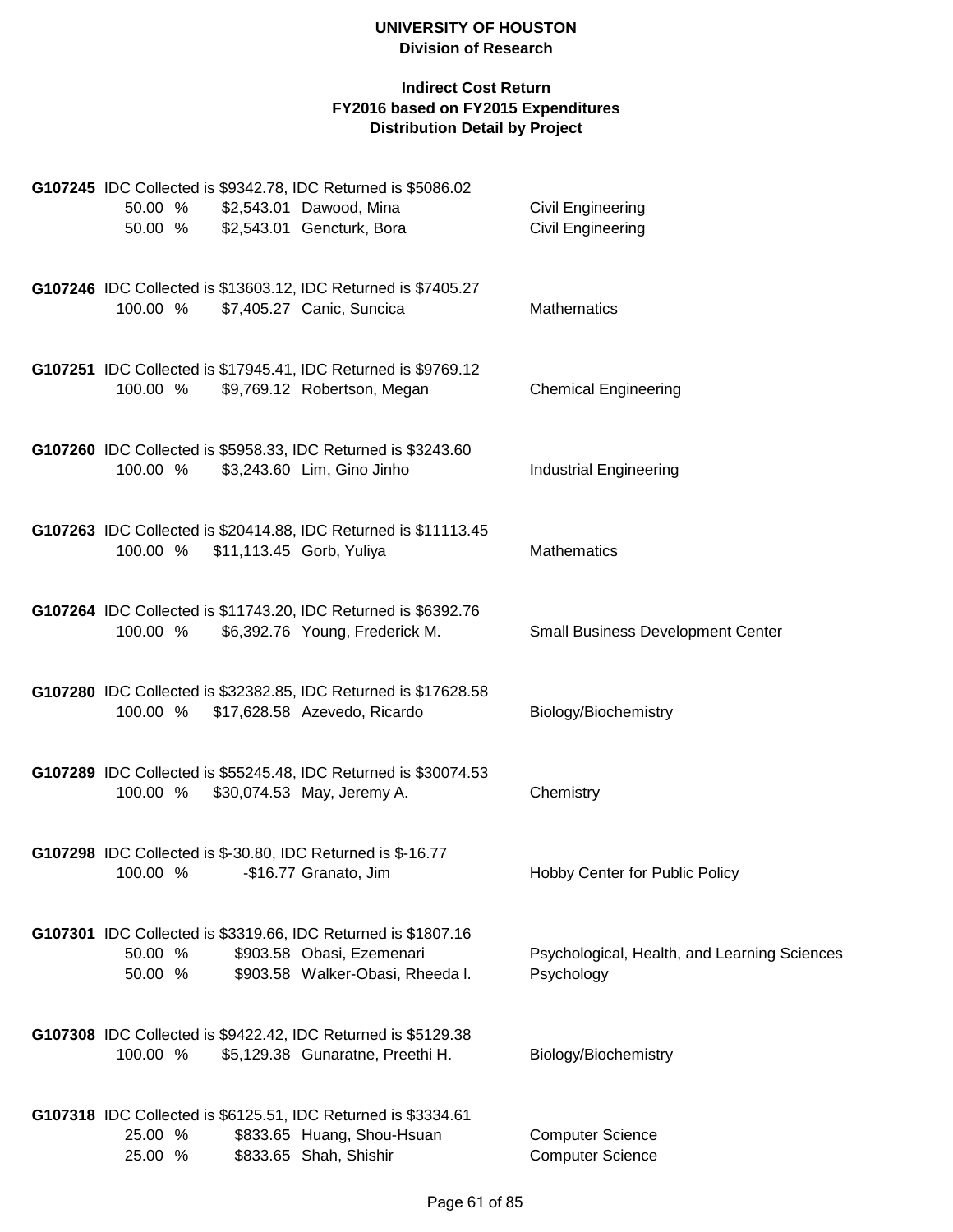# UNIVERSITY OF HOUSTON
## Division of Research

### Indirect Cost Return
### FY2016 based on FY2015 Expenditures
### Distribution Detail by Project

**G107245** IDC Collected is $9342.78, IDC Returned is $5086.02

| % | Amount | Name | Department |
|---|---|---|---|
| 50.00 % | $2,543.01 | Dawood, Mina | Civil Engineering |
| 50.00 % | $2,543.01 | Gencturk, Bora | Civil Engineering |

**G107246** IDC Collected is $13603.12, IDC Returned is $7405.27

| % | Amount | Name | Department |
|---|---|---|---|
| 100.00 % | $7,405.27 | Canic, Suncica | Mathematics |

**G107251** IDC Collected is $17945.41, IDC Returned is $9769.12

| % | Amount | Name | Department |
|---|---|---|---|
| 100.00 % | $9,769.12 | Robertson, Megan | Chemical Engineering |

**G107260** IDC Collected is $5958.33, IDC Returned is $3243.60

| % | Amount | Name | Department |
|---|---|---|---|
| 100.00 % | $3,243.60 | Lim, Gino Jinho | Industrial Engineering |

**G107263** IDC Collected is $20414.88, IDC Returned is $11113.45

| % | Amount | Name | Department |
|---|---|---|---|
| 100.00 % | $11,113.45 | Gorb, Yuliya | Mathematics |

**G107264** IDC Collected is $11743.20, IDC Returned is $6392.76

| % | Amount | Name | Department |
|---|---|---|---|
| 100.00 % | $6,392.76 | Young, Frederick M. | Small Business Development Center |

**G107280** IDC Collected is $32382.85, IDC Returned is $17628.58

| % | Amount | Name | Department |
|---|---|---|---|
| 100.00 % | $17,628.58 | Azevedo, Ricardo | Biology/Biochemistry |

**G107289** IDC Collected is $55245.48, IDC Returned is $30074.53

| % | Amount | Name | Department |
|---|---|---|---|
| 100.00 % | $30,074.53 | May, Jeremy A. | Chemistry |

**G107298** IDC Collected is $-30.80, IDC Returned is $-16.77

| % | Amount | Name | Department |
|---|---|---|---|
| 100.00 % | -$16.77 | Granato, Jim | Hobby Center for Public Policy |

**G107301** IDC Collected is $3319.66, IDC Returned is $1807.16

| % | Amount | Name | Department |
|---|---|---|---|
| 50.00 % | $903.58 | Obasi, Ezemenari | Psychological, Health, and Learning Sciences |
| 50.00 % | $903.58 | Walker-Obasi, Rheeda l. | Psychology |

**G107308** IDC Collected is $9422.42, IDC Returned is $5129.38

| % | Amount | Name | Department |
|---|---|---|---|
| 100.00 % | $5,129.38 | Gunaratne, Preethi H. | Biology/Biochemistry |

**G107318** IDC Collected is $6125.51, IDC Returned is $3334.61

| % | Amount | Name | Department |
|---|---|---|---|
| 25.00 % | $833.65 | Huang, Shou-Hsuan | Computer Science |
| 25.00 % | $833.65 | Shah, Shishir | Computer Science |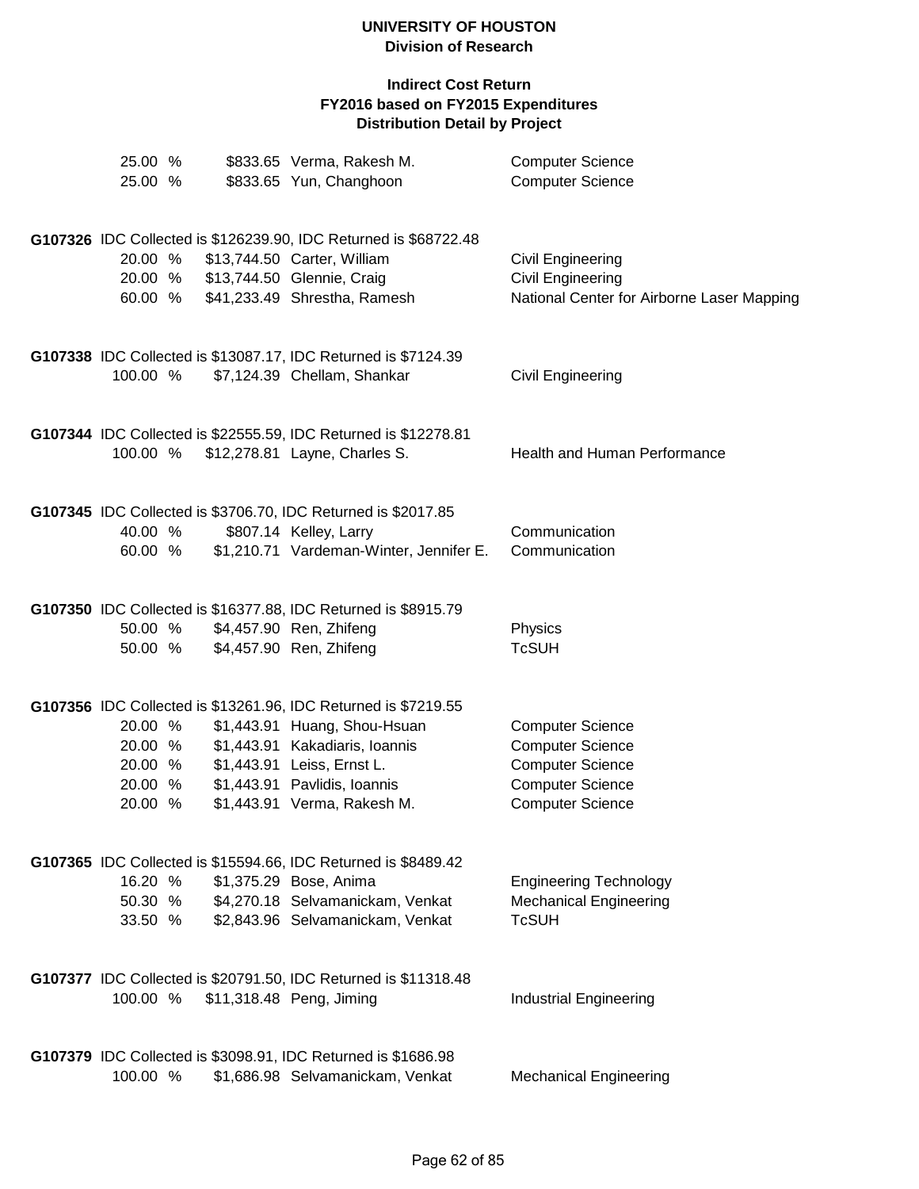**UNIVERSITY OF HOUSTON**
**Division of Research**

**Indirect Cost Return**
**FY2016 based on FY2015 Expenditures**
**Distribution Detail by Project**

| | | | |
|---|---|---|---|
| 25.00 % | $833.65 | Verma, Rakesh M. | Computer Science |
| 25.00 % | $833.65 | Yun, Changhoon | Computer Science |

**G107326** IDC Collected is $126239.90, IDC Returned is $68722.48

| | | | |
|---|---|---|---|
| 20.00 % | $13,744.50 | Carter, William | Civil Engineering |
| 20.00 % | $13,744.50 | Glennie, Craig | Civil Engineering |
| 60.00 % | $41,233.49 | Shrestha, Ramesh | National Center for Airborne Laser Mapping |

**G107338** IDC Collected is $13087.17, IDC Returned is $7124.39

| | | | |
|---|---|---|---|
| 100.00 % | $7,124.39 | Chellam, Shankar | Civil Engineering |

**G107344** IDC Collected is $22555.59, IDC Returned is $12278.81

| | | | |
|---|---|---|---|
| 100.00 % | $12,278.81 | Layne, Charles S. | Health and Human Performance |

**G107345** IDC Collected is $3706.70, IDC Returned is $2017.85

| | | | |
|---|---|---|---|
| 40.00 % | $807.14 | Kelley, Larry | Communication |
| 60.00 % | $1,210.71 | Vardeman-Winter, Jennifer E. | Communication |

**G107350** IDC Collected is $16377.88, IDC Returned is $8915.79

| | | | |
|---|---|---|---|
| 50.00 % | $4,457.90 | Ren, Zhifeng | Physics |
| 50.00 % | $4,457.90 | Ren, Zhifeng | TcSUH |

**G107356** IDC Collected is $13261.96, IDC Returned is $7219.55

| | | | |
|---|---|---|---|
| 20.00 % | $1,443.91 | Huang, Shou-Hsuan | Computer Science |
| 20.00 % | $1,443.91 | Kakadiaris, Ioannis | Computer Science |
| 20.00 % | $1,443.91 | Leiss, Ernst L. | Computer Science |
| 20.00 % | $1,443.91 | Pavlidis, Ioannis | Computer Science |
| 20.00 % | $1,443.91 | Verma, Rakesh M. | Computer Science |

**G107365** IDC Collected is $15594.66, IDC Returned is $8489.42

| | | | |
|---|---|---|---|
| 16.20 % | $1,375.29 | Bose, Anima | Engineering Technology |
| 50.30 % | $4,270.18 | Selvamanickam, Venkat | Mechanical Engineering |
| 33.50 % | $2,843.96 | Selvamanickam, Venkat | TcSUH |

**G107377** IDC Collected is $20791.50, IDC Returned is $11318.48

| | | | |
|---|---|---|---|
| 100.00 % | $11,318.48 | Peng, Jiming | Industrial Engineering |

**G107379** IDC Collected is $3098.91, IDC Returned is $1686.98

| | | | |
|---|---|---|---|
| 100.00 % | $1,686.98 | Selvamanickam, Venkat | Mechanical Engineering |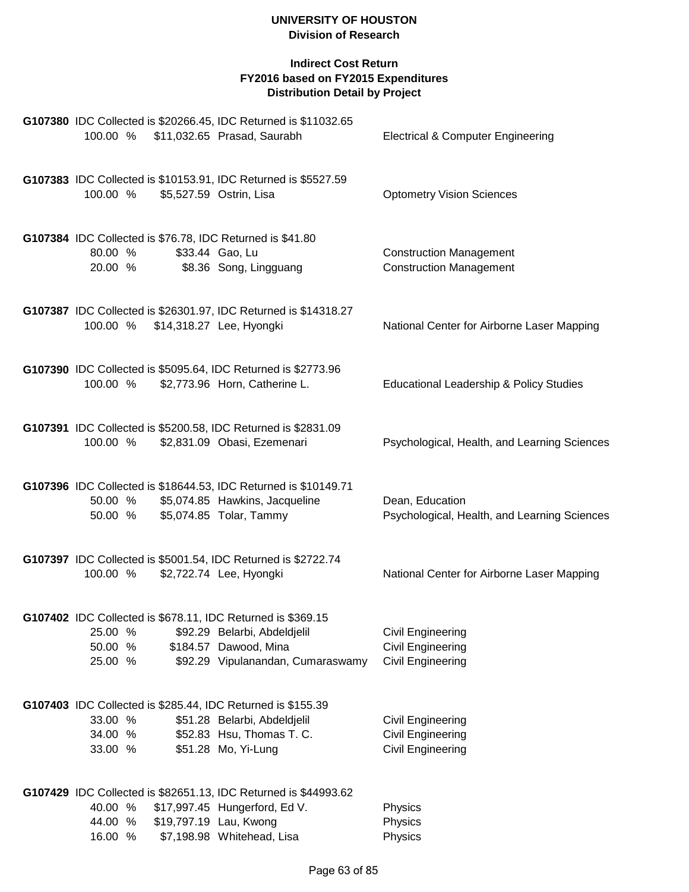**UNIVERSITY OF HOUSTON**
**Division of Research**

**Indirect Cost Return**
**FY2016 based on FY2015 Expenditures**
**Distribution Detail by Project**

**G107380** IDC Collected is $20266.45, IDC Returned is $11032.65

| | | | |
|---|---|---|---|
| 100.00 % | $11,032.65 | Prasad, Saurabh | Electrical & Computer Engineering |

**G107383** IDC Collected is $10153.91, IDC Returned is $5527.59

| | | | |
|---|---|---|---|
| 100.00 % | $5,527.59 | Ostrin, Lisa | Optometry Vision Sciences |

**G107384** IDC Collected is $76.78, IDC Returned is $41.80

| | | | |
|---|---|---|---|
| 80.00 % | $33.44 | Gao, Lu | Construction Management |
| 20.00 % | $8.36 | Song, Lingguang | Construction Management |

**G107387** IDC Collected is $26301.97, IDC Returned is $14318.27

| | | | |
|---|---|---|---|
| 100.00 % | $14,318.27 | Lee, Hyongki | National Center for Airborne Laser Mapping |

**G107390** IDC Collected is $5095.64, IDC Returned is $2773.96

| | | | |
|---|---|---|---|
| 100.00 % | $2,773.96 | Horn, Catherine L. | Educational Leadership & Policy Studies |

**G107391** IDC Collected is $5200.58, IDC Returned is $2831.09

| | | | |
|---|---|---|---|
| 100.00 % | $2,831.09 | Obasi, Ezemenari | Psychological, Health, and Learning Sciences |

**G107396** IDC Collected is $18644.53, IDC Returned is $10149.71

| | | | |
|---|---|---|---|
| 50.00 % | $5,074.85 | Hawkins, Jacqueline | Dean, Education |
| 50.00 % | $5,074.85 | Tolar, Tammy | Psychological, Health, and Learning Sciences |

**G107397** IDC Collected is $5001.54, IDC Returned is $2722.74

| | | | |
|---|---|---|---|
| 100.00 % | $2,722.74 | Lee, Hyongki | National Center for Airborne Laser Mapping |

**G107402** IDC Collected is $678.11, IDC Returned is $369.15

| | | | |
|---|---|---|---|
| 25.00 % | $92.29 | Belarbi, Abdeldjelil | Civil Engineering |
| 50.00 % | $184.57 | Dawood, Mina | Civil Engineering |
| 25.00 % | $92.29 | Vipulanandan, Cumaraswamy | Civil Engineering |

**G107403** IDC Collected is $285.44, IDC Returned is $155.39

| | | | |
|---|---|---|---|
| 33.00 % | $51.28 | Belarbi, Abdeldjelil | Civil Engineering |
| 34.00 % | $52.83 | Hsu, Thomas T. C. | Civil Engineering |
| 33.00 % | $51.28 | Mo, Yi-Lung | Civil Engineering |

**G107429** IDC Collected is $82651.13, IDC Returned is $44993.62

| | | | |
|---|---|---|---|
| 40.00 % | $17,997.45 | Hungerford, Ed V. | Physics |
| 44.00 % | $19,797.19 | Lau, Kwong | Physics |
| 16.00 % | $7,198.98 | Whitehead, Lisa | Physics |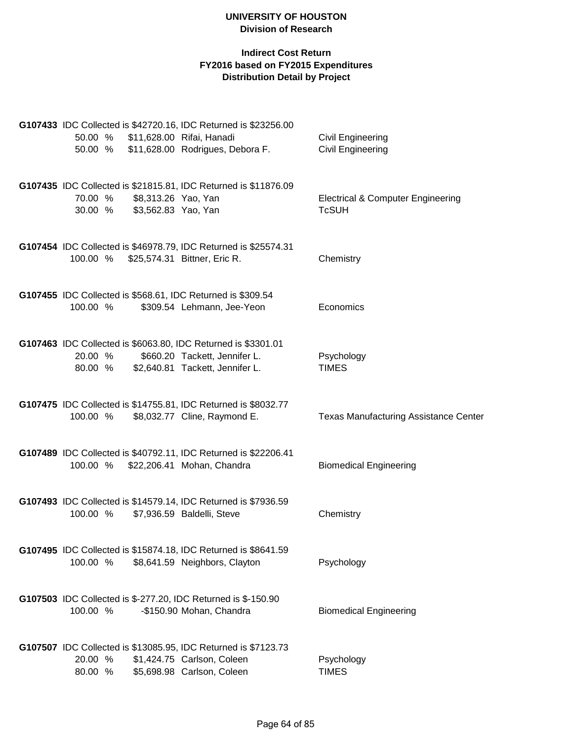**UNIVERSITY OF HOUSTON**
**Division of Research**

**Indirect Cost Return**
**FY2016 based on FY2015 Expenditures**
**Distribution Detail by Project**

**G107433** IDC Collected is $42720.16, IDC Returned is $23256.00

| 50.00 % | $11,628.00 | Rifai, Hanadi | Civil Engineering |
|---|---|---|---|
| 50.00 % | $11,628.00 | Rodrigues, Debora F. | Civil Engineering |

**G107435** IDC Collected is $21815.81, IDC Returned is $11876.09

| 70.00 % | $8,313.26 | Yao, Yan | Electrical & Computer Engineering |
|---|---|---|---|
| 30.00 % | $3,562.83 | Yao, Yan | TcSUH |

**G107454** IDC Collected is $46978.79, IDC Returned is $25574.31

| 100.00 % | $25,574.31 | Bittner, Eric R. | Chemistry |
|---|---|---|---|

**G107455** IDC Collected is $568.61, IDC Returned is $309.54

| 100.00 % | $309.54 | Lehmann, Jee-Yeon | Economics |
|---|---|---|---|

**G107463** IDC Collected is $6063.80, IDC Returned is $3301.01

| 20.00 % | $660.20 | Tackett, Jennifer L. | Psychology |
|---|---|---|---|
| 80.00 % | $2,640.81 | Tackett, Jennifer L. | TIMES |

**G107475** IDC Collected is $14755.81, IDC Returned is $8032.77

| 100.00 % | $8,032.77 | Cline, Raymond E. | Texas Manufacturing Assistance Center |
|---|---|---|---|

**G107489** IDC Collected is $40792.11, IDC Returned is $22206.41

| 100.00 % | $22,206.41 | Mohan, Chandra | Biomedical Engineering |
|---|---|---|---|

**G107493** IDC Collected is $14579.14, IDC Returned is $7936.59

| 100.00 % | $7,936.59 | Baldelli, Steve | Chemistry |
|---|---|---|---|

**G107495** IDC Collected is $15874.18, IDC Returned is $8641.59

| 100.00 % | $8,641.59 | Neighbors, Clayton | Psychology |
|---|---|---|---|

**G107503** IDC Collected is $-277.20, IDC Returned is $-150.90

| 100.00 % | -$150.90 | Mohan, Chandra | Biomedical Engineering |
|---|---|---|---|

**G107507** IDC Collected is $13085.95, IDC Returned is $7123.73

| 20.00 % | $1,424.75 | Carlson, Coleen | Psychology |
|---|---|---|---|
| 80.00 % | $5,698.98 | Carlson, Coleen | TIMES |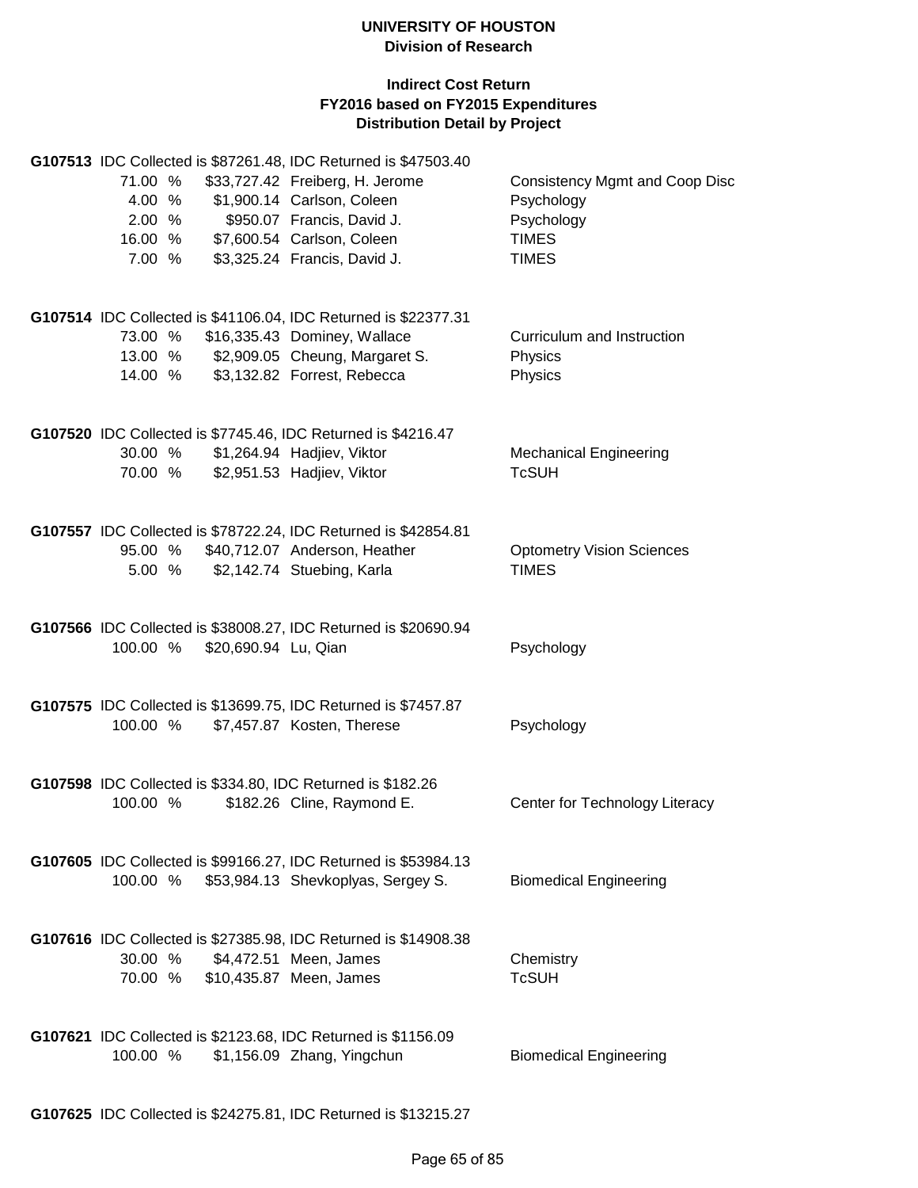**UNIVERSITY OF HOUSTON**
**Division of Research**

**Indirect Cost Return**
**FY2016 based on FY2015 Expenditures**
**Distribution Detail by Project**

**G107513** IDC Collected is $87261.48, IDC Returned is $47503.40

| Percent | Amount | Name | Department |
|---|---|---|---|
| 71.00 % | $33,727.42 | Freiberg, H. Jerome | Consistency Mgmt and Coop Disc |
| 4.00 % | $1,900.14 | Carlson, Coleen | Psychology |
| 2.00 % | $950.07 | Francis, David J. | Psychology |
| 16.00 % | $7,600.54 | Carlson, Coleen | TIMES |
| 7.00 % | $3,325.24 | Francis, David J. | TIMES |

**G107514** IDC Collected is $41106.04, IDC Returned is $22377.31

| Percent | Amount | Name | Department |
|---|---|---|---|
| 73.00 % | $16,335.43 | Dominey, Wallace | Curriculum and Instruction |
| 13.00 % | $2,909.05 | Cheung, Margaret S. | Physics |
| 14.00 % | $3,132.82 | Forrest, Rebecca | Physics |

**G107520** IDC Collected is $7745.46, IDC Returned is $4216.47

| Percent | Amount | Name | Department |
|---|---|---|---|
| 30.00 % | $1,264.94 | Hadjiev, Viktor | Mechanical Engineering |
| 70.00 % | $2,951.53 | Hadjiev, Viktor | TcSUH |

**G107557** IDC Collected is $78722.24, IDC Returned is $42854.81

| Percent | Amount | Name | Department |
|---|---|---|---|
| 95.00 % | $40,712.07 | Anderson, Heather | Optometry Vision Sciences |
| 5.00 % | $2,142.74 | Stuebing, Karla | TIMES |

**G107566** IDC Collected is $38008.27, IDC Returned is $20690.94

| Percent | Amount | Name | Department |
|---|---|---|---|
| 100.00 % | $20,690.94 | Lu, Qian | Psychology |

**G107575** IDC Collected is $13699.75, IDC Returned is $7457.87

| Percent | Amount | Name | Department |
|---|---|---|---|
| 100.00 % | $7,457.87 | Kosten, Therese | Psychology |

**G107598** IDC Collected is $334.80, IDC Returned is $182.26

| Percent | Amount | Name | Department |
|---|---|---|---|
| 100.00 % | $182.26 | Cline, Raymond E. | Center for Technology Literacy |

**G107605** IDC Collected is $99166.27, IDC Returned is $53984.13

| Percent | Amount | Name | Department |
|---|---|---|---|
| 100.00 % | $53,984.13 | Shevkoplyas, Sergey S. | Biomedical Engineering |

**G107616** IDC Collected is $27385.98, IDC Returned is $14908.38

| Percent | Amount | Name | Department |
|---|---|---|---|
| 30.00 % | $4,472.51 | Meen, James | Chemistry |
| 70.00 % | $10,435.87 | Meen, James | TcSUH |

**G107621** IDC Collected is $2123.68, IDC Returned is $1156.09

| Percent | Amount | Name | Department |
|---|---|---|---|
| 100.00 % | $1,156.09 | Zhang, Yingchun | Biomedical Engineering |

**G107625** IDC Collected is $24275.81, IDC Returned is $13215.27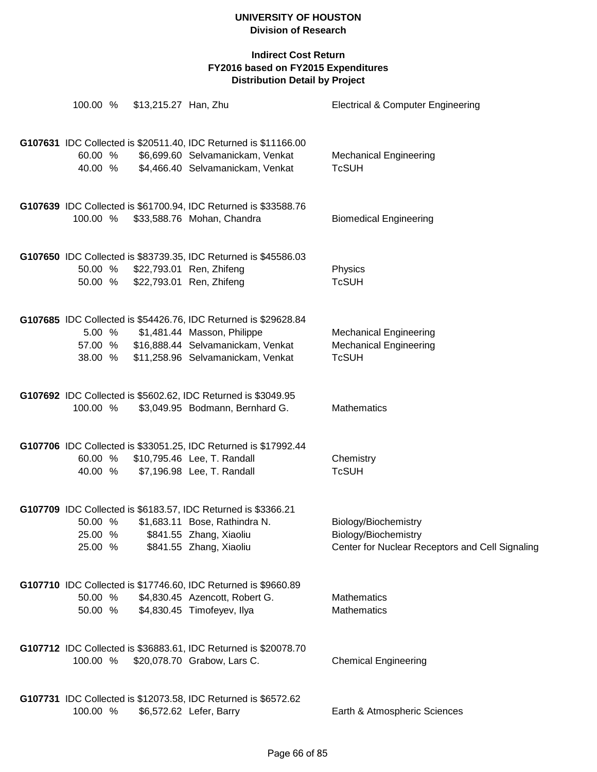**UNIVERSITY OF HOUSTON**
**Division of Research**

**Indirect Cost Return**
**FY2016 based on FY2015 Expenditures**
**Distribution Detail by Project**

100.00 % $13,215.27 Han, Zhu — Electrical & Computer Engineering

**G107631** IDC Collected is $20511.40, IDC Returned is $11166.00

| Percent | Amount | Name | Department |
|---|---|---|---|
| 60.00 % | $6,699.60 | Selvamanickam, Venkat | Mechanical Engineering |
| 40.00 % | $4,466.40 | Selvamanickam, Venkat | TcSUH |

**G107639** IDC Collected is $61700.94, IDC Returned is $33588.76

| Percent | Amount | Name | Department |
|---|---|---|---|
| 100.00 % | $33,588.76 | Mohan, Chandra | Biomedical Engineering |

**G107650** IDC Collected is $83739.35, IDC Returned is $45586.03

| Percent | Amount | Name | Department |
|---|---|---|---|
| 50.00 % | $22,793.01 | Ren, Zhifeng | Physics |
| 50.00 % | $22,793.01 | Ren, Zhifeng | TcSUH |

**G107685** IDC Collected is $54426.76, IDC Returned is $29628.84

| Percent | Amount | Name | Department |
|---|---|---|---|
| 5.00 % | $1,481.44 | Masson, Philippe | Mechanical Engineering |
| 57.00 % | $16,888.44 | Selvamanickam, Venkat | Mechanical Engineering |
| 38.00 % | $11,258.96 | Selvamanickam, Venkat | TcSUH |

**G107692** IDC Collected is $5602.62, IDC Returned is $3049.95

| Percent | Amount | Name | Department |
|---|---|---|---|
| 100.00 % | $3,049.95 | Bodmann, Bernhard G. | Mathematics |

**G107706** IDC Collected is $33051.25, IDC Returned is $17992.44

| Percent | Amount | Name | Department |
|---|---|---|---|
| 60.00 % | $10,795.46 | Lee, T. Randall | Chemistry |
| 40.00 % | $7,196.98 | Lee, T. Randall | TcSUH |

**G107709** IDC Collected is $6183.57, IDC Returned is $3366.21

| Percent | Amount | Name | Department |
|---|---|---|---|
| 50.00 % | $1,683.11 | Bose, Rathindra N. | Biology/Biochemistry |
| 25.00 % | $841.55 | Zhang, Xiaoliu | Biology/Biochemistry |
| 25.00 % | $841.55 | Zhang, Xiaoliu | Center for Nuclear Receptors and Cell Signaling |

**G107710** IDC Collected is $17746.60, IDC Returned is $9660.89

| Percent | Amount | Name | Department |
|---|---|---|---|
| 50.00 % | $4,830.45 | Azencott, Robert G. | Mathematics |
| 50.00 % | $4,830.45 | Timofeyev, Ilya | Mathematics |

**G107712** IDC Collected is $36883.61, IDC Returned is $20078.70

| Percent | Amount | Name | Department |
|---|---|---|---|
| 100.00 % | $20,078.70 | Grabow, Lars C. | Chemical Engineering |

**G107731** IDC Collected is $12073.58, IDC Returned is $6572.62

| Percent | Amount | Name | Department |
|---|---|---|---|
| 100.00 % | $6,572.62 | Lefer, Barry | Earth & Atmospheric Sciences |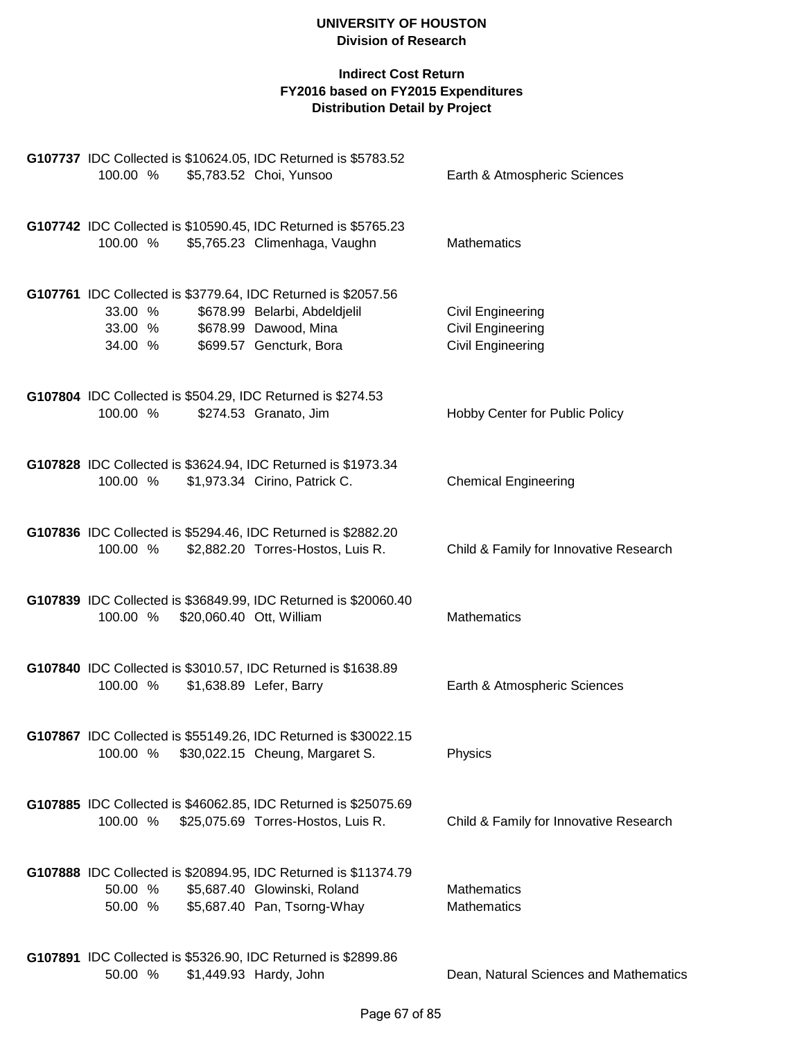**UNIVERSITY OF HOUSTON**
**Division of Research**

**Indirect Cost Return**
**FY2016 based on FY2015 Expenditures**
**Distribution Detail by Project**

**G107737** IDC Collected is $10624.05, IDC Returned is $5783.52

| % | Amount | Name | Department |
|---|---|---|---|
| 100.00 % | $5,783.52 | Choi, Yunsoo | Earth & Atmospheric Sciences |

**G107742** IDC Collected is $10590.45, IDC Returned is $5765.23

| % | Amount | Name | Department |
|---|---|---|---|
| 100.00 % | $5,765.23 | Climenhaga, Vaughn | Mathematics |

**G107761** IDC Collected is $3779.64, IDC Returned is $2057.56

| % | Amount | Name | Department |
|---|---|---|---|
| 33.00 % | $678.99 | Belarbi, Abdeldjelil | Civil Engineering |
| 33.00 % | $678.99 | Dawood, Mina | Civil Engineering |
| 34.00 % | $699.57 | Gencturk, Bora | Civil Engineering |

**G107804** IDC Collected is $504.29, IDC Returned is $274.53

| % | Amount | Name | Department |
|---|---|---|---|
| 100.00 % | $274.53 | Granato, Jim | Hobby Center for Public Policy |

**G107828** IDC Collected is $3624.94, IDC Returned is $1973.34

| % | Amount | Name | Department |
|---|---|---|---|
| 100.00 % | $1,973.34 | Cirino, Patrick C. | Chemical Engineering |

**G107836** IDC Collected is $5294.46, IDC Returned is $2882.20

| % | Amount | Name | Department |
|---|---|---|---|
| 100.00 % | $2,882.20 | Torres-Hostos, Luis R. | Child & Family for Innovative Research |

**G107839** IDC Collected is $36849.99, IDC Returned is $20060.40

| % | Amount | Name | Department |
|---|---|---|---|
| 100.00 % | $20,060.40 | Ott, William | Mathematics |

**G107840** IDC Collected is $3010.57, IDC Returned is $1638.89

| % | Amount | Name | Department |
|---|---|---|---|
| 100.00 % | $1,638.89 | Lefer, Barry | Earth & Atmospheric Sciences |

**G107867** IDC Collected is $55149.26, IDC Returned is $30022.15

| % | Amount | Name | Department |
|---|---|---|---|
| 100.00 % | $30,022.15 | Cheung, Margaret S. | Physics |

**G107885** IDC Collected is $46062.85, IDC Returned is $25075.69

| % | Amount | Name | Department |
|---|---|---|---|
| 100.00 % | $25,075.69 | Torres-Hostos, Luis R. | Child & Family for Innovative Research |

**G107888** IDC Collected is $20894.95, IDC Returned is $11374.79

| % | Amount | Name | Department |
|---|---|---|---|
| 50.00 % | $5,687.40 | Glowinski, Roland | Mathematics |
| 50.00 % | $5,687.40 | Pan, Tsorng-Whay | Mathematics |

**G107891** IDC Collected is $5326.90, IDC Returned is $2899.86

| % | Amount | Name | Department |
|---|---|---|---|
| 50.00 % | $1,449.93 | Hardy, John | Dean, Natural Sciences and Mathematics |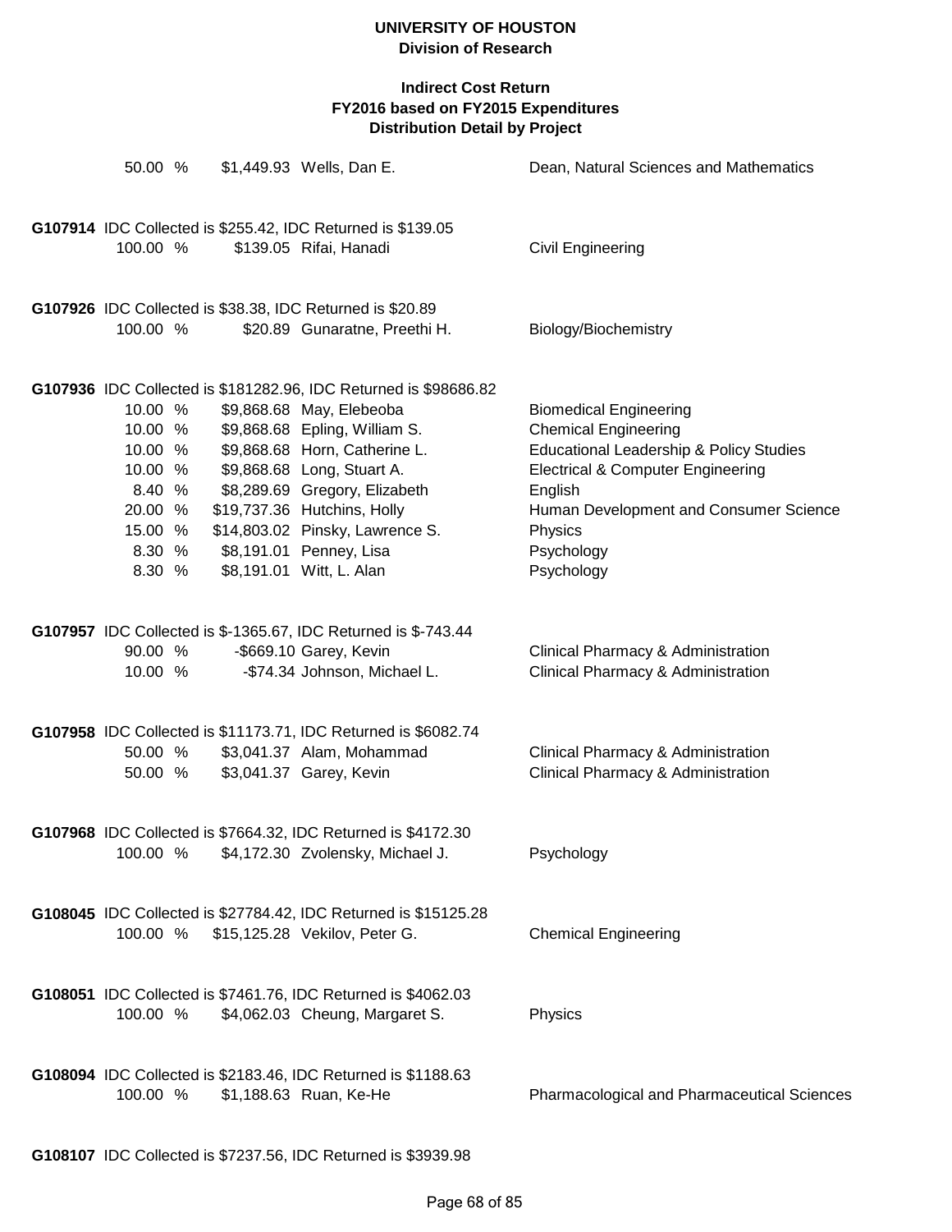# UNIVERSITY OF HOUSTON
## Division of Research

### Indirect Cost Return
### FY2016 based on FY2015 Expenditures
### Distribution Detail by Project

| | | | |
|---|---|---|---|
| 50.00 % | $1,449.93 | Wells, Dan E. | Dean, Natural Sciences and Mathematics |

**G107914** IDC Collected is $255.42, IDC Returned is $139.05

| | | | |
|---|---|---|---|
| 100.00 % | $139.05 | Rifai, Hanadi | Civil Engineering |

**G107926** IDC Collected is $38.38, IDC Returned is $20.89

| | | | |
|---|---|---|---|
| 100.00 % | $20.89 | Gunaratne, Preethi H. | Biology/Biochemistry |

**G107936** IDC Collected is $181282.96, IDC Returned is $98686.82

| | | | |
|---|---|---|---|
| 10.00 % | $9,868.68 | May, Elebeoba | Biomedical Engineering |
| 10.00 % | $9,868.68 | Epling, William S. | Chemical Engineering |
| 10.00 % | $9,868.68 | Horn, Catherine L. | Educational Leadership & Policy Studies |
| 10.00 % | $9,868.68 | Long, Stuart A. | Electrical & Computer Engineering |
| 8.40 % | $8,289.69 | Gregory, Elizabeth | English |
| 20.00 % | $19,737.36 | Hutchins, Holly | Human Development and Consumer Science |
| 15.00 % | $14,803.02 | Pinsky, Lawrence S. | Physics |
| 8.30 % | $8,191.01 | Penney, Lisa | Psychology |
| 8.30 % | $8,191.01 | Witt, L. Alan | Psychology |

**G107957** IDC Collected is $-1365.67, IDC Returned is $-743.44

| | | | |
|---|---|---|---|
| 90.00 % | -$669.10 | Garey, Kevin | Clinical Pharmacy & Administration |
| 10.00 % | -$74.34 | Johnson, Michael L. | Clinical Pharmacy & Administration |

**G107958** IDC Collected is $11173.71, IDC Returned is $6082.74

| | | | |
|---|---|---|---|
| 50.00 % | $3,041.37 | Alam, Mohammad | Clinical Pharmacy & Administration |
| 50.00 % | $3,041.37 | Garey, Kevin | Clinical Pharmacy & Administration |

**G107968** IDC Collected is $7664.32, IDC Returned is $4172.30

| | | | |
|---|---|---|---|
| 100.00 % | $4,172.30 | Zvolensky, Michael J. | Psychology |

**G108045** IDC Collected is $27784.42, IDC Returned is $15125.28

| | | | |
|---|---|---|---|
| 100.00 % | $15,125.28 | Vekilov, Peter G. | Chemical Engineering |

**G108051** IDC Collected is $7461.76, IDC Returned is $4062.03

| | | | |
|---|---|---|---|
| 100.00 % | $4,062.03 | Cheung, Margaret S. | Physics |

**G108094** IDC Collected is $2183.46, IDC Returned is $1188.63

| | | | |
|---|---|---|---|
| 100.00 % | $1,188.63 | Ruan, Ke-He | Pharmacological and Pharmaceutical Sciences |

**G108107** IDC Collected is $7237.56, IDC Returned is $3939.98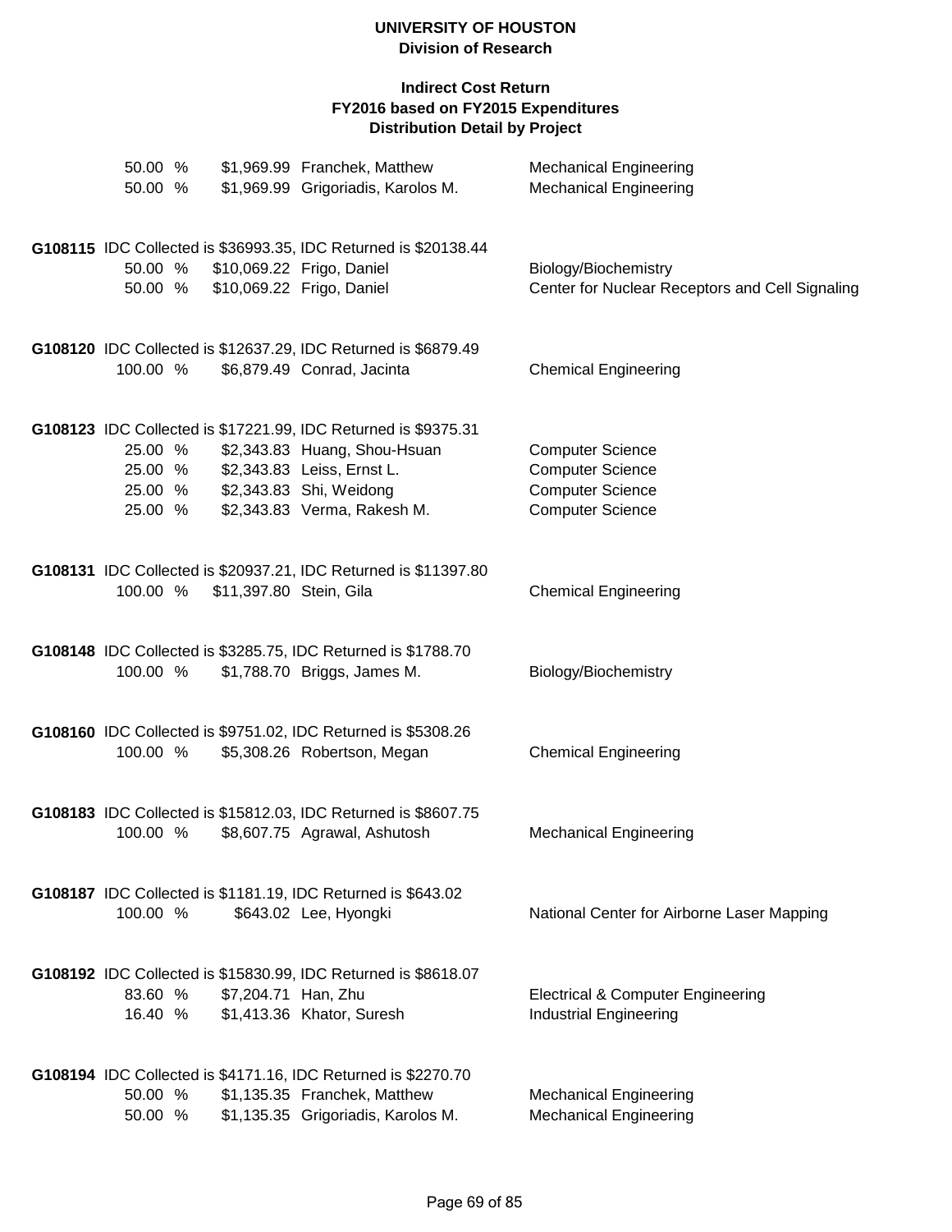**UNIVERSITY OF HOUSTON**
**Division of Research**

**Indirect Cost Return**
**FY2016 based on FY2015 Expenditures**
**Distribution Detail by Project**

| | | | |
|---|---|---|---|
| 50.00 % | $1,969.99 | Franchek, Matthew | Mechanical Engineering |
| 50.00 % | $1,969.99 | Grigoriadis, Karolos M. | Mechanical Engineering |

**G108115** IDC Collected is $36993.35, IDC Returned is $20138.44

| | | | |
|---|---|---|---|
| 50.00 % | $10,069.22 | Frigo, Daniel | Biology/Biochemistry |
| 50.00 % | $10,069.22 | Frigo, Daniel | Center for Nuclear Receptors and Cell Signaling |

**G108120** IDC Collected is $12637.29, IDC Returned is $6879.49

| | | | |
|---|---|---|---|
| 100.00 % | $6,879.49 | Conrad, Jacinta | Chemical Engineering |

**G108123** IDC Collected is $17221.99, IDC Returned is $9375.31

| | | | |
|---|---|---|---|
| 25.00 % | $2,343.83 | Huang, Shou-Hsuan | Computer Science |
| 25.00 % | $2,343.83 | Leiss, Ernst L. | Computer Science |
| 25.00 % | $2,343.83 | Shi, Weidong | Computer Science |
| 25.00 % | $2,343.83 | Verma, Rakesh M. | Computer Science |

**G108131** IDC Collected is $20937.21, IDC Returned is $11397.80

| | | | |
|---|---|---|---|
| 100.00 % | $11,397.80 | Stein, Gila | Chemical Engineering |

**G108148** IDC Collected is $3285.75, IDC Returned is $1788.70

| | | | |
|---|---|---|---|
| 100.00 % | $1,788.70 | Briggs, James M. | Biology/Biochemistry |

**G108160** IDC Collected is $9751.02, IDC Returned is $5308.26

| | | | |
|---|---|---|---|
| 100.00 % | $5,308.26 | Robertson, Megan | Chemical Engineering |

**G108183** IDC Collected is $15812.03, IDC Returned is $8607.75

| | | | |
|---|---|---|---|
| 100.00 % | $8,607.75 | Agrawal, Ashutosh | Mechanical Engineering |

**G108187** IDC Collected is $1181.19, IDC Returned is $643.02

| | | | |
|---|---|---|---|
| 100.00 % | $643.02 | Lee, Hyongki | National Center for Airborne Laser Mapping |

**G108192** IDC Collected is $15830.99, IDC Returned is $8618.07

| | | | |
|---|---|---|---|
| 83.60 % | $7,204.71 | Han, Zhu | Electrical & Computer Engineering |
| 16.40 % | $1,413.36 | Khator, Suresh | Industrial Engineering |

**G108194** IDC Collected is $4171.16, IDC Returned is $2270.70

| | | | |
|---|---|---|---|
| 50.00 % | $1,135.35 | Franchek, Matthew | Mechanical Engineering |
| 50.00 % | $1,135.35 | Grigoriadis, Karolos M. | Mechanical Engineering |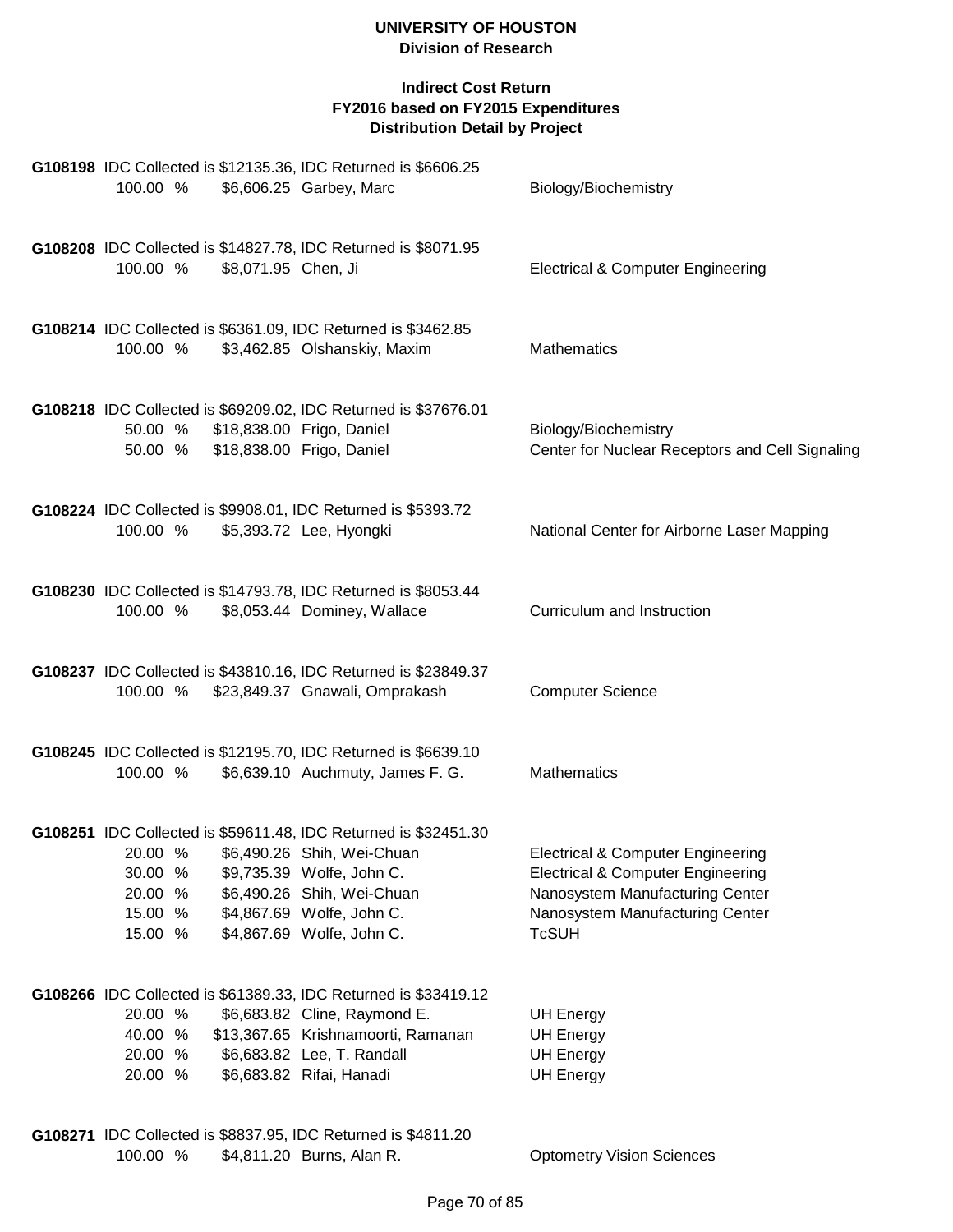**UNIVERSITY OF HOUSTON**
**Division of Research**

**Indirect Cost Return**
**FY2016 based on FY2015 Expenditures**
**Distribution Detail by Project**

**G108198** IDC Collected is $12135.36, IDC Returned is $6606.25

| Percent | Amount | Name | Department |
|---|---|---|---|
| 100.00 % | $6,606.25 | Garbey, Marc | Biology/Biochemistry |

**G108208** IDC Collected is $14827.78, IDC Returned is $8071.95

| Percent | Amount | Name | Department |
|---|---|---|---|
| 100.00 % | $8,071.95 | Chen, Ji | Electrical & Computer Engineering |

**G108214** IDC Collected is $6361.09, IDC Returned is $3462.85

| Percent | Amount | Name | Department |
|---|---|---|---|
| 100.00 % | $3,462.85 | Olshanskiy, Maxim | Mathematics |

**G108218** IDC Collected is $69209.02, IDC Returned is $37676.01

| Percent | Amount | Name | Department |
|---|---|---|---|
| 50.00 % | $18,838.00 | Frigo, Daniel | Biology/Biochemistry |
| 50.00 % | $18,838.00 | Frigo, Daniel | Center for Nuclear Receptors and Cell Signaling |

**G108224** IDC Collected is $9908.01, IDC Returned is $5393.72

| Percent | Amount | Name | Department |
|---|---|---|---|
| 100.00 % | $5,393.72 | Lee, Hyongki | National Center for Airborne Laser Mapping |

**G108230** IDC Collected is $14793.78, IDC Returned is $8053.44

| Percent | Amount | Name | Department |
|---|---|---|---|
| 100.00 % | $8,053.44 | Dominey, Wallace | Curriculum and Instruction |

**G108237** IDC Collected is $43810.16, IDC Returned is $23849.37

| Percent | Amount | Name | Department |
|---|---|---|---|
| 100.00 % | $23,849.37 | Gnawali, Omprakash | Computer Science |

**G108245** IDC Collected is $12195.70, IDC Returned is $6639.10

| Percent | Amount | Name | Department |
|---|---|---|---|
| 100.00 % | $6,639.10 | Auchmuty, James F. G. | Mathematics |

**G108251** IDC Collected is $59611.48, IDC Returned is $32451.30

| Percent | Amount | Name | Department |
|---|---|---|---|
| 20.00 % | $6,490.26 | Shih, Wei-Chuan | Electrical & Computer Engineering |
| 30.00 % | $9,735.39 | Wolfe, John C. | Electrical & Computer Engineering |
| 20.00 % | $6,490.26 | Shih, Wei-Chuan | Nanosystem Manufacturing Center |
| 15.00 % | $4,867.69 | Wolfe, John C. | Nanosystem Manufacturing Center |
| 15.00 % | $4,867.69 | Wolfe, John C. | TcSUH |

**G108266** IDC Collected is $61389.33, IDC Returned is $33419.12

| Percent | Amount | Name | Department |
|---|---|---|---|
| 20.00 % | $6,683.82 | Cline, Raymond E. | UH Energy |
| 40.00 % | $13,367.65 | Krishnamoorti, Ramanan | UH Energy |
| 20.00 % | $6,683.82 | Lee, T. Randall | UH Energy |
| 20.00 % | $6,683.82 | Rifai, Hanadi | UH Energy |

**G108271** IDC Collected is $8837.95, IDC Returned is $4811.20

| Percent | Amount | Name | Department |
|---|---|---|---|
| 100.00 % | $4,811.20 | Burns, Alan R. | Optometry Vision Sciences |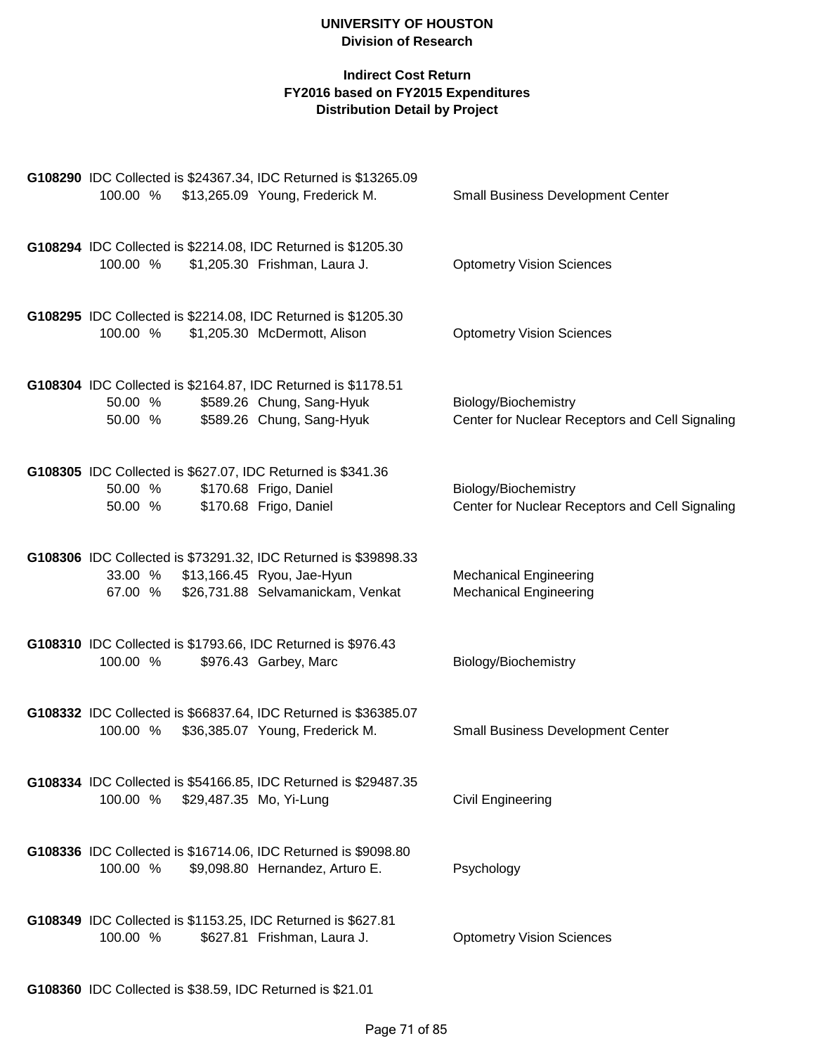**UNIVERSITY OF HOUSTON**
**Division of Research**

**Indirect Cost Return**
**FY2016 based on FY2015 Expenditures**
**Distribution Detail by Project**

**G108290** IDC Collected is $24367.34, IDC Returned is $13265.09

| | | | |
|---|---|---|---|
| 100.00 % | $13,265.09 | Young, Frederick M. | Small Business Development Center |

**G108294** IDC Collected is $2214.08, IDC Returned is $1205.30

| | | | |
|---|---|---|---|
| 100.00 % | $1,205.30 | Frishman, Laura J. | Optometry Vision Sciences |

**G108295** IDC Collected is $2214.08, IDC Returned is $1205.30

| | | | |
|---|---|---|---|
| 100.00 % | $1,205.30 | McDermott, Alison | Optometry Vision Sciences |

**G108304** IDC Collected is $2164.87, IDC Returned is $1178.51

| | | | |
|---|---|---|---|
| 50.00 % | $589.26 | Chung, Sang-Hyuk | Biology/Biochemistry |
| 50.00 % | $589.26 | Chung, Sang-Hyuk | Center for Nuclear Receptors and Cell Signaling |

**G108305** IDC Collected is $627.07, IDC Returned is $341.36

| | | | |
|---|---|---|---|
| 50.00 % | $170.68 | Frigo, Daniel | Biology/Biochemistry |
| 50.00 % | $170.68 | Frigo, Daniel | Center for Nuclear Receptors and Cell Signaling |

**G108306** IDC Collected is $73291.32, IDC Returned is $39898.33

| | | | |
|---|---|---|---|
| 33.00 % | $13,166.45 | Ryou, Jae-Hyun | Mechanical Engineering |
| 67.00 % | $26,731.88 | Selvamanickam, Venkat | Mechanical Engineering |

**G108310** IDC Collected is $1793.66, IDC Returned is $976.43

| | | | |
|---|---|---|---|
| 100.00 % | $976.43 | Garbey, Marc | Biology/Biochemistry |

**G108332** IDC Collected is $66837.64, IDC Returned is $36385.07

| | | | |
|---|---|---|---|
| 100.00 % | $36,385.07 | Young, Frederick M. | Small Business Development Center |

**G108334** IDC Collected is $54166.85, IDC Returned is $29487.35

| | | | |
|---|---|---|---|
| 100.00 % | $29,487.35 | Mo, Yi-Lung | Civil Engineering |

**G108336** IDC Collected is $16714.06, IDC Returned is $9098.80

| | | | |
|---|---|---|---|
| 100.00 % | $9,098.80 | Hernandez, Arturo E. | Psychology |

**G108349** IDC Collected is $1153.25, IDC Returned is $627.81

| | | | |
|---|---|---|---|
| 100.00 % | $627.81 | Frishman, Laura J. | Optometry Vision Sciences |

**G108360** IDC Collected is $38.59, IDC Returned is $21.01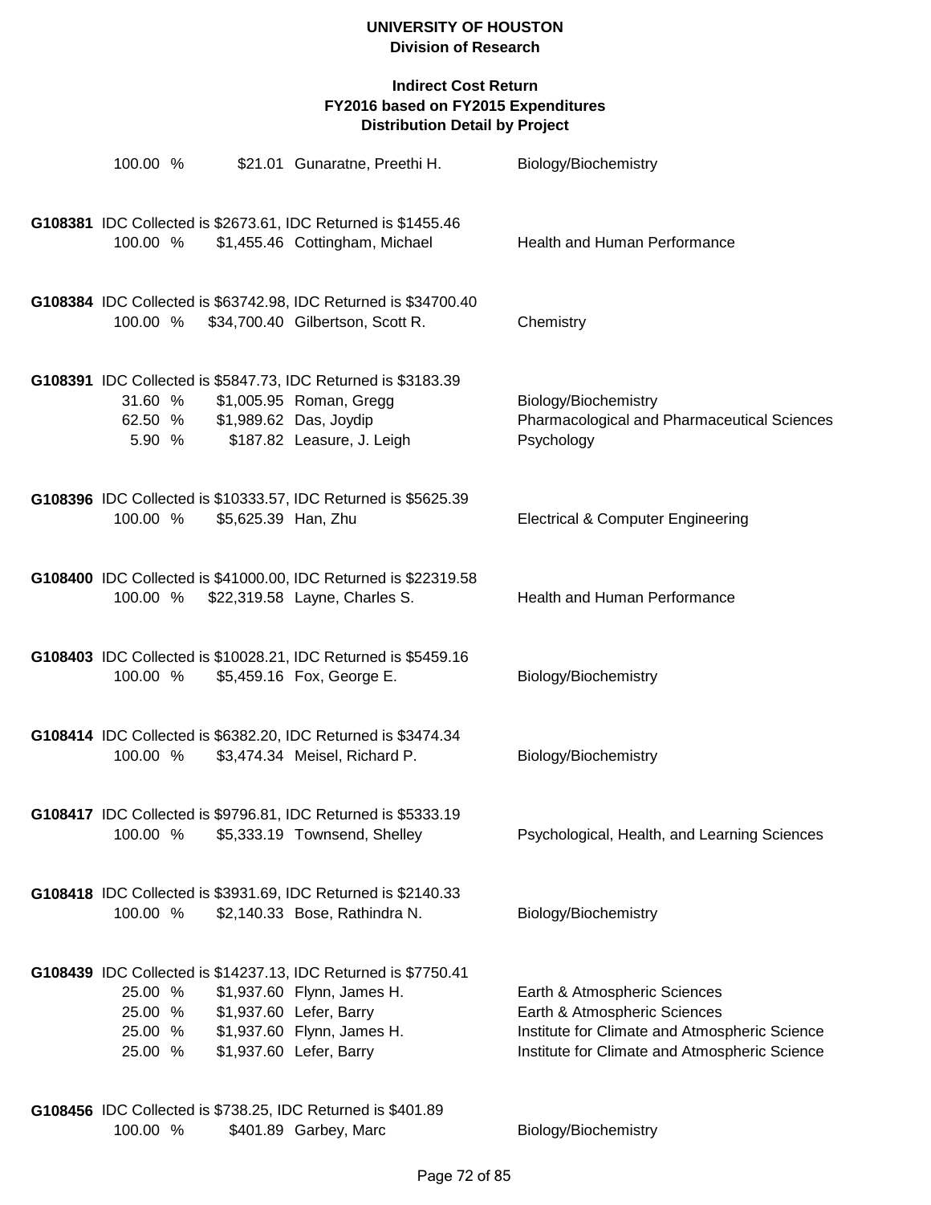# UNIVERSITY OF HOUSTON
## Division of Research

### Indirect Cost Return
### FY2016 based on FY2015 Expenditures
### Distribution Detail by Project

| | | | |
|---|---|---|---|
| 100.00 % | $21.01 | Gunaratne, Preethi H. | Biology/Biochemistry |

**G108381** IDC Collected is $2673.61, IDC Returned is $1455.46

| | | | |
|---|---|---|---|
| 100.00 % | $1,455.46 | Cottingham, Michael | Health and Human Performance |

**G108384** IDC Collected is $63742.98, IDC Returned is $34700.40

| | | | |
|---|---|---|---|
| 100.00 % | $34,700.40 | Gilbertson, Scott R. | Chemistry |

**G108391** IDC Collected is $5847.73, IDC Returned is $3183.39

| | | | |
|---|---|---|---|
| 31.60 % | $1,005.95 | Roman, Gregg | Biology/Biochemistry |
| 62.50 % | $1,989.62 | Das, Joydip | Pharmacological and Pharmaceutical Sciences |
| 5.90 % | $187.82 | Leasure, J. Leigh | Psychology |

**G108396** IDC Collected is $10333.57, IDC Returned is $5625.39

| | | | |
|---|---|---|---|
| 100.00 % | $5,625.39 | Han, Zhu | Electrical & Computer Engineering |

**G108400** IDC Collected is $41000.00, IDC Returned is $22319.58

| | | | |
|---|---|---|---|
| 100.00 % | $22,319.58 | Layne, Charles S. | Health and Human Performance |

**G108403** IDC Collected is $10028.21, IDC Returned is $5459.16

| | | | |
|---|---|---|---|
| 100.00 % | $5,459.16 | Fox, George E. | Biology/Biochemistry |

**G108414** IDC Collected is $6382.20, IDC Returned is $3474.34

| | | | |
|---|---|---|---|
| 100.00 % | $3,474.34 | Meisel, Richard P. | Biology/Biochemistry |

**G108417** IDC Collected is $9796.81, IDC Returned is $5333.19

| | | | |
|---|---|---|---|
| 100.00 % | $5,333.19 | Townsend, Shelley | Psychological, Health, and Learning Sciences |

**G108418** IDC Collected is $3931.69, IDC Returned is $2140.33

| | | | |
|---|---|---|---|
| 100.00 % | $2,140.33 | Bose, Rathindra N. | Biology/Biochemistry |

**G108439** IDC Collected is $14237.13, IDC Returned is $7750.41

| | | | |
|---|---|---|---|
| 25.00 % | $1,937.60 | Flynn, James H. | Earth & Atmospheric Sciences |
| 25.00 % | $1,937.60 | Lefer, Barry | Earth & Atmospheric Sciences |
| 25.00 % | $1,937.60 | Flynn, James H. | Institute for Climate and Atmospheric Science |
| 25.00 % | $1,937.60 | Lefer, Barry | Institute for Climate and Atmospheric Science |

**G108456** IDC Collected is $738.25, IDC Returned is $401.89

| | | | |
|---|---|---|---|
| 100.00 % | $401.89 | Garbey, Marc | Biology/Biochemistry |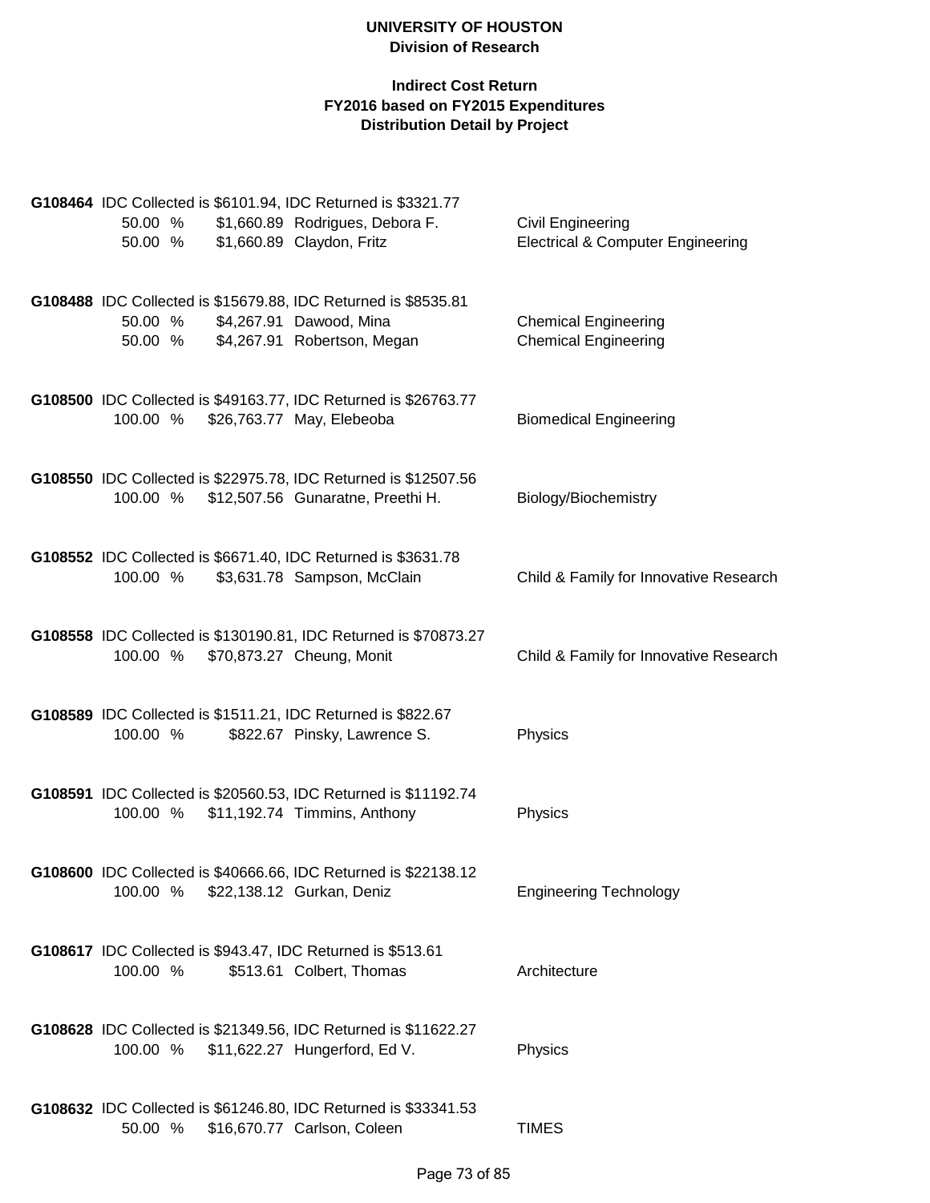**UNIVERSITY OF HOUSTON**
**Division of Research**

**Indirect Cost Return**
**FY2016 based on FY2015 Expenditures**
**Distribution Detail by Project**

**G108464** IDC Collected is $6101.94, IDC Returned is $3321.77

| | | | |
|---|---|---|---|
| 50.00 % | $1,660.89 | Rodrigues, Debora F. | Civil Engineering |
| 50.00 % | $1,660.89 | Claydon, Fritz | Electrical & Computer Engineering |

**G108488** IDC Collected is $15679.88, IDC Returned is $8535.81

| | | | |
|---|---|---|---|
| 50.00 % | $4,267.91 | Dawood, Mina | Chemical Engineering |
| 50.00 % | $4,267.91 | Robertson, Megan | Chemical Engineering |

**G108500** IDC Collected is $49163.77, IDC Returned is $26763.77

| | | | |
|---|---|---|---|
| 100.00 % | $26,763.77 | May, Elebeoba | Biomedical Engineering |

**G108550** IDC Collected is $22975.78, IDC Returned is $12507.56

| | | | |
|---|---|---|---|
| 100.00 % | $12,507.56 | Gunaratne, Preethi H. | Biology/Biochemistry |

**G108552** IDC Collected is $6671.40, IDC Returned is $3631.78

| | | | |
|---|---|---|---|
| 100.00 % | $3,631.78 | Sampson, McClain | Child & Family for Innovative Research |

**G108558** IDC Collected is $130190.81, IDC Returned is $70873.27

| | | | |
|---|---|---|---|
| 100.00 % | $70,873.27 | Cheung, Monit | Child & Family for Innovative Research |

**G108589** IDC Collected is $1511.21, IDC Returned is $822.67

| | | | |
|---|---|---|---|
| 100.00 % | $822.67 | Pinsky, Lawrence S. | Physics |

**G108591** IDC Collected is $20560.53, IDC Returned is $11192.74

| | | | |
|---|---|---|---|
| 100.00 % | $11,192.74 | Timmins, Anthony | Physics |

**G108600** IDC Collected is $40666.66, IDC Returned is $22138.12

| | | | |
|---|---|---|---|
| 100.00 % | $22,138.12 | Gurkan, Deniz | Engineering Technology |

**G108617** IDC Collected is $943.47, IDC Returned is $513.61

| | | | |
|---|---|---|---|
| 100.00 % | $513.61 | Colbert, Thomas | Architecture |

**G108628** IDC Collected is $21349.56, IDC Returned is $11622.27

| | | | |
|---|---|---|---|
| 100.00 % | $11,622.27 | Hungerford, Ed V. | Physics |

**G108632** IDC Collected is $61246.80, IDC Returned is $33341.53

| | | | |
|---|---|---|---|
| 50.00 % | $16,670.77 | Carlson, Coleen | TIMES |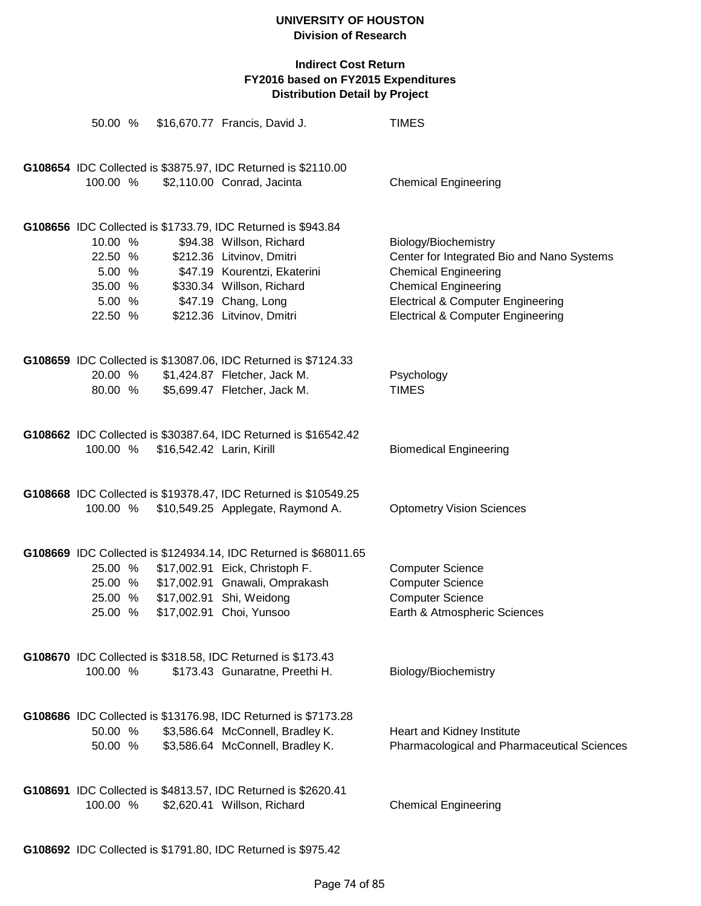# UNIVERSITY OF HOUSTON
## Division of Research

### Indirect Cost Return
### FY2016 based on FY2015 Expenditures
### Distribution Detail by Project

| | | | |
|---|---|---|---|
| 50.00 % | $16,670.77 | Francis, David J. | TIMES |

**G108654** IDC Collected is $3875.97, IDC Returned is $2110.00

| | | | |
|---|---|---|---|
| 100.00 % | $2,110.00 | Conrad, Jacinta | Chemical Engineering |

**G108656** IDC Collected is $1733.79, IDC Returned is $943.84

| | | | |
|---|---|---|---|
| 10.00 % | $94.38 | Willson, Richard | Biology/Biochemistry |
| 22.50 % | $212.36 | Litvinov, Dmitri | Center for Integrated Bio and Nano Systems |
| 5.00 % | $47.19 | Kourentzi, Ekaterini | Chemical Engineering |
| 35.00 % | $330.34 | Willson, Richard | Chemical Engineering |
| 5.00 % | $47.19 | Chang, Long | Electrical & Computer Engineering |
| 22.50 % | $212.36 | Litvinov, Dmitri | Electrical & Computer Engineering |

**G108659** IDC Collected is $13087.06, IDC Returned is $7124.33

| | | | |
|---|---|---|---|
| 20.00 % | $1,424.87 | Fletcher, Jack M. | Psychology |
| 80.00 % | $5,699.47 | Fletcher, Jack M. | TIMES |

**G108662** IDC Collected is $30387.64, IDC Returned is $16542.42

| | | | |
|---|---|---|---|
| 100.00 % | $16,542.42 | Larin, Kirill | Biomedical Engineering |

**G108668** IDC Collected is $19378.47, IDC Returned is $10549.25

| | | | |
|---|---|---|---|
| 100.00 % | $10,549.25 | Applegate, Raymond A. | Optometry Vision Sciences |

**G108669** IDC Collected is $124934.14, IDC Returned is $68011.65

| | | | |
|---|---|---|---|
| 25.00 % | $17,002.91 | Eick, Christoph F. | Computer Science |
| 25.00 % | $17,002.91 | Gnawali, Omprakash | Computer Science |
| 25.00 % | $17,002.91 | Shi, Weidong | Computer Science |
| 25.00 % | $17,002.91 | Choi, Yunsoo | Earth & Atmospheric Sciences |

**G108670** IDC Collected is $318.58, IDC Returned is $173.43

| | | | |
|---|---|---|---|
| 100.00 % | $173.43 | Gunaratne, Preethi H. | Biology/Biochemistry |

**G108686** IDC Collected is $13176.98, IDC Returned is $7173.28

| | | | |
|---|---|---|---|
| 50.00 % | $3,586.64 | McConnell, Bradley K. | Heart and Kidney Institute |
| 50.00 % | $3,586.64 | McConnell, Bradley K. | Pharmacological and Pharmaceutical Sciences |

**G108691** IDC Collected is $4813.57, IDC Returned is $2620.41

| | | | |
|---|---|---|---|
| 100.00 % | $2,620.41 | Willson, Richard | Chemical Engineering |

**G108692** IDC Collected is $1791.80, IDC Returned is $975.42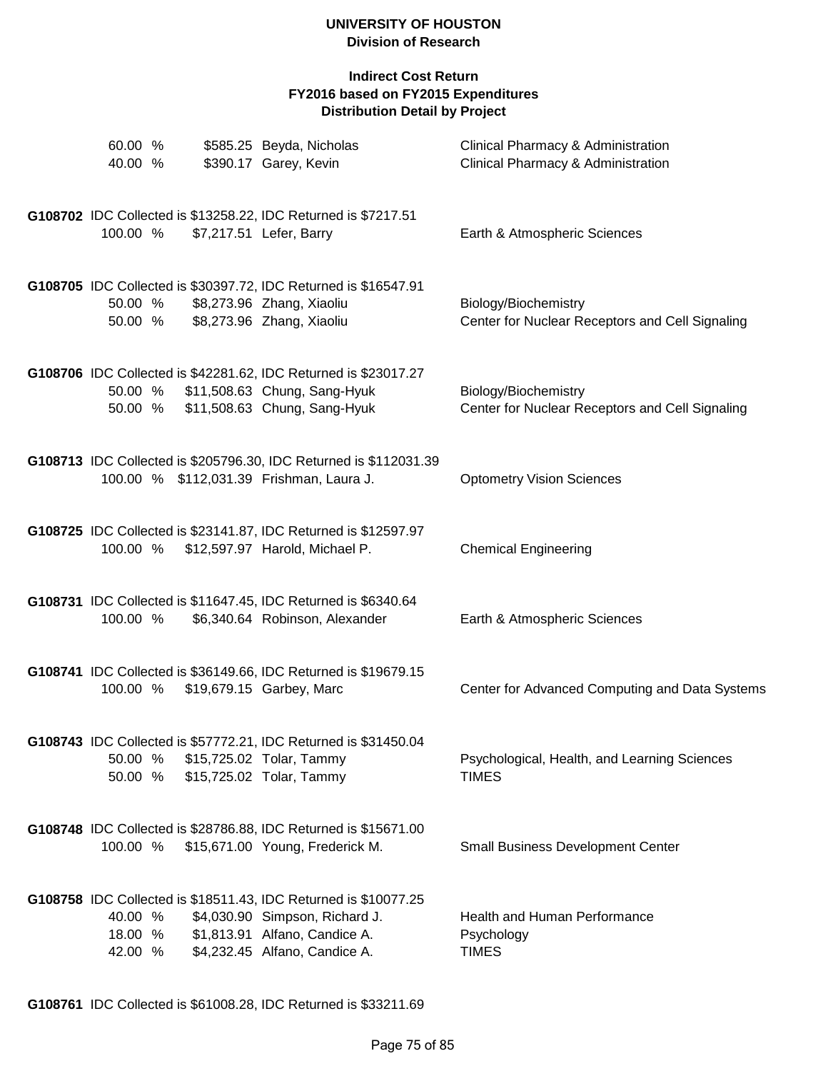**UNIVERSITY OF HOUSTON**
**Division of Research**

**Indirect Cost Return**
**FY2016 based on FY2015 Expenditures**
**Distribution Detail by Project**

60.00 % $585.25 Beyda, Nicholas — Clinical Pharmacy & Administration
40.00 % $390.17 Garey, Kevin — Clinical Pharmacy & Administration

**G108702** IDC Collected is $13258.22, IDC Returned is $7217.51
100.00 % $7,217.51 Lefer, Barry — Earth & Atmospheric Sciences

**G108705** IDC Collected is $30397.72, IDC Returned is $16547.91
50.00 % $8,273.96 Zhang, Xiaoliu — Biology/Biochemistry
50.00 % $8,273.96 Zhang, Xiaoliu — Center for Nuclear Receptors and Cell Signaling

**G108706** IDC Collected is $42281.62, IDC Returned is $23017.27
50.00 % $11,508.63 Chung, Sang-Hyuk — Biology/Biochemistry
50.00 % $11,508.63 Chung, Sang-Hyuk — Center for Nuclear Receptors and Cell Signaling

**G108713** IDC Collected is $205796.30, IDC Returned is $112031.39
100.00 % $112,031.39 Frishman, Laura J. — Optometry Vision Sciences

**G108725** IDC Collected is $23141.87, IDC Returned is $12597.97
100.00 % $12,597.97 Harold, Michael P. — Chemical Engineering

**G108731** IDC Collected is $11647.45, IDC Returned is $6340.64
100.00 % $6,340.64 Robinson, Alexander — Earth & Atmospheric Sciences

**G108741** IDC Collected is $36149.66, IDC Returned is $19679.15
100.00 % $19,679.15 Garbey, Marc — Center for Advanced Computing and Data Systems

**G108743** IDC Collected is $57772.21, IDC Returned is $31450.04
50.00 % $15,725.02 Tolar, Tammy — Psychological, Health, and Learning Sciences
50.00 % $15,725.02 Tolar, Tammy — TIMES

**G108748** IDC Collected is $28786.88, IDC Returned is $15671.00
100.00 % $15,671.00 Young, Frederick M. — Small Business Development Center

**G108758** IDC Collected is $18511.43, IDC Returned is $10077.25
40.00 % $4,030.90 Simpson, Richard J. — Health and Human Performance
18.00 % $1,813.91 Alfano, Candice A. — Psychology
42.00 % $4,232.45 Alfano, Candice A. — TIMES

**G108761** IDC Collected is $61008.28, IDC Returned is $33211.69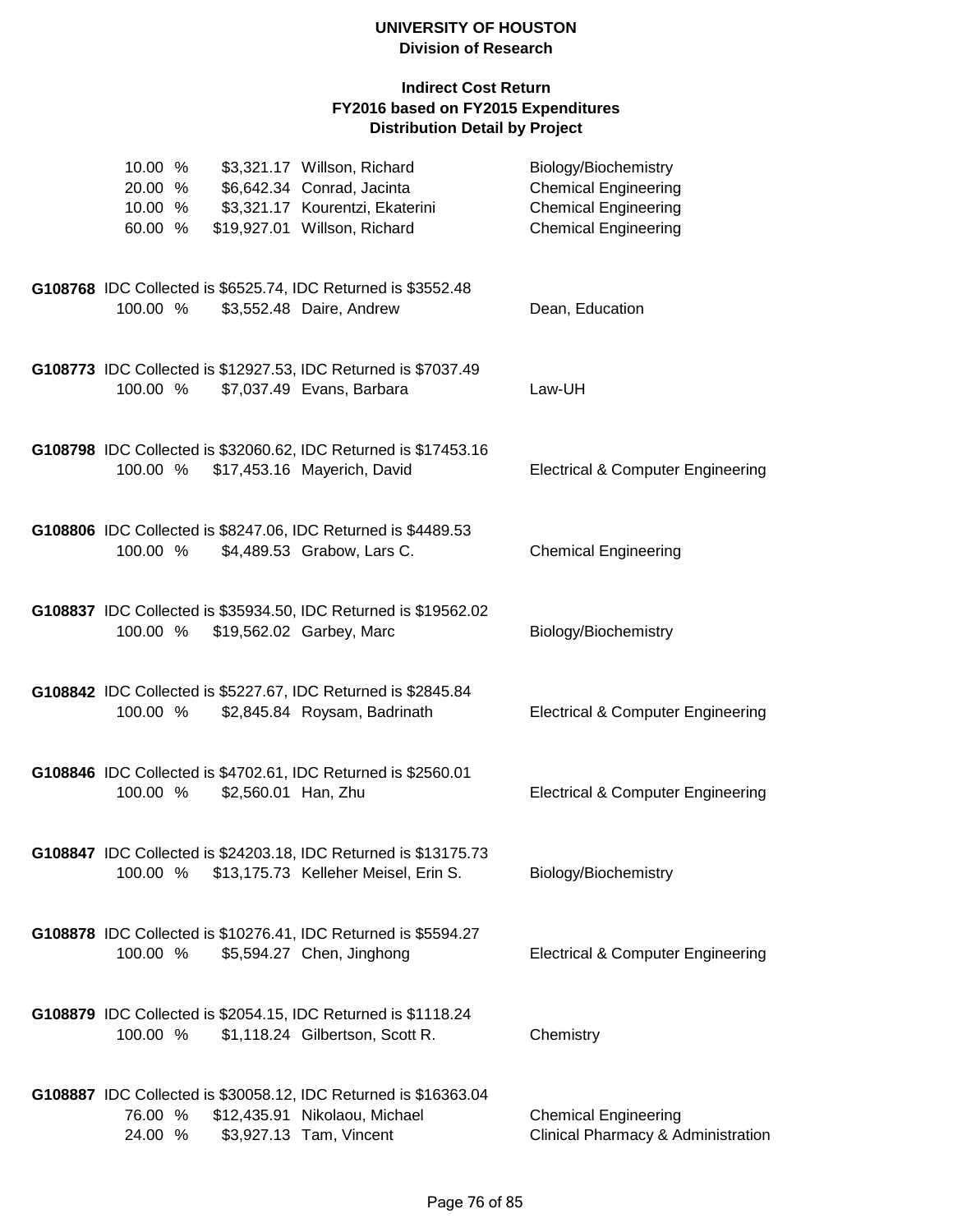# UNIVERSITY OF HOUSTON
## Division of Research

### Indirect Cost Return
### FY2016 based on FY2015 Expenditures
### Distribution Detail by Project

| | | | |
|---|---|---|---|
| 10.00 % | $3,321.17 | Willson, Richard | Biology/Biochemistry |
| 20.00 % | $6,642.34 | Conrad, Jacinta | Chemical Engineering |
| 10.00 % | $3,321.17 | Kourentzi, Ekaterini | Chemical Engineering |
| 60.00 % | $19,927.01 | Willson, Richard | Chemical Engineering |

**G108768** IDC Collected is $6525.74, IDC Returned is $3552.48

| | | | |
|---|---|---|---|
| 100.00 % | $3,552.48 | Daire, Andrew | Dean, Education |

**G108773** IDC Collected is $12927.53, IDC Returned is $7037.49

| | | | |
|---|---|---|---|
| 100.00 % | $7,037.49 | Evans, Barbara | Law-UH |

**G108798** IDC Collected is $32060.62, IDC Returned is $17453.16

| | | | |
|---|---|---|---|
| 100.00 % | $17,453.16 | Mayerich, David | Electrical & Computer Engineering |

**G108806** IDC Collected is $8247.06, IDC Returned is $4489.53

| | | | |
|---|---|---|---|
| 100.00 % | $4,489.53 | Grabow, Lars C. | Chemical Engineering |

**G108837** IDC Collected is $35934.50, IDC Returned is $19562.02

| | | | |
|---|---|---|---|
| 100.00 % | $19,562.02 | Garbey, Marc | Biology/Biochemistry |

**G108842** IDC Collected is $5227.67, IDC Returned is $2845.84

| | | | |
|---|---|---|---|
| 100.00 % | $2,845.84 | Roysam, Badrinath | Electrical & Computer Engineering |

**G108846** IDC Collected is $4702.61, IDC Returned is $2560.01

| | | | |
|---|---|---|---|
| 100.00 % | $2,560.01 | Han, Zhu | Electrical & Computer Engineering |

**G108847** IDC Collected is $24203.18, IDC Returned is $13175.73

| | | | |
|---|---|---|---|
| 100.00 % | $13,175.73 | Kelleher Meisel, Erin S. | Biology/Biochemistry |

**G108878** IDC Collected is $10276.41, IDC Returned is $5594.27

| | | | |
|---|---|---|---|
| 100.00 % | $5,594.27 | Chen, Jinghong | Electrical & Computer Engineering |

**G108879** IDC Collected is $2054.15, IDC Returned is $1118.24

| | | | |
|---|---|---|---|
| 100.00 % | $1,118.24 | Gilbertson, Scott R. | Chemistry |

**G108887** IDC Collected is $30058.12, IDC Returned is $16363.04

| | | | |
|---|---|---|---|
| 76.00 % | $12,435.91 | Nikolaou, Michael | Chemical Engineering |
| 24.00 % | $3,927.13 | Tam, Vincent | Clinical Pharmacy & Administration |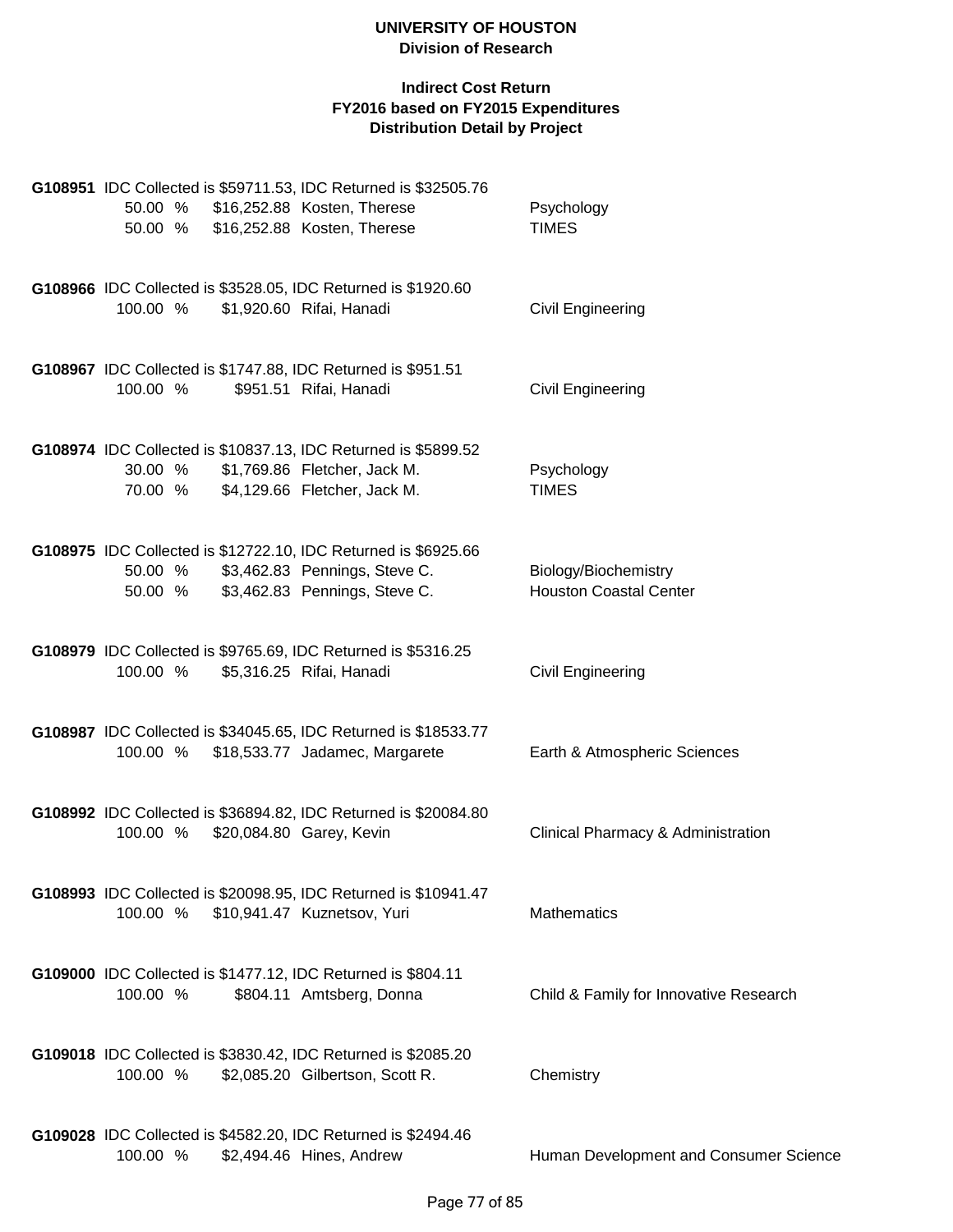**UNIVERSITY OF HOUSTON**
**Division of Research**

**Indirect Cost Return**
**FY2016 based on FY2015 Expenditures**
**Distribution Detail by Project**

**G108951** IDC Collected is $59711.53, IDC Returned is $32505.76

| % | Amount | Name | Department |
|---|---|---|---|
| 50.00 % | $16,252.88 | Kosten, Therese | Psychology |
| 50.00 % | $16,252.88 | Kosten, Therese | TIMES |

**G108966** IDC Collected is $3528.05, IDC Returned is $1920.60

| % | Amount | Name | Department |
|---|---|---|---|
| 100.00 % | $1,920.60 | Rifai, Hanadi | Civil Engineering |

**G108967** IDC Collected is $1747.88, IDC Returned is $951.51

| % | Amount | Name | Department |
|---|---|---|---|
| 100.00 % | $951.51 | Rifai, Hanadi | Civil Engineering |

**G108974** IDC Collected is $10837.13, IDC Returned is $5899.52

| % | Amount | Name | Department |
|---|---|---|---|
| 30.00 % | $1,769.86 | Fletcher, Jack M. | Psychology |
| 70.00 % | $4,129.66 | Fletcher, Jack M. | TIMES |

**G108975** IDC Collected is $12722.10, IDC Returned is $6925.66

| % | Amount | Name | Department |
|---|---|---|---|
| 50.00 % | $3,462.83 | Pennings, Steve C. | Biology/Biochemistry |
| 50.00 % | $3,462.83 | Pennings, Steve C. | Houston Coastal Center |

**G108979** IDC Collected is $9765.69, IDC Returned is $5316.25

| % | Amount | Name | Department |
|---|---|---|---|
| 100.00 % | $5,316.25 | Rifai, Hanadi | Civil Engineering |

**G108987** IDC Collected is $34045.65, IDC Returned is $18533.77

| % | Amount | Name | Department |
|---|---|---|---|
| 100.00 % | $18,533.77 | Jadamec, Margarete | Earth & Atmospheric Sciences |

**G108992** IDC Collected is $36894.82, IDC Returned is $20084.80

| % | Amount | Name | Department |
|---|---|---|---|
| 100.00 % | $20,084.80 | Garey, Kevin | Clinical Pharmacy & Administration |

**G108993** IDC Collected is $20098.95, IDC Returned is $10941.47

| % | Amount | Name | Department |
|---|---|---|---|
| 100.00 % | $10,941.47 | Kuznetsov, Yuri | Mathematics |

**G109000** IDC Collected is $1477.12, IDC Returned is $804.11

| % | Amount | Name | Department |
|---|---|---|---|
| 100.00 % | $804.11 | Amtsberg, Donna | Child & Family for Innovative Research |

**G109018** IDC Collected is $3830.42, IDC Returned is $2085.20

| % | Amount | Name | Department |
|---|---|---|---|
| 100.00 % | $2,085.20 | Gilbertson, Scott R. | Chemistry |

**G109028** IDC Collected is $4582.20, IDC Returned is $2494.46

| % | Amount | Name | Department |
|---|---|---|---|
| 100.00 % | $2,494.46 | Hines, Andrew | Human Development and Consumer Science |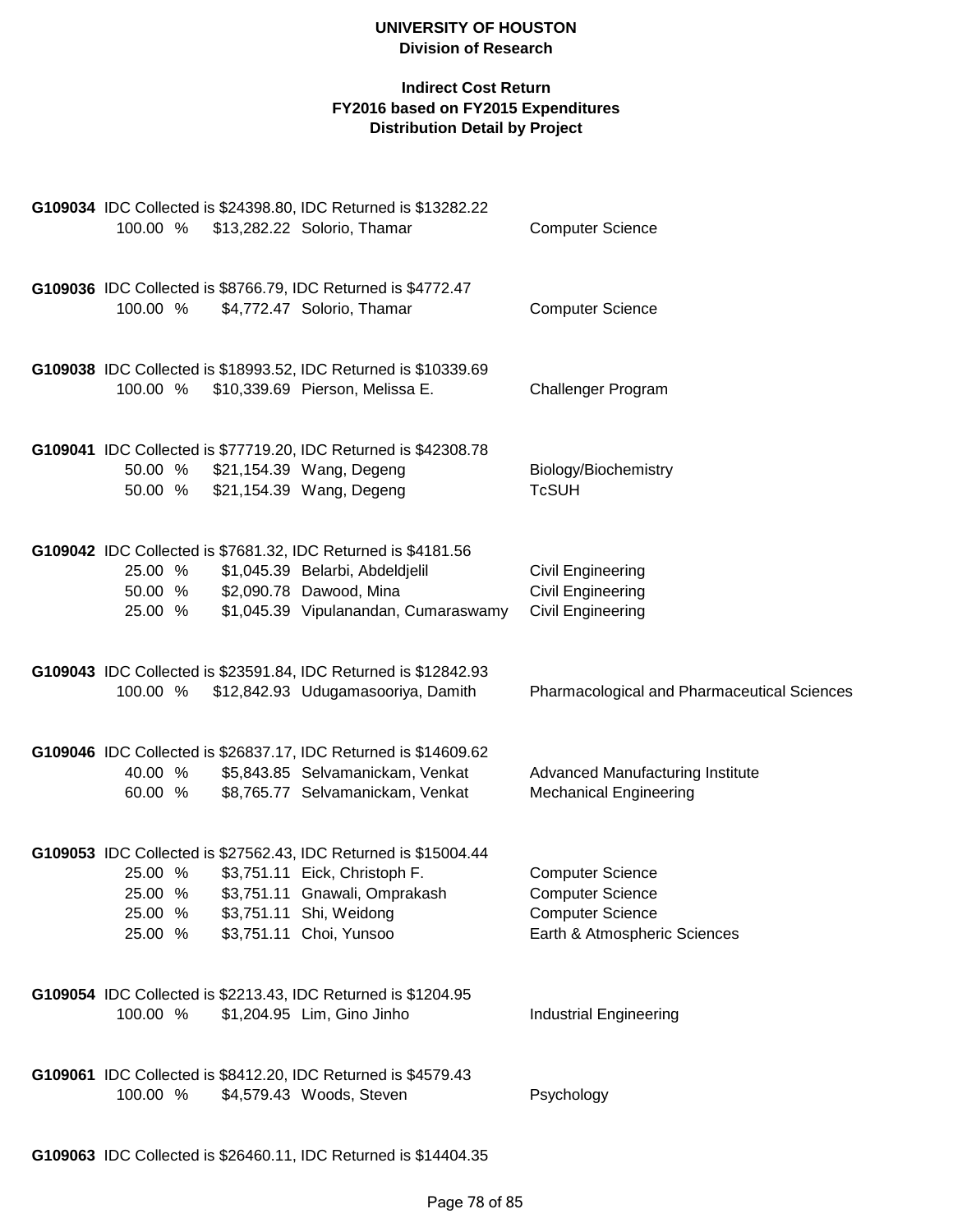# UNIVERSITY OF HOUSTON
## Division of Research

### Indirect Cost Return
### FY2016 based on FY2015 Expenditures
### Distribution Detail by Project

**G109034** IDC Collected is $24398.80, IDC Returned is $13282.22

| | | | |
|---|---|---|---|
| 100.00 % | $13,282.22 | Solorio, Thamar | Computer Science |

**G109036** IDC Collected is $8766.79, IDC Returned is $4772.47

| | | | |
|---|---|---|---|
| 100.00 % | $4,772.47 | Solorio, Thamar | Computer Science |

**G109038** IDC Collected is $18993.52, IDC Returned is $10339.69

| | | | |
|---|---|---|---|
| 100.00 % | $10,339.69 | Pierson, Melissa E. | Challenger Program |

**G109041** IDC Collected is $77719.20, IDC Returned is $42308.78

| | | | |
|---|---|---|---|
| 50.00 % | $21,154.39 | Wang, Degeng | Biology/Biochemistry |
| 50.00 % | $21,154.39 | Wang, Degeng | TcSUH |

**G109042** IDC Collected is $7681.32, IDC Returned is $4181.56

| | | | |
|---|---|---|---|
| 25.00 % | $1,045.39 | Belarbi, Abdeldjelil | Civil Engineering |
| 50.00 % | $2,090.78 | Dawood, Mina | Civil Engineering |
| 25.00 % | $1,045.39 | Vipulanandan, Cumaraswamy | Civil Engineering |

**G109043** IDC Collected is $23591.84, IDC Returned is $12842.93

| | | | |
|---|---|---|---|
| 100.00 % | $12,842.93 | Udugamasooriya, Damith | Pharmacological and Pharmaceutical Sciences |

**G109046** IDC Collected is $26837.17, IDC Returned is $14609.62

| | | | |
|---|---|---|---|
| 40.00 % | $5,843.85 | Selvamanickam, Venkat | Advanced Manufacturing Institute |
| 60.00 % | $8,765.77 | Selvamanickam, Venkat | Mechanical Engineering |

**G109053** IDC Collected is $27562.43, IDC Returned is $15004.44

| | | | |
|---|---|---|---|
| 25.00 % | $3,751.11 | Eick, Christoph F. | Computer Science |
| 25.00 % | $3,751.11 | Gnawali, Omprakash | Computer Science |
| 25.00 % | $3,751.11 | Shi, Weidong | Computer Science |
| 25.00 % | $3,751.11 | Choi, Yunsoo | Earth & Atmospheric Sciences |

**G109054** IDC Collected is $2213.43, IDC Returned is $1204.95

| | | | |
|---|---|---|---|
| 100.00 % | $1,204.95 | Lim, Gino Jinho | Industrial Engineering |

**G109061** IDC Collected is $8412.20, IDC Returned is $4579.43

| | | | |
|---|---|---|---|
| 100.00 % | $4,579.43 | Woods, Steven | Psychology |

**G109063** IDC Collected is $26460.11, IDC Returned is $14404.35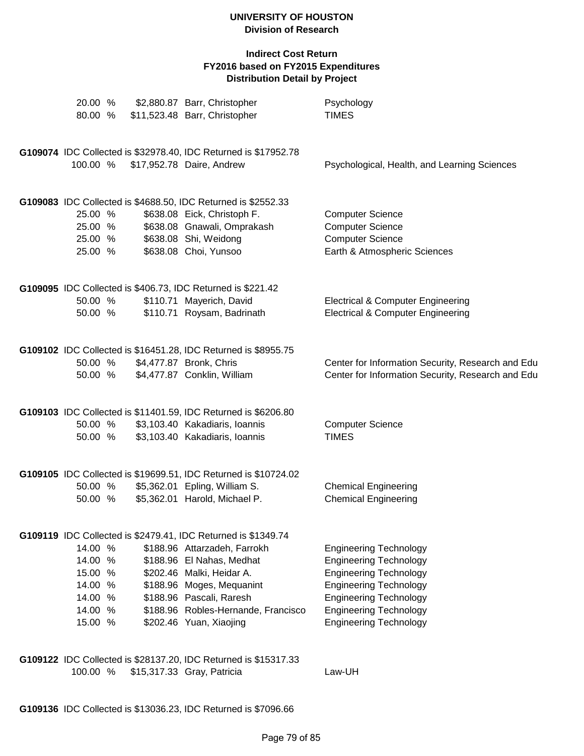# UNIVERSITY OF HOUSTON
## Division of Research

### Indirect Cost Return
### FY2016 based on FY2015 Expenditures
### Distribution Detail by Project

| | | | |
|---|---|---|---|
| 20.00 % | $2,880.87 | Barr, Christopher | Psychology |
| 80.00 % | $11,523.48 | Barr, Christopher | TIMES |

**G109074** IDC Collected is $32978.40, IDC Returned is $17952.78

| | | | |
|---|---|---|---|
| 100.00 % | $17,952.78 | Daire, Andrew | Psychological, Health, and Learning Sciences |

**G109083** IDC Collected is $4688.50, IDC Returned is $2552.33

| | | | |
|---|---|---|---|
| 25.00 % | $638.08 | Eick, Christoph F. | Computer Science |
| 25.00 % | $638.08 | Gnawali, Omprakash | Computer Science |
| 25.00 % | $638.08 | Shi, Weidong | Computer Science |
| 25.00 % | $638.08 | Choi, Yunsoo | Earth & Atmospheric Sciences |

**G109095** IDC Collected is $406.73, IDC Returned is $221.42

| | | | |
|---|---|---|---|
| 50.00 % | $110.71 | Mayerich, David | Electrical & Computer Engineering |
| 50.00 % | $110.71 | Roysam, Badrinath | Electrical & Computer Engineering |

**G109102** IDC Collected is $16451.28, IDC Returned is $8955.75

| | | | |
|---|---|---|---|
| 50.00 % | $4,477.87 | Bronk, Chris | Center for Information Security, Research and Edu |
| 50.00 % | $4,477.87 | Conklin, William | Center for Information Security, Research and Edu |

**G109103** IDC Collected is $11401.59, IDC Returned is $6206.80

| | | | |
|---|---|---|---|
| 50.00 % | $3,103.40 | Kakadiaris, Ioannis | Computer Science |
| 50.00 % | $3,103.40 | Kakadiaris, Ioannis | TIMES |

**G109105** IDC Collected is $19699.51, IDC Returned is $10724.02

| | | | |
|---|---|---|---|
| 50.00 % | $5,362.01 | Epling, William S. | Chemical Engineering |
| 50.00 % | $5,362.01 | Harold, Michael P. | Chemical Engineering |

**G109119** IDC Collected is $2479.41, IDC Returned is $1349.74

| | | | |
|---|---|---|---|
| 14.00 % | $188.96 | Attarzadeh, Farrokh | Engineering Technology |
| 14.00 % | $188.96 | El Nahas, Medhat | Engineering Technology |
| 15.00 % | $202.46 | Malki, Heidar A. | Engineering Technology |
| 14.00 % | $188.96 | Moges, Mequanint | Engineering Technology |
| 14.00 % | $188.96 | Pascali, Raresh | Engineering Technology |
| 14.00 % | $188.96 | Robles-Hernande, Francisco | Engineering Technology |
| 15.00 % | $202.46 | Yuan, Xiaojing | Engineering Technology |

**G109122** IDC Collected is $28137.20, IDC Returned is $15317.33

| | | | |
|---|---|---|---|
| 100.00 % | $15,317.33 | Gray, Patricia | Law-UH |

**G109136** IDC Collected is $13036.23, IDC Returned is $7096.66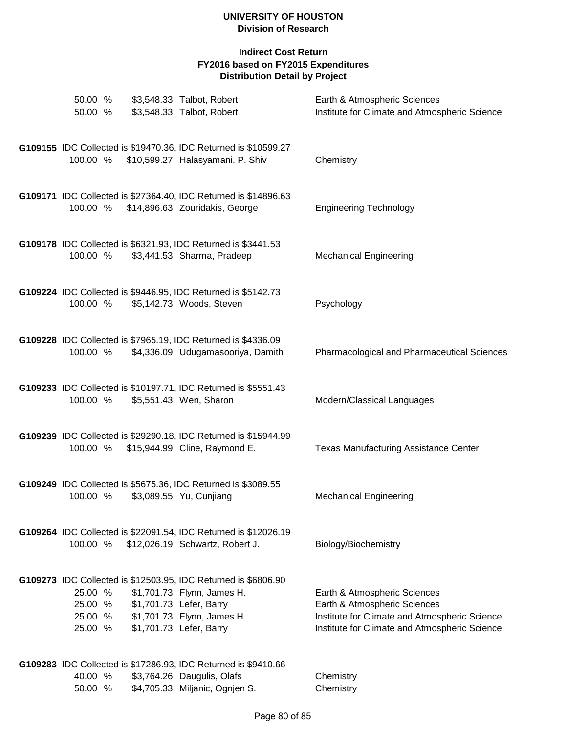**UNIVERSITY OF HOUSTON**
**Division of Research**

**Indirect Cost Return**
**FY2016 based on FY2015 Expenditures**
**Distribution Detail by Project**

| | | | |
|---|---|---|---|
| 50.00 % | $3,548.33 | Talbot, Robert | Earth & Atmospheric Sciences |
| 50.00 % | $3,548.33 | Talbot, Robert | Institute for Climate and Atmospheric Science |

**G109155** IDC Collected is $19470.36, IDC Returned is $10599.27

| | | | |
|---|---|---|---|
| 100.00 % | $10,599.27 | Halasyamani, P. Shiv | Chemistry |

**G109171** IDC Collected is $27364.40, IDC Returned is $14896.63

| | | | |
|---|---|---|---|
| 100.00 % | $14,896.63 | Zouridakis, George | Engineering Technology |

**G109178** IDC Collected is $6321.93, IDC Returned is $3441.53

| | | | |
|---|---|---|---|
| 100.00 % | $3,441.53 | Sharma, Pradeep | Mechanical Engineering |

**G109224** IDC Collected is $9446.95, IDC Returned is $5142.73

| | | | |
|---|---|---|---|
| 100.00 % | $5,142.73 | Woods, Steven | Psychology |

**G109228** IDC Collected is $7965.19, IDC Returned is $4336.09

| | | | |
|---|---|---|---|
| 100.00 % | $4,336.09 | Udugamasooriya, Damith | Pharmacological and Pharmaceutical Sciences |

**G109233** IDC Collected is $10197.71, IDC Returned is $5551.43

| | | | |
|---|---|---|---|
| 100.00 % | $5,551.43 | Wen, Sharon | Modern/Classical Languages |

**G109239** IDC Collected is $29290.18, IDC Returned is $15944.99

| | | | |
|---|---|---|---|
| 100.00 % | $15,944.99 | Cline, Raymond E. | Texas Manufacturing Assistance Center |

**G109249** IDC Collected is $5675.36, IDC Returned is $3089.55

| | | | |
|---|---|---|---|
| 100.00 % | $3,089.55 | Yu, Cunjiang | Mechanical Engineering |

**G109264** IDC Collected is $22091.54, IDC Returned is $12026.19

| | | | |
|---|---|---|---|
| 100.00 % | $12,026.19 | Schwartz, Robert J. | Biology/Biochemistry |

**G109273** IDC Collected is $12503.95, IDC Returned is $6806.90

| | | | |
|---|---|---|---|
| 25.00 % | $1,701.73 | Flynn, James H. | Earth & Atmospheric Sciences |
| 25.00 % | $1,701.73 | Lefer, Barry | Earth & Atmospheric Sciences |
| 25.00 % | $1,701.73 | Flynn, James H. | Institute for Climate and Atmospheric Science |
| 25.00 % | $1,701.73 | Lefer, Barry | Institute for Climate and Atmospheric Science |

**G109283** IDC Collected is $17286.93, IDC Returned is $9410.66

| | | | |
|---|---|---|---|
| 40.00 % | $3,764.26 | Daugulis, Olafs | Chemistry |
| 50.00 % | $4,705.33 | Miljanic, Ognjen S. | Chemistry |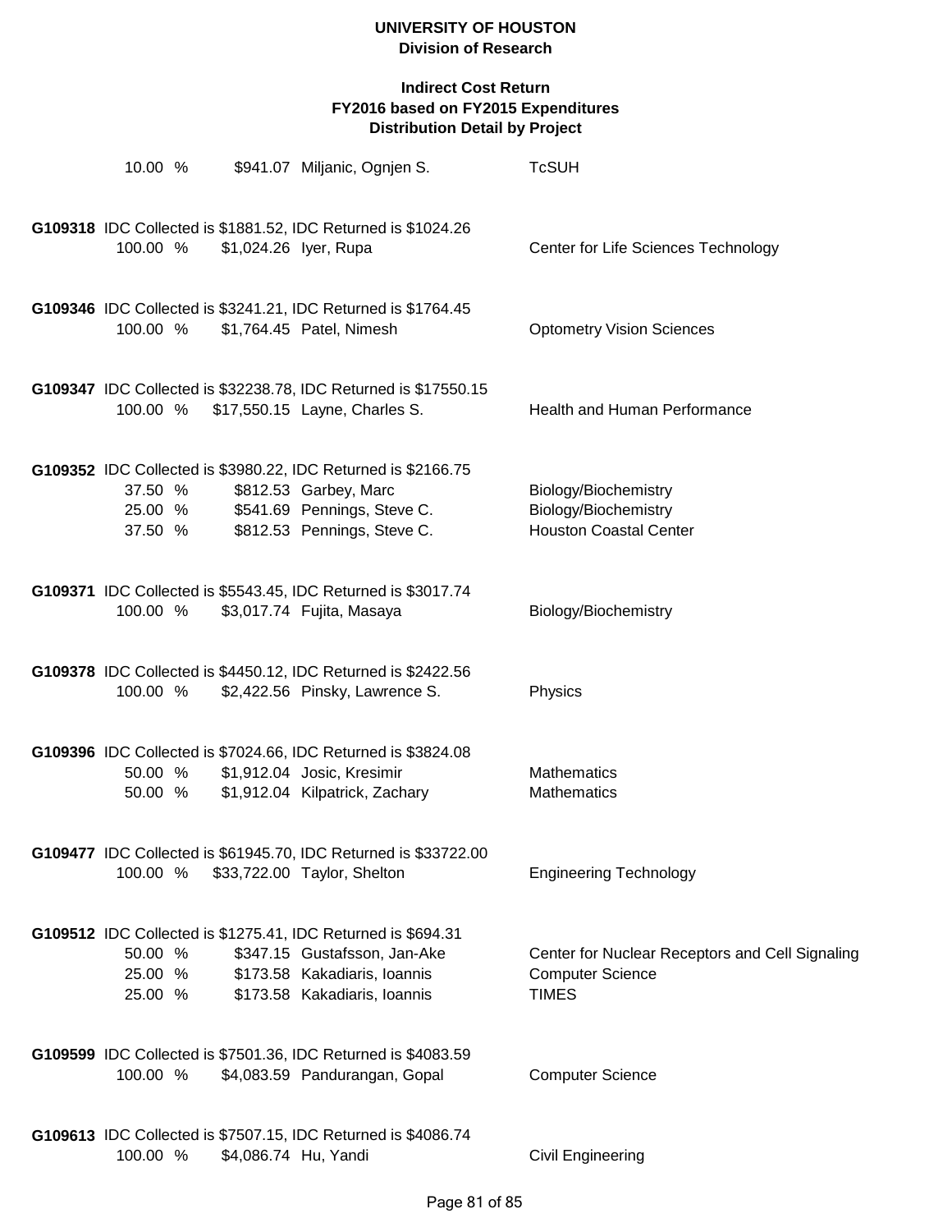# UNIVERSITY OF HOUSTON
## Division of Research

### Indirect Cost Return
### FY2016 based on FY2015 Expenditures
### Distribution Detail by Project

| | | | |
|---|---|---|---|
| 10.00 % | $941.07 | Miljanic, Ognjen S. | TcSUH |

**G109318** IDC Collected is $1881.52, IDC Returned is $1024.26

| | | | |
|---|---|---|---|
| 100.00 % | $1,024.26 | Iyer, Rupa | Center for Life Sciences Technology |

**G109346** IDC Collected is $3241.21, IDC Returned is $1764.45

| | | | |
|---|---|---|---|
| 100.00 % | $1,764.45 | Patel, Nimesh | Optometry Vision Sciences |

**G109347** IDC Collected is $32238.78, IDC Returned is $17550.15

| | | | |
|---|---|---|---|
| 100.00 % | $17,550.15 | Layne, Charles S. | Health and Human Performance |

**G109352** IDC Collected is $3980.22, IDC Returned is $2166.75

| | | | |
|---|---|---|---|
| 37.50 % | $812.53 | Garbey, Marc | Biology/Biochemistry |
| 25.00 % | $541.69 | Pennings, Steve C. | Biology/Biochemistry |
| 37.50 % | $812.53 | Pennings, Steve C. | Houston Coastal Center |

**G109371** IDC Collected is $5543.45, IDC Returned is $3017.74

| | | | |
|---|---|---|---|
| 100.00 % | $3,017.74 | Fujita, Masaya | Biology/Biochemistry |

**G109378** IDC Collected is $4450.12, IDC Returned is $2422.56

| | | | |
|---|---|---|---|
| 100.00 % | $2,422.56 | Pinsky, Lawrence S. | Physics |

**G109396** IDC Collected is $7024.66, IDC Returned is $3824.08

| | | | |
|---|---|---|---|
| 50.00 % | $1,912.04 | Josic, Kresimir | Mathematics |
| 50.00 % | $1,912.04 | Kilpatrick, Zachary | Mathematics |

**G109477** IDC Collected is $61945.70, IDC Returned is $33722.00

| | | | |
|---|---|---|---|
| 100.00 % | $33,722.00 | Taylor, Shelton | Engineering Technology |

**G109512** IDC Collected is $1275.41, IDC Returned is $694.31

| | | | |
|---|---|---|---|
| 50.00 % | $347.15 | Gustafsson, Jan-Ake | Center for Nuclear Receptors and Cell Signaling |
| 25.00 % | $173.58 | Kakadiaris, Ioannis | Computer Science |
| 25.00 % | $173.58 | Kakadiaris, Ioannis | TIMES |

**G109599** IDC Collected is $7501.36, IDC Returned is $4083.59

| | | | |
|---|---|---|---|
| 100.00 % | $4,083.59 | Pandurangan, Gopal | Computer Science |

**G109613** IDC Collected is $7507.15, IDC Returned is $4086.74

| | | | |
|---|---|---|---|
| 100.00 % | $4,086.74 | Hu, Yandi | Civil Engineering |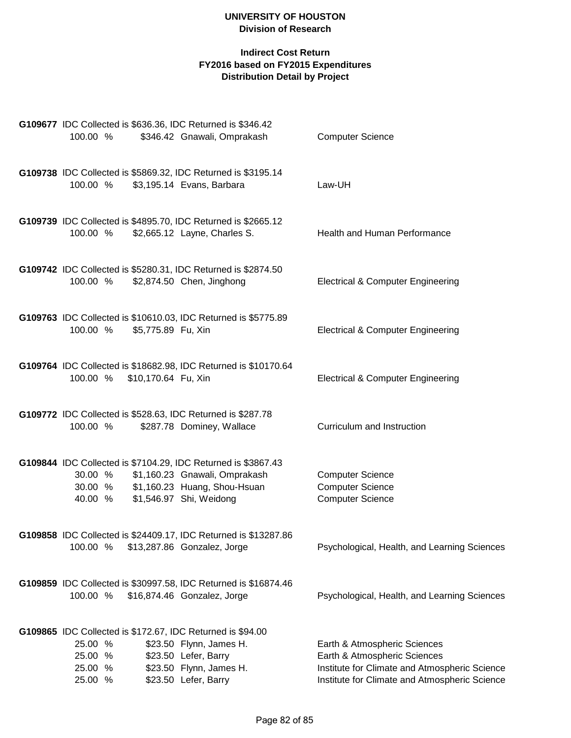**UNIVERSITY OF HOUSTON**
**Division of Research**

**Indirect Cost Return**
**FY2016 based on FY2015 Expenditures**
**Distribution Detail by Project**

**G109677** IDC Collected is $636.36, IDC Returned is $346.42

| | | | |
|---|---|---|---|
| 100.00 % | $346.42 | Gnawali, Omprakash | Computer Science |

**G109738** IDC Collected is $5869.32, IDC Returned is $3195.14

| | | | |
|---|---|---|---|
| 100.00 % | $3,195.14 | Evans, Barbara | Law-UH |

**G109739** IDC Collected is $4895.70, IDC Returned is $2665.12

| | | | |
|---|---|---|---|
| 100.00 % | $2,665.12 | Layne, Charles S. | Health and Human Performance |

**G109742** IDC Collected is $5280.31, IDC Returned is $2874.50

| | | | |
|---|---|---|---|
| 100.00 % | $2,874.50 | Chen, Jinghong | Electrical & Computer Engineering |

**G109763** IDC Collected is $10610.03, IDC Returned is $5775.89

| | | | |
|---|---|---|---|
| 100.00 % | $5,775.89 | Fu, Xin | Electrical & Computer Engineering |

**G109764** IDC Collected is $18682.98, IDC Returned is $10170.64

| | | | |
|---|---|---|---|
| 100.00 % | $10,170.64 | Fu, Xin | Electrical & Computer Engineering |

**G109772** IDC Collected is $528.63, IDC Returned is $287.78

| | | | |
|---|---|---|---|
| 100.00 % | $287.78 | Dominey, Wallace | Curriculum and Instruction |

**G109844** IDC Collected is $7104.29, IDC Returned is $3867.43

| | | | |
|---|---|---|---|
| 30.00 % | $1,160.23 | Gnawali, Omprakash | Computer Science |
| 30.00 % | $1,160.23 | Huang, Shou-Hsuan | Computer Science |
| 40.00 % | $1,546.97 | Shi, Weidong | Computer Science |

**G109858** IDC Collected is $24409.17, IDC Returned is $13287.86

| | | | |
|---|---|---|---|
| 100.00 % | $13,287.86 | Gonzalez, Jorge | Psychological, Health, and Learning Sciences |

**G109859** IDC Collected is $30997.58, IDC Returned is $16874.46

| | | | |
|---|---|---|---|
| 100.00 % | $16,874.46 | Gonzalez, Jorge | Psychological, Health, and Learning Sciences |

**G109865** IDC Collected is $172.67, IDC Returned is $94.00

| | | | |
|---|---|---|---|
| 25.00 % | $23.50 | Flynn, James H. | Earth & Atmospheric Sciences |
| 25.00 % | $23.50 | Lefer, Barry | Earth & Atmospheric Sciences |
| 25.00 % | $23.50 | Flynn, James H. | Institute for Climate and Atmospheric Science |
| 25.00 % | $23.50 | Lefer, Barry | Institute for Climate and Atmospheric Science |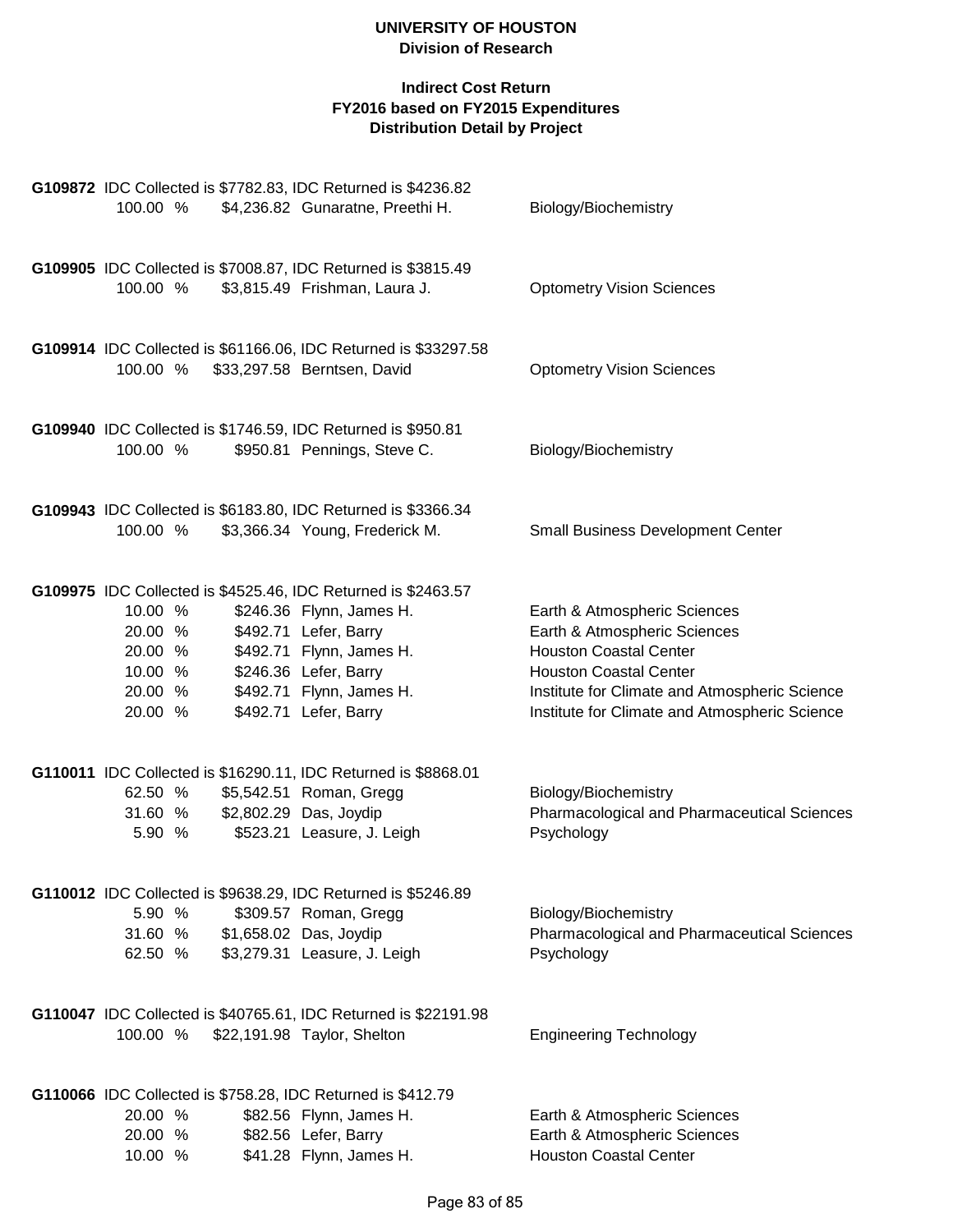# UNIVERSITY OF HOUSTON
## Division of Research

### Indirect Cost Return
### FY2016 based on FY2015 Expenditures
### Distribution Detail by Project

**G109872** IDC Collected is $7782.83, IDC Returned is $4236.82

| % | Amount | Name | Department |
|---|---|---|---|
| 100.00 % | $4,236.82 | Gunaratne, Preethi H. | Biology/Biochemistry |

**G109905** IDC Collected is $7008.87, IDC Returned is $3815.49

| % | Amount | Name | Department |
|---|---|---|---|
| 100.00 % | $3,815.49 | Frishman, Laura J. | Optometry Vision Sciences |

**G109914** IDC Collected is $61166.06, IDC Returned is $33297.58

| % | Amount | Name | Department |
|---|---|---|---|
| 100.00 % | $33,297.58 | Berntsen, David | Optometry Vision Sciences |

**G109940** IDC Collected is $1746.59, IDC Returned is $950.81

| % | Amount | Name | Department |
|---|---|---|---|
| 100.00 % | $950.81 | Pennings, Steve C. | Biology/Biochemistry |

**G109943** IDC Collected is $6183.80, IDC Returned is $3366.34

| % | Amount | Name | Department |
|---|---|---|---|
| 100.00 % | $3,366.34 | Young, Frederick M. | Small Business Development Center |

**G109975** IDC Collected is $4525.46, IDC Returned is $2463.57

| % | Amount | Name | Department |
|---|---|---|---|
| 10.00 % | $246.36 | Flynn, James H. | Earth & Atmospheric Sciences |
| 20.00 % | $492.71 | Lefer, Barry | Earth & Atmospheric Sciences |
| 20.00 % | $492.71 | Flynn, James H. | Houston Coastal Center |
| 10.00 % | $246.36 | Lefer, Barry | Houston Coastal Center |
| 20.00 % | $492.71 | Flynn, James H. | Institute for Climate and Atmospheric Science |
| 20.00 % | $492.71 | Lefer, Barry | Institute for Climate and Atmospheric Science |

**G110011** IDC Collected is $16290.11, IDC Returned is $8868.01

| % | Amount | Name | Department |
|---|---|---|---|
| 62.50 % | $5,542.51 | Roman, Gregg | Biology/Biochemistry |
| 31.60 % | $2,802.29 | Das, Joydip | Pharmacological and Pharmaceutical Sciences |
| 5.90 % | $523.21 | Leasure, J. Leigh | Psychology |

**G110012** IDC Collected is $9638.29, IDC Returned is $5246.89

| % | Amount | Name | Department |
|---|---|---|---|
| 5.90 % | $309.57 | Roman, Gregg | Biology/Biochemistry |
| 31.60 % | $1,658.02 | Das, Joydip | Pharmacological and Pharmaceutical Sciences |
| 62.50 % | $3,279.31 | Leasure, J. Leigh | Psychology |

**G110047** IDC Collected is $40765.61, IDC Returned is $22191.98

| % | Amount | Name | Department |
|---|---|---|---|
| 100.00 % | $22,191.98 | Taylor, Shelton | Engineering Technology |

**G110066** IDC Collected is $758.28, IDC Returned is $412.79

| % | Amount | Name | Department |
|---|---|---|---|
| 20.00 % | $82.56 | Flynn, James H. | Earth & Atmospheric Sciences |
| 20.00 % | $82.56 | Lefer, Barry | Earth & Atmospheric Sciences |
| 10.00 % | $41.28 | Flynn, James H. | Houston Coastal Center |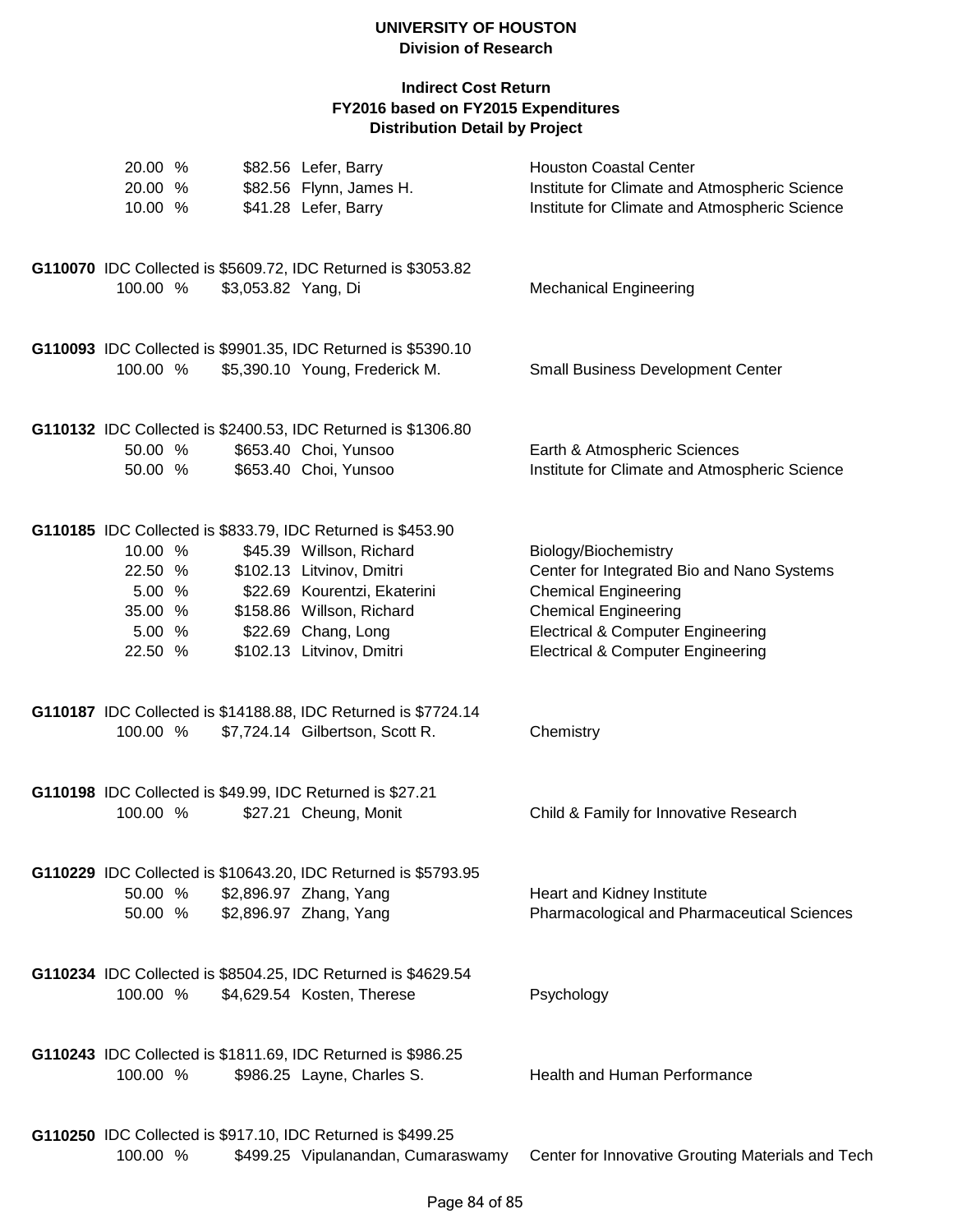**UNIVERSITY OF HOUSTON**
**Division of Research**

**Indirect Cost Return**
**FY2016 based on FY2015 Expenditures**
**Distribution Detail by Project**

| | | | |
|---|---|---|---|
| 20.00 % | $82.56 | Lefer, Barry | Houston Coastal Center |
| 20.00 % | $82.56 | Flynn, James H. | Institute for Climate and Atmospheric Science |
| 10.00 % | $41.28 | Lefer, Barry | Institute for Climate and Atmospheric Science |

**G110070** IDC Collected is $5609.72, IDC Returned is $3053.82

| | | | |
|---|---|---|---|
| 100.00 % | $3,053.82 | Yang, Di | Mechanical Engineering |

**G110093** IDC Collected is $9901.35, IDC Returned is $5390.10

| | | | |
|---|---|---|---|
| 100.00 % | $5,390.10 | Young, Frederick M. | Small Business Development Center |

**G110132** IDC Collected is $2400.53, IDC Returned is $1306.80

| | | | |
|---|---|---|---|
| 50.00 % | $653.40 | Choi, Yunsoo | Earth & Atmospheric Sciences |
| 50.00 % | $653.40 | Choi, Yunsoo | Institute for Climate and Atmospheric Science |

**G110185** IDC Collected is $833.79, IDC Returned is $453.90

| | | | |
|---|---|---|---|
| 10.00 % | $45.39 | Willson, Richard | Biology/Biochemistry |
| 22.50 % | $102.13 | Litvinov, Dmitri | Center for Integrated Bio and Nano Systems |
| 5.00 % | $22.69 | Kourentzi, Ekaterini | Chemical Engineering |
| 35.00 % | $158.86 | Willson, Richard | Chemical Engineering |
| 5.00 % | $22.69 | Chang, Long | Electrical & Computer Engineering |
| 22.50 % | $102.13 | Litvinov, Dmitri | Electrical & Computer Engineering |

**G110187** IDC Collected is $14188.88, IDC Returned is $7724.14

| | | | |
|---|---|---|---|
| 100.00 % | $7,724.14 | Gilbertson, Scott R. | Chemistry |

**G110198** IDC Collected is $49.99, IDC Returned is $27.21

| | | | |
|---|---|---|---|
| 100.00 % | $27.21 | Cheung, Monit | Child & Family for Innovative Research |

**G110229** IDC Collected is $10643.20, IDC Returned is $5793.95

| | | | |
|---|---|---|---|
| 50.00 % | $2,896.97 | Zhang, Yang | Heart and Kidney Institute |
| 50.00 % | $2,896.97 | Zhang, Yang | Pharmacological and Pharmaceutical Sciences |

**G110234** IDC Collected is $8504.25, IDC Returned is $4629.54

| | | | |
|---|---|---|---|
| 100.00 % | $4,629.54 | Kosten, Therese | Psychology |

**G110243** IDC Collected is $1811.69, IDC Returned is $986.25

| | | | |
|---|---|---|---|
| 100.00 % | $986.25 | Layne, Charles S. | Health and Human Performance |

**G110250** IDC Collected is $917.10, IDC Returned is $499.25

| | | | |
|---|---|---|---|
| 100.00 % | $499.25 | Vipulanandan, Cumaraswamy | Center for Innovative Grouting Materials and Tech |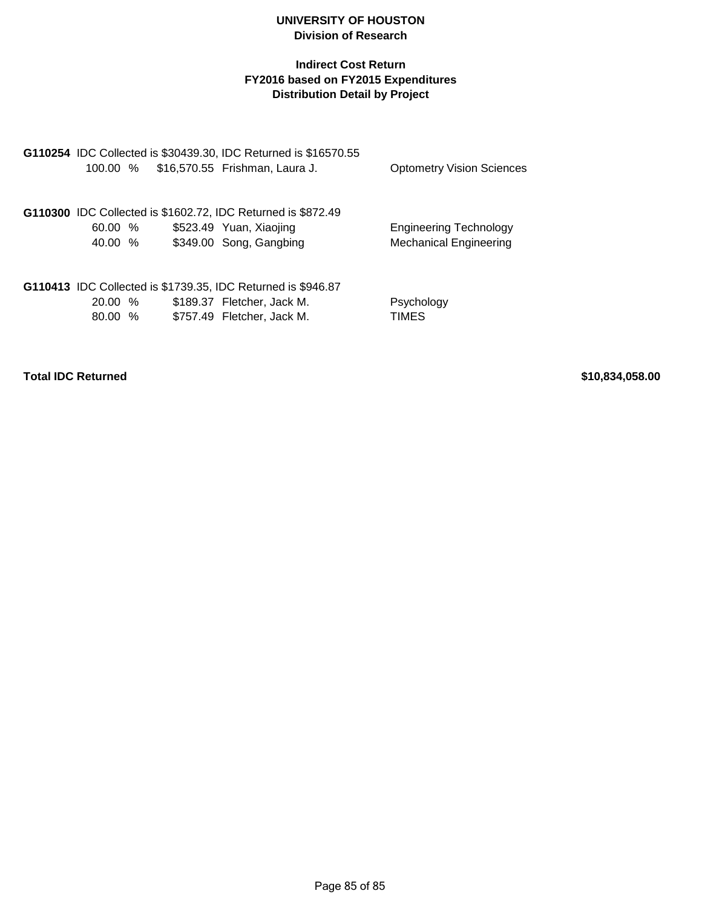**G110254** IDC Collected is $30439.30, IDC Returned is $16570.55

| | | | |
|---|---|---|---|
| 100.00 % | $16,570.55 | Frishman, Laura J. | Optometry Vision Sciences |

**G110300** IDC Collected is $1602.72, IDC Returned is $872.49

| | | | |
|---|---|---|---|
| 60.00 % | $523.49 | Yuan, Xiaojing | Engineering Technology |
| 40.00 % | $349.00 | Song, Gangbing | Mechanical Engineering |

**G110413** IDC Collected is $1739.35, IDC Returned is $946.87

| | | | |
|---|---|---|---|
| 20.00 % | $189.37 | Fletcher, Jack M. | Psychology |
| 80.00 % | $757.49 | Fletcher, Jack M. | TIMES |

**Total IDC Returned** **$10,834,058.00**